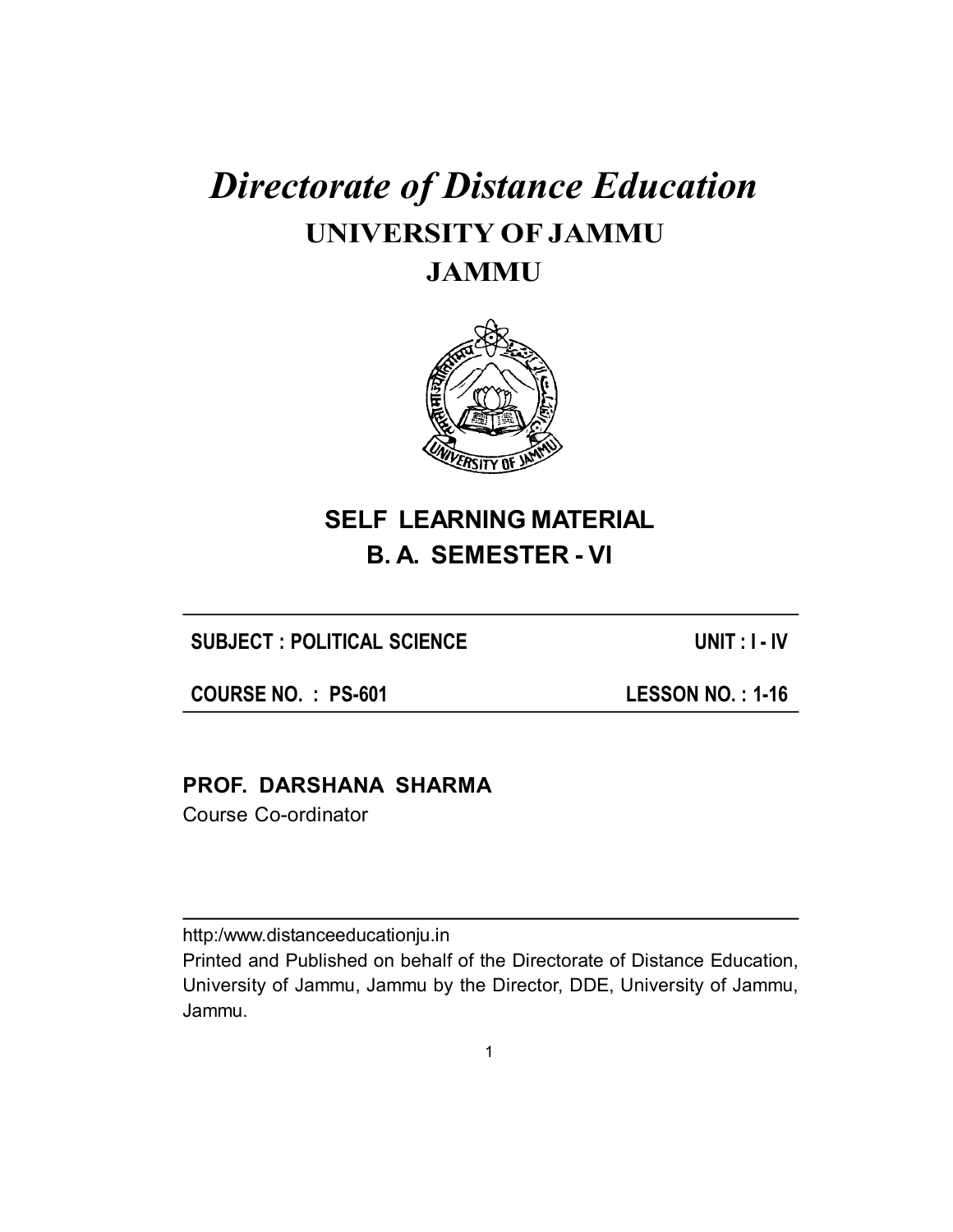# *Directorate of Distance Education*

## UNIVERSITY OF JAMMU

## JAMMU

## SELF LEARNING MATERIAL

## B. A. SEMESTER - VI

| SUBJECT : POLITICAL SCIENCE | UNIT : I - IV |
|---|---|
| COURSE NO. : PS-601 | LESSON NO. : 1-16 |

**PROF. DARSHANA SHARMA**
Course Co-ordinator

http:/www.distanceeducationju.in
Printed and Published on behalf of the Directorate of Distance Education, University of Jammu, Jammu by the Director, DDE, University of Jammu, Jammu.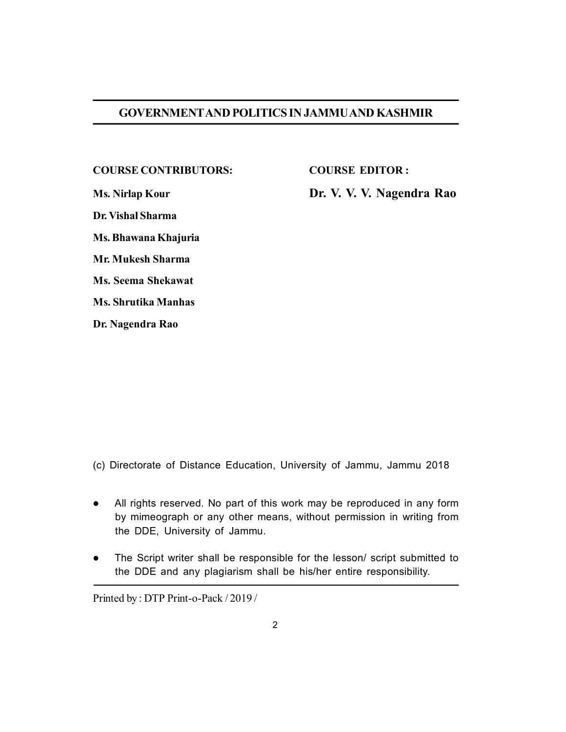# GOVERNMENT AND POLITICS IN JAMMU AND KASHMIR

**COURSE CONTRIBUTORS:**

**Ms. Nirlap Kour**

**Dr. Vishal Sharma**

**Ms. Bhawana Khajuria**

**Mr. Mukesh Sharma**

**Ms. Seema Shekawat**

**Ms. Shrutika Manhas**

**Dr. Nagendra Rao**

**COURSE EDITOR :**

**Dr. V. V. V. Nagendra Rao**

(c) Directorate of Distance Education, University of Jammu, Jammu 2018

- All rights reserved. No part of this work may be reproduced in any form by mimeograph or any other means, without permission in writing from the DDE, University of Jammu.
- The Script writer shall be responsible for the lesson/ script submitted to the DDE and any plagiarism shall be his/her entire responsibility.

Printed by : DTP Print-o-Pack / 2019 /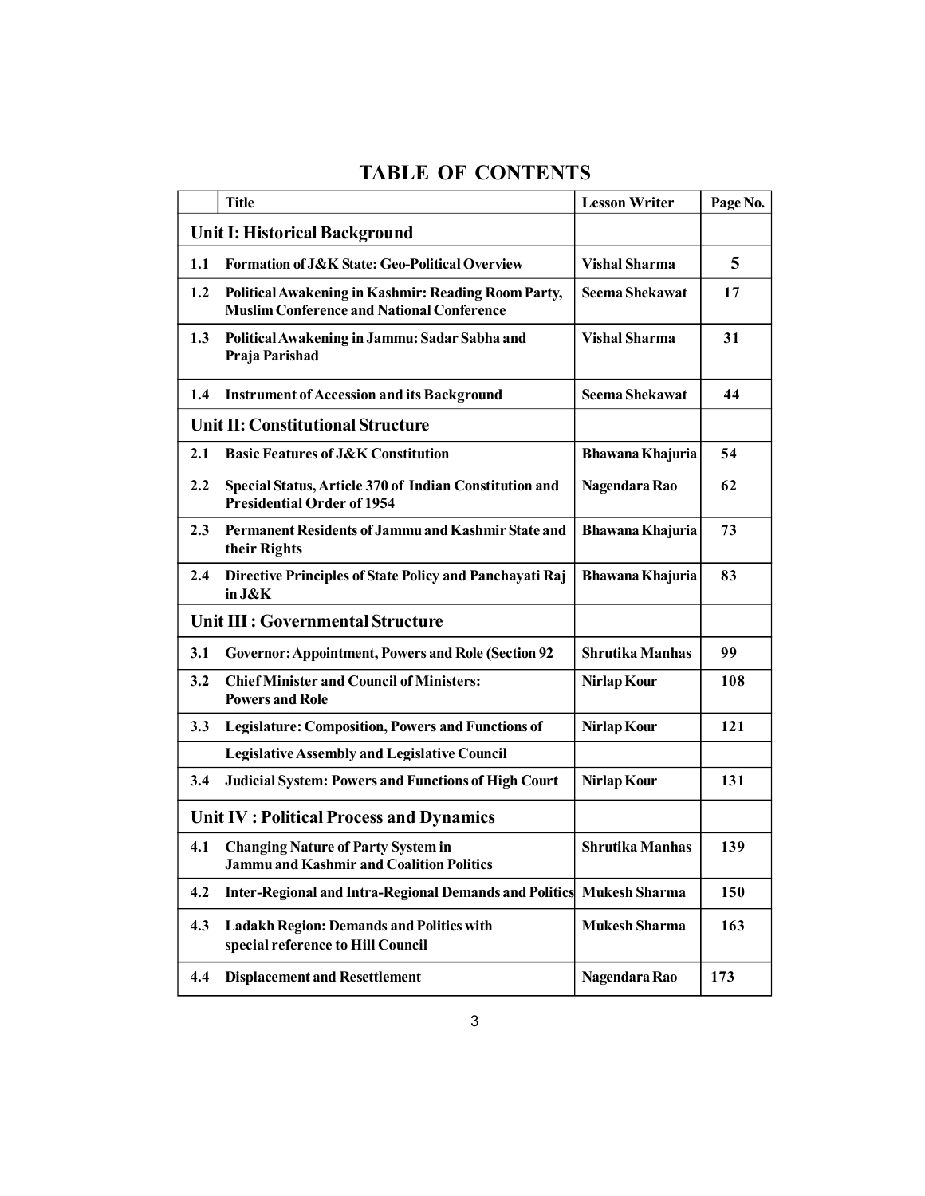# TABLE OF CONTENTS

| | Title | Lesson Writer | Page No. |
|---|---|---|---|
| | **Unit I: Historical Background** | | |
| 1.1 | Formation of J&K State: Geo-Political Overview | Vishal Sharma | 5 |
| 1.2 | Political Awakening in Kashmir: Reading Room Party, Muslim Conference and National Conference | Seema Shekawat | 17 |
| 1.3 | Political Awakening in Jammu: Sadar Sabha and Praja Parishad | Vishal Sharma | 31 |
| 1.4 | Instrument of Accession and its Background | Seema Shekawat | 44 |
| | **Unit II: Constitutional Structure** | | |
| 2.1 | Basic Features of J&K Constitution | Bhawana Khajuria | 54 |
| 2.2 | Special Status, Article 370 of Indian Constitution and Presidential Order of 1954 | Nagendara Rao | 62 |
| 2.3 | Permanent Residents of Jammu and Kashmir State and their Rights | Bhawana Khajuria | 73 |
| 2.4 | Directive Principles of State Policy and Panchayati Raj in J&K | Bhawana Khajuria | 83 |
| | **Unit III : Governmental Structure** | | |
| 3.1 | Governor: Appointment, Powers and Role (Section 92 | Shrutika Manhas | 99 |
| 3.2 | Chief Minister and Council of Ministers: Powers and Role | Nirlap Kour | 108 |
| 3.3 | Legislature: Composition, Powers and Functions of | Nirlap Kour | 121 |
| | Legislative Assembly and Legislative Council | | |
| 3.4 | Judicial System: Powers and Functions of High Court | Nirlap Kour | 131 |
| | **Unit IV : Political Process and Dynamics** | | |
| 4.1 | Changing Nature of Party System in Jammu and Kashmir and Coalition Politics | Shrutika Manhas | 139 |
| 4.2 | Inter-Regional and Intra-Regional Demands and Politics | Mukesh Sharma | 150 |
| 4.3 | Ladakh Region: Demands and Politics with special reference to Hill Council | Mukesh Sharma | 163 |
| 4.4 | Displacement and Resettlement | Nagendara Rao | 173 |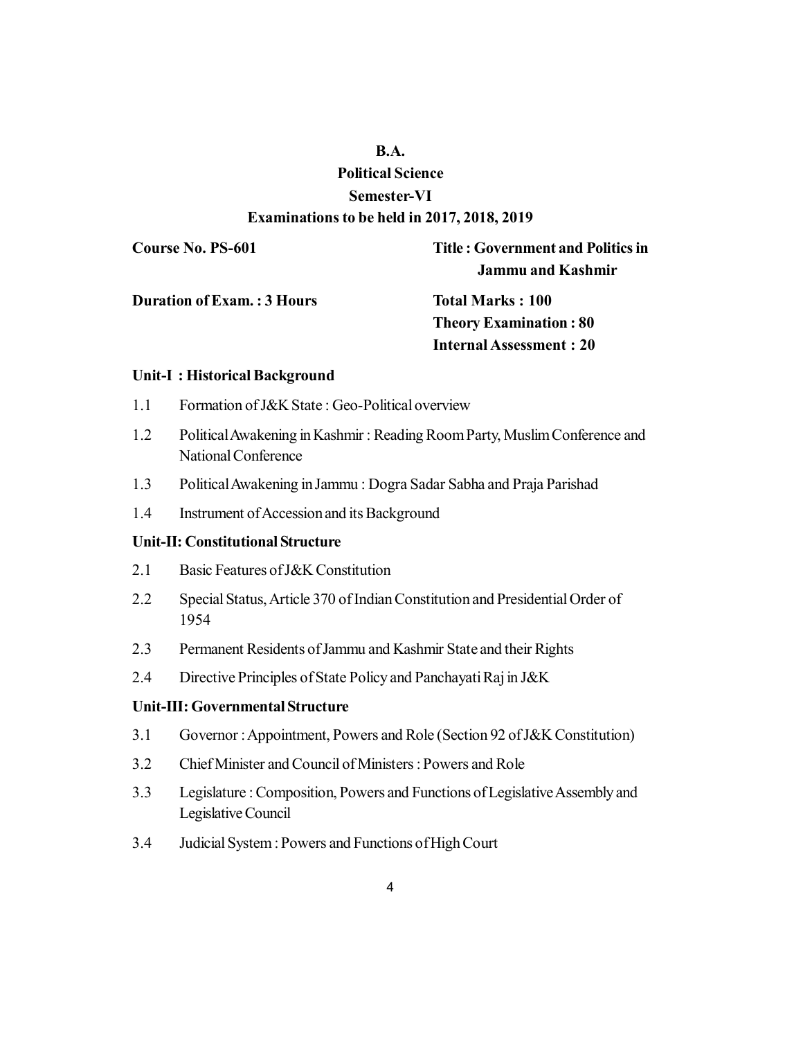**B.A.**

**Political Science**

**Semester-VI**

**Examinations to be held in 2017, 2018, 2019**

**Course No. PS-601** **Title : Government and Politics in Jammu and Kashmir**

**Duration of Exam. : 3 Hours** **Total Marks : 100**

**Theory Examination : 80**

**Internal Assessment : 20**

**Unit-I : Historical Background**

1.1 Formation of J&K State : Geo-Political overview

1.2 Political Awakening in Kashmir : Reading Room Party, Muslim Conference and National Conference

1.3 Political Awakening in Jammu : Dogra Sadar Sabha and Praja Parishad

1.4 Instrument of Accession and its Background

**Unit-II: Constitutional Structure**

2.1 Basic Features of J&K Constitution

2.2 Special Status, Article 370 of Indian Constitution and Presidential Order of 1954

2.3 Permanent Residents of Jammu and Kashmir State and their Rights

2.4 Directive Principles of State Policy and Panchayati Raj in J&K

**Unit-III: Governmental Structure**

3.1 Governor : Appointment, Powers and Role (Section 92 of J&K Constitution)

3.2 Chief Minister and Council of Ministers : Powers and Role

3.3 Legislature : Composition, Powers and Functions of Legislative Assembly and Legislative Council

3.4 Judicial System : Powers and Functions of High Court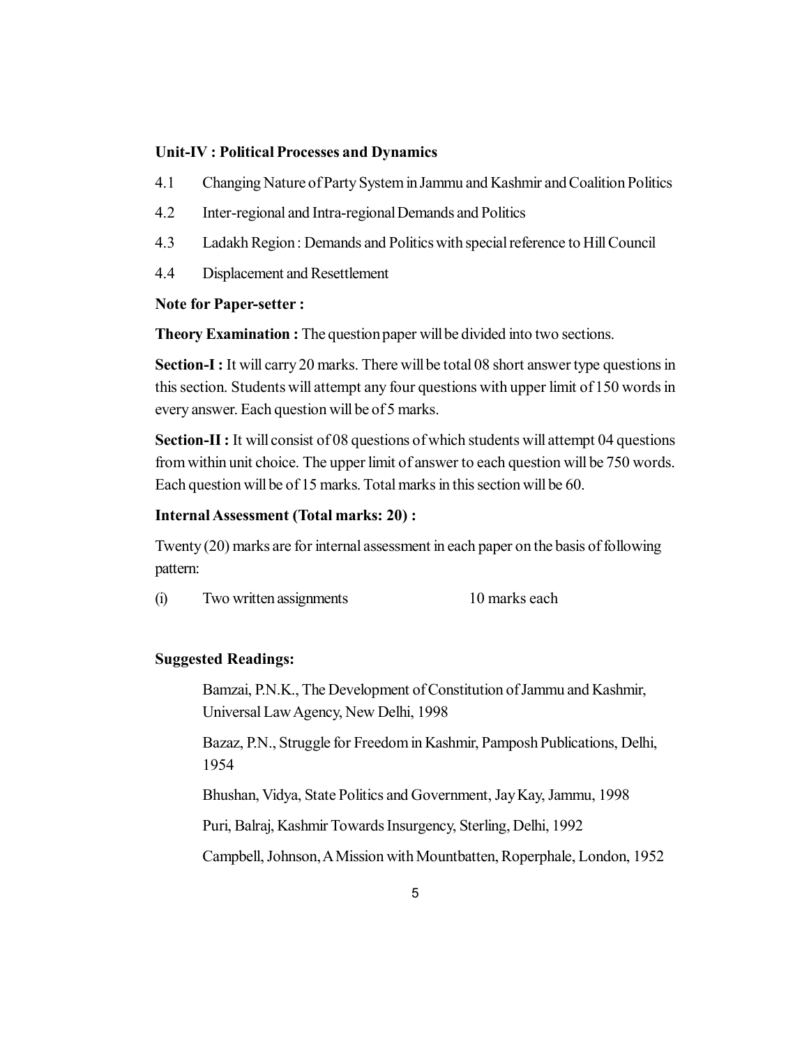**Unit-IV : Political Processes and Dynamics**

4.1 Changing Nature of Party System in Jammu and Kashmir and Coalition Politics

4.2 Inter-regional and Intra-regional Demands and Politics

4.3 Ladakh Region : Demands and Politics with special reference to Hill Council

4.4 Displacement and Resettlement

**Note for Paper-setter :**

**Theory Examination :** The question paper will be divided into two sections.

**Section-I :** It will carry 20 marks. There will be total 08 short answer type questions in this section. Students will attempt any four questions with upper limit of 150 words in every answer. Each question will be of 5 marks.

**Section-II :** It will consist of 08 questions of which students will attempt 04 questions from within unit choice. The upper limit of answer to each question will be 750 words. Each question will be of 15 marks. Total marks in this section will be 60.

**Internal Assessment (Total marks: 20) :**

Twenty (20) marks are for internal assessment in each paper on the basis of following pattern:

(i) Two written assignments 10 marks each

**Suggested Readings:**

Bamzai, P.N.K., The Development of Constitution of Jammu and Kashmir, Universal Law Agency, New Delhi, 1998

Bazaz, P.N., Struggle for Freedom in Kashmir, Pamposh Publications, Delhi, 1954

Bhushan, Vidya, State Politics and Government, Jay Kay, Jammu, 1998

Puri, Balraj, Kashmir Towards Insurgency, Sterling, Delhi, 1992

Campbell, Johnson, A Mission with Mountbatten, Roperphale, London, 1952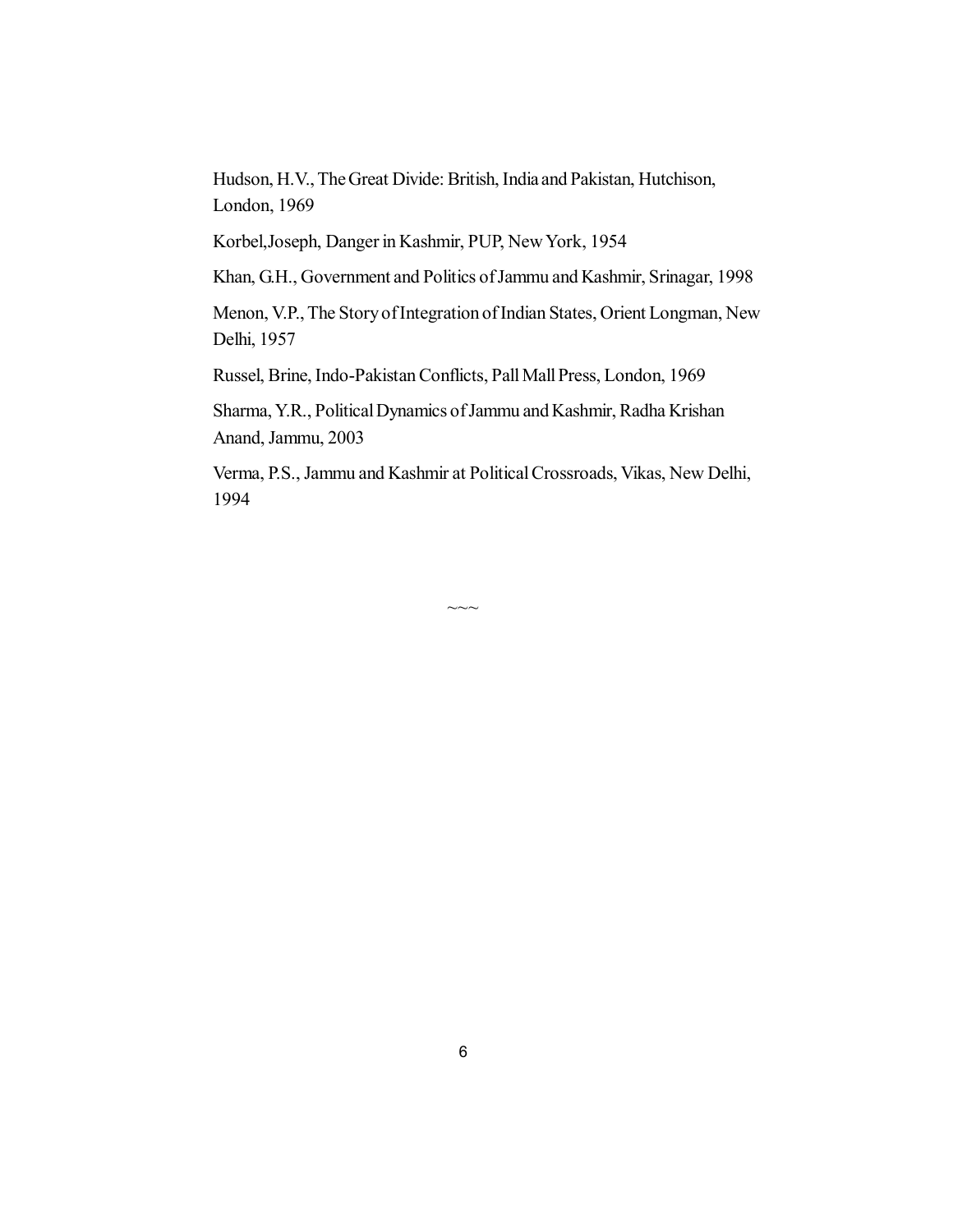Hudson, H.V., The Great Divide: British, India and Pakistan, Hutchison, London, 1969

Korbel,Joseph, Danger in Kashmir, PUP, New York, 1954

Khan, G.H., Government and Politics of Jammu and Kashmir, Srinagar, 1998

Menon, V.P., The Story of Integration of Indian States, Orient Longman, New Delhi, 1957

Russel, Brine, Indo-Pakistan Conflicts, Pall Mall Press, London, 1969

Sharma, Y.R., Political Dynamics of Jammu and Kashmir, Radha Krishan Anand, Jammu, 2003

Verma, P.S., Jammu and Kashmir at Political Crossroads, Vikas, New Delhi, 1994

~~~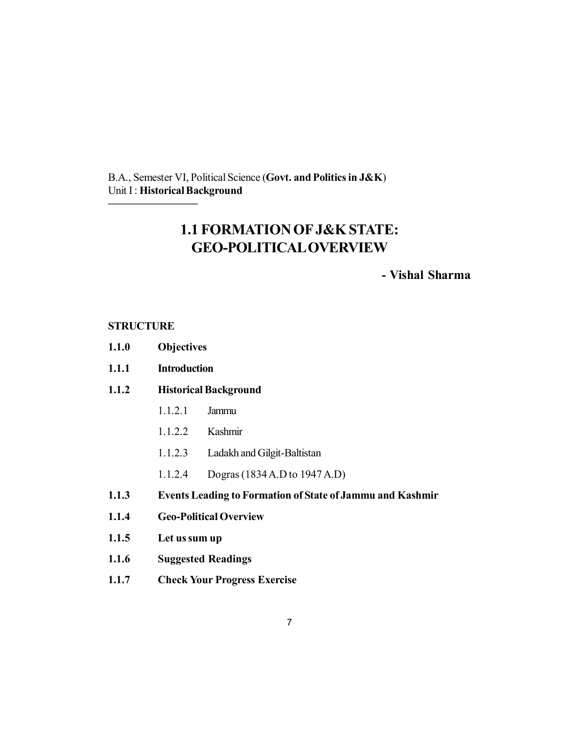B.A., Semester VI, Political Science (**Govt. and Politics in J&K**)
Unit I : **Historical Background**

# 1.1 FORMATION OF J&K STATE: GEO-POLITICAL OVERVIEW

**- Vishal Sharma**

**STRUCTURE**

- **1.1.0 Objectives**
- **1.1.1 Introduction**
- **1.1.2 Historical Background**
  - 1.1.2.1 Jammu
  - 1.1.2.2 Kashmir
  - 1.1.2.3 Ladakh and Gilgit-Baltistan
  - 1.1.2.4 Dogras (1834 A.D to 1947 A.D)
- **1.1.3 Events Leading to Formation of State of Jammu and Kashmir**
- **1.1.4 Geo-Political Overview**
- **1.1.5 Let us sum up**
- **1.1.6 Suggested Readings**
- **1.1.7 Check Your Progress Exercise**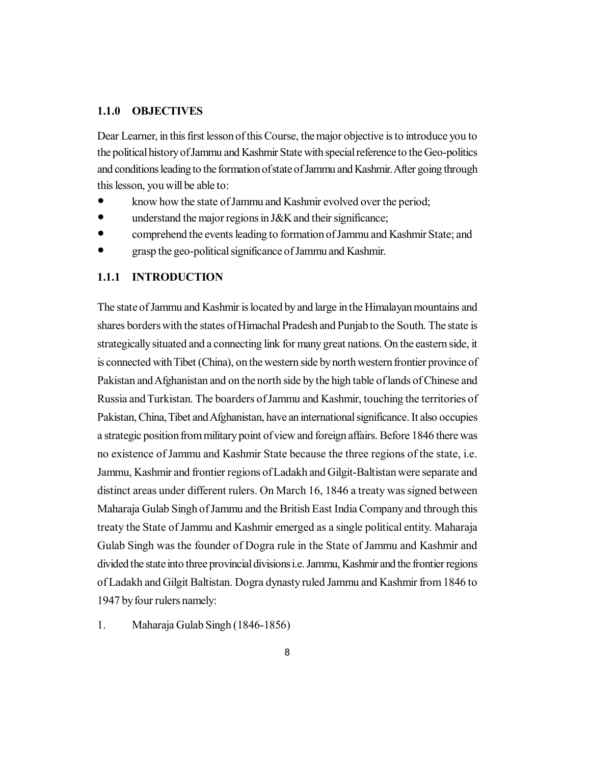## 1.1.0 OBJECTIVES

Dear Learner, in this first lesson of this Course, the major objective is to introduce you to the political history of Jammu and Kashmir State with special reference to the Geo-politics and conditions leading to the formation of state of Jammu and Kashmir. After going through this lesson, you will be able to:

- know how the state of Jammu and Kashmir evolved over the period;
- understand the major regions in J&K and their significance;
- comprehend the events leading to formation of Jammu and Kashmir State; and
- grasp the geo-political significance of Jammu and Kashmir.

## 1.1.1 INTRODUCTION

The state of Jammu and Kashmir is located by and large in the Himalayan mountains and shares borders with the states of Himachal Pradesh and Punjab to the South. The state is strategically situated and a connecting link for many great nations. On the eastern side, it is connected with Tibet (China), on the western side by north western frontier province of Pakistan and Afghanistan and on the north side by the high table of lands of Chinese and Russia and Turkistan. The boarders of Jammu and Kashmir, touching the territories of Pakistan, China, Tibet and Afghanistan, have an international significance. It also occupies a strategic position from military point of view and foreign affairs. Before 1846 there was no existence of Jammu and Kashmir State because the three regions of the state, i.e. Jammu, Kashmir and frontier regions of Ladakh and Gilgit-Baltistan were separate and distinct areas under different rulers. On March 16, 1846 a treaty was signed between Maharaja Gulab Singh of Jammu and the British East India Company and through this treaty the State of Jammu and Kashmir emerged as a single political entity. Maharaja Gulab Singh was the founder of Dogra rule in the State of Jammu and Kashmir and divided the state into three provincial divisions i.e. Jammu, Kashmir and the frontier regions of Ladakh and Gilgit Baltistan. Dogra dynasty ruled Jammu and Kashmir from 1846 to 1947 by four rulers namely:

1. Maharaja Gulab Singh (1846-1856)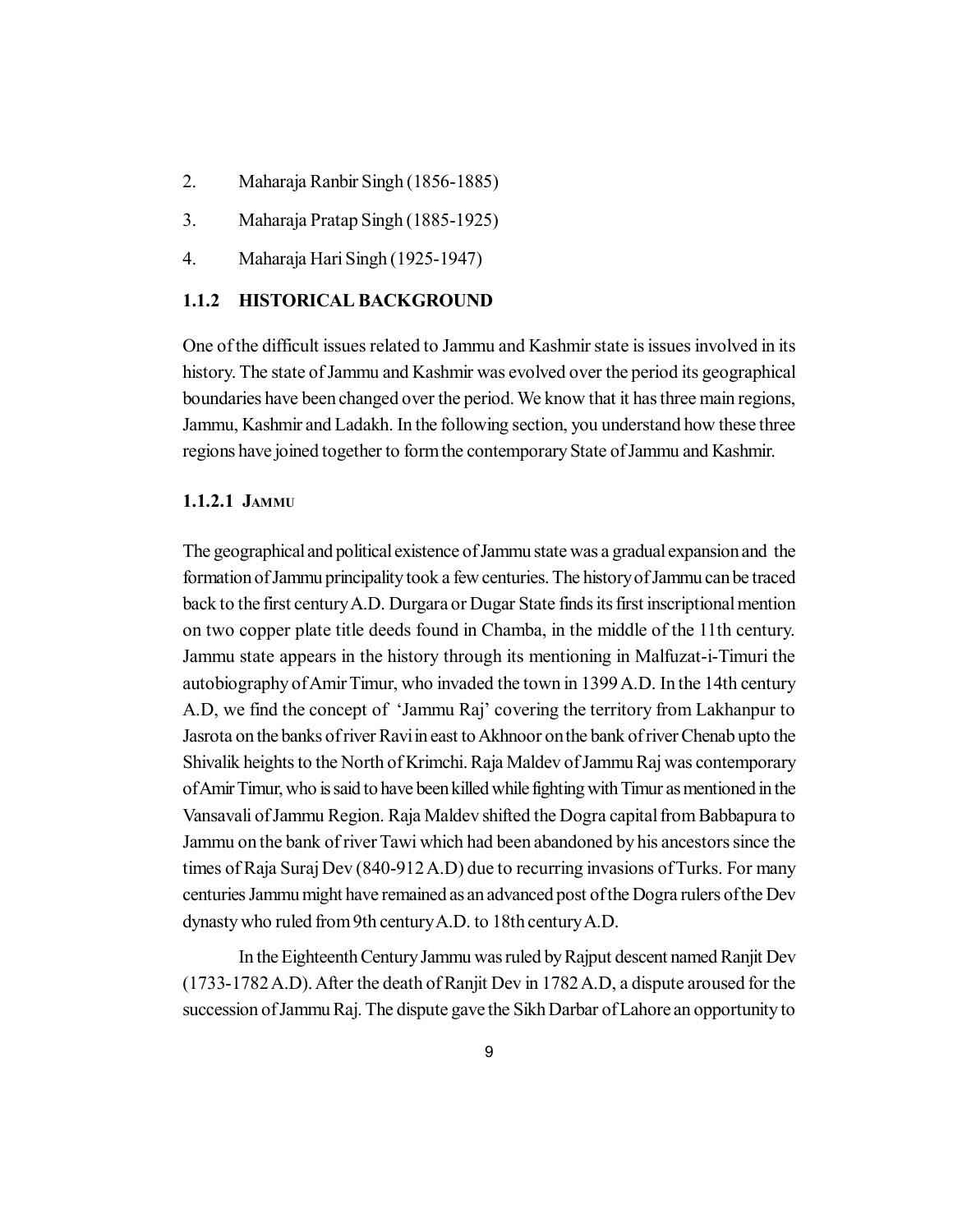2. Maharaja Ranbir Singh (1856-1885)

3. Maharaja Pratap Singh (1885-1925)

4. Maharaja Hari Singh (1925-1947)

### 1.1.2 HISTORICAL BACKGROUND

One of the difficult issues related to Jammu and Kashmir state is issues involved in its history. The state of Jammu and Kashmir was evolved over the period its geographical boundaries have been changed over the period. We know that it has three main regions, Jammu, Kashmir and Ladakh. In the following section, you understand how these three regions have joined together to form the contemporary State of Jammu and Kashmir.

#### 1.1.2.1 JAMMU

The geographical and political existence of Jammu state was a gradual expansion and the formation of Jammu principality took a few centuries. The history of Jammu can be traced back to the first century A.D. Durgara or Dugar State finds its first inscriptional mention on two copper plate title deeds found in Chamba, in the middle of the 11th century. Jammu state appears in the history through its mentioning in Malfuzat-i-Timuri the autobiography of Amir Timur, who invaded the town in 1399 A.D. In the 14th century A.D, we find the concept of 'Jammu Raj' covering the territory from Lakhanpur to Jasrota on the banks of river Ravi in east to Akhnoor on the bank of river Chenab upto the Shivalik heights to the North of Krimchi. Raja Maldev of Jammu Raj was contemporary of Amir Timur, who is said to have been killed while fighting with Timur as mentioned in the Vansavali of Jammu Region. Raja Maldev shifted the Dogra capital from Babbapura to Jammu on the bank of river Tawi which had been abandoned by his ancestors since the times of Raja Suraj Dev (840-912 A.D) due to recurring invasions of Turks. For many centuries Jammu might have remained as an advanced post of the Dogra rulers of the Dev dynasty who ruled from 9th century A.D. to 18th century A.D.

In the Eighteenth Century Jammu was ruled by Rajput descent named Ranjit Dev (1733-1782 A.D). After the death of Ranjit Dev in 1782 A.D, a dispute aroused for the succession of Jammu Raj. The dispute gave the Sikh Darbar of Lahore an opportunity to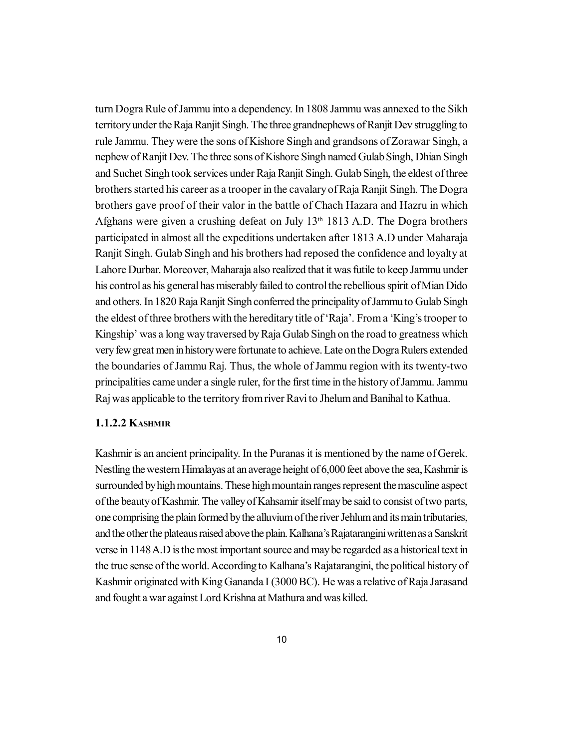turn Dogra Rule of Jammu into a dependency. In 1808 Jammu was annexed to the Sikh territory under the Raja Ranjit Singh. The three grandnephews of Ranjit Dev struggling to rule Jammu. They were the sons of Kishore Singh and grandsons of Zorawar Singh, a nephew of Ranjit Dev. The three sons of Kishore Singh named Gulab Singh, Dhian Singh and Suchet Singh took services under Raja Ranjit Singh. Gulab Singh, the eldest of three brothers started his career as a trooper in the cavalary of Raja Ranjit Singh. The Dogra brothers gave proof of their valor in the battle of Chach Hazara and Hazru in which Afghans were given a crushing defeat on July 13th 1813 A.D. The Dogra brothers participated in almost all the expeditions undertaken after 1813 A.D under Maharaja Ranjit Singh. Gulab Singh and his brothers had reposed the confidence and loyalty at Lahore Durbar. Moreover, Maharaja also realized that it was futile to keep Jammu under his control as his general has miserably failed to control the rebellious spirit of Mian Dido and others. In 1820 Raja Ranjit Singh conferred the principality of Jammu to Gulab Singh the eldest of three brothers with the hereditary title of 'Raja'. From a 'King's trooper to Kingship' was a long way traversed by Raja Gulab Singh on the road to greatness which very few great men in history were fortunate to achieve. Late on the Dogra Rulers extended the boundaries of Jammu Raj. Thus, the whole of Jammu region with its twenty-two principalities came under a single ruler, for the first time in the history of Jammu. Jammu Raj was applicable to the territory from river Ravi to Jhelum and Banihal to Kathua.

### 1.1.2.2 Kashmir

Kashmir is an ancient principality. In the Puranas it is mentioned by the name of Gerek. Nestling the western Himalayas at an average height of 6,000 feet above the sea, Kashmir is surrounded by high mountains. These high mountain ranges represent the masculine aspect of the beauty of Kashmir. The valley of Kahsamir itself may be said to consist of two parts, one comprising the plain formed by the alluvium of the river Jehlum and its main tributaries, and the other the plateaus raised above the plain. Kalhana's Rajatarangini written as a Sanskrit verse in 1148 A.D is the most important source and may be regarded as a historical text in the true sense of the world. According to Kalhana's Rajatarangini, the political history of Kashmir originated with King Gananda I (3000 BC). He was a relative of Raja Jarasand and fought a war against Lord Krishna at Mathura and was killed.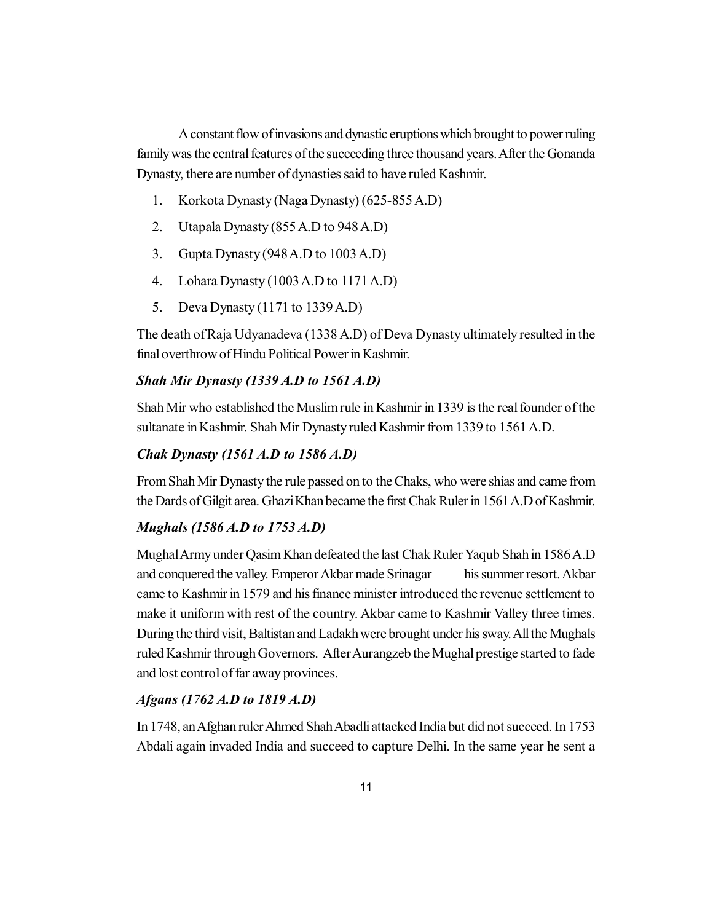A constant flow of invasions and dynastic eruptions which brought to power ruling family was the central features of the succeeding three thousand years. After the Gonanda Dynasty, there are number of dynasties said to have ruled Kashmir.

1. Korkota Dynasty (Naga Dynasty) (625-855 A.D)
2. Utapala Dynasty (855 A.D to 948 A.D)
3. Gupta Dynasty (948 A.D to 1003 A.D)
4. Lohara Dynasty (1003 A.D to 1171 A.D)
5. Deva Dynasty (1171 to 1339 A.D)

The death of Raja Udyanadeva (1338 A.D) of Deva Dynasty ultimately resulted in the final overthrow of Hindu Political Power in Kashmir.

***Shah Mir Dynasty (1339 A.D to 1561 A.D)***

Shah Mir who established the Muslim rule in Kashmir in 1339 is the real founder of the sultanate in Kashmir. Shah Mir Dynasty ruled Kashmir from 1339 to 1561 A.D.

***Chak Dynasty (1561 A.D to 1586 A.D)***

From Shah Mir Dynasty the rule passed on to the Chaks, who were shias and came from the Dards of Gilgit area. Ghazi Khan became the first Chak Ruler in 1561 A.D of Kashmir.

***Mughals (1586 A.D to 1753 A.D)***

Mughal Army under Qasim Khan defeated the last Chak Ruler Yaqub Shah in 1586 A.D and conquered the valley. Emperor Akbar made Srinagar his summer resort. Akbar came to Kashmir in 1579 and his finance minister introduced the revenue settlement to make it uniform with rest of the country. Akbar came to Kashmir Valley three times. During the third visit, Baltistan and Ladakh were brought under his sway. All the Mughals ruled Kashmir through Governors. After Aurangzeb the Mughal prestige started to fade and lost control of far away provinces.

***Afgans (1762 A.D to 1819 A.D)***

In 1748, an Afghan ruler Ahmed Shah Abadli attacked India but did not succeed. In 1753 Abdali again invaded India and succeed to capture Delhi. In the same year he sent a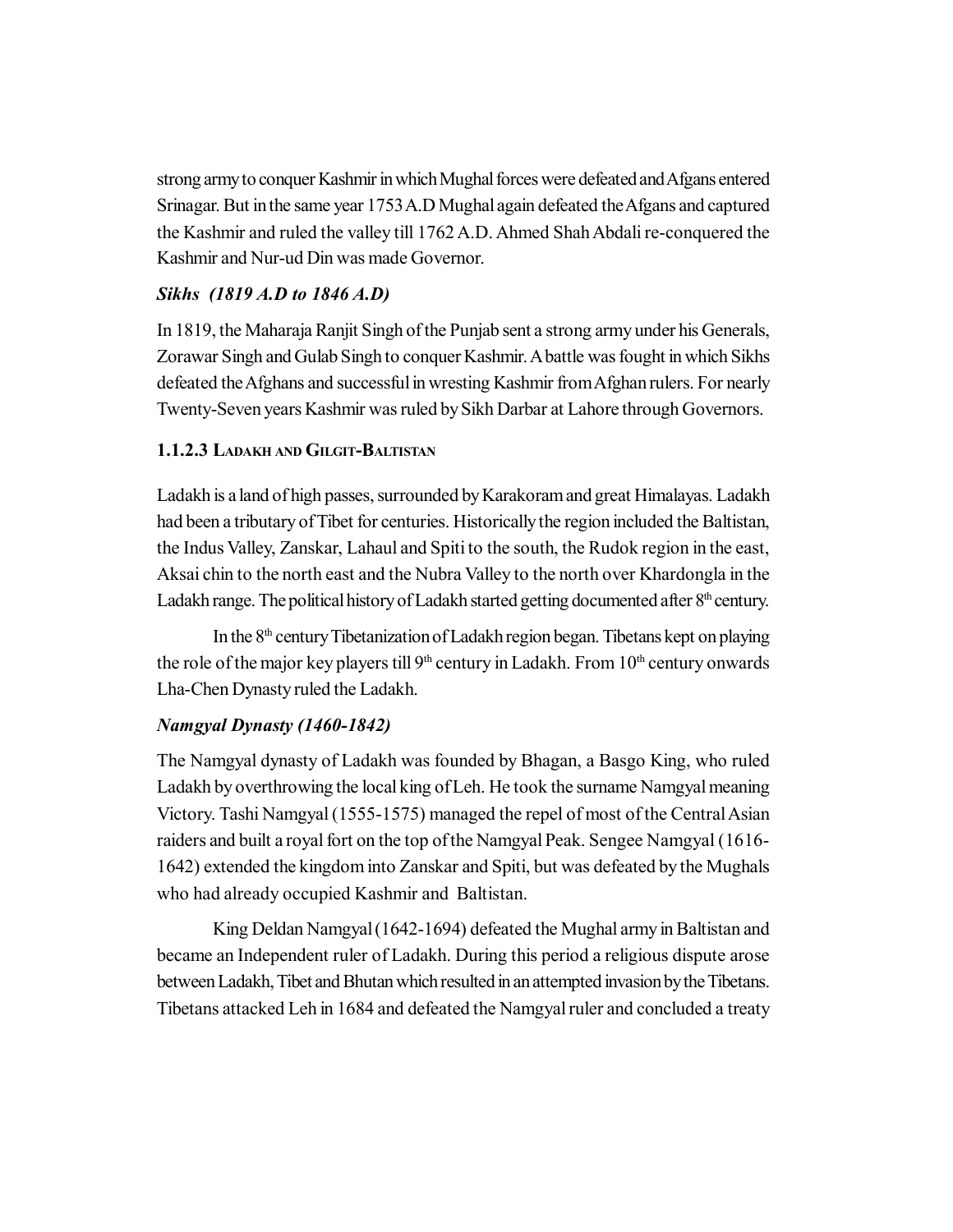strong army to conquer Kashmir in which Mughal forces were defeated and Afgans entered Srinagar. But in the same year 1753 A.D Mughal again defeated the Afgans and captured the Kashmir and ruled the valley till 1762 A.D. Ahmed Shah Abdali re-conquered the Kashmir and Nur-ud Din was made Governor.

### *Sikhs (1819 A.D to 1846 A.D)*

In 1819, the Maharaja Ranjit Singh of the Punjab sent a strong army under his Generals, Zorawar Singh and Gulab Singh to conquer Kashmir. A battle was fought in which Sikhs defeated the Afghans and successful in wresting Kashmir from Afghan rulers. For nearly Twenty-Seven years Kashmir was ruled by Sikh Darbar at Lahore through Governors.

### 1.1.2.3 Ladakh and Gilgit-Baltistan

Ladakh is a land of high passes, surrounded by Karakoram and great Himalayas. Ladakh had been a tributary of Tibet for centuries. Historically the region included the Baltistan, the Indus Valley, Zanskar, Lahaul and Spiti to the south, the Rudok region in the east, Aksai chin to the north east and the Nubra Valley to the north over Khardongla in the Ladakh range. The political history of Ladakh started getting documented after 8th century.

In the 8th century Tibetanization of Ladakh region began. Tibetans kept on playing the role of the major key players till 9th century in Ladakh. From 10th century onwards Lha-Chen Dynasty ruled the Ladakh.

### *Namgyal Dynasty (1460-1842)*

The Namgyal dynasty of Ladakh was founded by Bhagan, a Basgo King, who ruled Ladakh by overthrowing the local king of Leh. He took the surname Namgyal meaning Victory. Tashi Namgyal (1555-1575) managed the repel of most of the Central Asian raiders and built a royal fort on the top of the Namgyal Peak. Sengee Namgyal (1616-1642) extended the kingdom into Zanskar and Spiti, but was defeated by the Mughals who had already occupied Kashmir and Baltistan.

King Deldan Namgyal (1642-1694) defeated the Mughal army in Baltistan and became an Independent ruler of Ladakh. During this period a religious dispute arose between Ladakh, Tibet and Bhutan which resulted in an attempted invasion by the Tibetans. Tibetans attacked Leh in 1684 and defeated the Namgyal ruler and concluded a treaty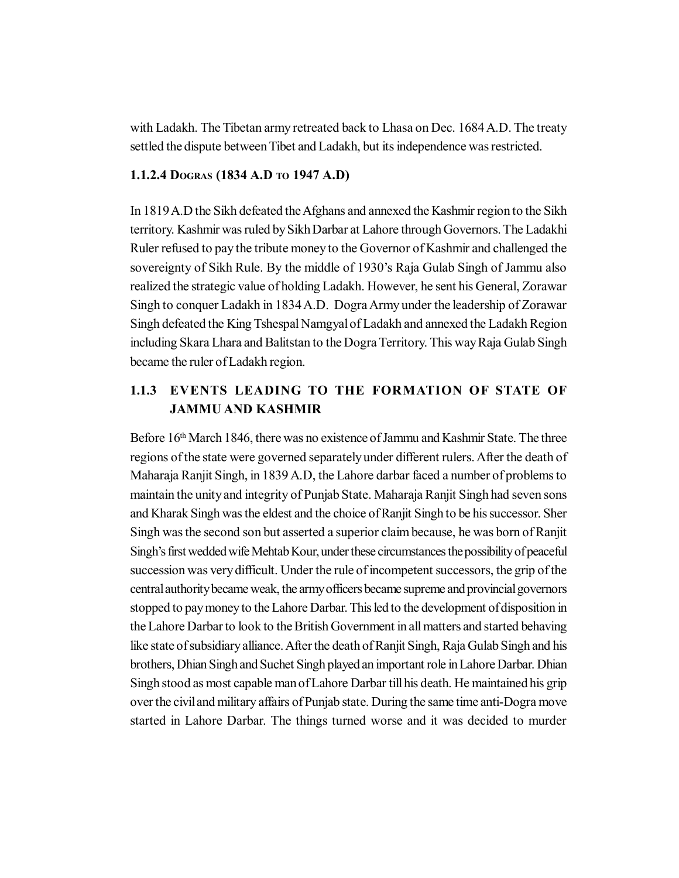with Ladakh. The Tibetan army retreated back to Lhasa on Dec. 1684 A.D. The treaty settled the dispute between Tibet and Ladakh, but its independence was restricted.

#### 1.1.2.4 Dogras (1834 A.D to 1947 A.D)

In 1819 A.D the Sikh defeated the Afghans and annexed the Kashmir region to the Sikh territory. Kashmir was ruled by Sikh Darbar at Lahore through Governors. The Ladakhi Ruler refused to pay the tribute money to the Governor of Kashmir and challenged the sovereignty of Sikh Rule. By the middle of 1930's Raja Gulab Singh of Jammu also realized the strategic value of holding Ladakh. However, he sent his General, Zorawar Singh to conquer Ladakh in 1834 A.D. Dogra Army under the leadership of Zorawar Singh defeated the King Tshespal Namgyal of Ladakh and annexed the Ladakh Region including Skara Lhara and Balitstan to the Dogra Territory. This way Raja Gulab Singh became the ruler of Ladakh region.

### 1.1.3 EVENTS LEADING TO THE FORMATION OF STATE OF JAMMU AND KASHMIR

Before 16th March 1846, there was no existence of Jammu and Kashmir State. The three regions of the state were governed separately under different rulers. After the death of Maharaja Ranjit Singh, in 1839 A.D, the Lahore darbar faced a number of problems to maintain the unity and integrity of Punjab State. Maharaja Ranjit Singh had seven sons and Kharak Singh was the eldest and the choice of Ranjit Singh to be his successor. Sher Singh was the second son but asserted a superior claim because, he was born of Ranjit Singh's first wedded wife Mehtab Kour, under these circumstances the possibility of peaceful succession was very difficult. Under the rule of incompetent successors, the grip of the central authority became weak, the army officers became supreme and provincial governors stopped to pay money to the Lahore Darbar. This led to the development of disposition in the Lahore Darbar to look to the British Government in all matters and started behaving like state of subsidiary alliance. After the death of Ranjit Singh, Raja Gulab Singh and his brothers, Dhian Singh and Suchet Singh played an important role in Lahore Darbar. Dhian Singh stood as most capable man of Lahore Darbar till his death. He maintained his grip over the civil and military affairs of Punjab state. During the same time anti-Dogra move started in Lahore Darbar. The things turned worse and it was decided to murder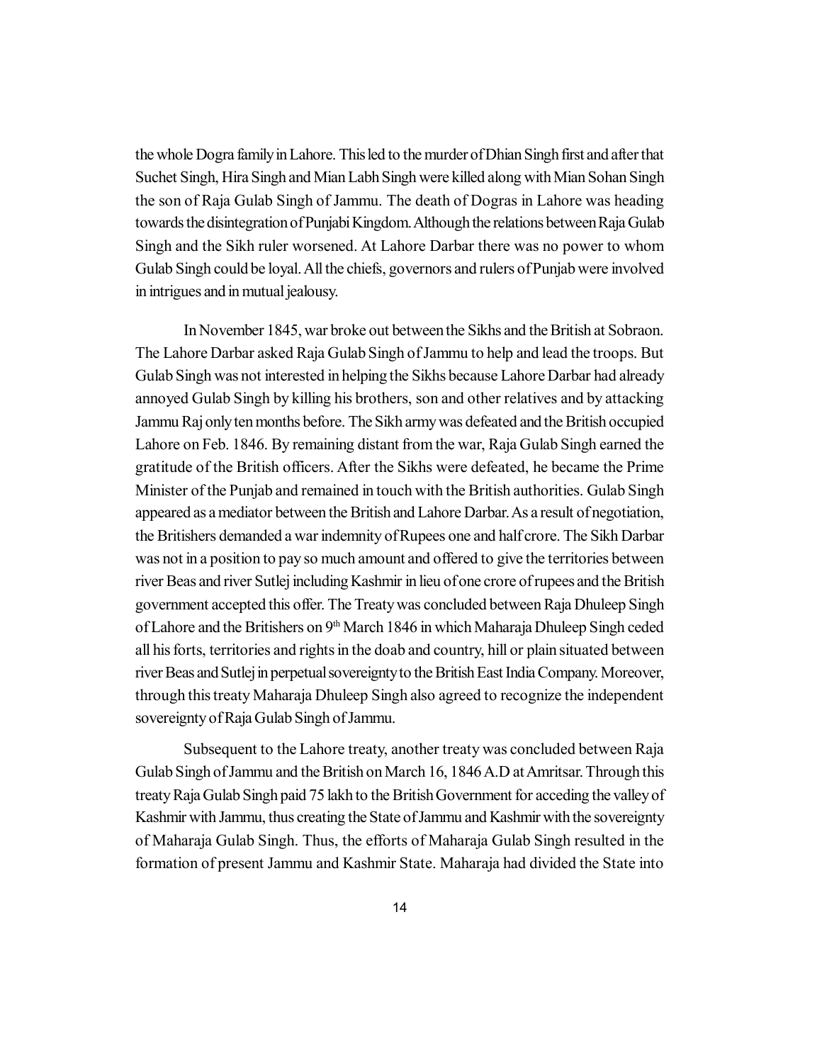the whole Dogra family in Lahore. This led to the murder of Dhian Singh first and after that Suchet Singh, Hira Singh and Mian Labh Singh were killed along with Mian Sohan Singh the son of Raja Gulab Singh of Jammu. The death of Dogras in Lahore was heading towards the disintegration of Punjabi Kingdom. Although the relations between Raja Gulab Singh and the Sikh ruler worsened. At Lahore Darbar there was no power to whom Gulab Singh could be loyal. All the chiefs, governors and rulers of Punjab were involved in intrigues and in mutual jealousy.

In November 1845, war broke out between the Sikhs and the British at Sobraon. The Lahore Darbar asked Raja Gulab Singh of Jammu to help and lead the troops. But Gulab Singh was not interested in helping the Sikhs because Lahore Darbar had already annoyed Gulab Singh by killing his brothers, son and other relatives and by attacking Jammu Raj only ten months before. The Sikh army was defeated and the British occupied Lahore on Feb. 1846. By remaining distant from the war, Raja Gulab Singh earned the gratitude of the British officers. After the Sikhs were defeated, he became the Prime Minister of the Punjab and remained in touch with the British authorities. Gulab Singh appeared as a mediator between the British and Lahore Darbar. As a result of negotiation, the Britishers demanded a war indemnity of Rupees one and half crore. The Sikh Darbar was not in a position to pay so much amount and offered to give the territories between river Beas and river Sutlej including Kashmir in lieu of one crore of rupees and the British government accepted this offer. The Treaty was concluded between Raja Dhuleep Singh of Lahore and the Britishers on 9th March 1846 in which Maharaja Dhuleep Singh ceded all his forts, territories and rights in the doab and country, hill or plain situated between river Beas and Sutlej in perpetual sovereignty to the British East India Company. Moreover, through this treaty Maharaja Dhuleep Singh also agreed to recognize the independent sovereignty of Raja Gulab Singh of Jammu.

Subsequent to the Lahore treaty, another treaty was concluded between Raja Gulab Singh of Jammu and the British on March 16, 1846 A.D at Amritsar. Through this treaty Raja Gulab Singh paid 75 lakh to the British Government for acceding the valley of Kashmir with Jammu, thus creating the State of Jammu and Kashmir with the sovereignty of Maharaja Gulab Singh. Thus, the efforts of Maharaja Gulab Singh resulted in the formation of present Jammu and Kashmir State. Maharaja had divided the State into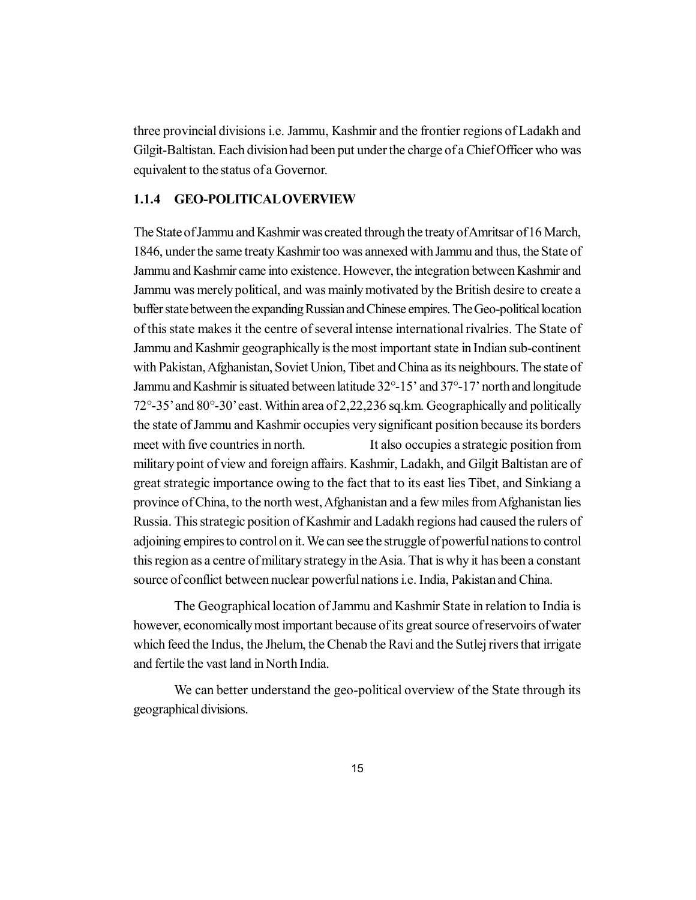three provincial divisions i.e. Jammu, Kashmir and the frontier regions of Ladakh and Gilgit-Baltistan. Each division had been put under the charge of a Chief Officer who was equivalent to the status of a Governor.

### 1.1.4 GEO-POLITICAL OVERVIEW

The State of Jammu and Kashmir was created through the treaty of Amritsar of 16 March, 1846, under the same treaty Kashmir too was annexed with Jammu and thus, the State of Jammu and Kashmir came into existence. However, the integration between Kashmir and Jammu was merely political, and was mainly motivated by the British desire to create a buffer state between the expanding Russian and Chinese empires. The Geo-political location of this state makes it the centre of several intense international rivalries. The State of Jammu and Kashmir geographically is the most important state in Indian sub-continent with Pakistan, Afghanistan, Soviet Union, Tibet and China as its neighbours. The state of Jammu and Kashmir is situated between latitude 32°-15' and 37°-17' north and longitude 72°-35' and 80°-30' east. Within area of 2,22,236 sq.km. Geographically and politically the state of Jammu and Kashmir occupies very significant position because its borders meet with five countries in north. It also occupies a strategic position from military point of view and foreign affairs. Kashmir, Ladakh, and Gilgit Baltistan are of great strategic importance owing to the fact that to its east lies Tibet, and Sinkiang a province of China, to the north west, Afghanistan and a few miles from Afghanistan lies Russia. This strategic position of Kashmir and Ladakh regions had caused the rulers of adjoining empires to control on it. We can see the struggle of powerful nations to control this region as a centre of military strategy in the Asia. That is why it has been a constant source of conflict between nuclear powerful nations i.e. India, Pakistan and China.

The Geographical location of Jammu and Kashmir State in relation to India is however, economically most important because of its great source of reservoirs of water which feed the Indus, the Jhelum, the Chenab the Ravi and the Sutlej rivers that irrigate and fertile the vast land in North India.

We can better understand the geo-political overview of the State through its geographical divisions.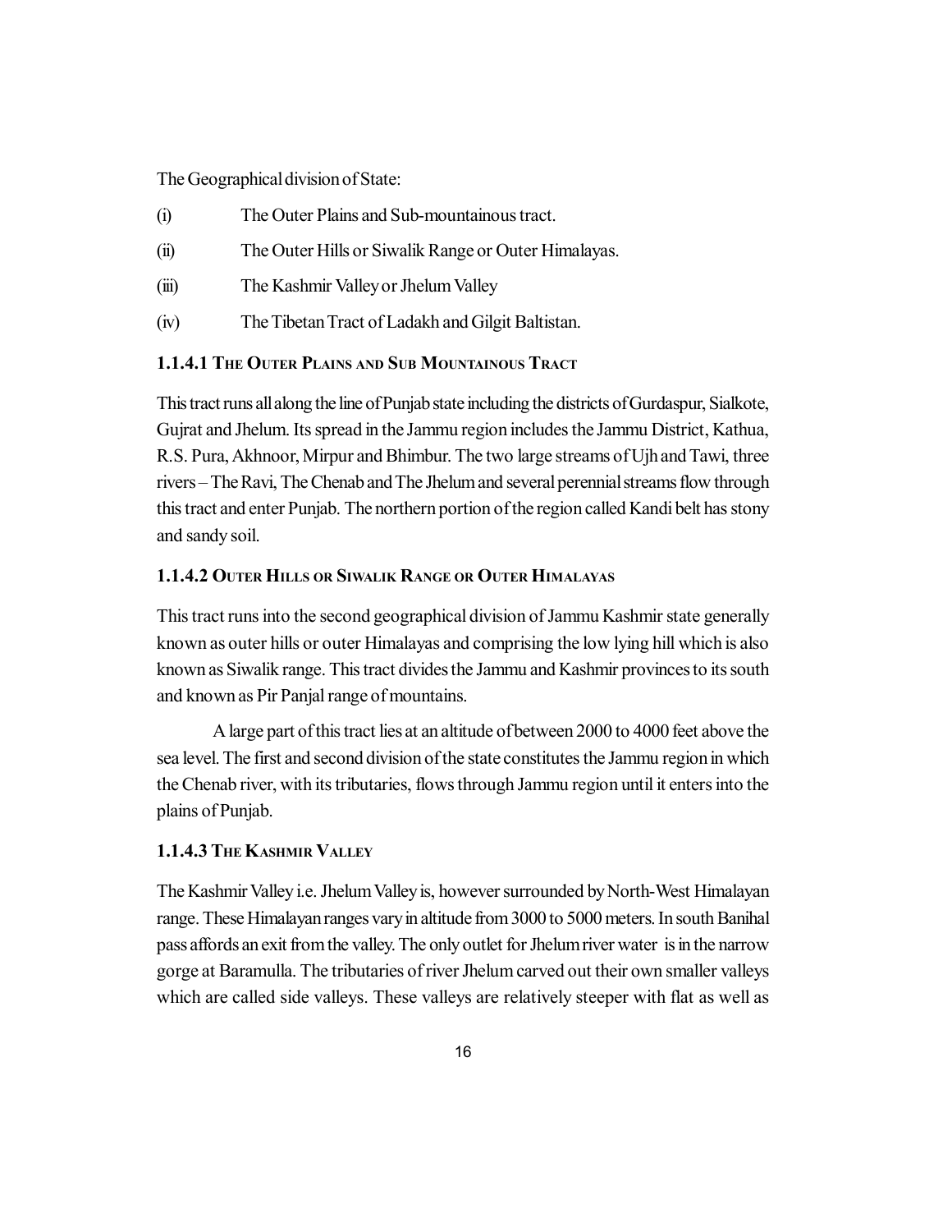The Geographical division of State:

(i) The Outer Plains and Sub-mountainous tract.

(ii) The Outer Hills or Siwalik Range or Outer Himalayas.

(iii) The Kashmir Valley or Jhelum Valley

(iv) The Tibetan Tract of Ladakh and Gilgit Baltistan.

### 1.1.4.1 The Outer Plains and Sub Mountainous Tract

This tract runs all along the line of Punjab state including the districts of Gurdaspur, Sialkote, Gujrat and Jhelum. Its spread in the Jammu region includes the Jammu District, Kathua, R.S. Pura, Akhnoor, Mirpur and Bhimbur. The two large streams of Ujh and Tawi, three rivers – The Ravi, The Chenab and The Jhelum and several perennial streams flow through this tract and enter Punjab. The northern portion of the region called Kandi belt has stony and sandy soil.

### 1.1.4.2 Outer Hills or Siwalik Range or Outer Himalayas

This tract runs into the second geographical division of Jammu Kashmir state generally known as outer hills or outer Himalayas and comprising the low lying hill which is also known as Siwalik range. This tract divides the Jammu and Kashmir provinces to its south and known as Pir Panjal range of mountains.

A large part of this tract lies at an altitude of between 2000 to 4000 feet above the sea level. The first and second division of the state constitutes the Jammu region in which the Chenab river, with its tributaries, flows through Jammu region until it enters into the plains of Punjab.

### 1.1.4.3 The Kashmir Valley

The Kashmir Valley i.e. Jhelum Valley is, however surrounded by North-West Himalayan range. These Himalayan ranges vary in altitude from 3000 to 5000 meters. In south Banihal pass affords an exit from the valley. The only outlet for Jhelum river water is in the narrow gorge at Baramulla. The tributaries of river Jhelum carved out their own smaller valleys which are called side valleys. These valleys are relatively steeper with flat as well as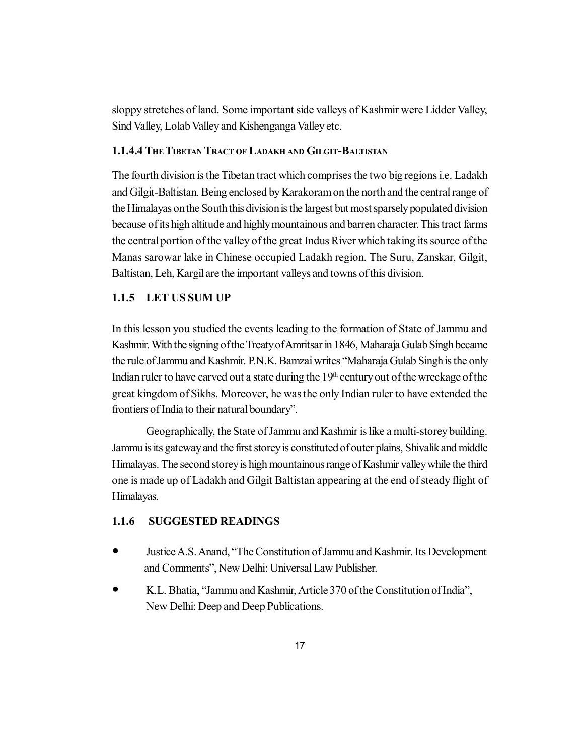sloppy stretches of land. Some important side valleys of Kashmir were Lidder Valley, Sind Valley, Lolab Valley and Kishenganga Valley etc.

#### 1.1.4.4 THE TIBETAN TRACT OF LADAKH AND GILGIT-BALTISTAN

The fourth division is the Tibetan tract which comprises the two big regions i.e. Ladakh and Gilgit-Baltistan. Being enclosed by Karakoram on the north and the central range of the Himalayas on the South this division is the largest but most sparsely populated division because of its high altitude and highly mountainous and barren character. This tract farms the central portion of the valley of the great Indus River which taking its source of the Manas sarowar lake in Chinese occupied Ladakh region. The Suru, Zanskar, Gilgit, Baltistan, Leh, Kargil are the important valleys and towns of this division.

### 1.1.5 LET US SUM UP

In this lesson you studied the events leading to the formation of State of Jammu and Kashmir. With the signing of the Treaty of Amritsar in 1846, Maharaja Gulab Singh became the rule of Jammu and Kashmir. P.N.K. Bamzai writes "Maharaja Gulab Singh is the only Indian ruler to have carved out a state during the 19th century out of the wreckage of the great kingdom of Sikhs. Moreover, he was the only Indian ruler to have extended the frontiers of India to their natural boundary".

Geographically, the State of Jammu and Kashmir is like a multi-storey building. Jammu is its gateway and the first storey is constituted of outer plains, Shivalik and middle Himalayas. The second storey is high mountainous range of Kashmir valley while the third one is made up of Ladakh and Gilgit Baltistan appearing at the end of steady flight of Himalayas.

### 1.1.6 SUGGESTED READINGS

- Justice A.S. Anand, "The Constitution of Jammu and Kashmir. Its Development and Comments", New Delhi: Universal Law Publisher.
- K.L. Bhatia, "Jammu and Kashmir, Article 370 of the Constitution of India", New Delhi: Deep and Deep Publications.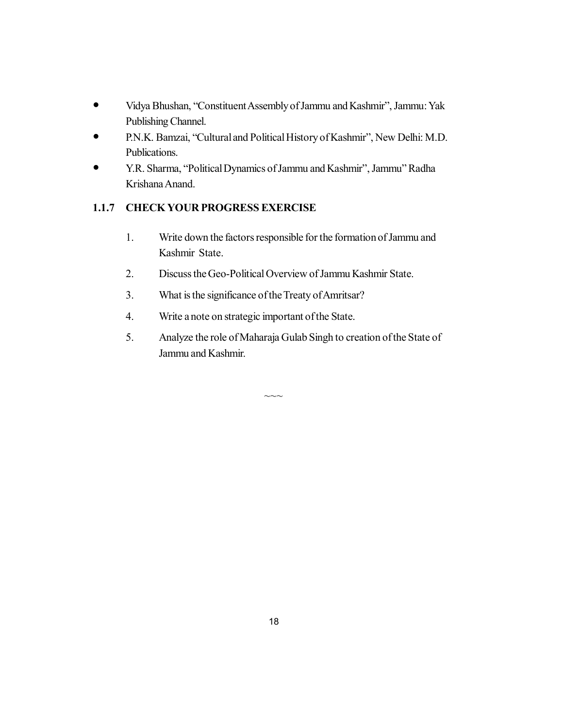- Vidya Bhushan, "Constituent Assembly of Jammu and Kashmir", Jammu: Yak Publishing Channel.
- P.N.K. Bamzai, "Cultural and Political History of Kashmir", New Delhi: M.D. Publications.
- Y.R. Sharma, "Political Dynamics of Jammu and Kashmir", Jammu" Radha Krishana Anand.

### 1.1.7 CHECK YOUR PROGRESS EXERCISE

1. Write down the factors responsible for the formation of Jammu and Kashmir State.
2. Discuss the Geo-Political Overview of Jammu Kashmir State.
3. What is the significance of the Treaty of Amritsar?
4. Write a note on strategic important of the State.
5. Analyze the role of Maharaja Gulab Singh to creation of the State of Jammu and Kashmir.

~~~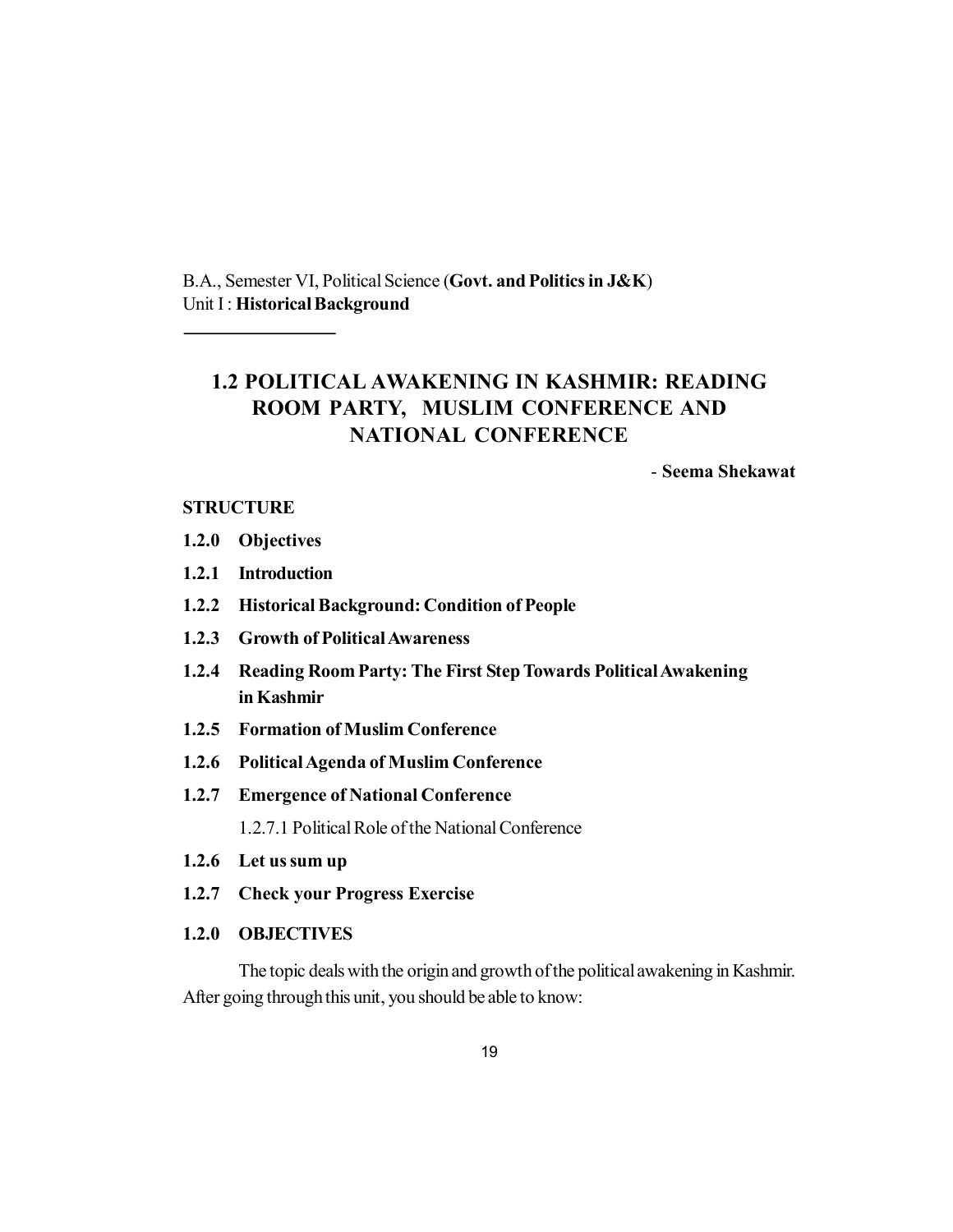B.A., Semester VI, Political Science (**Govt. and Politics in J&K**)
Unit I : **Historical Background**

# 1.2 POLITICAL AWAKENING IN KASHMIR: READING ROOM PARTY, MUSLIM CONFERENCE AND NATIONAL CONFERENCE

\- **Seema Shekawat**

**STRUCTURE**

**1.2.0 Objectives**

**1.2.1 Introduction**

**1.2.2 Historical Background: Condition of People**

**1.2.3 Growth of Political Awareness**

**1.2.4 Reading Room Party: The First Step Towards Political Awakening in Kashmir**

**1.2.5 Formation of Muslim Conference**

**1.2.6 Political Agenda of Muslim Conference**

**1.2.7 Emergence of National Conference**

1.2.7.1 Political Role of the National Conference

**1.2.6 Let us sum up**

**1.2.7 Check your Progress Exercise**

## 1.2.0 OBJECTIVES

The topic deals with the origin and growth of the political awakening in Kashmir. After going through this unit, you should be able to know: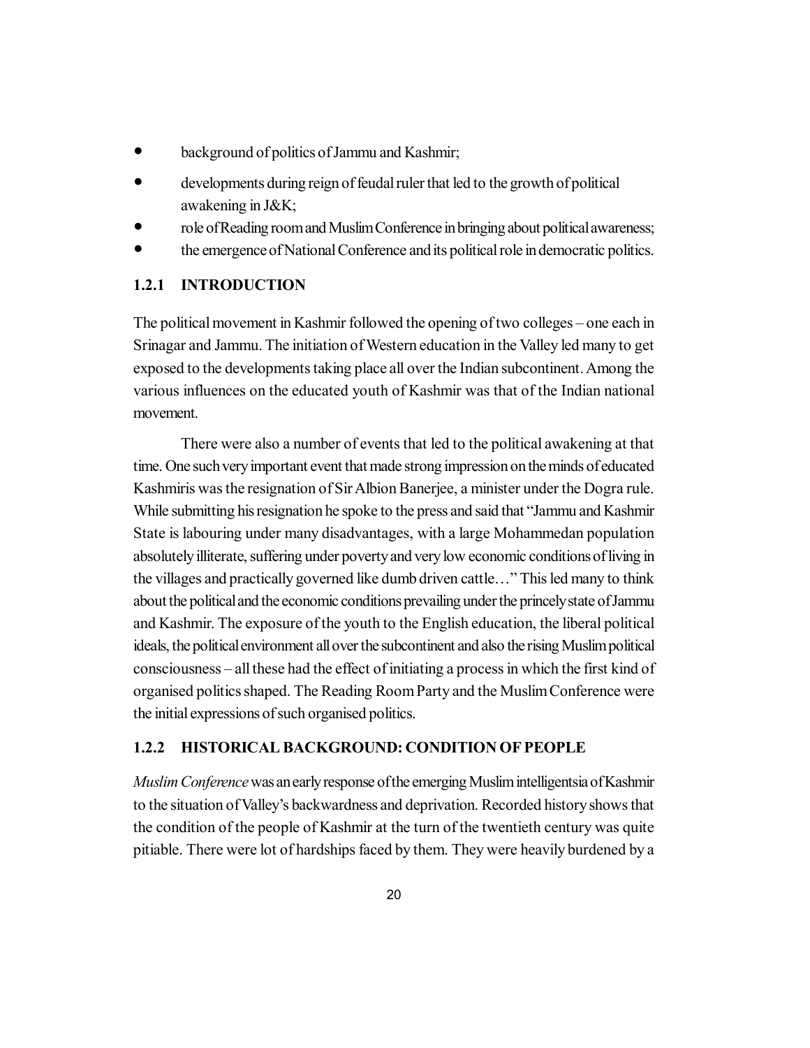- background of politics of Jammu and Kashmir;
- developments during reign of feudal ruler that led to the growth of political awakening in J&K;
- role of Reading room and Muslim Conference in bringing about political awareness;
- the emergence of National Conference and its political role in democratic politics.

### 1.2.1 INTRODUCTION

The political movement in Kashmir followed the opening of two colleges – one each in Srinagar and Jammu. The initiation of Western education in the Valley led many to get exposed to the developments taking place all over the Indian subcontinent. Among the various influences on the educated youth of Kashmir was that of the Indian national movement.

There were also a number of events that led to the political awakening at that time. One such very important event that made strong impression on the minds of educated Kashmiris was the resignation of Sir Albion Banerjee, a minister under the Dogra rule. While submitting his resignation he spoke to the press and said that "Jammu and Kashmir State is labouring under many disadvantages, with a large Mohammedan population absolutely illiterate, suffering under poverty and very low economic conditions of living in the villages and practically governed like dumb driven cattle…" This led many to think about the political and the economic conditions prevailing under the princely state of Jammu and Kashmir. The exposure of the youth to the English education, the liberal political ideals, the political environment all over the subcontinent and also the rising Muslim political consciousness – all these had the effect of initiating a process in which the first kind of organised politics shaped. The Reading Room Party and the Muslim Conference were the initial expressions of such organised politics.

### 1.2.2 HISTORICAL BACKGROUND: CONDITION OF PEOPLE

*Muslim Conference* was an early response of the emerging Muslim intelligentsia of Kashmir to the situation of Valley's backwardness and deprivation. Recorded history shows that the condition of the people of Kashmir at the turn of the twentieth century was quite pitiable. There were lot of hardships faced by them. They were heavily burdened by a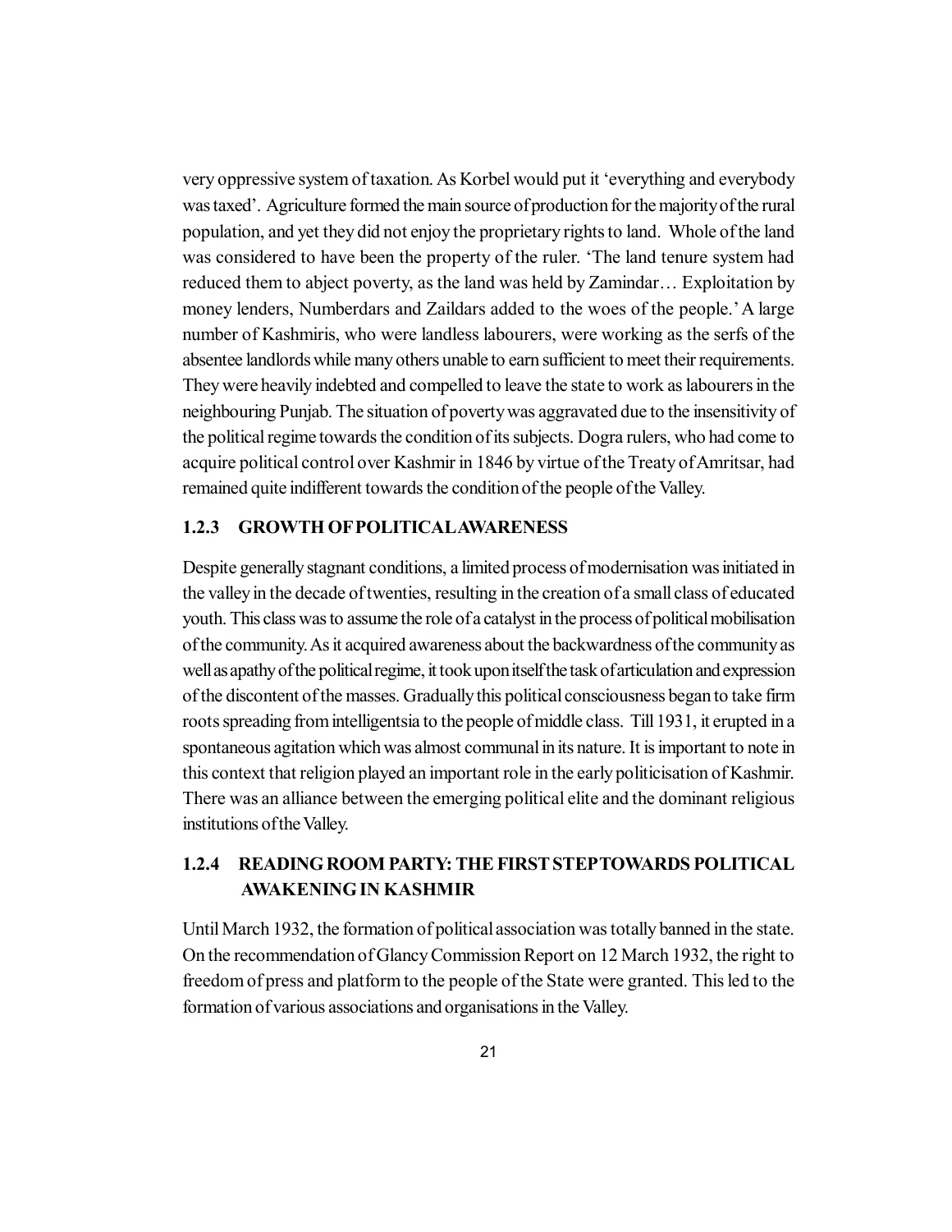very oppressive system of taxation. As Korbel would put it 'everything and everybody was taxed'. Agriculture formed the main source of production for the majority of the rural population, and yet they did not enjoy the proprietary rights to land. Whole of the land was considered to have been the property of the ruler. 'The land tenure system had reduced them to abject poverty, as the land was held by Zamindar… Exploitation by money lenders, Numberdars and Zaildars added to the woes of the people.' A large number of Kashmiris, who were landless labourers, were working as the serfs of the absentee landlords while many others unable to earn sufficient to meet their requirements. They were heavily indebted and compelled to leave the state to work as labourers in the neighbouring Punjab. The situation of poverty was aggravated due to the insensitivity of the political regime towards the condition of its subjects. Dogra rulers, who had come to acquire political control over Kashmir in 1846 by virtue of the Treaty of Amritsar, had remained quite indifferent towards the condition of the people of the Valley.

### 1.2.3 GROWTH OF POLITICAL AWARENESS

Despite generally stagnant conditions, a limited process of modernisation was initiated in the valley in the decade of twenties, resulting in the creation of a small class of educated youth. This class was to assume the role of a catalyst in the process of political mobilisation of the community. As it acquired awareness about the backwardness of the community as well as apathy of the political regime, it took upon itself the task of articulation and expression of the discontent of the masses. Gradually this political consciousness began to take firm roots spreading from intelligentsia to the people of middle class. Till 1931, it erupted in a spontaneous agitation which was almost communal in its nature. It is important to note in this context that religion played an important role in the early politicisation of Kashmir. There was an alliance between the emerging political elite and the dominant religious institutions of the Valley.

### 1.2.4 READING ROOM PARTY: THE FIRST STEP TOWARDS POLITICAL AWAKENING IN KASHMIR

Until March 1932, the formation of political association was totally banned in the state. On the recommendation of Glancy Commission Report on 12 March 1932, the right to freedom of press and platform to the people of the State were granted. This led to the formation of various associations and organisations in the Valley.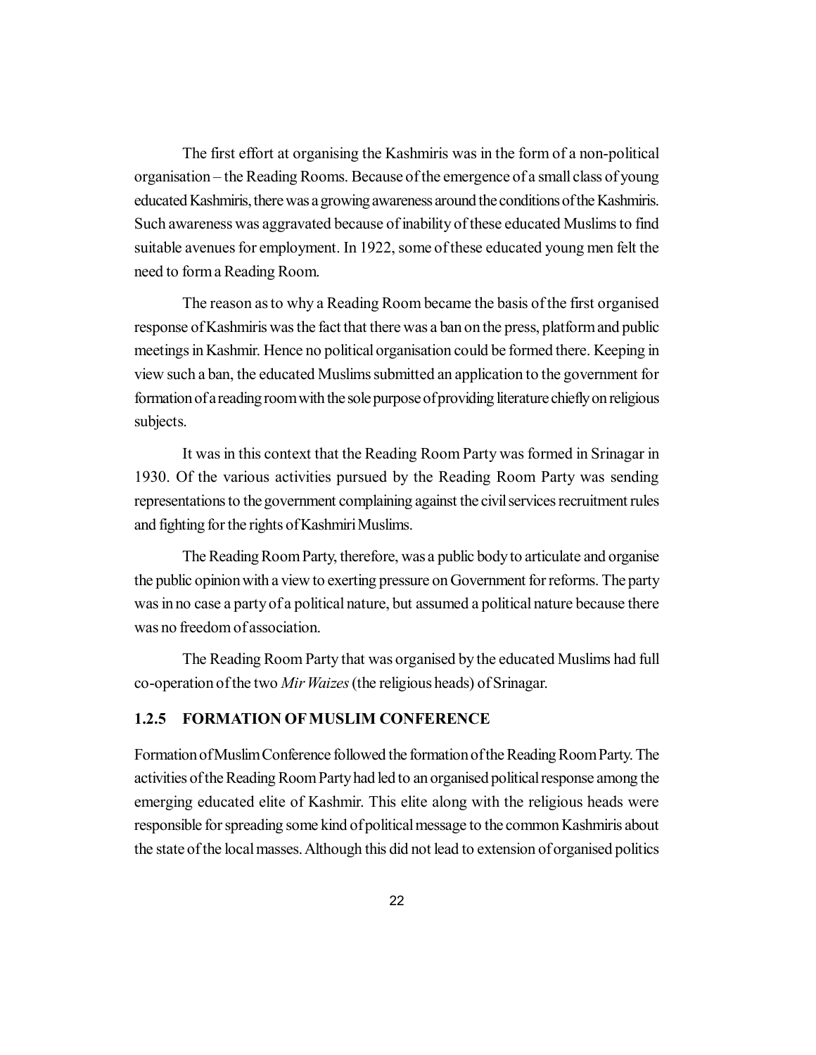The first effort at organising the Kashmiris was in the form of a non-political organisation – the Reading Rooms. Because of the emergence of a small class of young educated Kashmiris, there was a growing awareness around the conditions of the Kashmiris. Such awareness was aggravated because of inability of these educated Muslims to find suitable avenues for employment. In 1922, some of these educated young men felt the need to form a Reading Room.

The reason as to why a Reading Room became the basis of the first organised response of Kashmiris was the fact that there was a ban on the press, platform and public meetings in Kashmir. Hence no political organisation could be formed there. Keeping in view such a ban, the educated Muslims submitted an application to the government for formation of a reading room with the sole purpose of providing literature chiefly on religious subjects.

It was in this context that the Reading Room Party was formed in Srinagar in 1930. Of the various activities pursued by the Reading Room Party was sending representations to the government complaining against the civil services recruitment rules and fighting for the rights of Kashmiri Muslims.

The Reading Room Party, therefore, was a public body to articulate and organise the public opinion with a view to exerting pressure on Government for reforms. The party was in no case a party of a political nature, but assumed a political nature because there was no freedom of association.

The Reading Room Party that was organised by the educated Muslims had full co-operation of the two *Mir Waizes* (the religious heads) of Srinagar.

### 1.2.5 FORMATION OF MUSLIM CONFERENCE

Formation of Muslim Conference followed the formation of the Reading Room Party. The activities of the Reading Room Party had led to an organised political response among the emerging educated elite of Kashmir. This elite along with the religious heads were responsible for spreading some kind of political message to the common Kashmiris about the state of the local masses. Although this did not lead to extension of organised politics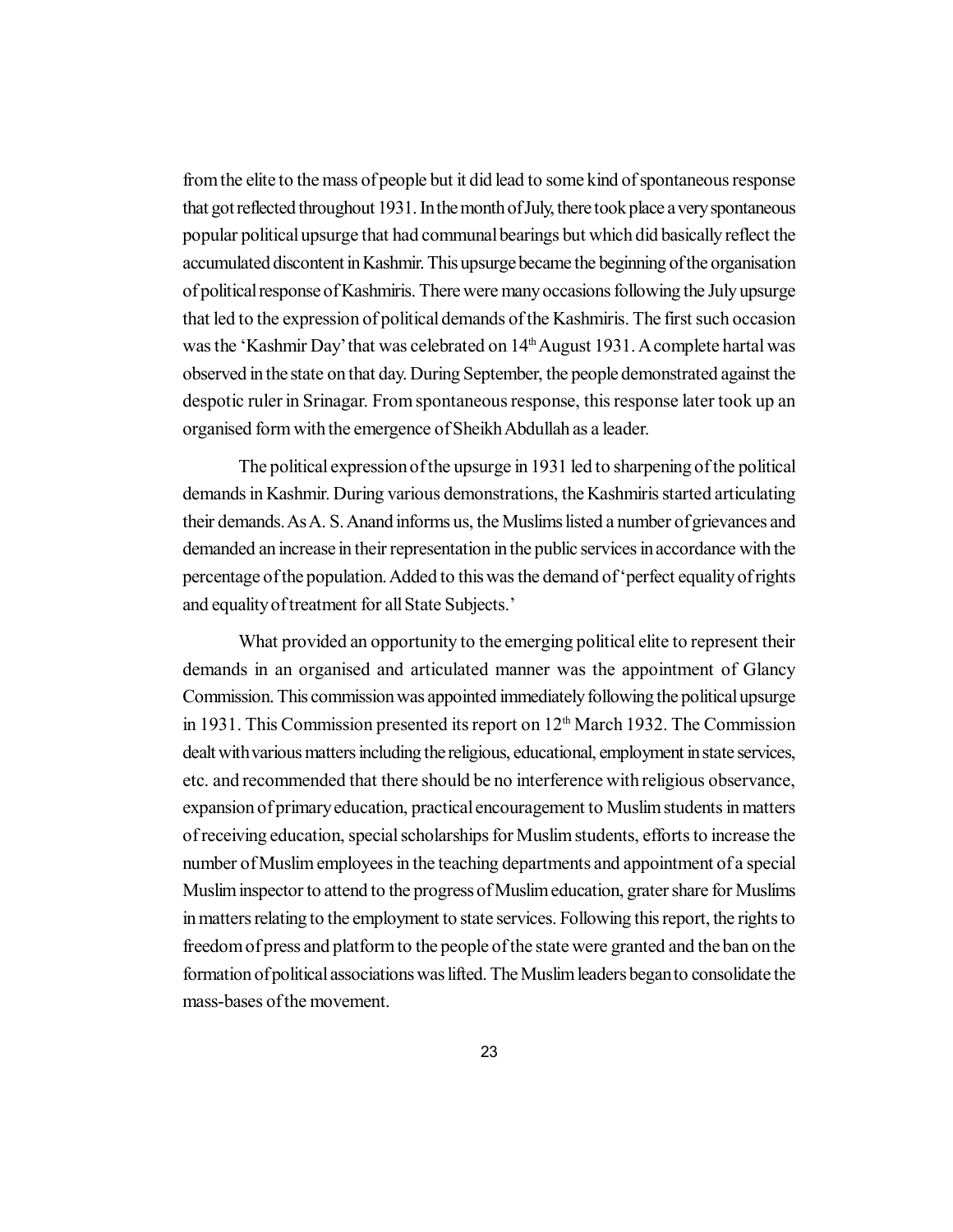from the elite to the mass of people but it did lead to some kind of spontaneous response that got reflected throughout 1931. In the month of July, there took place a very spontaneous popular political upsurge that had communal bearings but which did basically reflect the accumulated discontent in Kashmir. This upsurge became the beginning of the organisation of political response of Kashmiris. There were many occasions following the July upsurge that led to the expression of political demands of the Kashmiris. The first such occasion was the 'Kashmir Day' that was celebrated on 14th August 1931. A complete hartal was observed in the state on that day. During September, the people demonstrated against the despotic ruler in Srinagar. From spontaneous response, this response later took up an organised form with the emergence of Sheikh Abdullah as a leader.

The political expression of the upsurge in 1931 led to sharpening of the political demands in Kashmir. During various demonstrations, the Kashmiris started articulating their demands. As A. S. Anand informs us, the Muslims listed a number of grievances and demanded an increase in their representation in the public services in accordance with the percentage of the population. Added to this was the demand of 'perfect equality of rights and equality of treatment for all State Subjects.'

What provided an opportunity to the emerging political elite to represent their demands in an organised and articulated manner was the appointment of Glancy Commission. This commission was appointed immediately following the political upsurge in 1931. This Commission presented its report on 12th March 1932. The Commission dealt with various matters including the religious, educational, employment in state services, etc. and recommended that there should be no interference with religious observance, expansion of primary education, practical encouragement to Muslim students in matters of receiving education, special scholarships for Muslim students, efforts to increase the number of Muslim employees in the teaching departments and appointment of a special Muslim inspector to attend to the progress of Muslim education, grater share for Muslims in matters relating to the employment to state services. Following this report, the rights to freedom of press and platform to the people of the state were granted and the ban on the formation of political associations was lifted. The Muslim leaders began to consolidate the mass-bases of the movement.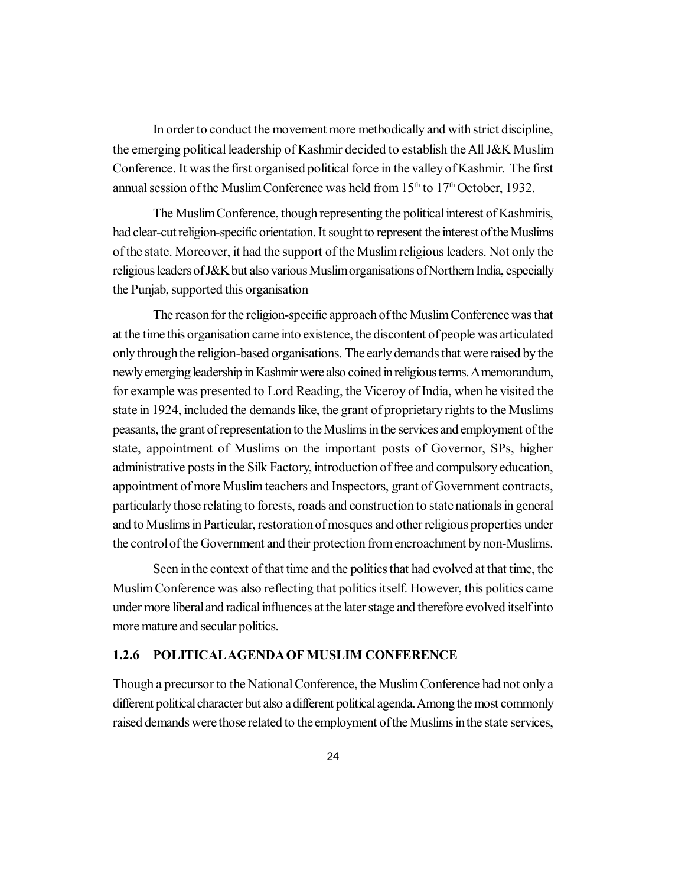In order to conduct the movement more methodically and with strict discipline, the emerging political leadership of Kashmir decided to establish the All J&K Muslim Conference. It was the first organised political force in the valley of Kashmir. The first annual session of the Muslim Conference was held from 15th to 17th October, 1932.

The Muslim Conference, though representing the political interest of Kashmiris, had clear-cut religion-specific orientation. It sought to represent the interest of the Muslims of the state. Moreover, it had the support of the Muslim religious leaders. Not only the religious leaders of J&K but also various Muslim organisations of Northern India, especially the Punjab, supported this organisation

The reason for the religion-specific approach of the Muslim Conference was that at the time this organisation came into existence, the discontent of people was articulated only through the religion-based organisations. The early demands that were raised by the newly emerging leadership in Kashmir were also coined in religious terms. A memorandum, for example was presented to Lord Reading, the Viceroy of India, when he visited the state in 1924, included the demands like, the grant of proprietary rights to the Muslims peasants, the grant of representation to the Muslims in the services and employment of the state, appointment of Muslims on the important posts of Governor, SPs, higher administrative posts in the Silk Factory, introduction of free and compulsory education, appointment of more Muslim teachers and Inspectors, grant of Government contracts, particularly those relating to forests, roads and construction to state nationals in general and to Muslims in Particular, restoration of mosques and other religious properties under the control of the Government and their protection from encroachment by non-Muslims.

Seen in the context of that time and the politics that had evolved at that time, the Muslim Conference was also reflecting that politics itself. However, this politics came under more liberal and radical influences at the later stage and therefore evolved itself into more mature and secular politics.

### 1.2.6 POLITICAL AGENDA OF MUSLIM CONFERENCE

Though a precursor to the National Conference, the Muslim Conference had not only a different political character but also a different political agenda. Among the most commonly raised demands were those related to the employment of the Muslims in the state services,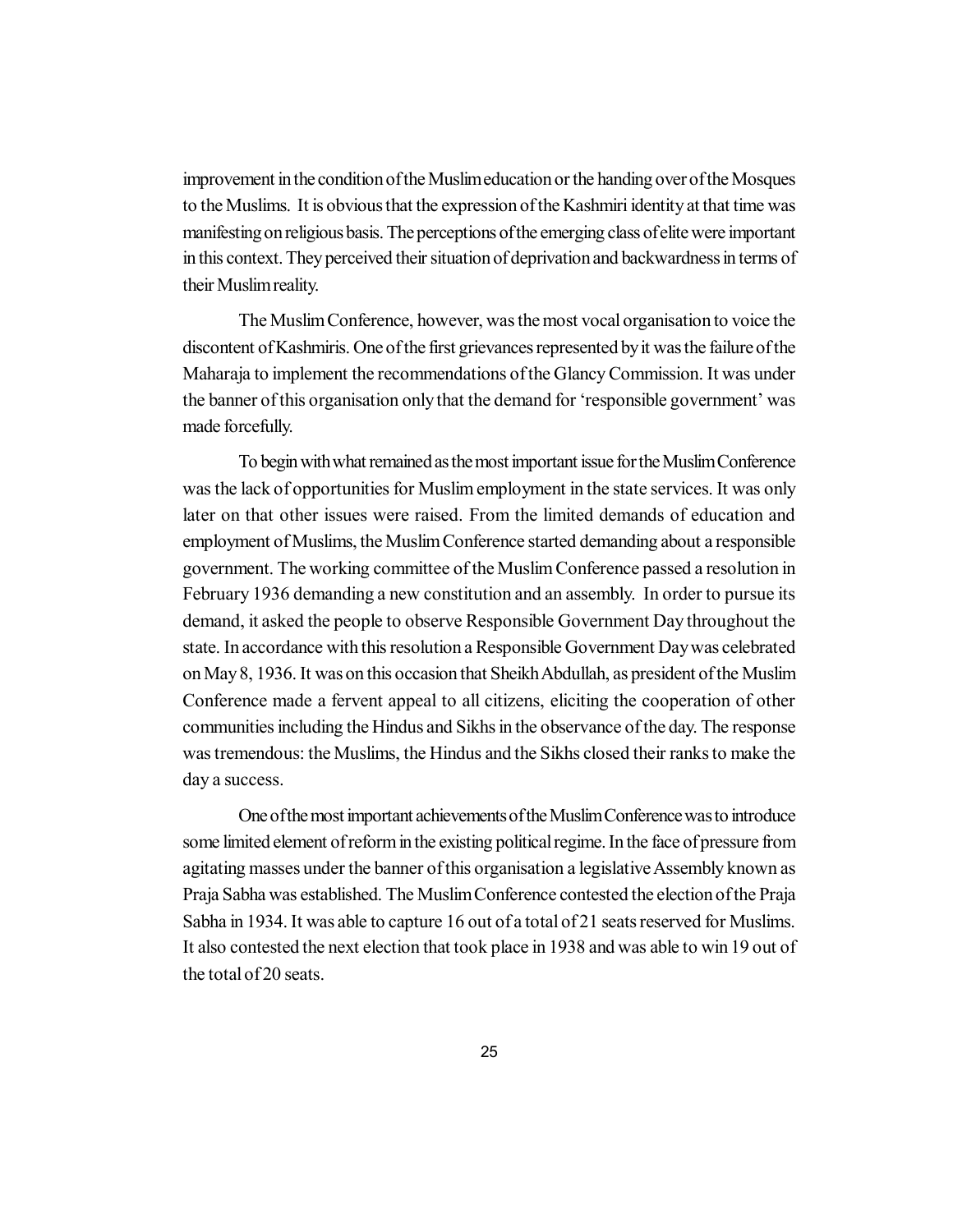improvement in the condition of the Muslim education or the handing over of the Mosques to the Muslims. It is obvious that the expression of the Kashmiri identity at that time was manifesting on religious basis. The perceptions of the emerging class of elite were important in this context. They perceived their situation of deprivation and backwardness in terms of their Muslim reality.

The Muslim Conference, however, was the most vocal organisation to voice the discontent of Kashmiris. One of the first grievances represented by it was the failure of the Maharaja to implement the recommendations of the Glancy Commission. It was under the banner of this organisation only that the demand for 'responsible government' was made forcefully.

To begin with what remained as the most important issue for the Muslim Conference was the lack of opportunities for Muslim employment in the state services. It was only later on that other issues were raised. From the limited demands of education and employment of Muslims, the Muslim Conference started demanding about a responsible government. The working committee of the Muslim Conference passed a resolution in February 1936 demanding a new constitution and an assembly. In order to pursue its demand, it asked the people to observe Responsible Government Day throughout the state. In accordance with this resolution a Responsible Government Day was celebrated on May 8, 1936. It was on this occasion that Sheikh Abdullah, as president of the Muslim Conference made a fervent appeal to all citizens, eliciting the cooperation of other communities including the Hindus and Sikhs in the observance of the day. The response was tremendous: the Muslims, the Hindus and the Sikhs closed their ranks to make the day a success.

One of the most important achievements of the Muslim Conference was to introduce some limited element of reform in the existing political regime. In the face of pressure from agitating masses under the banner of this organisation a legislative Assembly known as Praja Sabha was established. The Muslim Conference contested the election of the Praja Sabha in 1934. It was able to capture 16 out of a total of 21 seats reserved for Muslims. It also contested the next election that took place in 1938 and was able to win 19 out of the total of 20 seats.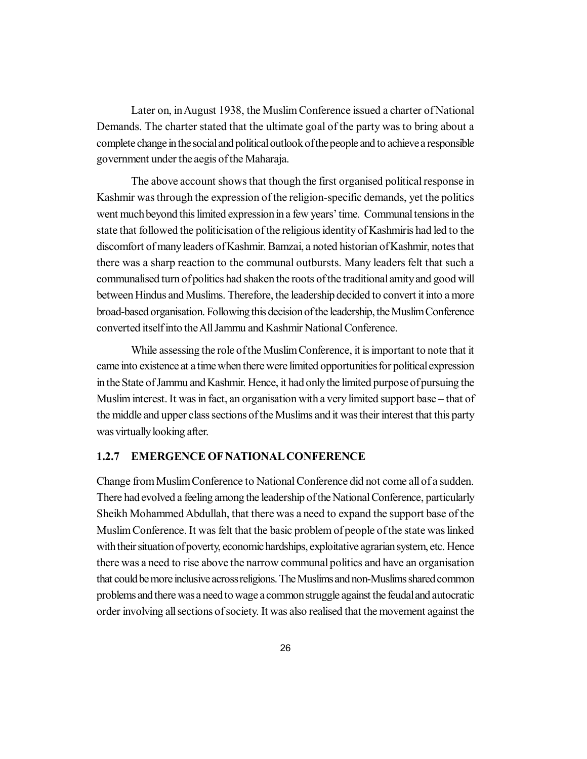Later on, in August 1938, the Muslim Conference issued a charter of National Demands. The charter stated that the ultimate goal of the party was to bring about a complete change in the social and political outlook of the people and to achieve a responsible government under the aegis of the Maharaja.

The above account shows that though the first organised political response in Kashmir was through the expression of the religion-specific demands, yet the politics went much beyond this limited expression in a few years' time. Communal tensions in the state that followed the politicisation of the religious identity of Kashmiris had led to the discomfort of many leaders of Kashmir. Bamzai, a noted historian of Kashmir, notes that there was a sharp reaction to the communal outbursts. Many leaders felt that such a communalised turn of politics had shaken the roots of the traditional amity and good will between Hindus and Muslims. Therefore, the leadership decided to convert it into a more broad-based organisation. Following this decision of the leadership, the Muslim Conference converted itself into the All Jammu and Kashmir National Conference.

While assessing the role of the Muslim Conference, it is important to note that it came into existence at a time when there were limited opportunities for political expression in the State of Jammu and Kashmir. Hence, it had only the limited purpose of pursuing the Muslim interest. It was in fact, an organisation with a very limited support base – that of the middle and upper class sections of the Muslims and it was their interest that this party was virtually looking after.

### 1.2.7 EMERGENCE OF NATIONAL CONFERENCE

Change from Muslim Conference to National Conference did not come all of a sudden. There had evolved a feeling among the leadership of the National Conference, particularly Sheikh Mohammed Abdullah, that there was a need to expand the support base of the Muslim Conference. It was felt that the basic problem of people of the state was linked with their situation of poverty, economic hardships, exploitative agrarian system, etc. Hence there was a need to rise above the narrow communal politics and have an organisation that could be more inclusive across religions. The Muslims and non-Muslims shared common problems and there was a need to wage a common struggle against the feudal and autocratic order involving all sections of society. It was also realised that the movement against the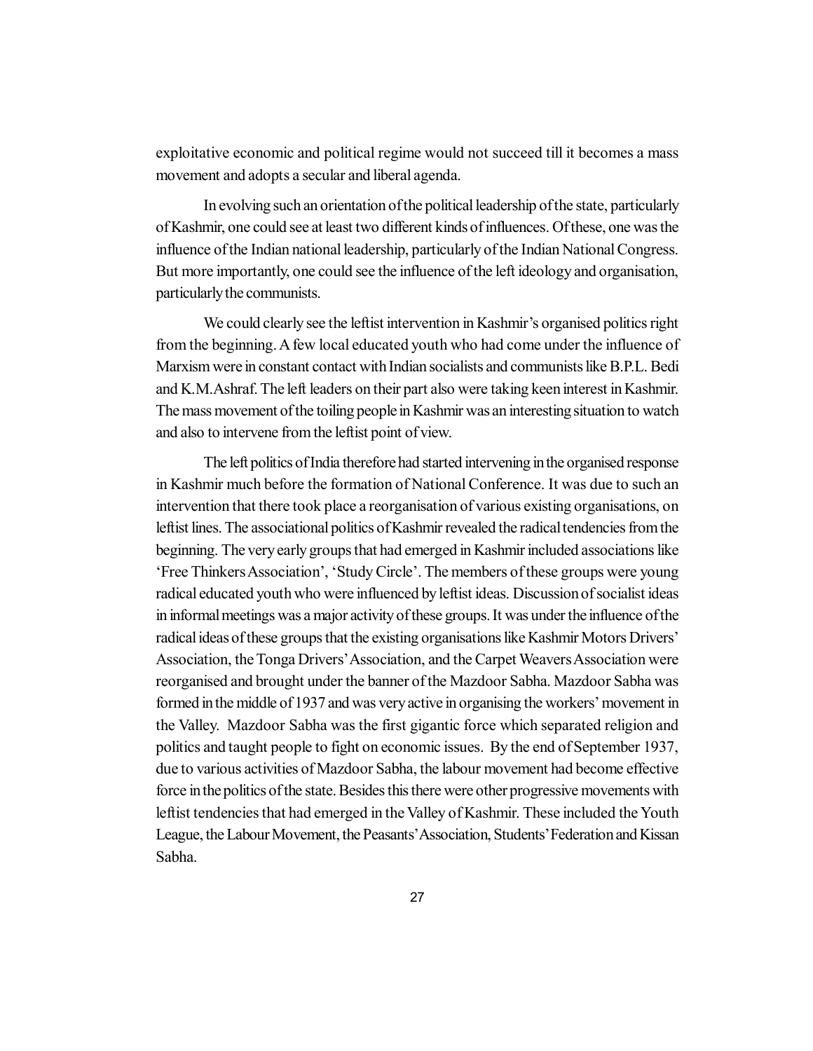exploitative economic and political regime would not succeed till it becomes a mass movement and adopts a secular and liberal agenda.

In evolving such an orientation of the political leadership of the state, particularly of Kashmir, one could see at least two different kinds of influences. Of these, one was the influence of the Indian national leadership, particularly of the Indian National Congress. But more importantly, one could see the influence of the left ideology and organisation, particularly the communists.

We could clearly see the leftist intervention in Kashmir's organised politics right from the beginning. A few local educated youth who had come under the influence of Marxism were in constant contact with Indian socialists and communists like B.P.L. Bedi and K.M.Ashraf. The left leaders on their part also were taking keen interest in Kashmir. The mass movement of the toiling people in Kashmir was an interesting situation to watch and also to intervene from the leftist point of view.

The left politics of India therefore had started intervening in the organised response in Kashmir much before the formation of National Conference. It was due to such an intervention that there took place a reorganisation of various existing organisations, on leftist lines. The associational politics of Kashmir revealed the radical tendencies from the beginning. The very early groups that had emerged in Kashmir included associations like 'Free Thinkers Association', 'Study Circle'. The members of these groups were young radical educated youth who were influenced by leftist ideas. Discussion of socialist ideas in informal meetings was a major activity of these groups. It was under the influence of the radical ideas of these groups that the existing organisations like Kashmir Motors Drivers' Association, the Tonga Drivers' Association, and the Carpet Weavers Association were reorganised and brought under the banner of the Mazdoor Sabha. Mazdoor Sabha was formed in the middle of 1937 and was very active in organising the workers' movement in the Valley. Mazdoor Sabha was the first gigantic force which separated religion and politics and taught people to fight on economic issues. By the end of September 1937, due to various activities of Mazdoor Sabha, the labour movement had become effective force in the politics of the state. Besides this there were other progressive movements with leftist tendencies that had emerged in the Valley of Kashmir. These included the Youth League, the Labour Movement, the Peasants' Association, Students' Federation and Kissan Sabha.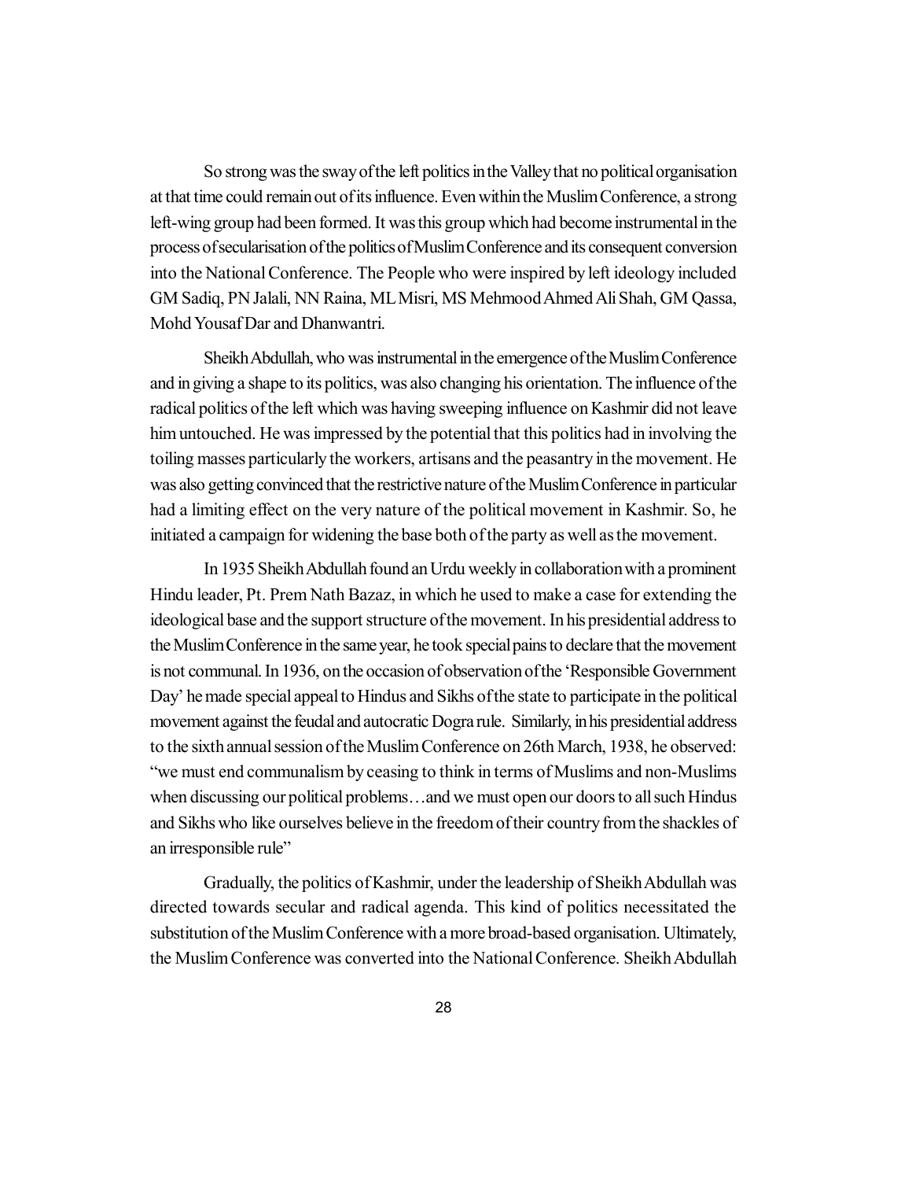So strong was the sway of the left politics in the Valley that no political organisation at that time could remain out of its influence. Even within the Muslim Conference, a strong left-wing group had been formed. It was this group which had become instrumental in the process of secularisation of the politics of Muslim Conference and its consequent conversion into the National Conference. The People who were inspired by left ideology included GM Sadiq, PN Jalali, NN Raina, ML Misri, MS Mehmood Ahmed Ali Shah, GM Qassa, Mohd Yousaf Dar and Dhanwantri.

Sheikh Abdullah, who was instrumental in the emergence of the Muslim Conference and in giving a shape to its politics, was also changing his orientation. The influence of the radical politics of the left which was having sweeping influence on Kashmir did not leave him untouched. He was impressed by the potential that this politics had in involving the toiling masses particularly the workers, artisans and the peasantry in the movement. He was also getting convinced that the restrictive nature of the Muslim Conference in particular had a limiting effect on the very nature of the political movement in Kashmir. So, he initiated a campaign for widening the base both of the party as well as the movement.

In 1935 Sheikh Abdullah found an Urdu weekly in collaboration with a prominent Hindu leader, Pt. Prem Nath Bazaz, in which he used to make a case for extending the ideological base and the support structure of the movement. In his presidential address to the Muslim Conference in the same year, he took special pains to declare that the movement is not communal. In 1936, on the occasion of observation of the 'Responsible Government Day' he made special appeal to Hindus and Sikhs of the state to participate in the political movement against the feudal and autocratic Dogra rule. Similarly, in his presidential address to the sixth annual session of the Muslim Conference on 26th March, 1938, he observed: "we must end communalism by ceasing to think in terms of Muslims and non-Muslims when discussing our political problems…and we must open our doors to all such Hindus and Sikhs who like ourselves believe in the freedom of their country from the shackles of an irresponsible rule"

Gradually, the politics of Kashmir, under the leadership of Sheikh Abdullah was directed towards secular and radical agenda. This kind of politics necessitated the substitution of the Muslim Conference with a more broad-based organisation. Ultimately, the Muslim Conference was converted into the National Conference. Sheikh Abdullah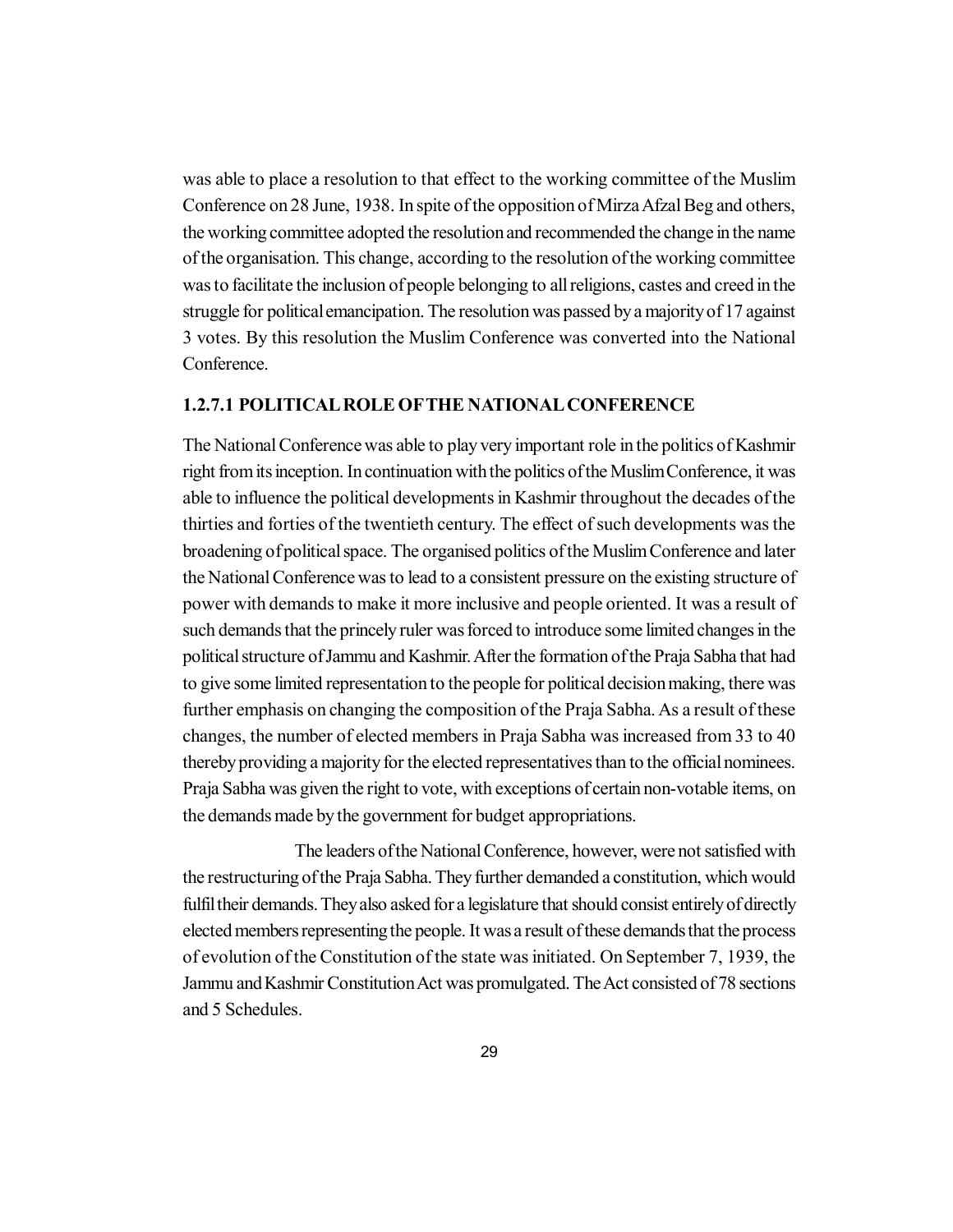was able to place a resolution to that effect to the working committee of the Muslim Conference on 28 June, 1938. In spite of the opposition of Mirza Afzal Beg and others, the working committee adopted the resolution and recommended the change in the name of the organisation. This change, according to the resolution of the working committee was to facilitate the inclusion of people belonging to all religions, castes and creed in the struggle for political emancipation. The resolution was passed by a majority of 17 against 3 votes. By this resolution the Muslim Conference was converted into the National Conference.

### 1.2.7.1 POLITICAL ROLE OF THE NATIONAL CONFERENCE

The National Conference was able to play very important role in the politics of Kashmir right from its inception. In continuation with the politics of the Muslim Conference, it was able to influence the political developments in Kashmir throughout the decades of the thirties and forties of the twentieth century. The effect of such developments was the broadening of political space. The organised politics of the Muslim Conference and later the National Conference was to lead to a consistent pressure on the existing structure of power with demands to make it more inclusive and people oriented. It was a result of such demands that the princely ruler was forced to introduce some limited changes in the political structure of Jammu and Kashmir. After the formation of the Praja Sabha that had to give some limited representation to the people for political decision making, there was further emphasis on changing the composition of the Praja Sabha. As a result of these changes, the number of elected members in Praja Sabha was increased from 33 to 40 thereby providing a majority for the elected representatives than to the official nominees. Praja Sabha was given the right to vote, with exceptions of certain non-votable items, on the demands made by the government for budget appropriations.

The leaders of the National Conference, however, were not satisfied with the restructuring of the Praja Sabha. They further demanded a constitution, which would fulfil their demands. They also asked for a legislature that should consist entirely of directly elected members representing the people. It was a result of these demands that the process of evolution of the Constitution of the state was initiated. On September 7, 1939, the Jammu and Kashmir Constitution Act was promulgated. The Act consisted of 78 sections and 5 Schedules.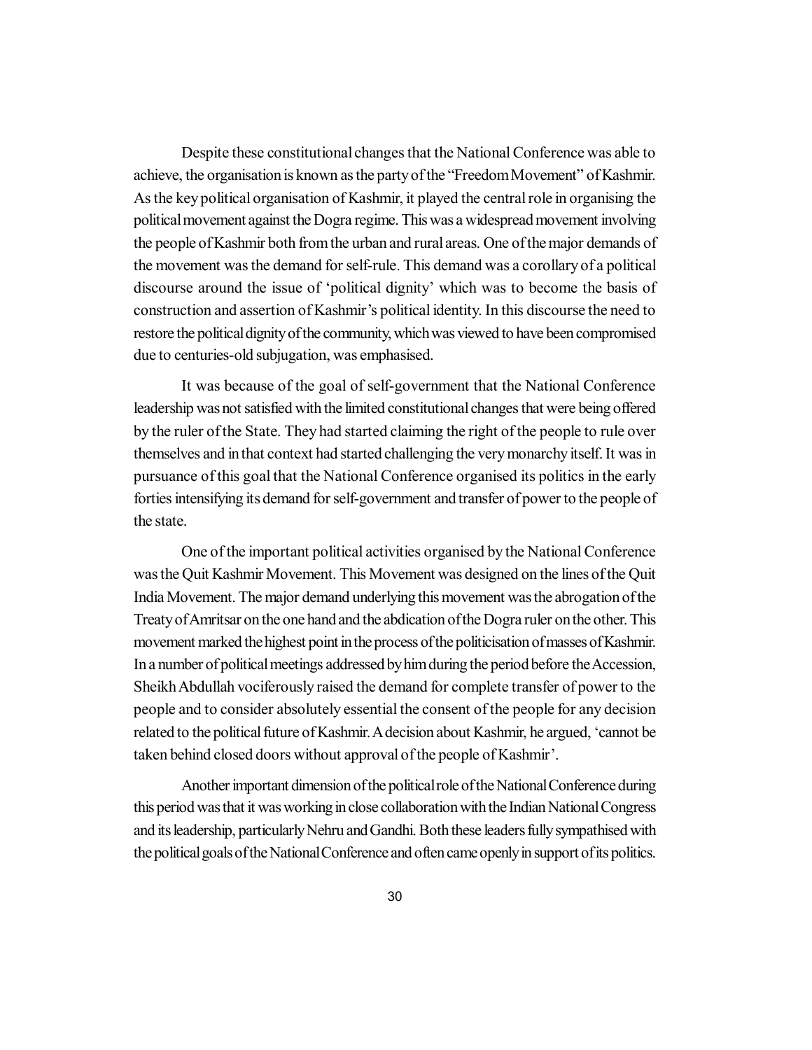Despite these constitutional changes that the National Conference was able to achieve, the organisation is known as the party of the "Freedom Movement" of Kashmir. As the key political organisation of Kashmir, it played the central role in organising the political movement against the Dogra regime. This was a widespread movement involving the people of Kashmir both from the urban and rural areas. One of the major demands of the movement was the demand for self-rule. This demand was a corollary of a political discourse around the issue of 'political dignity' which was to become the basis of construction and assertion of Kashmir's political identity. In this discourse the need to restore the political dignity of the community, which was viewed to have been compromised due to centuries-old subjugation, was emphasised.

It was because of the goal of self-government that the National Conference leadership was not satisfied with the limited constitutional changes that were being offered by the ruler of the State. They had started claiming the right of the people to rule over themselves and in that context had started challenging the very monarchy itself. It was in pursuance of this goal that the National Conference organised its politics in the early forties intensifying its demand for self-government and transfer of power to the people of the state.

One of the important political activities organised by the National Conference was the Quit Kashmir Movement. This Movement was designed on the lines of the Quit India Movement. The major demand underlying this movement was the abrogation of the Treaty of Amritsar on the one hand and the abdication of the Dogra ruler on the other. This movement marked the highest point in the process of the politicisation of masses of Kashmir. In a number of political meetings addressed by him during the period before the Accession, Sheikh Abdullah vociferously raised the demand for complete transfer of power to the people and to consider absolutely essential the consent of the people for any decision related to the political future of Kashmir. A decision about Kashmir, he argued, 'cannot be taken behind closed doors without approval of the people of Kashmir'.

Another important dimension of the political role of the National Conference during this period was that it was working in close collaboration with the Indian National Congress and its leadership, particularly Nehru and Gandhi. Both these leaders fully sympathised with the political goals of the National Conference and often came openly in support of its politics.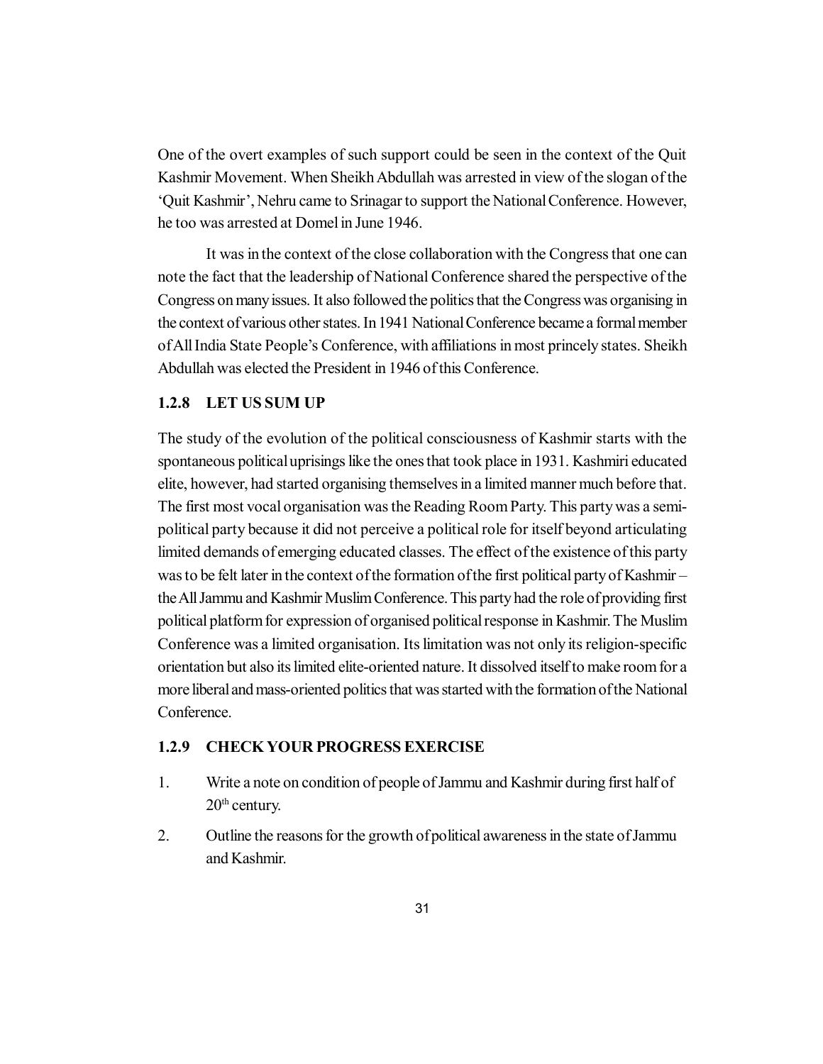One of the overt examples of such support could be seen in the context of the Quit Kashmir Movement. When Sheikh Abdullah was arrested in view of the slogan of the 'Quit Kashmir', Nehru came to Srinagar to support the National Conference. However, he too was arrested at Domel in June 1946.

It was in the context of the close collaboration with the Congress that one can note the fact that the leadership of National Conference shared the perspective of the Congress on many issues. It also followed the politics that the Congress was organising in the context of various other states. In 1941 National Conference became a formal member of All India State People's Conference, with affiliations in most princely states. Sheikh Abdullah was elected the President in 1946 of this Conference.

### 1.2.8 LET US SUM UP

The study of the evolution of the political consciousness of Kashmir starts with the spontaneous political uprisings like the ones that took place in 1931. Kashmiri educated elite, however, had started organising themselves in a limited manner much before that. The first most vocal organisation was the Reading Room Party. This party was a semi-political party because it did not perceive a political role for itself beyond articulating limited demands of emerging educated classes. The effect of the existence of this party was to be felt later in the context of the formation of the first political party of Kashmir – the All Jammu and Kashmir Muslim Conference. This party had the role of providing first political platform for expression of organised political response in Kashmir. The Muslim Conference was a limited organisation. Its limitation was not only its religion-specific orientation but also its limited elite-oriented nature. It dissolved itself to make room for a more liberal and mass-oriented politics that was started with the formation of the National Conference.

### 1.2.9 CHECK YOUR PROGRESS EXERCISE

1. Write a note on condition of people of Jammu and Kashmir during first half of 20th century.
2. Outline the reasons for the growth of political awareness in the state of Jammu and Kashmir.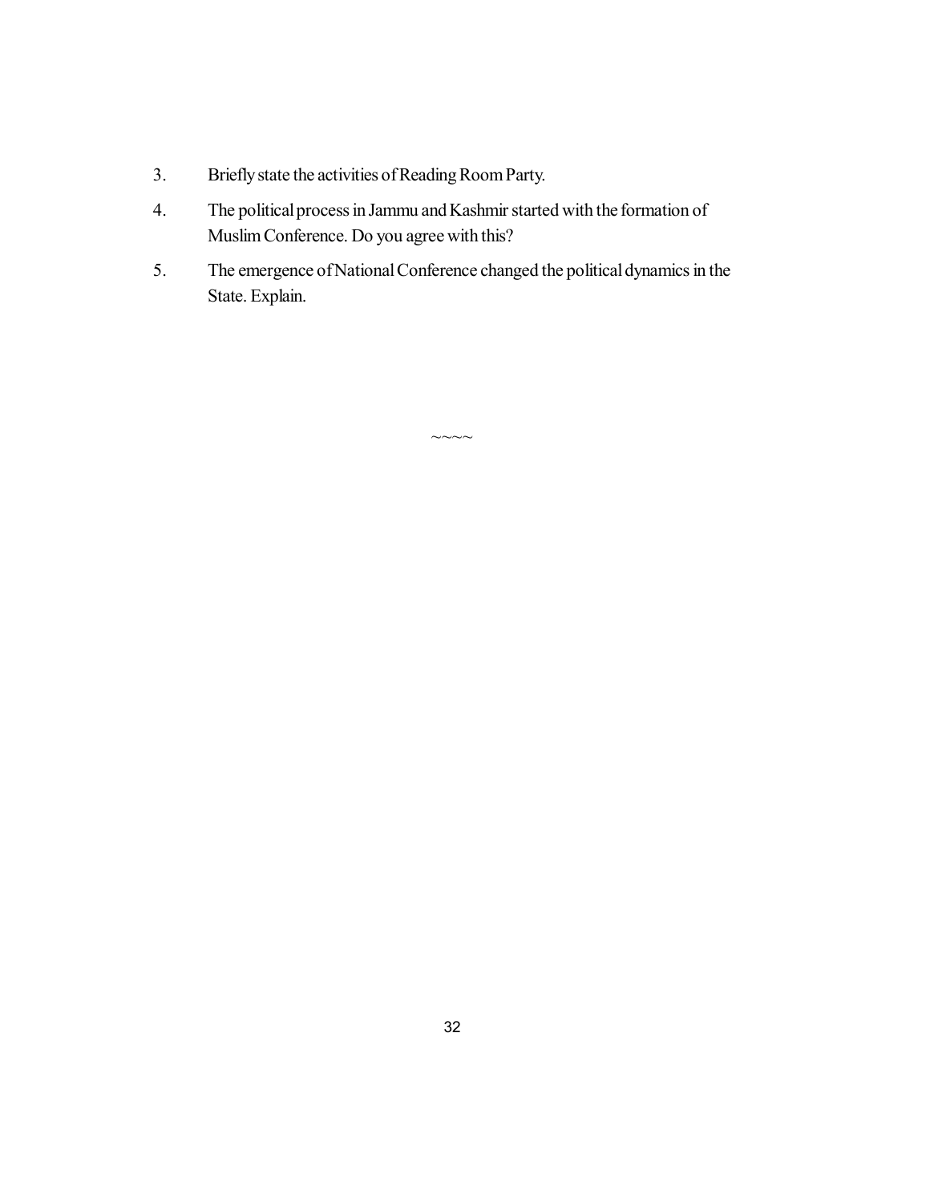3. Briefly state the activities of Reading Room Party.
4. The political process in Jammu and Kashmir started with the formation of Muslim Conference. Do you agree with this?
5. The emergence of National Conference changed the political dynamics in the State. Explain.

~~~~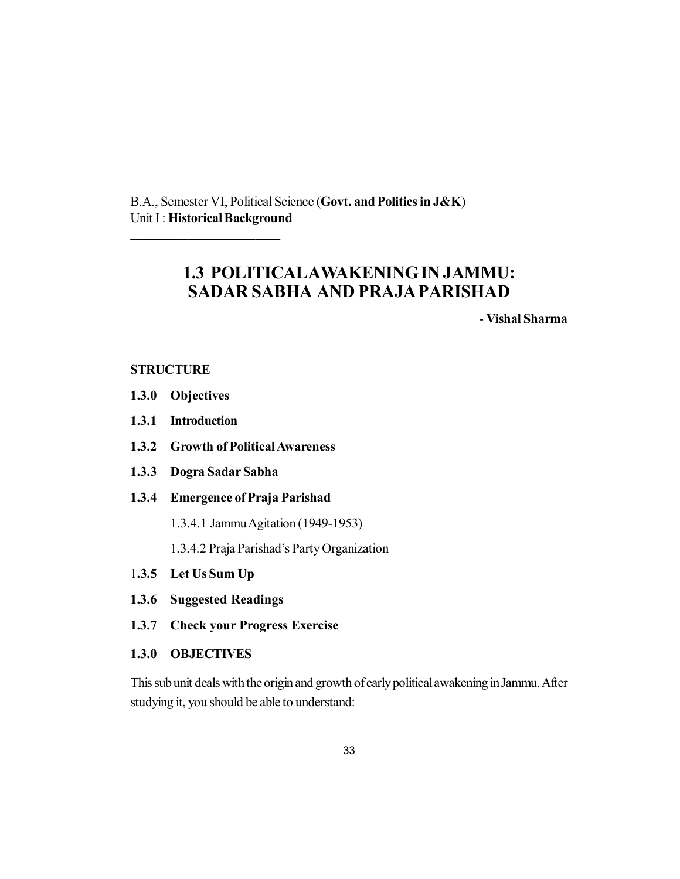B.A., Semester VI, Political Science (**Govt. and Politics in J&K**)
Unit I : **Historical Background**

---

# 1.3 POLITICAL AWAKENING IN JAMMU: SADAR SABHA AND PRAJA PARISHAD

**- Vishal Sharma**

**STRUCTURE**

**1.3.0 Objectives**

**1.3.1 Introduction**

**1.3.2 Growth of Political Awareness**

**1.3.3 Dogra Sadar Sabha**

**1.3.4 Emergence of Praja Parishad**

1.3.4.1 Jammu Agitation (1949-1953)

1.3.4.2 Praja Parishad's Party Organization

**1.3.5 Let Us Sum Up**

**1.3.6 Suggested Readings**

**1.3.7 Check your Progress Exercise**

## 1.3.0 OBJECTIVES

This sub unit deals with the origin and growth of early political awakening in Jammu. After studying it, you should be able to understand: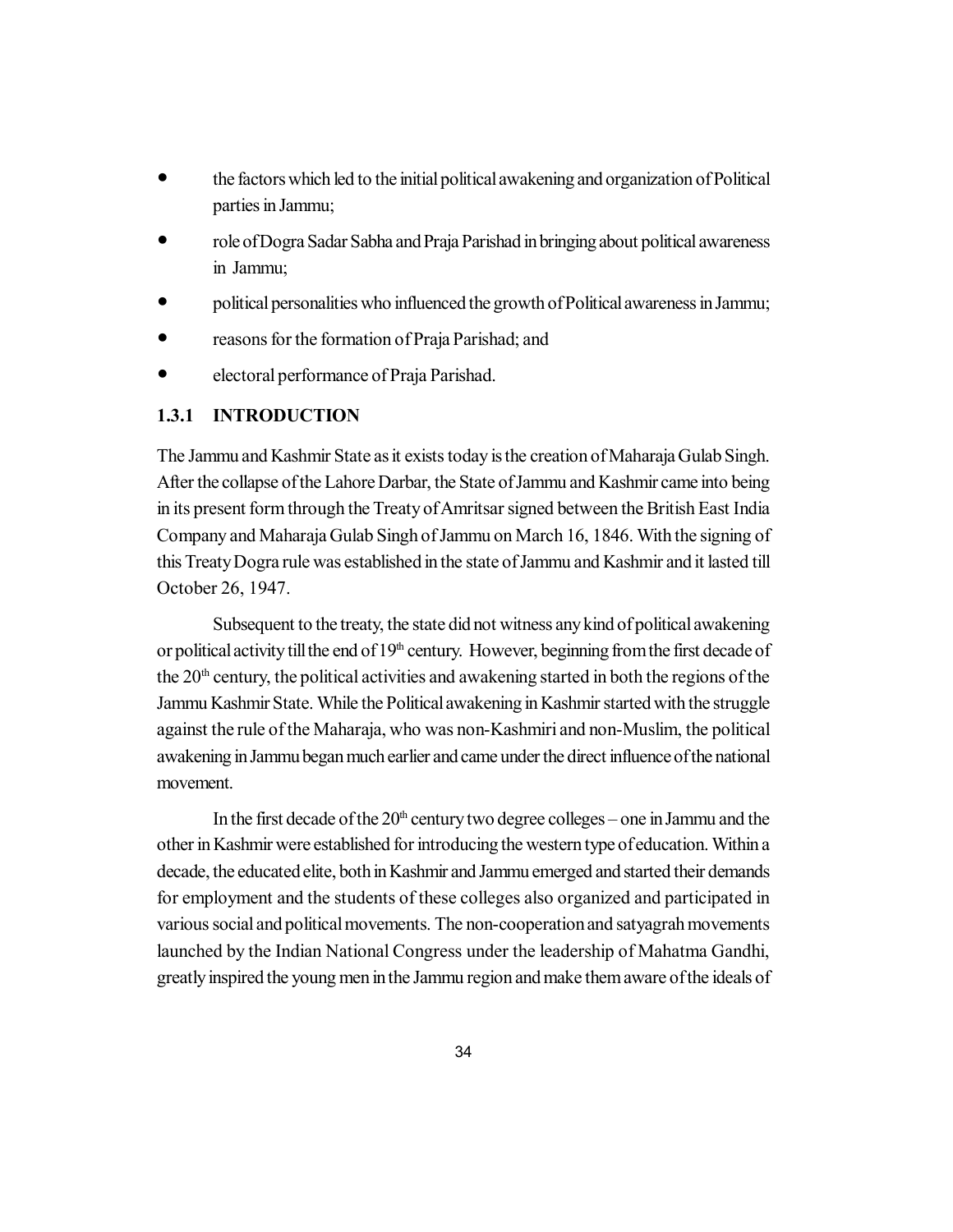- the factors which led to the initial political awakening and organization of Political parties in Jammu;
- role of Dogra Sadar Sabha and Praja Parishad in bringing about political awareness in Jammu;
- political personalities who influenced the growth of Political awareness in Jammu;
- reasons for the formation of Praja Parishad; and
- electoral performance of Praja Parishad.

### 1.3.1 INTRODUCTION

The Jammu and Kashmir State as it exists today is the creation of Maharaja Gulab Singh. After the collapse of the Lahore Darbar, the State of Jammu and Kashmir came into being in its present form through the Treaty of Amritsar signed between the British East India Company and Maharaja Gulab Singh of Jammu on March 16, 1846. With the signing of this Treaty Dogra rule was established in the state of Jammu and Kashmir and it lasted till October 26, 1947.

Subsequent to the treaty, the state did not witness any kind of political awakening or political activity till the end of 19th century. However, beginning from the first decade of the 20th century, the political activities and awakening started in both the regions of the Jammu Kashmir State. While the Political awakening in Kashmir started with the struggle against the rule of the Maharaja, who was non-Kashmiri and non-Muslim, the political awakening in Jammu began much earlier and came under the direct influence of the national movement.

In the first decade of the 20th century two degree colleges – one in Jammu and the other in Kashmir were established for introducing the western type of education. Within a decade, the educated elite, both in Kashmir and Jammu emerged and started their demands for employment and the students of these colleges also organized and participated in various social and political movements. The non-cooperation and satyagrah movements launched by the Indian National Congress under the leadership of Mahatma Gandhi, greatly inspired the young men in the Jammu region and make them aware of the ideals of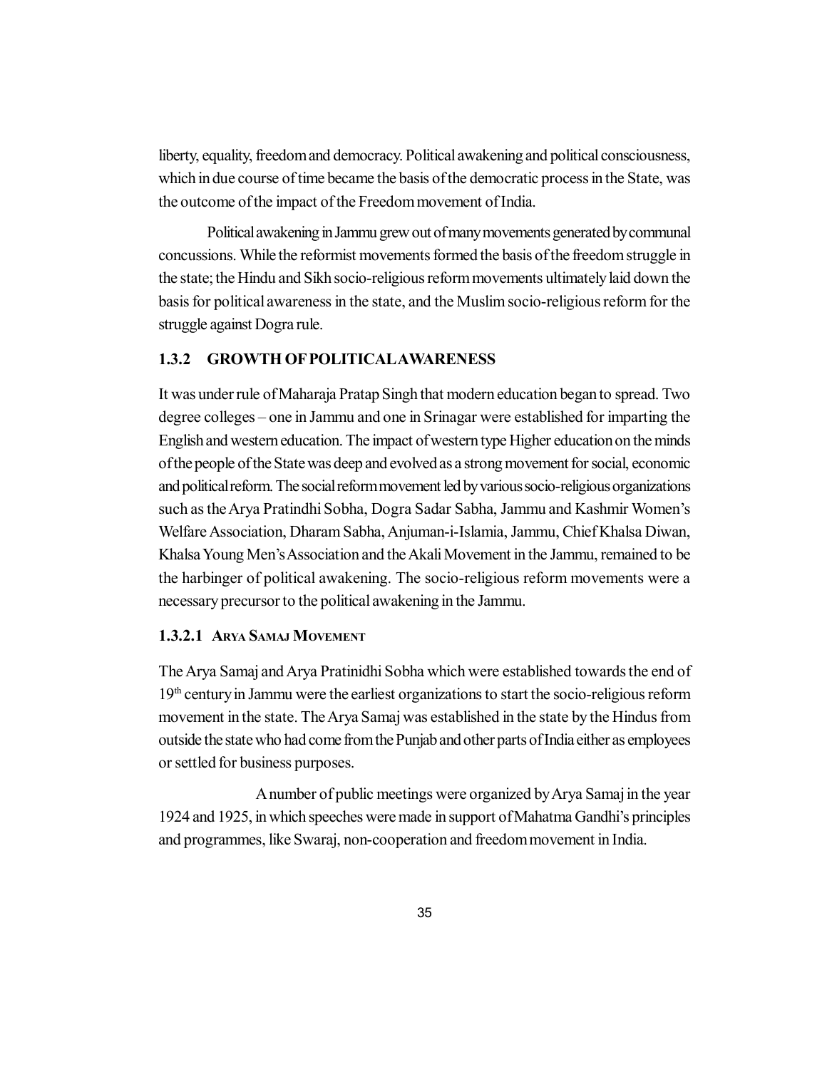liberty, equality, freedom and democracy. Political awakening and political consciousness, which in due course of time became the basis of the democratic process in the State, was the outcome of the impact of the Freedom movement of India.

Political awakening in Jammu grew out of many movements generated by communal concussions. While the reformist movements formed the basis of the freedom struggle in the state; the Hindu and Sikh socio-religious reform movements ultimately laid down the basis for political awareness in the state, and the Muslim socio-religious reform for the struggle against Dogra rule.

### 1.3.2 GROWTH OF POLITICAL AWARENESS

It was under rule of Maharaja Pratap Singh that modern education began to spread. Two degree colleges – one in Jammu and one in Srinagar were established for imparting the English and western education. The impact of western type Higher education on the minds of the people of the State was deep and evolved as a strong movement for social, economic and political reform. The social reform movement led by various socio-religious organizations such as the Arya Pratindhi Sobha, Dogra Sadar Sabha, Jammu and Kashmir Women's Welfare Association, Dharam Sabha, Anjuman-i-Islamia, Jammu, Chief Khalsa Diwan, Khalsa Young Men's Association and the Akali Movement in the Jammu, remained to be the harbinger of political awakening. The socio-religious reform movements were a necessary precursor to the political awakening in the Jammu.

#### 1.3.2.1 Arya Samaj Movement

The Arya Samaj and Arya Pratinidhi Sobha which were established towards the end of 19th century in Jammu were the earliest organizations to start the socio-religious reform movement in the state. The Arya Samaj was established in the state by the Hindus from outside the state who had come from the Punjab and other parts of India either as employees or settled for business purposes.

A number of public meetings were organized by Arya Samaj in the year 1924 and 1925, in which speeches were made in support of Mahatma Gandhi's principles and programmes, like Swaraj, non-cooperation and freedom movement in India.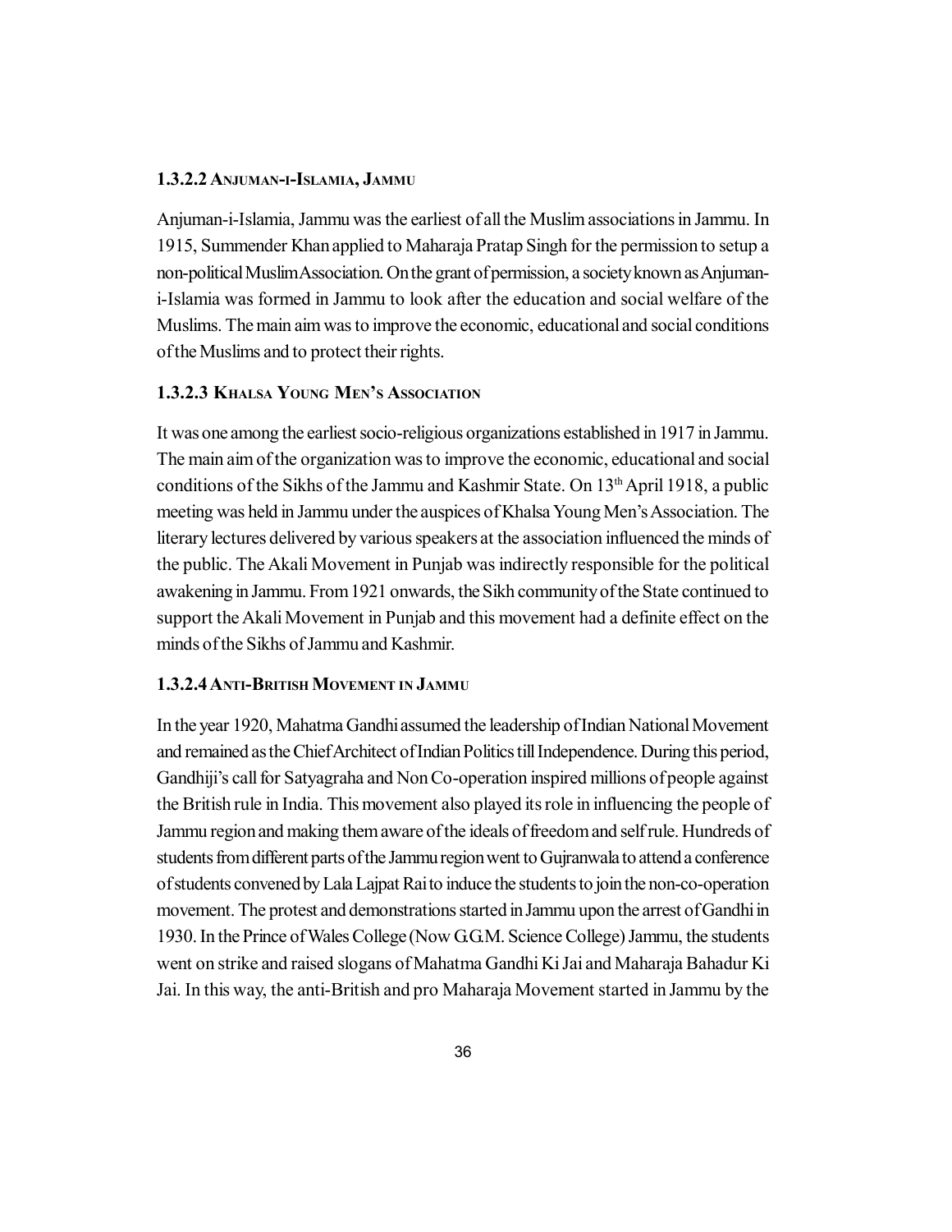#### 1.3.2.2 Anjuman-i-Islamia, Jammu

Anjuman-i-Islamia, Jammu was the earliest of all the Muslim associations in Jammu. In 1915, Summender Khan applied to Maharaja Pratap Singh for the permission to setup a non-political Muslim Association. On the grant of permission, a society known as Anjuman-i-Islamia was formed in Jammu to look after the education and social welfare of the Muslims. The main aim was to improve the economic, educational and social conditions of the Muslims and to protect their rights.

#### 1.3.2.3 Khalsa Young Men's Association

It was one among the earliest socio-religious organizations established in 1917 in Jammu. The main aim of the organization was to improve the economic, educational and social conditions of the Sikhs of the Jammu and Kashmir State. On 13th April 1918, a public meeting was held in Jammu under the auspices of Khalsa Young Men's Association. The literary lectures delivered by various speakers at the association influenced the minds of the public. The Akali Movement in Punjab was indirectly responsible for the political awakening in Jammu. From 1921 onwards, the Sikh community of the State continued to support the Akali Movement in Punjab and this movement had a definite effect on the minds of the Sikhs of Jammu and Kashmir.

#### 1.3.2.4 Anti-British Movement in Jammu

In the year 1920, Mahatma Gandhi assumed the leadership of Indian National Movement and remained as the Chief Architect of Indian Politics till Independence. During this period, Gandhiji's call for Satyagraha and Non Co-operation inspired millions of people against the British rule in India. This movement also played its role in influencing the people of Jammu region and making them aware of the ideals of freedom and self rule. Hundreds of students from different parts of the Jammu region went to Gujranwala to attend a conference of students convened by Lala Lajpat Rai to induce the students to join the non-co-operation movement. The protest and demonstrations started in Jammu upon the arrest of Gandhi in 1930. In the Prince of Wales College (Now G.G.M. Science College) Jammu, the students went on strike and raised slogans of Mahatma Gandhi Ki Jai and Maharaja Bahadur Ki Jai. In this way, the anti-British and pro Maharaja Movement started in Jammu by the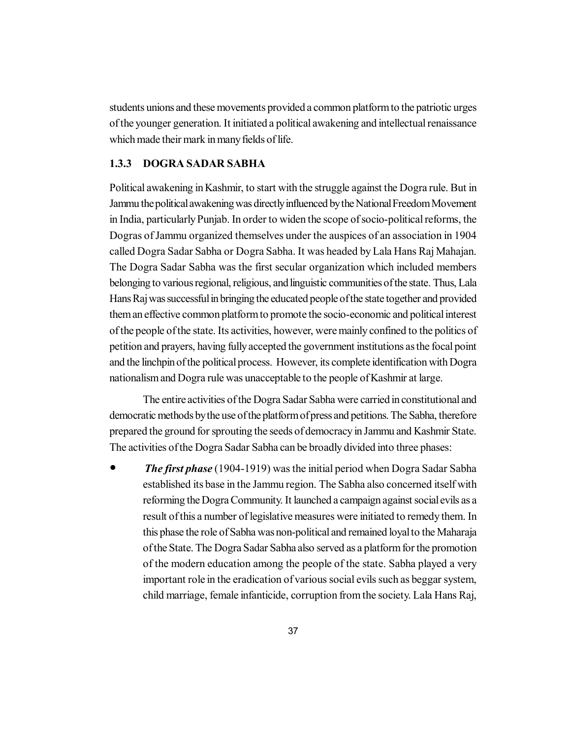students unions and these movements provided a common platform to the patriotic urges of the younger generation. It initiated a political awakening and intellectual renaissance which made their mark in many fields of life.

### 1.3.3 DOGRA SADAR SABHA

Political awakening in Kashmir, to start with the struggle against the Dogra rule. But in Jammu the political awakening was directly influenced by the National Freedom Movement in India, particularly Punjab. In order to widen the scope of socio-political reforms, the Dogras of Jammu organized themselves under the auspices of an association in 1904 called Dogra Sadar Sabha or Dogra Sabha. It was headed by Lala Hans Raj Mahajan. The Dogra Sadar Sabha was the first secular organization which included members belonging to various regional, religious, and linguistic communities of the state. Thus, Lala Hans Raj was successful in bringing the educated people of the state together and provided them an effective common platform to promote the socio-economic and political interest of the people of the state. Its activities, however, were mainly confined to the politics of petition and prayers, having fully accepted the government institutions as the focal point and the linchpin of the political process. However, its complete identification with Dogra nationalism and Dogra rule was unacceptable to the people of Kashmir at large.

The entire activities of the Dogra Sadar Sabha were carried in constitutional and democratic methods by the use of the platform of press and petitions. The Sabha, therefore prepared the ground for sprouting the seeds of democracy in Jammu and Kashmir State. The activities of the Dogra Sadar Sabha can be broadly divided into three phases:

- ***The first phase*** (1904-1919) was the initial period when Dogra Sadar Sabha established its base in the Jammu region. The Sabha also concerned itself with reforming the Dogra Community. It launched a campaign against social evils as a result of this a number of legislative measures were initiated to remedy them. In this phase the role of Sabha was non-political and remained loyal to the Maharaja of the State. The Dogra Sadar Sabha also served as a platform for the promotion of the modern education among the people of the state. Sabha played a very important role in the eradication of various social evils such as beggar system, child marriage, female infanticide, corruption from the society. Lala Hans Raj,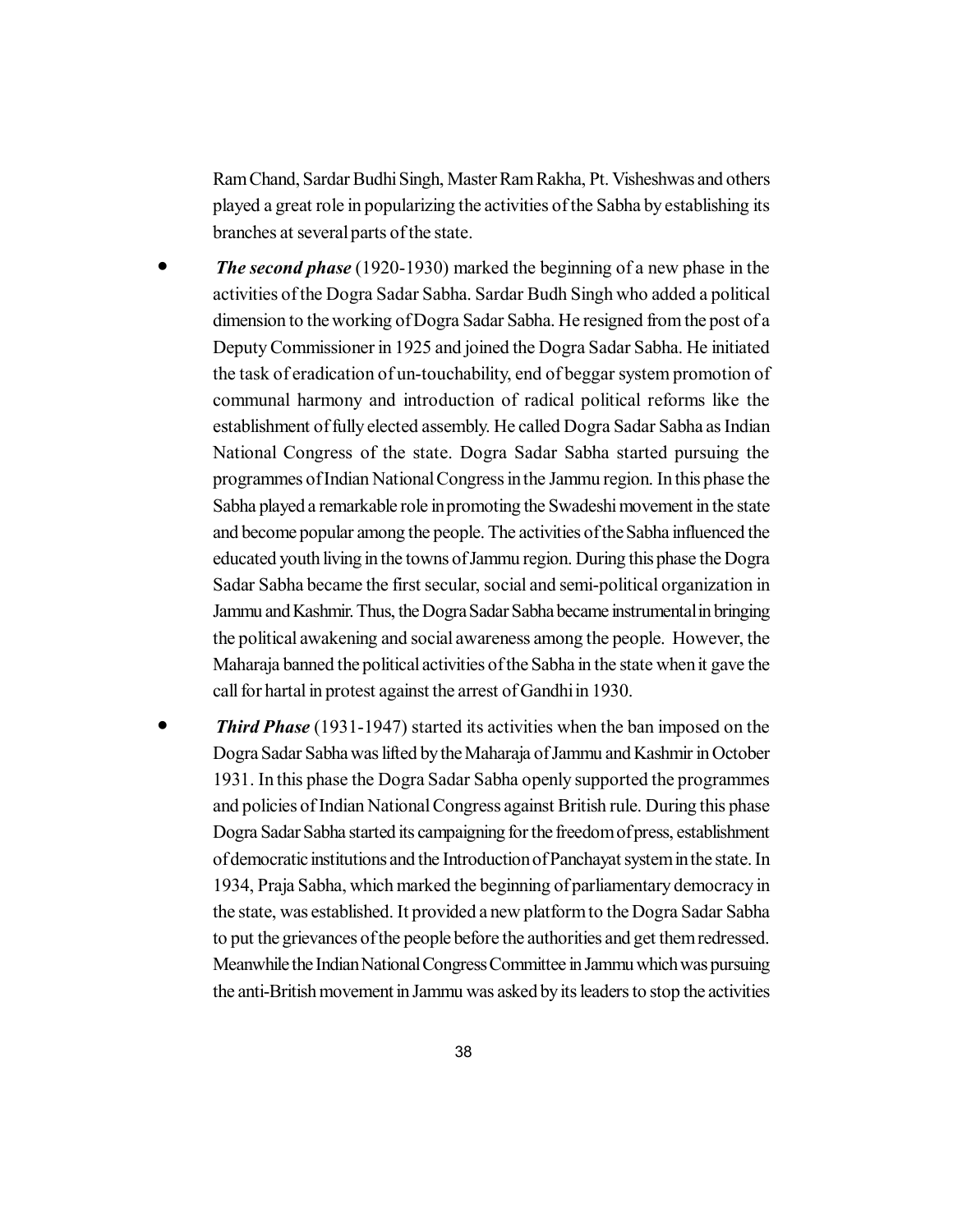Ram Chand, Sardar Budhi Singh, Master Ram Rakha, Pt. Visheshwas and others played a great role in popularizing the activities of the Sabha by establishing its branches at several parts of the state.

- ***The second phase*** (1920-1930) marked the beginning of a new phase in the activities of the Dogra Sadar Sabha. Sardar Budh Singh who added a political dimension to the working of Dogra Sadar Sabha. He resigned from the post of a Deputy Commissioner in 1925 and joined the Dogra Sadar Sabha. He initiated the task of eradication of un-touchability, end of beggar system promotion of communal harmony and introduction of radical political reforms like the establishment of fully elected assembly. He called Dogra Sadar Sabha as Indian National Congress of the state. Dogra Sadar Sabha started pursuing the programmes of Indian National Congress in the Jammu region. In this phase the Sabha played a remarkable role in promoting the Swadeshi movement in the state and become popular among the people. The activities of the Sabha influenced the educated youth living in the towns of Jammu region. During this phase the Dogra Sadar Sabha became the first secular, social and semi-political organization in Jammu and Kashmir. Thus, the Dogra Sadar Sabha became instrumental in bringing the political awakening and social awareness among the people. However, the Maharaja banned the political activities of the Sabha in the state when it gave the call for hartal in protest against the arrest of Gandhi in 1930.

- ***Third Phase*** (1931-1947) started its activities when the ban imposed on the Dogra Sadar Sabha was lifted by the Maharaja of Jammu and Kashmir in October 1931. In this phase the Dogra Sadar Sabha openly supported the programmes and policies of Indian National Congress against British rule. During this phase Dogra Sadar Sabha started its campaigning for the freedom of press, establishment of democratic institutions and the Introduction of Panchayat system in the state. In 1934, Praja Sabha, which marked the beginning of parliamentary democracy in the state, was established. It provided a new platform to the Dogra Sadar Sabha to put the grievances of the people before the authorities and get them redressed. Meanwhile the Indian National Congress Committee in Jammu which was pursuing the anti-British movement in Jammu was asked by its leaders to stop the activities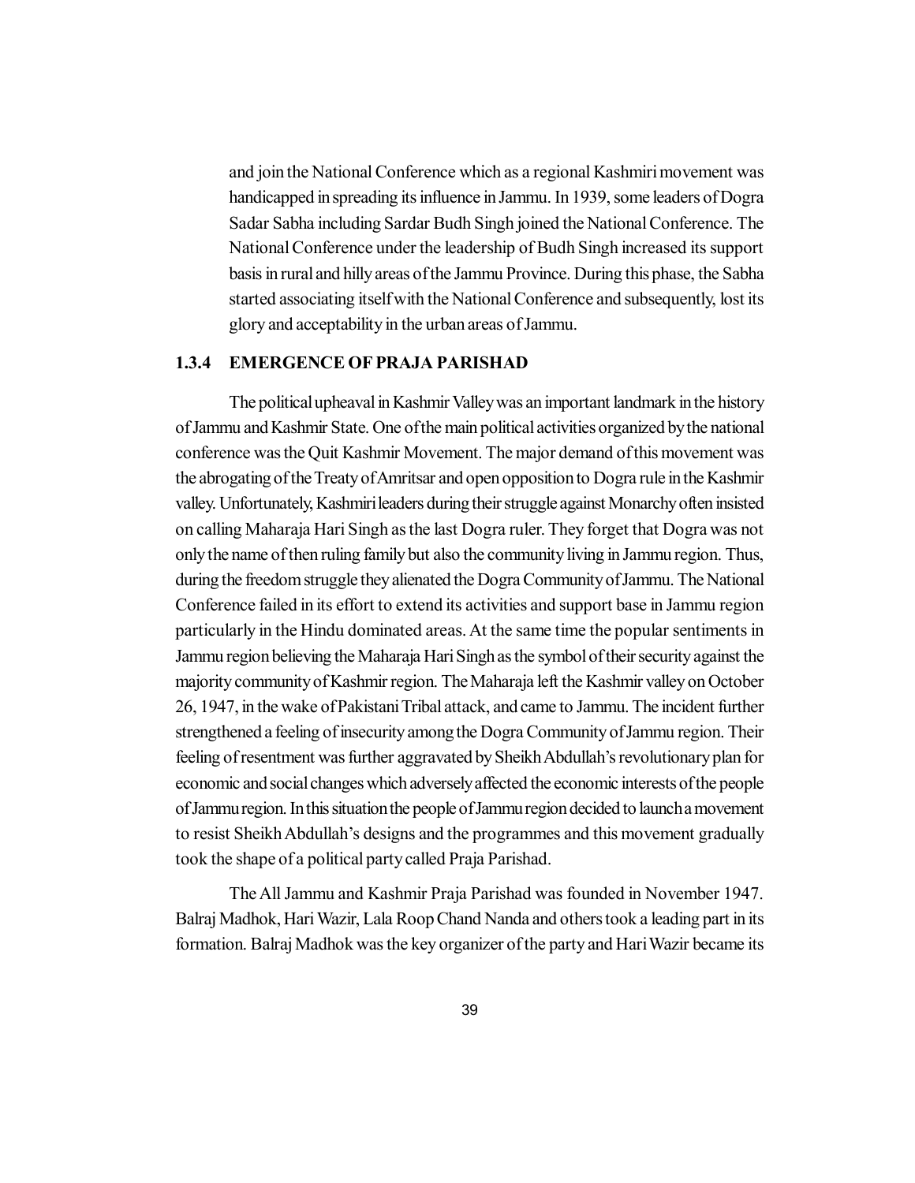and join the National Conference which as a regional Kashmiri movement was handicapped in spreading its influence in Jammu. In 1939, some leaders of Dogra Sadar Sabha including Sardar Budh Singh joined the National Conference. The National Conference under the leadership of Budh Singh increased its support basis in rural and hilly areas of the Jammu Province. During this phase, the Sabha started associating itself with the National Conference and subsequently, lost its glory and acceptability in the urban areas of Jammu.

### 1.3.4 EMERGENCE OF PRAJA PARISHAD

The political upheaval in Kashmir Valley was an important landmark in the history of Jammu and Kashmir State. One of the main political activities organized by the national conference was the Quit Kashmir Movement. The major demand of this movement was the abrogating of the Treaty of Amritsar and open opposition to Dogra rule in the Kashmir valley. Unfortunately, Kashmiri leaders during their struggle against Monarchy often insisted on calling Maharaja Hari Singh as the last Dogra ruler. They forget that Dogra was not only the name of then ruling family but also the community living in Jammu region. Thus, during the freedom struggle they alienated the Dogra Community of Jammu. The National Conference failed in its effort to extend its activities and support base in Jammu region particularly in the Hindu dominated areas. At the same time the popular sentiments in Jammu region believing the Maharaja Hari Singh as the symbol of their security against the majority community of Kashmir region. The Maharaja left the Kashmir valley on October 26, 1947, in the wake of Pakistani Tribal attack, and came to Jammu. The incident further strengthened a feeling of insecurity among the Dogra Community of Jammu region. Their feeling of resentment was further aggravated by Sheikh Abdullah's revolutionary plan for economic and social changes which adversely affected the economic interests of the people of Jammu region. In this situation the people of Jammu region decided to launch a movement to resist Sheikh Abdullah's designs and the programmes and this movement gradually took the shape of a political party called Praja Parishad.

The All Jammu and Kashmir Praja Parishad was founded in November 1947. Balraj Madhok, Hari Wazir, Lala Roop Chand Nanda and others took a leading part in its formation. Balraj Madhok was the key organizer of the party and Hari Wazir became its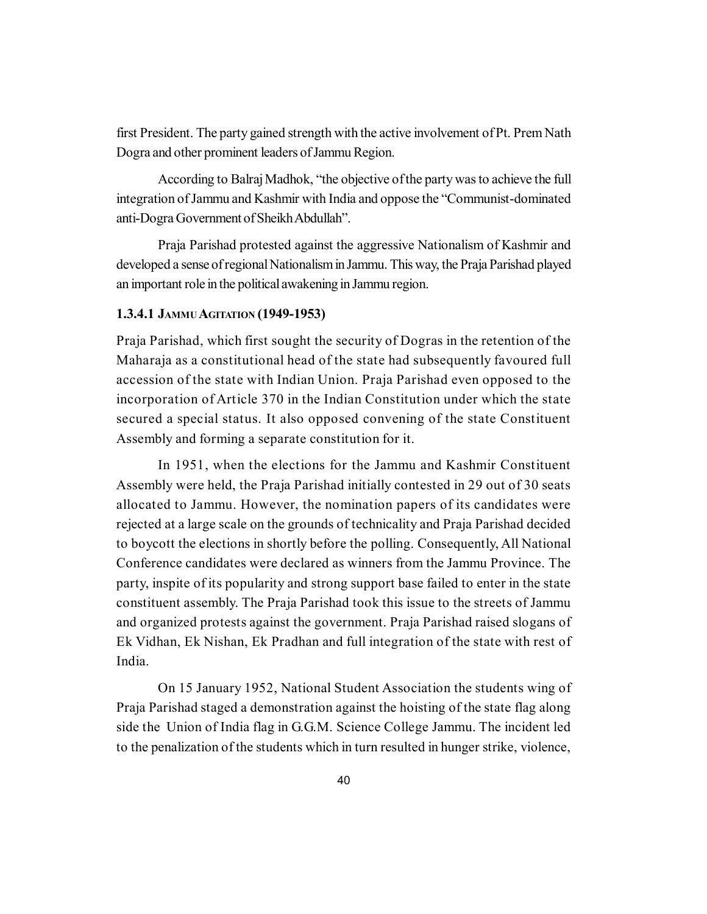first President. The party gained strength with the active involvement of Pt. Prem Nath Dogra and other prominent leaders of Jammu Region.

According to Balraj Madhok, "the objective of the party was to achieve the full integration of Jammu and Kashmir with India and oppose the "Communist-dominated anti-Dogra Government of Sheikh Abdullah".

Praja Parishad protested against the aggressive Nationalism of Kashmir and developed a sense of regional Nationalism in Jammu. This way, the Praja Parishad played an important role in the political awakening in Jammu region.

### 1.3.4.1 JAMMU AGITATION (1949-1953)

Praja Parishad, which first sought the security of Dogras in the retention of the Maharaja as a constitutional head of the state had subsequently favoured full accession of the state with Indian Union. Praja Parishad even opposed to the incorporation of Article 370 in the Indian Constitution under which the state secured a special status. It also opposed convening of the state Constituent Assembly and forming a separate constitution for it.

In 1951, when the elections for the Jammu and Kashmir Constituent Assembly were held, the Praja Parishad initially contested in 29 out of 30 seats allocated to Jammu. However, the nomination papers of its candidates were rejected at a large scale on the grounds of technicality and Praja Parishad decided to boycott the elections in shortly before the polling. Consequently, All National Conference candidates were declared as winners from the Jammu Province. The party, inspite of its popularity and strong support base failed to enter in the state constituent assembly. The Praja Parishad took this issue to the streets of Jammu and organized protests against the government. Praja Parishad raised slogans of Ek Vidhan, Ek Nishan, Ek Pradhan and full integration of the state with rest of India.

On 15 January 1952, National Student Association the students wing of Praja Parishad staged a demonstration against the hoisting of the state flag along side the Union of India flag in G.G.M. Science College Jammu. The incident led to the penalization of the students which in turn resulted in hunger strike, violence,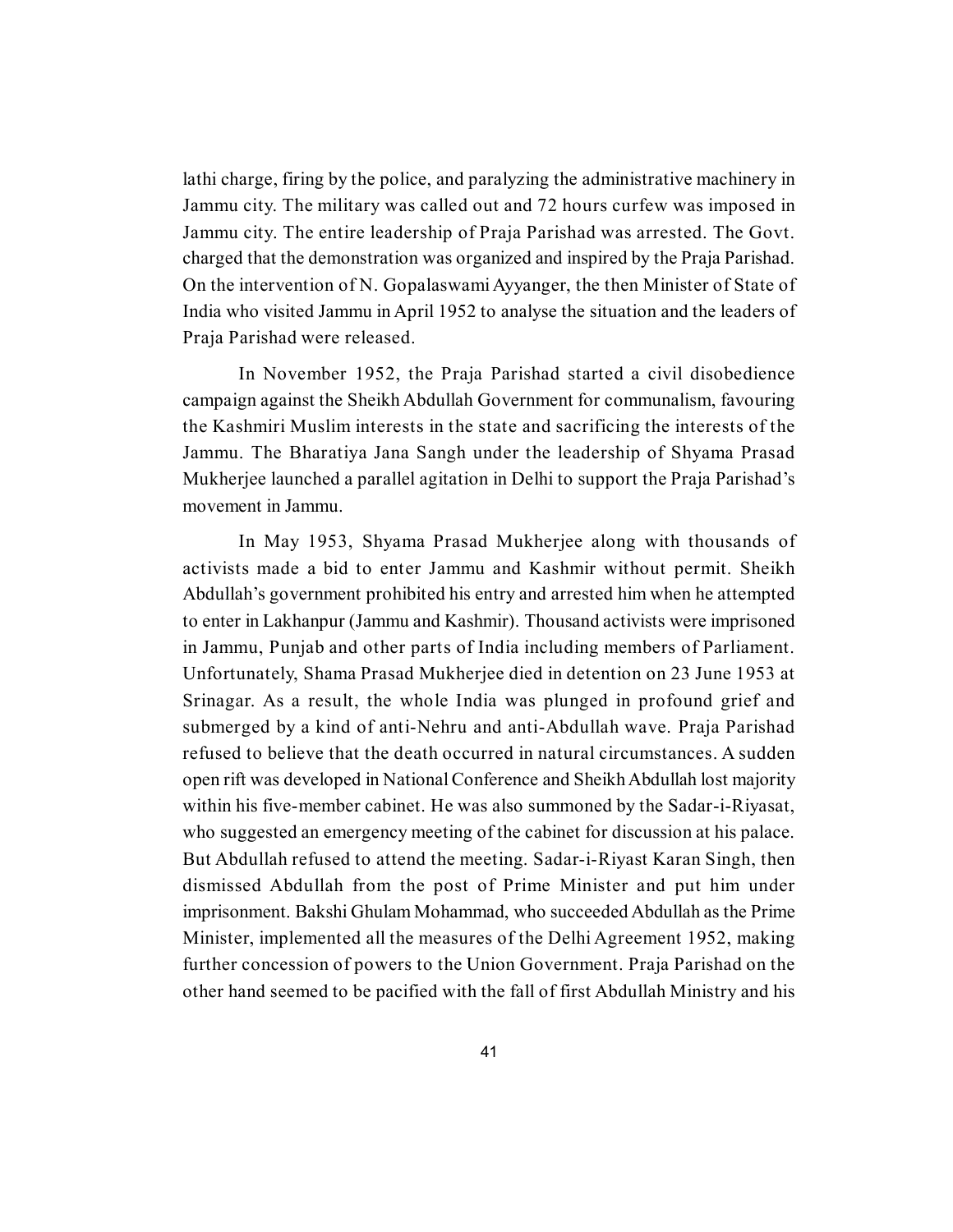lathi charge, firing by the police, and paralyzing the administrative machinery in Jammu city. The military was called out and 72 hours curfew was imposed in Jammu city. The entire leadership of Praja Parishad was arrested. The Govt. charged that the demonstration was organized and inspired by the Praja Parishad. On the intervention of N. Gopalaswami Ayyanger, the then Minister of State of India who visited Jammu in April 1952 to analyse the situation and the leaders of Praja Parishad were released.

In November 1952, the Praja Parishad started a civil disobedience campaign against the Sheikh Abdullah Government for communalism, favouring the Kashmiri Muslim interests in the state and sacrificing the interests of the Jammu. The Bharatiya Jana Sangh under the leadership of Shyama Prasad Mukherjee launched a parallel agitation in Delhi to support the Praja Parishad's movement in Jammu.

In May 1953, Shyama Prasad Mukherjee along with thousands of activists made a bid to enter Jammu and Kashmir without permit. Sheikh Abdullah's government prohibited his entry and arrested him when he attempted to enter in Lakhanpur (Jammu and Kashmir). Thousand activists were imprisoned in Jammu, Punjab and other parts of India including members of Parliament. Unfortunately, Shama Prasad Mukherjee died in detention on 23 June 1953 at Srinagar. As a result, the whole India was plunged in profound grief and submerged by a kind of anti-Nehru and anti-Abdullah wave. Praja Parishad refused to believe that the death occurred in natural circumstances. A sudden open rift was developed in National Conference and Sheikh Abdullah lost majority within his five-member cabinet. He was also summoned by the Sadar-i-Riyasat, who suggested an emergency meeting of the cabinet for discussion at his palace. But Abdullah refused to attend the meeting. Sadar-i-Riyast Karan Singh, then dismissed Abdullah from the post of Prime Minister and put him under imprisonment. Bakshi Ghulam Mohammad, who succeeded Abdullah as the Prime Minister, implemented all the measures of the Delhi Agreement 1952, making further concession of powers to the Union Government. Praja Parishad on the other hand seemed to be pacified with the fall of first Abdullah Ministry and his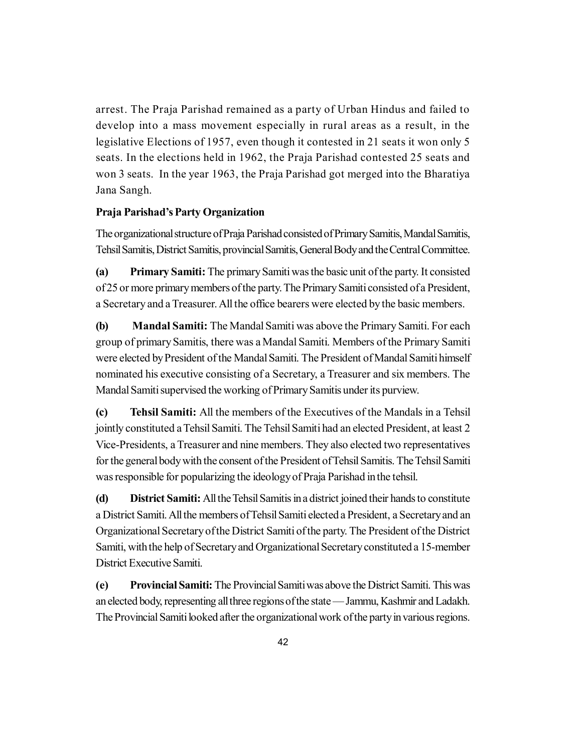arrest. The Praja Parishad remained as a party of Urban Hindus and failed to develop into a mass movement especially in rural areas as a result, in the legislative Elections of 1957, even though it contested in 21 seats it won only 5 seats. In the elections held in 1962, the Praja Parishad contested 25 seats and won 3 seats. In the year 1963, the Praja Parishad got merged into the Bharatiya Jana Sangh.

**Praja Parishad's Party Organization**

The organizational structure of Praja Parishad consisted of Primary Samitis, Mandal Samitis, Tehsil Samitis, District Samitis, provincial Samitis, General Body and the Central Committee.

**(a) Primary Samiti:** The primary Samiti was the basic unit of the party. It consisted of 25 or more primary members of the party. The Primary Samiti consisted of a President, a Secretary and a Treasurer. All the office bearers were elected by the basic members.

**(b) Mandal Samiti:** The Mandal Samiti was above the Primary Samiti. For each group of primary Samitis, there was a Mandal Samiti. Members of the Primary Samiti were elected by President of the Mandal Samiti. The President of Mandal Samiti himself nominated his executive consisting of a Secretary, a Treasurer and six members. The Mandal Samiti supervised the working of Primary Samitis under its purview.

**(c) Tehsil Samiti:** All the members of the Executives of the Mandals in a Tehsil jointly constituted a Tehsil Samiti. The Tehsil Samiti had an elected President, at least 2 Vice-Presidents, a Treasurer and nine members. They also elected two representatives for the general body with the consent of the President of Tehsil Samitis. The Tehsil Samiti was responsible for popularizing the ideology of Praja Parishad in the tehsil.

**(d) District Samiti:** All the Tehsil Samitis in a district joined their hands to constitute a District Samiti. All the members of Tehsil Samiti elected a President, a Secretary and an Organizational Secretary of the District Samiti of the party. The President of the District Samiti, with the help of Secretary and Organizational Secretary constituted a 15-member District Executive Samiti.

**(e) Provincial Samiti:** The Provincial Samiti was above the District Samiti. This was an elected body, representing all three regions of the state — Jammu, Kashmir and Ladakh. The Provincial Samiti looked after the organizational work of the party in various regions.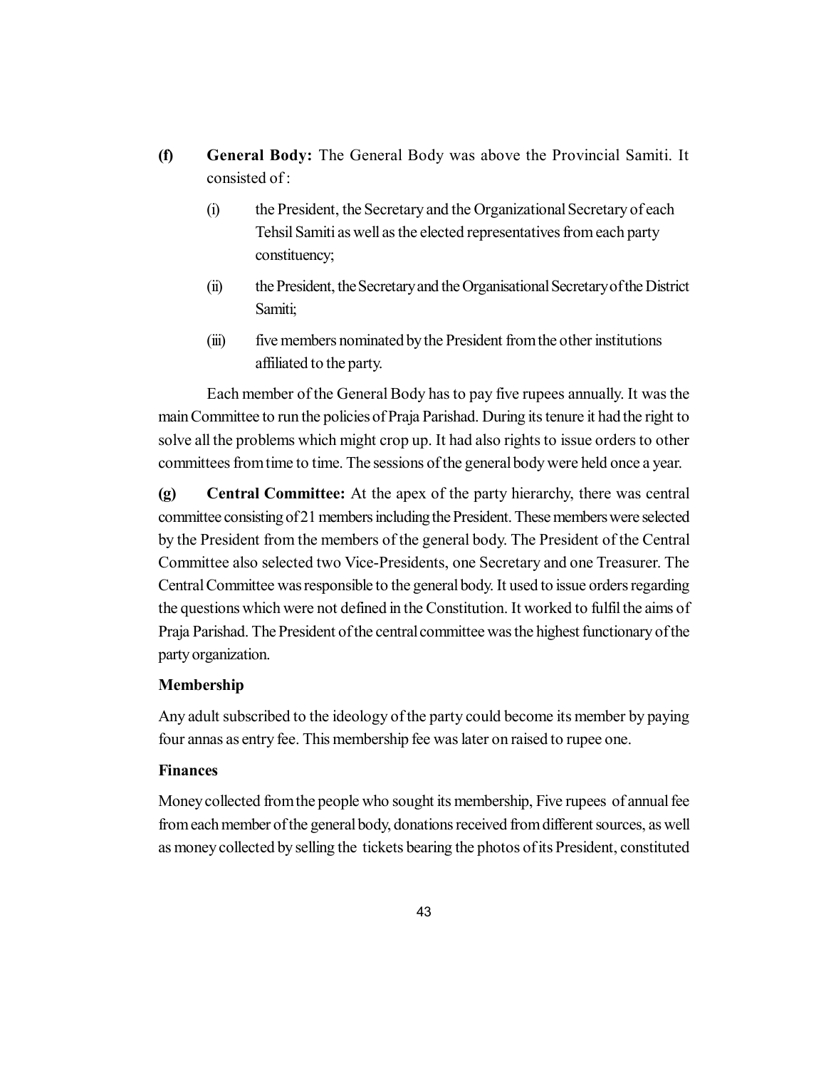**(f) General Body:** The General Body was above the Provincial Samiti. It consisted of :

(i) the President, the Secretary and the Organizational Secretary of each Tehsil Samiti as well as the elected representatives from each party constituency;

(ii) the President, the Secretary and the Organisational Secretary of the District Samiti;

(iii) five members nominated by the President from the other institutions affiliated to the party.

Each member of the General Body has to pay five rupees annually. It was the main Committee to run the policies of Praja Parishad. During its tenure it had the right to solve all the problems which might crop up. It had also rights to issue orders to other committees from time to time. The sessions of the general body were held once a year.

**(g) Central Committee:** At the apex of the party hierarchy, there was central committee consisting of 21 members including the President. These members were selected by the President from the members of the general body. The President of the Central Committee also selected two Vice-Presidents, one Secretary and one Treasurer. The Central Committee was responsible to the general body. It used to issue orders regarding the questions which were not defined in the Constitution. It worked to fulfil the aims of Praja Parishad. The President of the central committee was the highest functionary of the party organization.

**Membership**

Any adult subscribed to the ideology of the party could become its member by paying four annas as entry fee. This membership fee was later on raised to rupee one.

**Finances**

Money collected from the people who sought its membership, Five rupees of annual fee from each member of the general body, donations received from different sources, as well as money collected by selling the tickets bearing the photos of its President, constituted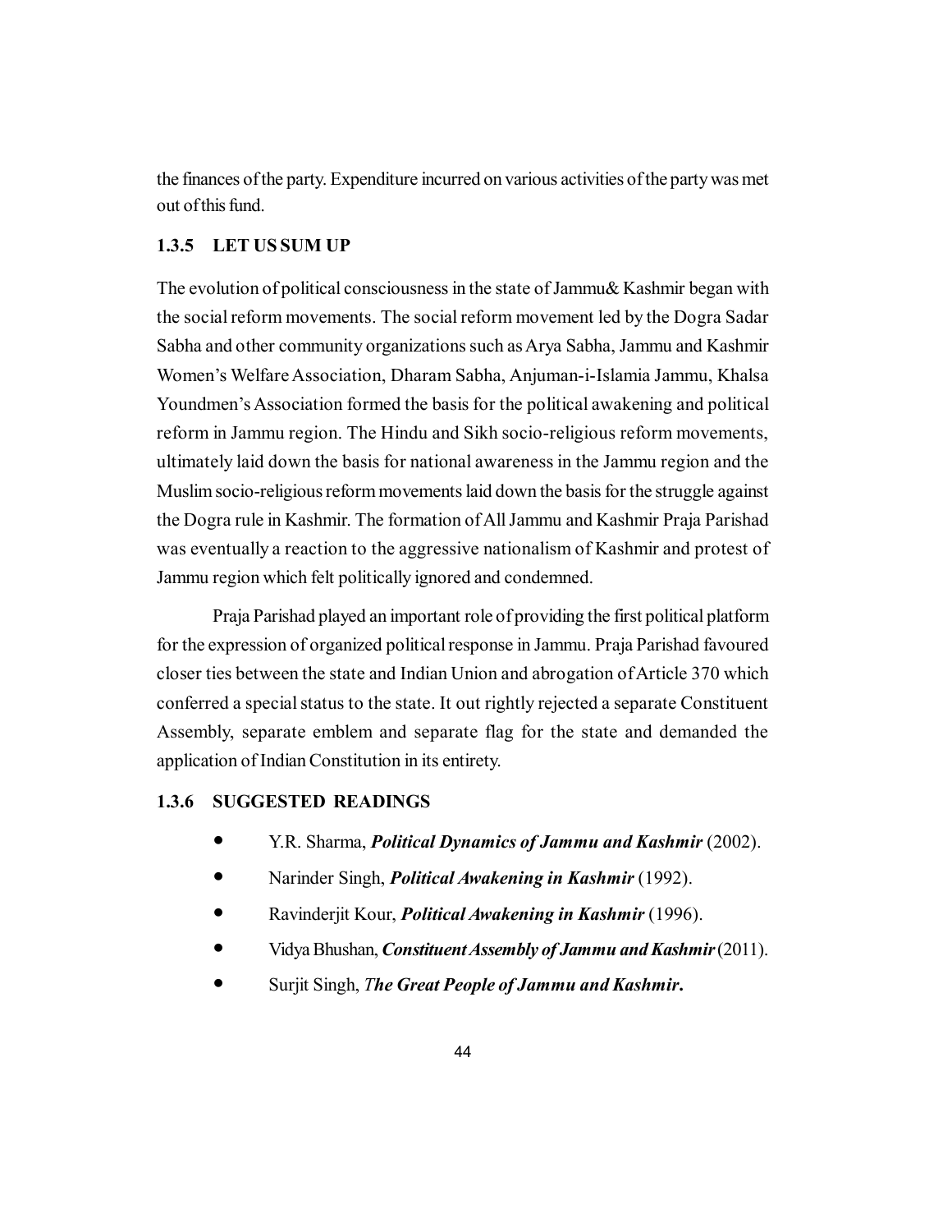the finances of the party. Expenditure incurred on various activities of the party was met out of this fund.

### 1.3.5 LET US SUM UP

The evolution of political consciousness in the state of Jammu& Kashmir began with the social reform movements. The social reform movement led by the Dogra Sadar Sabha and other community organizations such as Arya Sabha, Jammu and Kashmir Women's Welfare Association, Dharam Sabha, Anjuman-i-Islamia Jammu, Khalsa Youndmen's Association formed the basis for the political awakening and political reform in Jammu region. The Hindu and Sikh socio-religious reform movements, ultimately laid down the basis for national awareness in the Jammu region and the Muslim socio-religious reform movements laid down the basis for the struggle against the Dogra rule in Kashmir. The formation of All Jammu and Kashmir Praja Parishad was eventually a reaction to the aggressive nationalism of Kashmir and protest of Jammu region which felt politically ignored and condemned.

Praja Parishad played an important role of providing the first political platform for the expression of organized political response in Jammu. Praja Parishad favoured closer ties between the state and Indian Union and abrogation of Article 370 which conferred a special status to the state. It out rightly rejected a separate Constituent Assembly, separate emblem and separate flag for the state and demanded the application of Indian Constitution in its entirety.

### 1.3.6 SUGGESTED READINGS

- Y.R. Sharma, ***Political Dynamics of Jammu and Kashmir*** (2002).
- Narinder Singh, ***Political Awakening in Kashmir*** (1992).
- Ravinderjit Kour, ***Political Awakening in Kashmir*** (1996).
- Vidya Bhushan, ***Constituent Assembly of Jammu and Kashmir*** (2011).
- Surjit Singh, ***The Great People of Jammu and Kashmir*.**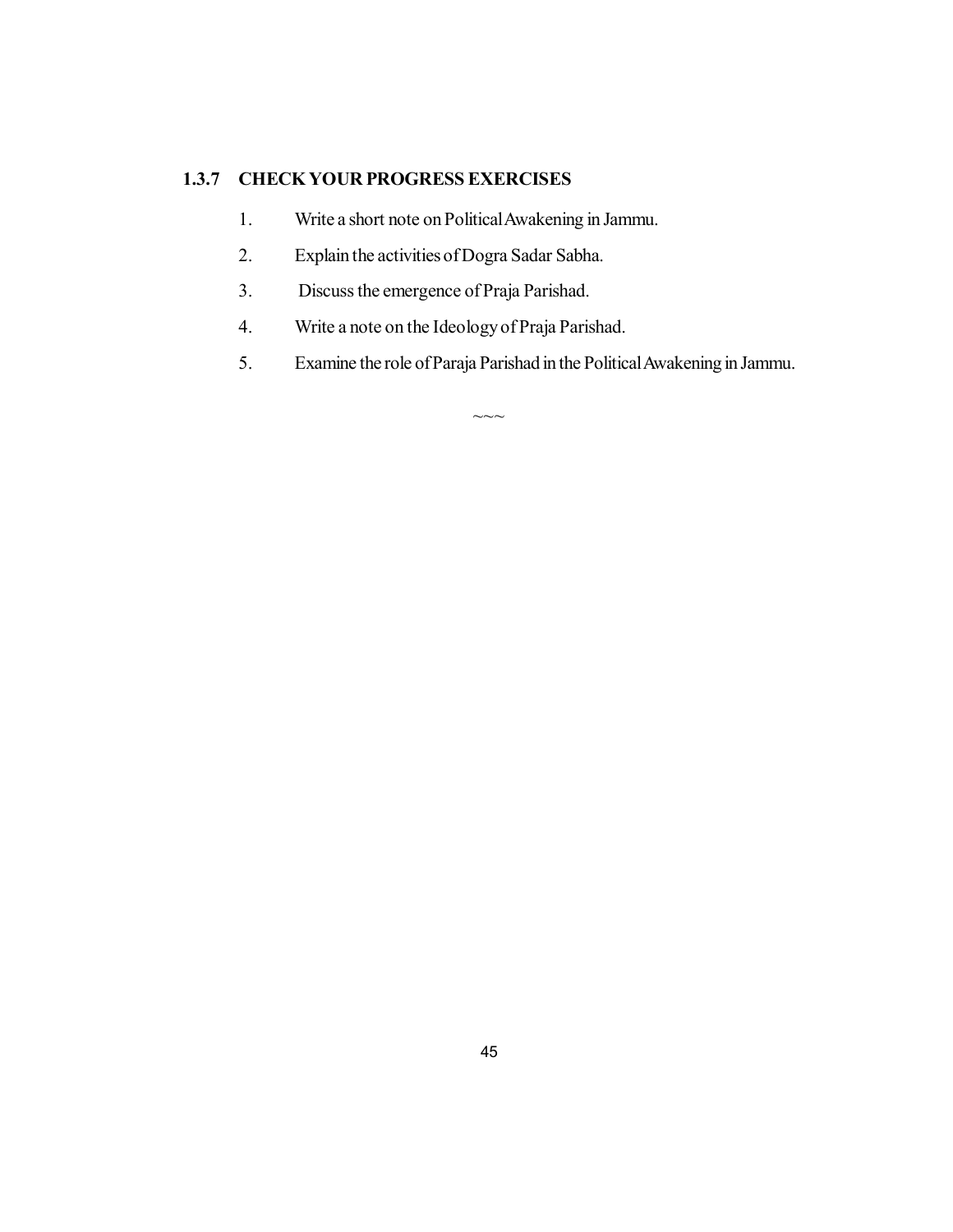### 1.3.7 CHECK YOUR PROGRESS EXERCISES

1. Write a short note on Political Awakening in Jammu.
2. Explain the activities of Dogra Sadar Sabha.
3. Discuss the emergence of Praja Parishad.
4. Write a note on the Ideology of Praja Parishad.
5. Examine the role of Paraja Parishad in the Political Awakening in Jammu.

~~~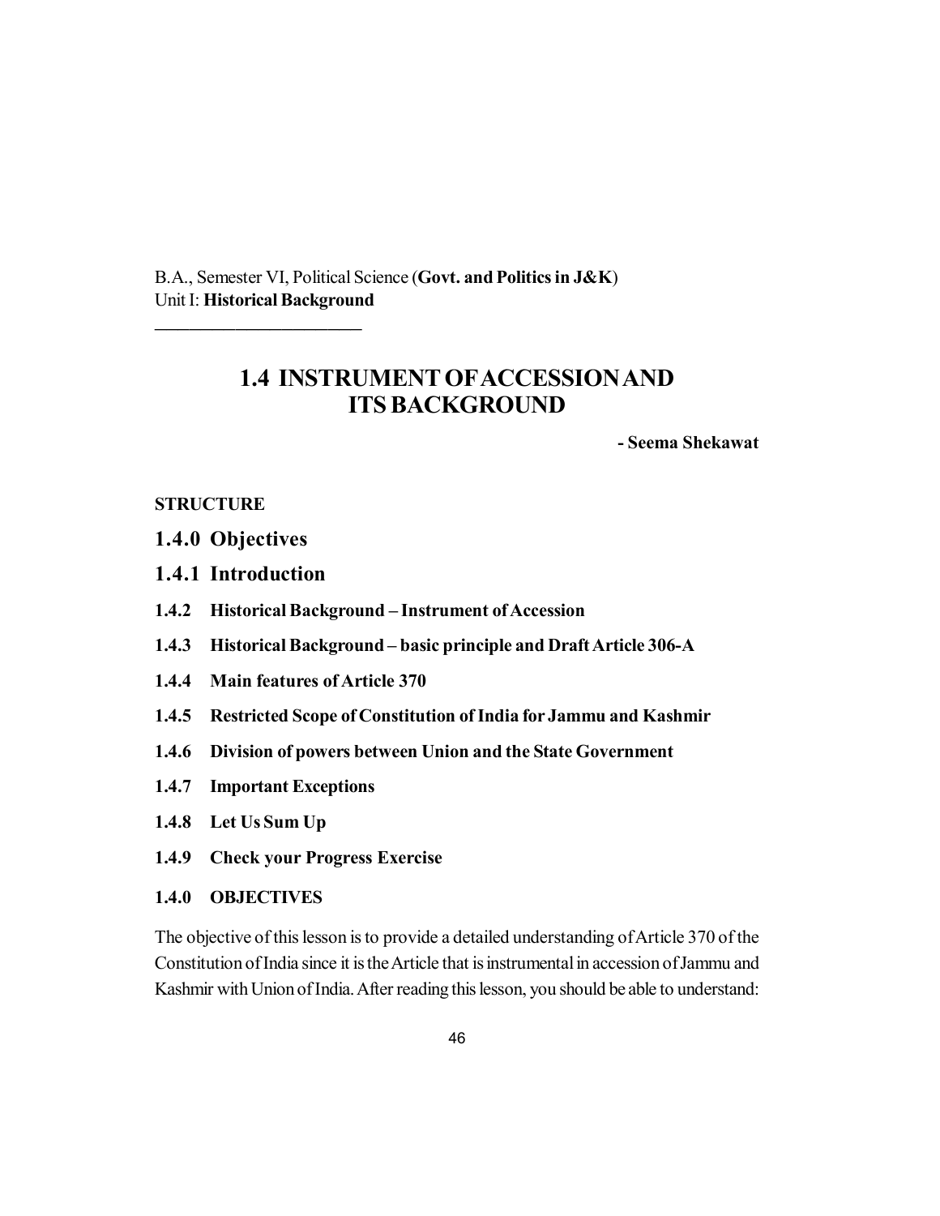B.A., Semester VI, Political Science (**Govt. and Politics in J&K**)
Unit I: **Historical Background**

---

# 1.4 INSTRUMENT OF ACCESSION AND ITS BACKGROUND

**- Seema Shekawat**

**STRUCTURE**

**1.4.0 Objectives**

**1.4.1 Introduction**

**1.4.2 Historical Background – Instrument of Accession**

**1.4.3 Historical Background – basic principle and Draft Article 306-A**

**1.4.4 Main features of Article 370**

**1.4.5 Restricted Scope of Constitution of India for Jammu and Kashmir**

**1.4.6 Division of powers between Union and the State Government**

**1.4.7 Important Exceptions**

**1.4.8 Let Us Sum Up**

**1.4.9 Check your Progress Exercise**

## 1.4.0 OBJECTIVES

The objective of this lesson is to provide a detailed understanding of Article 370 of the Constitution of India since it is the Article that is instrumental in accession of Jammu and Kashmir with Union of India. After reading this lesson, you should be able to understand: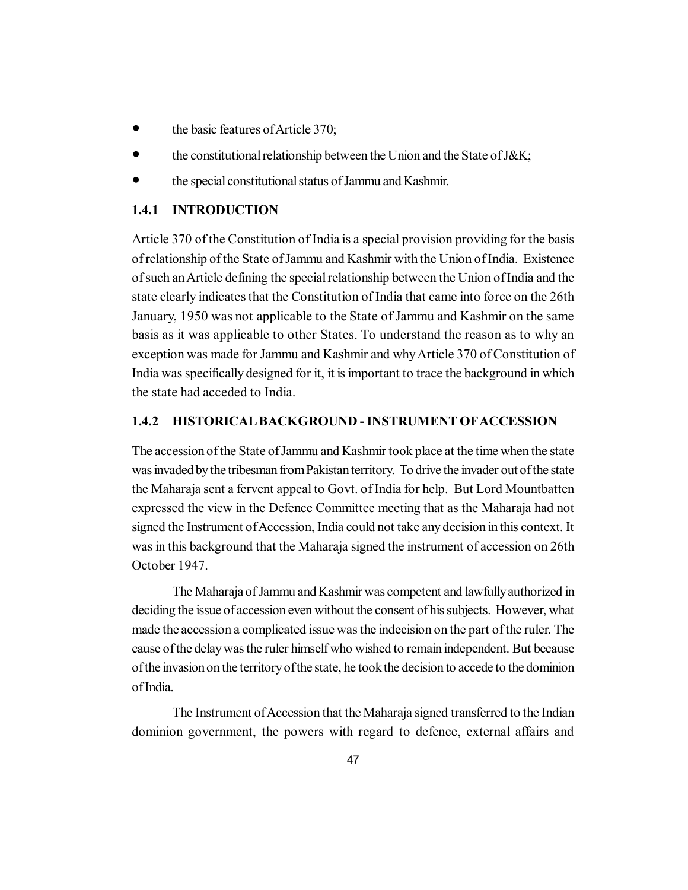- the basic features of Article 370;
- the constitutional relationship between the Union and the State of J&K;
- the special constitutional status of Jammu and Kashmir.

### 1.4.1 INTRODUCTION

Article 370 of the Constitution of India is a special provision providing for the basis of relationship of the State of Jammu and Kashmir with the Union of India. Existence of such an Article defining the special relationship between the Union of India and the state clearly indicates that the Constitution of India that came into force on the 26th January, 1950 was not applicable to the State of Jammu and Kashmir on the same basis as it was applicable to other States. To understand the reason as to why an exception was made for Jammu and Kashmir and why Article 370 of Constitution of India was specifically designed for it, it is important to trace the background in which the state had acceded to India.

### 1.4.2 HISTORICAL BACKGROUND - INSTRUMENT OF ACCESSION

The accession of the State of Jammu and Kashmir took place at the time when the state was invaded by the tribesman from Pakistan territory. To drive the invader out of the state the Maharaja sent a fervent appeal to Govt. of India for help. But Lord Mountbatten expressed the view in the Defence Committee meeting that as the Maharaja had not signed the Instrument of Accession, India could not take any decision in this context. It was in this background that the Maharaja signed the instrument of accession on 26th October 1947.

The Maharaja of Jammu and Kashmir was competent and lawfully authorized in deciding the issue of accession even without the consent of his subjects. However, what made the accession a complicated issue was the indecision on the part of the ruler. The cause of the delay was the ruler himself who wished to remain independent. But because of the invasion on the territory of the state, he took the decision to accede to the dominion of India.

The Instrument of Accession that the Maharaja signed transferred to the Indian dominion government, the powers with regard to defence, external affairs and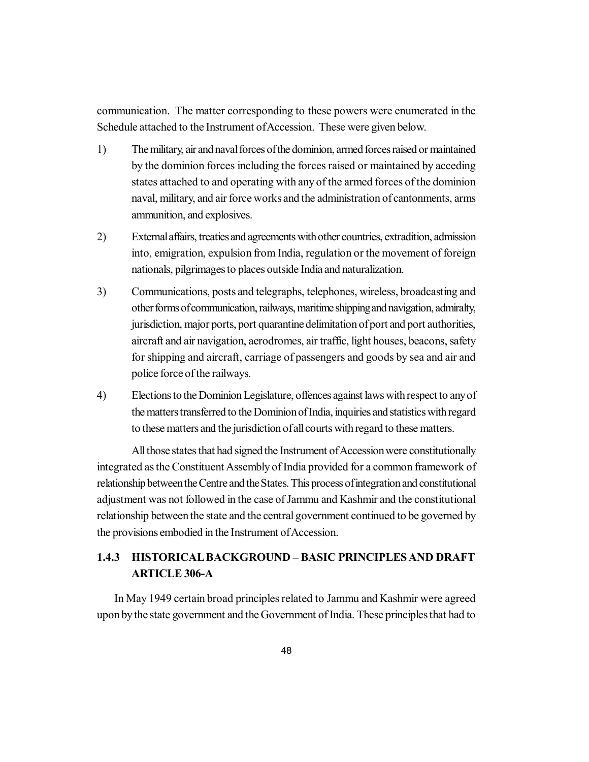communication. The matter corresponding to these powers were enumerated in the Schedule attached to the Instrument of Accession. These were given below.

1) The military, air and naval forces of the dominion, armed forces raised or maintained by the dominion forces including the forces raised or maintained by acceding states attached to and operating with any of the armed forces of the dominion naval, military, and air force works and the administration of cantonments, arms ammunition, and explosives.

2) External affairs, treaties and agreements with other countries, extradition, admission into, emigration, expulsion from India, regulation or the movement of foreign nationals, pilgrimages to places outside India and naturalization.

3) Communications, posts and telegraphs, telephones, wireless, broadcasting and other forms of communication, railways, maritime shipping and navigation, admiralty, jurisdiction, major ports, port quarantine delimitation of port and port authorities, aircraft and air navigation, aerodromes, air traffic, light houses, beacons, safety for shipping and aircraft, carriage of passengers and goods by sea and air and police force of the railways.

4) Elections to the Dominion Legislature, offences against laws with respect to any of the matters transferred to the Dominion of India, inquiries and statistics with regard to these matters and the jurisdiction of all courts with regard to these matters.

All those states that had signed the Instrument of Accession were constitutionally integrated as the Constituent Assembly of India provided for a common framework of relationship between the Centre and the States. This process of integration and constitutional adjustment was not followed in the case of Jammu and Kashmir and the constitutional relationship between the state and the central government continued to be governed by the provisions embodied in the Instrument of Accession.

### 1.4.3 HISTORICAL BACKGROUND – BASIC PRINCIPLES AND DRAFT ARTICLE 306-A

In May 1949 certain broad principles related to Jammu and Kashmir were agreed upon by the state government and the Government of India. These principles that had to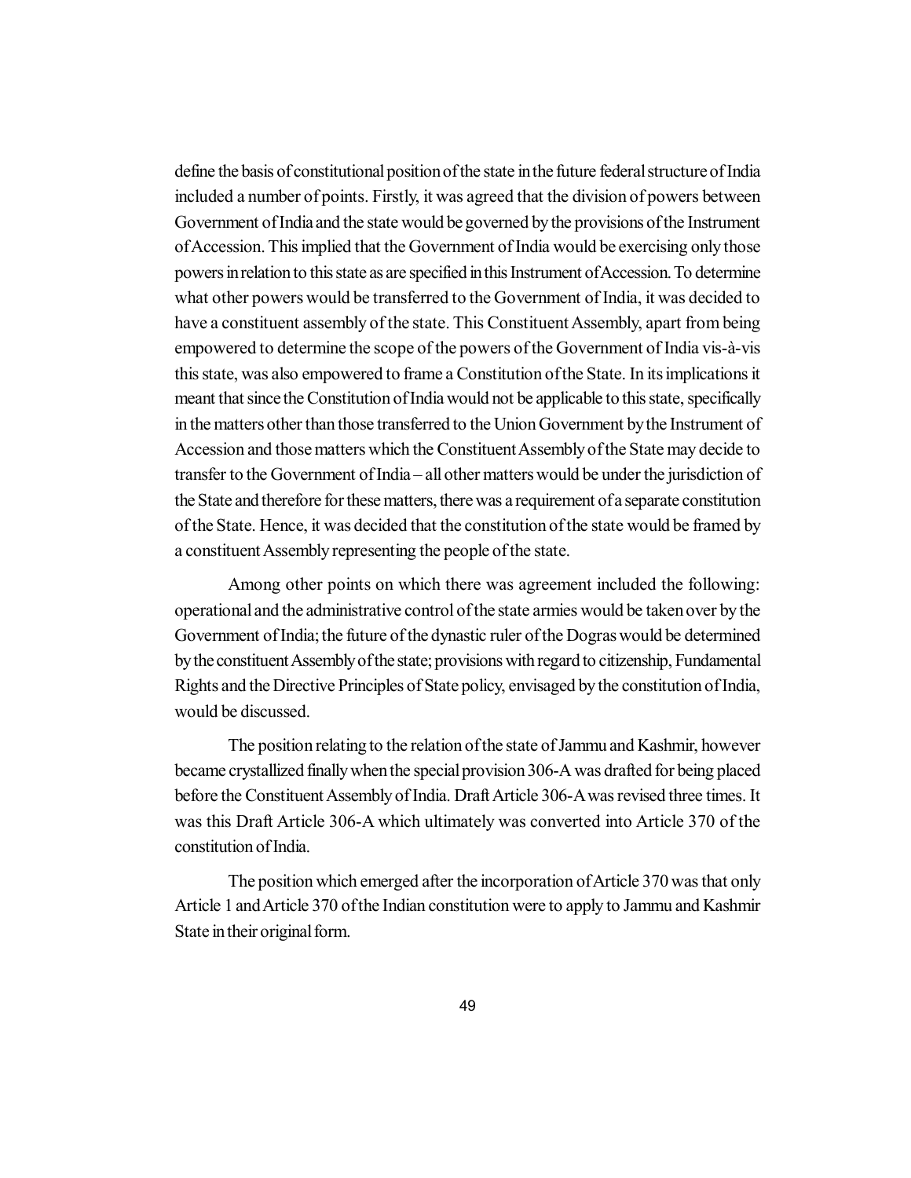define the basis of constitutional position of the state in the future federal structure of India included a number of points. Firstly, it was agreed that the division of powers between Government of India and the state would be governed by the provisions of the Instrument of Accession. This implied that the Government of India would be exercising only those powers in relation to this state as are specified in this Instrument of Accession. To determine what other powers would be transferred to the Government of India, it was decided to have a constituent assembly of the state. This Constituent Assembly, apart from being empowered to determine the scope of the powers of the Government of India vis-à-vis this state, was also empowered to frame a Constitution of the State. In its implications it meant that since the Constitution of India would not be applicable to this state, specifically in the matters other than those transferred to the Union Government by the Instrument of Accession and those matters which the Constituent Assembly of the State may decide to transfer to the Government of India – all other matters would be under the jurisdiction of the State and therefore for these matters, there was a requirement of a separate constitution of the State. Hence, it was decided that the constitution of the state would be framed by a constituent Assembly representing the people of the state.

Among other points on which there was agreement included the following: operational and the administrative control of the state armies would be taken over by the Government of India; the future of the dynastic ruler of the Dogras would be determined by the constituent Assembly of the state; provisions with regard to citizenship, Fundamental Rights and the Directive Principles of State policy, envisaged by the constitution of India, would be discussed.

The position relating to the relation of the state of Jammu and Kashmir, however became crystallized finally when the special provision 306-A was drafted for being placed before the Constituent Assembly of India. Draft Article 306-A was revised three times. It was this Draft Article 306-A which ultimately was converted into Article 370 of the constitution of India.

The position which emerged after the incorporation of Article 370 was that only Article 1 and Article 370 of the Indian constitution were to apply to Jammu and Kashmir State in their original form.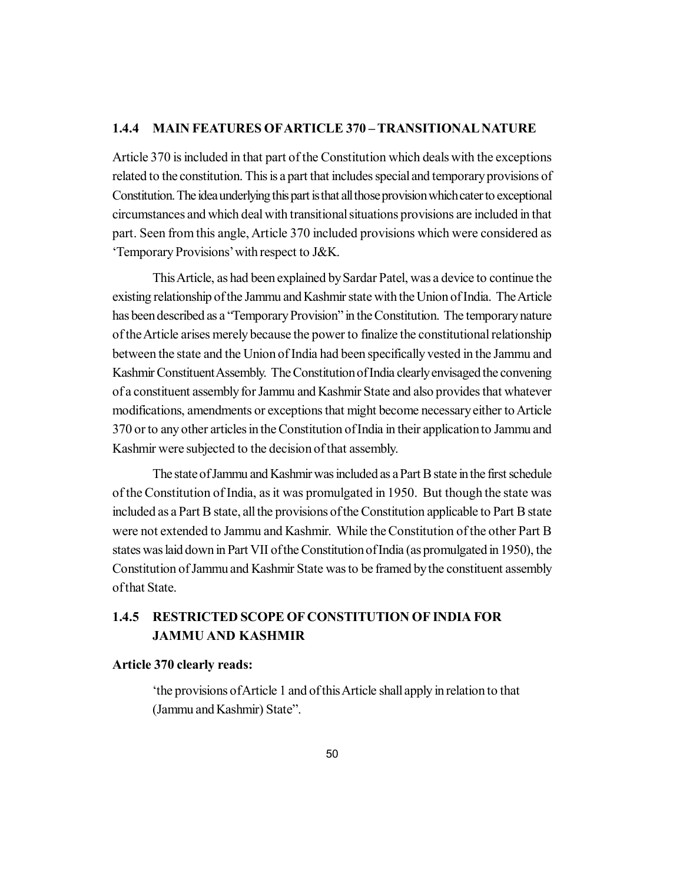### 1.4.4 MAIN FEATURES OF ARTICLE 370 – TRANSITIONAL NATURE

Article 370 is included in that part of the Constitution which deals with the exceptions related to the constitution. This is a part that includes special and temporary provisions of Constitution. The idea underlying this part is that all those provision which cater to exceptional circumstances and which deal with transitional situations provisions are included in that part. Seen from this angle, Article 370 included provisions which were considered as 'Temporary Provisions' with respect to J&K.

This Article, as had been explained by Sardar Patel, was a device to continue the existing relationship of the Jammu and Kashmir state with the Union of India. The Article has been described as a "Temporary Provision" in the Constitution. The temporary nature of the Article arises merely because the power to finalize the constitutional relationship between the state and the Union of India had been specifically vested in the Jammu and Kashmir Constituent Assembly. The Constitution of India clearly envisaged the convening of a constituent assembly for Jammu and Kashmir State and also provides that whatever modifications, amendments or exceptions that might become necessary either to Article 370 or to any other articles in the Constitution of India in their application to Jammu and Kashmir were subjected to the decision of that assembly.

The state of Jammu and Kashmir was included as a Part B state in the first schedule of the Constitution of India, as it was promulgated in 1950. But though the state was included as a Part B state, all the provisions of the Constitution applicable to Part B state were not extended to Jammu and Kashmir. While the Constitution of the other Part B states was laid down in Part VII of the Constitution of India (as promulgated in 1950), the Constitution of Jammu and Kashmir State was to be framed by the constituent assembly of that State.

### 1.4.5 RESTRICTED SCOPE OF CONSTITUTION OF INDIA FOR JAMMU AND KASHMIR

**Article 370 clearly reads:**

> 'the provisions of Article 1 and of this Article shall apply in relation to that (Jammu and Kashmir) State".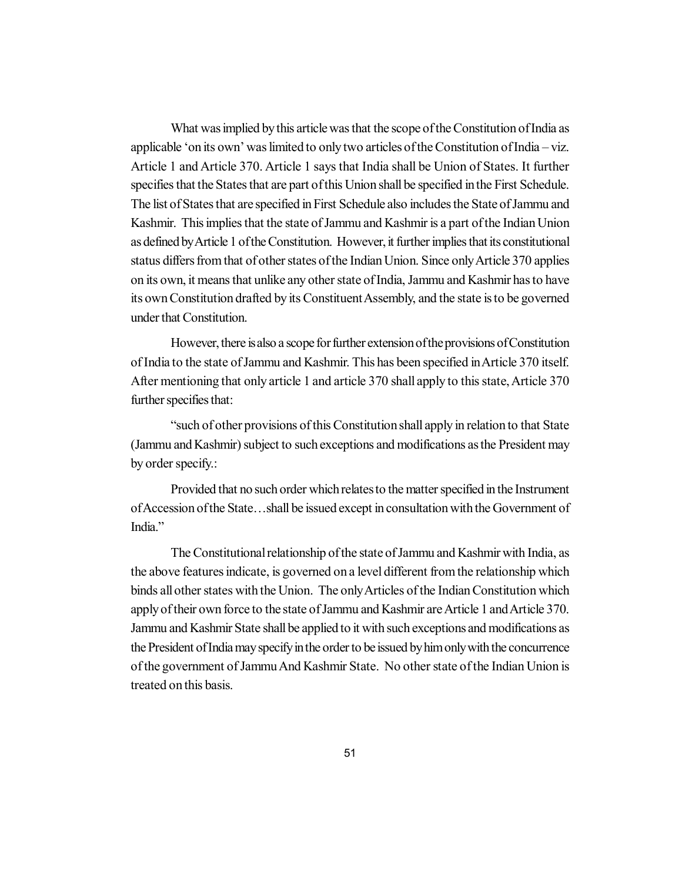What was implied by this article was that the scope of the Constitution of India as applicable 'on its own' was limited to only two articles of the Constitution of India – viz. Article 1 and Article 370. Article 1 says that India shall be Union of States. It further specifies that the States that are part of this Union shall be specified in the First Schedule. The list of States that are specified in First Schedule also includes the State of Jammu and Kashmir. This implies that the state of Jammu and Kashmir is a part of the Indian Union as defined by Article 1 of the Constitution. However, it further implies that its constitutional status differs from that of other states of the Indian Union. Since only Article 370 applies on its own, it means that unlike any other state of India, Jammu and Kashmir has to have its own Constitution drafted by its Constituent Assembly, and the state is to be governed under that Constitution.

However, there is also a scope for further extension of the provisions of Constitution of India to the state of Jammu and Kashmir. This has been specified in Article 370 itself. After mentioning that only article 1 and article 370 shall apply to this state, Article 370 further specifies that:

"such of other provisions of this Constitution shall apply in relation to that State (Jammu and Kashmir) subject to such exceptions and modifications as the President may by order specify.:

Provided that no such order which relates to the matter specified in the Instrument of Accession of the State…shall be issued except in consultation with the Government of India."

The Constitutional relationship of the state of Jammu and Kashmir with India, as the above features indicate, is governed on a level different from the relationship which binds all other states with the Union. The only Articles of the Indian Constitution which apply of their own force to the state of Jammu and Kashmir are Article 1 and Article 370. Jammu and Kashmir State shall be applied to it with such exceptions and modifications as the President of India may specify in the order to be issued by him only with the concurrence of the government of Jammu And Kashmir State. No other state of the Indian Union is treated on this basis.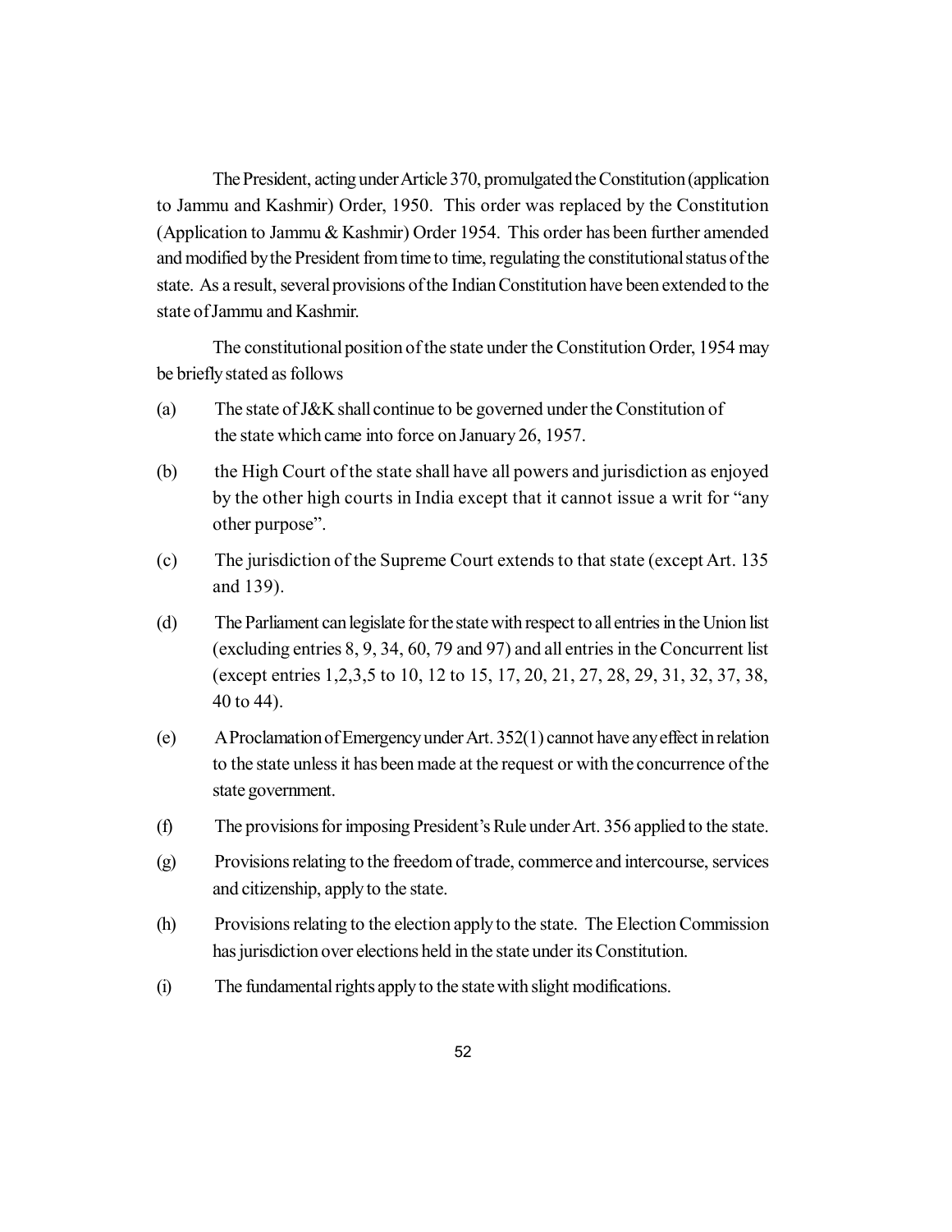The President, acting under Article 370, promulgated the Constitution (application to Jammu and Kashmir) Order, 1950. This order was replaced by the Constitution (Application to Jammu & Kashmir) Order 1954. This order has been further amended and modified by the President from time to time, regulating the constitutional status of the state. As a result, several provisions of the Indian Constitution have been extended to the state of Jammu and Kashmir.

The constitutional position of the state under the Constitution Order, 1954 may be briefly stated as follows

(a) The state of J&K shall continue to be governed under the Constitution of the state which came into force on January 26, 1957.

(b) the High Court of the state shall have all powers and jurisdiction as enjoyed by the other high courts in India except that it cannot issue a writ for "any other purpose".

(c) The jurisdiction of the Supreme Court extends to that state (except Art. 135 and 139).

(d) The Parliament can legislate for the state with respect to all entries in the Union list (excluding entries 8, 9, 34, 60, 79 and 97) and all entries in the Concurrent list (except entries 1,2,3,5 to 10, 12 to 15, 17, 20, 21, 27, 28, 29, 31, 32, 37, 38, 40 to 44).

(e) A Proclamation of Emergency under Art. 352(1) cannot have any effect in relation to the state unless it has been made at the request or with the concurrence of the state government.

(f) The provisions for imposing President's Rule under Art. 356 applied to the state.

(g) Provisions relating to the freedom of trade, commerce and intercourse, services and citizenship, apply to the state.

(h) Provisions relating to the election apply to the state. The Election Commission has jurisdiction over elections held in the state under its Constitution.

(i) The fundamental rights apply to the state with slight modifications.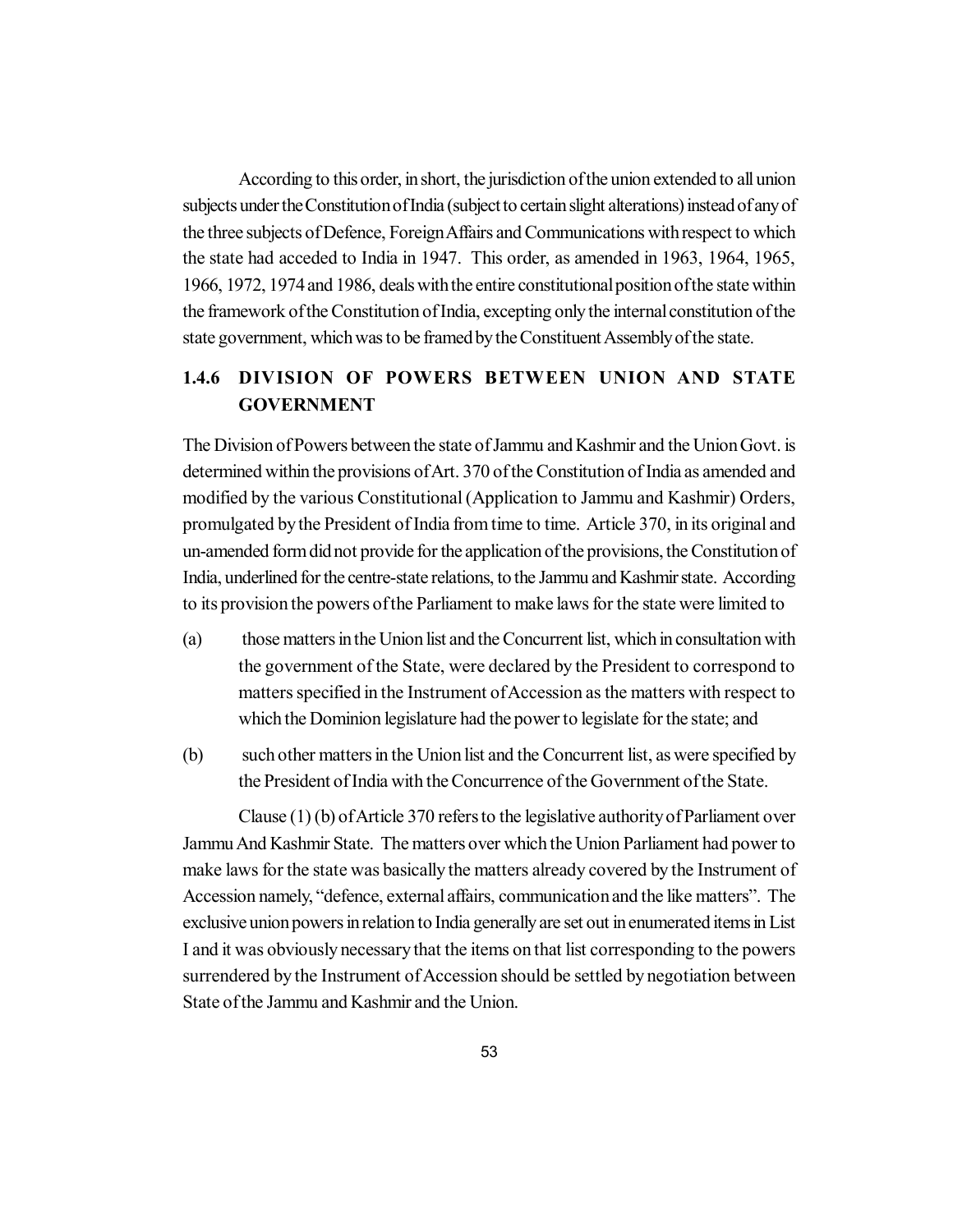According to this order, in short, the jurisdiction of the union extended to all union subjects under the Constitution of India (subject to certain slight alterations) instead of any of the three subjects of Defence, Foreign Affairs and Communications with respect to which the state had acceded to India in 1947. This order, as amended in 1963, 1964, 1965, 1966, 1972, 1974 and 1986, deals with the entire constitutional position of the state within the framework of the Constitution of India, excepting only the internal constitution of the state government, which was to be framed by the Constituent Assembly of the state.

### 1.4.6 DIVISION OF POWERS BETWEEN UNION AND STATE GOVERNMENT

The Division of Powers between the state of Jammu and Kashmir and the Union Govt. is determined within the provisions of Art. 370 of the Constitution of India as amended and modified by the various Constitutional (Application to Jammu and Kashmir) Orders, promulgated by the President of India from time to time. Article 370, in its original and un-amended form did not provide for the application of the provisions, the Constitution of India, underlined for the centre-state relations, to the Jammu and Kashmir state. According to its provision the powers of the Parliament to make laws for the state were limited to

(a) those matters in the Union list and the Concurrent list, which in consultation with the government of the State, were declared by the President to correspond to matters specified in the Instrument of Accession as the matters with respect to which the Dominion legislature had the power to legislate for the state; and

(b) such other matters in the Union list and the Concurrent list, as were specified by the President of India with the Concurrence of the Government of the State.

Clause (1) (b) of Article 370 refers to the legislative authority of Parliament over Jammu And Kashmir State. The matters over which the Union Parliament had power to make laws for the state was basically the matters already covered by the Instrument of Accession namely, "defence, external affairs, communication and the like matters". The exclusive union powers in relation to India generally are set out in enumerated items in List I and it was obviously necessary that the items on that list corresponding to the powers surrendered by the Instrument of Accession should be settled by negotiation between State of the Jammu and Kashmir and the Union.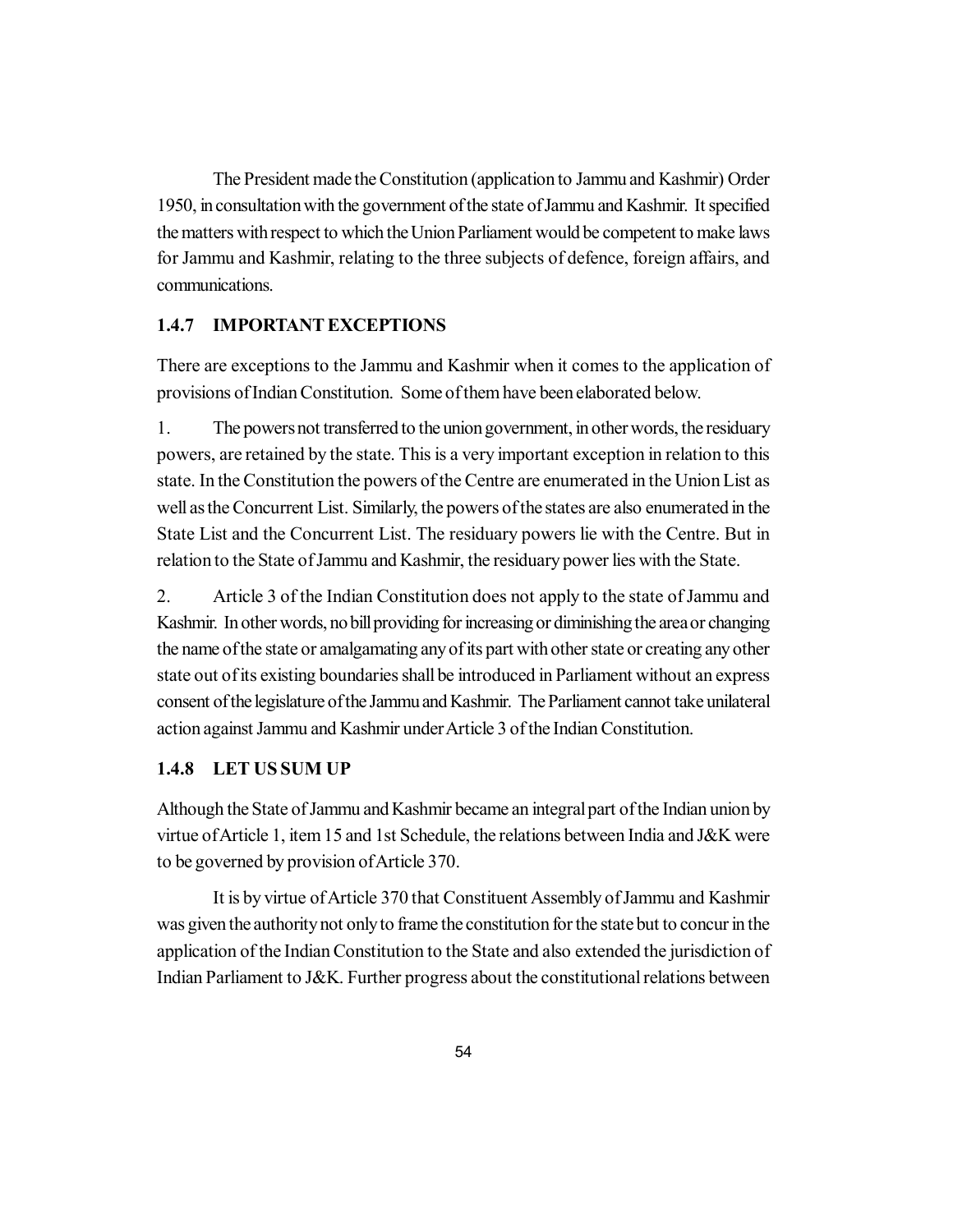The President made the Constitution (application to Jammu and Kashmir) Order 1950, in consultation with the government of the state of Jammu and Kashmir. It specified the matters with respect to which the Union Parliament would be competent to make laws for Jammu and Kashmir, relating to the three subjects of defence, foreign affairs, and communications.

### 1.4.7 IMPORTANT EXCEPTIONS

There are exceptions to the Jammu and Kashmir when it comes to the application of provisions of Indian Constitution. Some of them have been elaborated below.

1. The powers not transferred to the union government, in other words, the residuary powers, are retained by the state. This is a very important exception in relation to this state. In the Constitution the powers of the Centre are enumerated in the Union List as well as the Concurrent List. Similarly, the powers of the states are also enumerated in the State List and the Concurrent List. The residuary powers lie with the Centre. But in relation to the State of Jammu and Kashmir, the residuary power lies with the State.

2. Article 3 of the Indian Constitution does not apply to the state of Jammu and Kashmir. In other words, no bill providing for increasing or diminishing the area or changing the name of the state or amalgamating any of its part with other state or creating any other state out of its existing boundaries shall be introduced in Parliament without an express consent of the legislature of the Jammu and Kashmir. The Parliament cannot take unilateral action against Jammu and Kashmir under Article 3 of the Indian Constitution.

### 1.4.8 LET US SUM UP

Although the State of Jammu and Kashmir became an integral part of the Indian union by virtue of Article 1, item 15 and 1st Schedule, the relations between India and J&K were to be governed by provision of Article 370.

It is by virtue of Article 370 that Constituent Assembly of Jammu and Kashmir was given the authority not only to frame the constitution for the state but to concur in the application of the Indian Constitution to the State and also extended the jurisdiction of Indian Parliament to J&K. Further progress about the constitutional relations between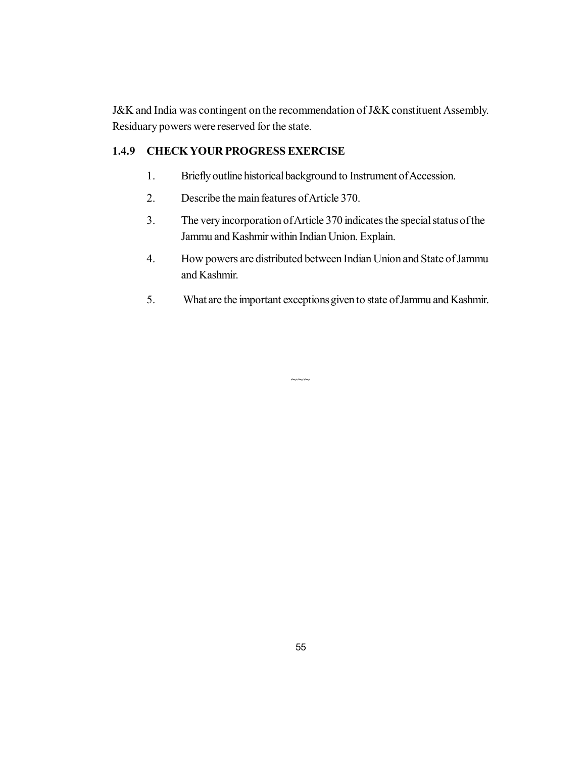J&K and India was contingent on the recommendation of J&K constituent Assembly. Residuary powers were reserved for the state.

### 1.4.9 CHECK YOUR PROGRESS EXERCISE

1. Briefly outline historical background to Instrument of Accession.
2. Describe the main features of Article 370.
3. The very incorporation of Article 370 indicates the special status of the Jammu and Kashmir within Indian Union. Explain.
4. How powers are distributed between Indian Union and State of Jammu and Kashmir.
5. What are the important exceptions given to state of Jammu and Kashmir.

~~~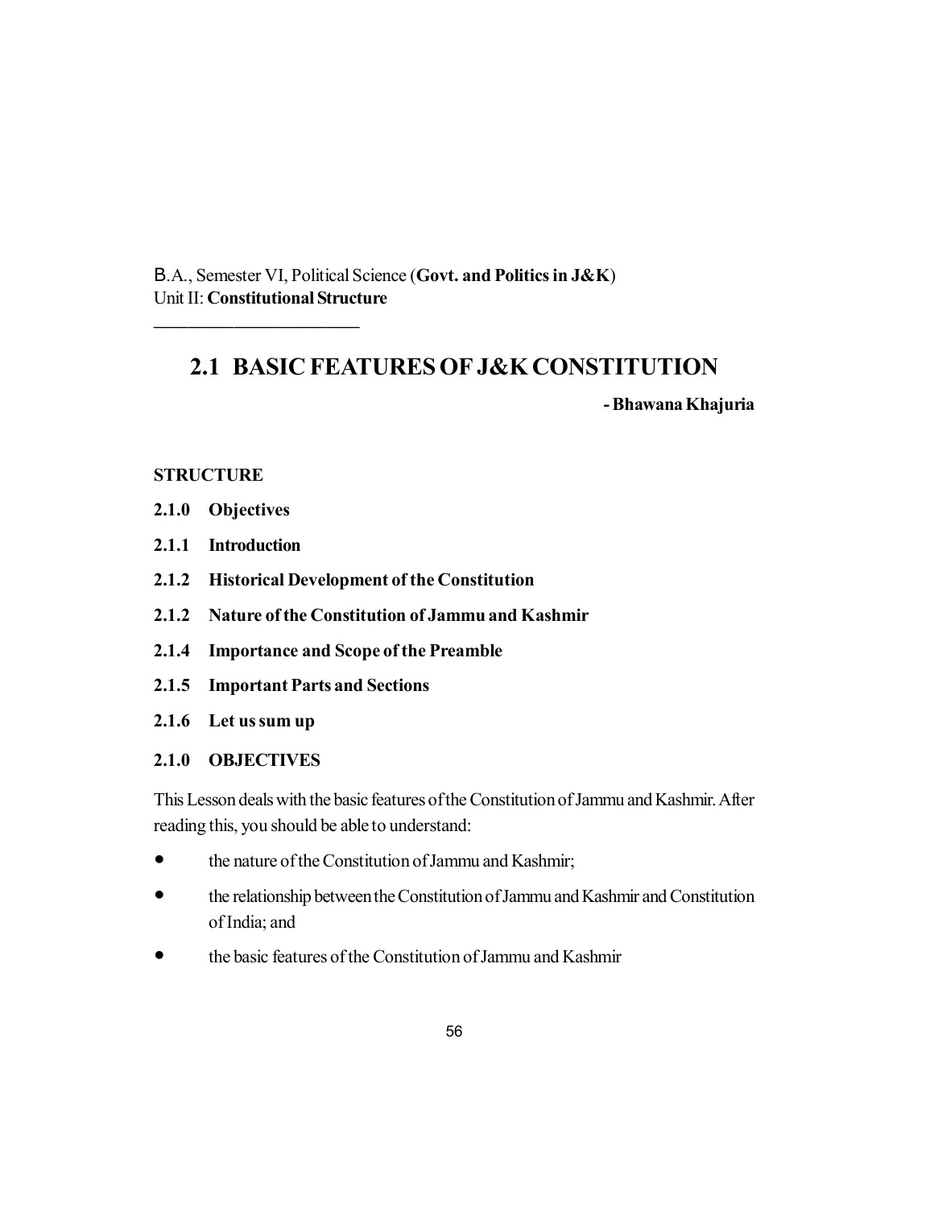B.A., Semester VI, Political Science (**Govt. and Politics in J&K**)
Unit II: **Constitutional Structure**

---

# 2.1 BASIC FEATURES OF J&K CONSTITUTION

**- Bhawana Khajuria**

**STRUCTURE**

**2.1.0 Objectives**

**2.1.1 Introduction**

**2.1.2 Historical Development of the Constitution**

**2.1.2 Nature of the Constitution of Jammu and Kashmir**

**2.1.4 Importance and Scope of the Preamble**

**2.1.5 Important Parts and Sections**

**2.1.6 Let us sum up**

## 2.1.0 OBJECTIVES

This Lesson deals with the basic features of the Constitution of Jammu and Kashmir. After reading this, you should be able to understand:

- the nature of the Constitution of Jammu and Kashmir;
- the relationship between the Constitution of Jammu and Kashmir and Constitution of India; and
- the basic features of the Constitution of Jammu and Kashmir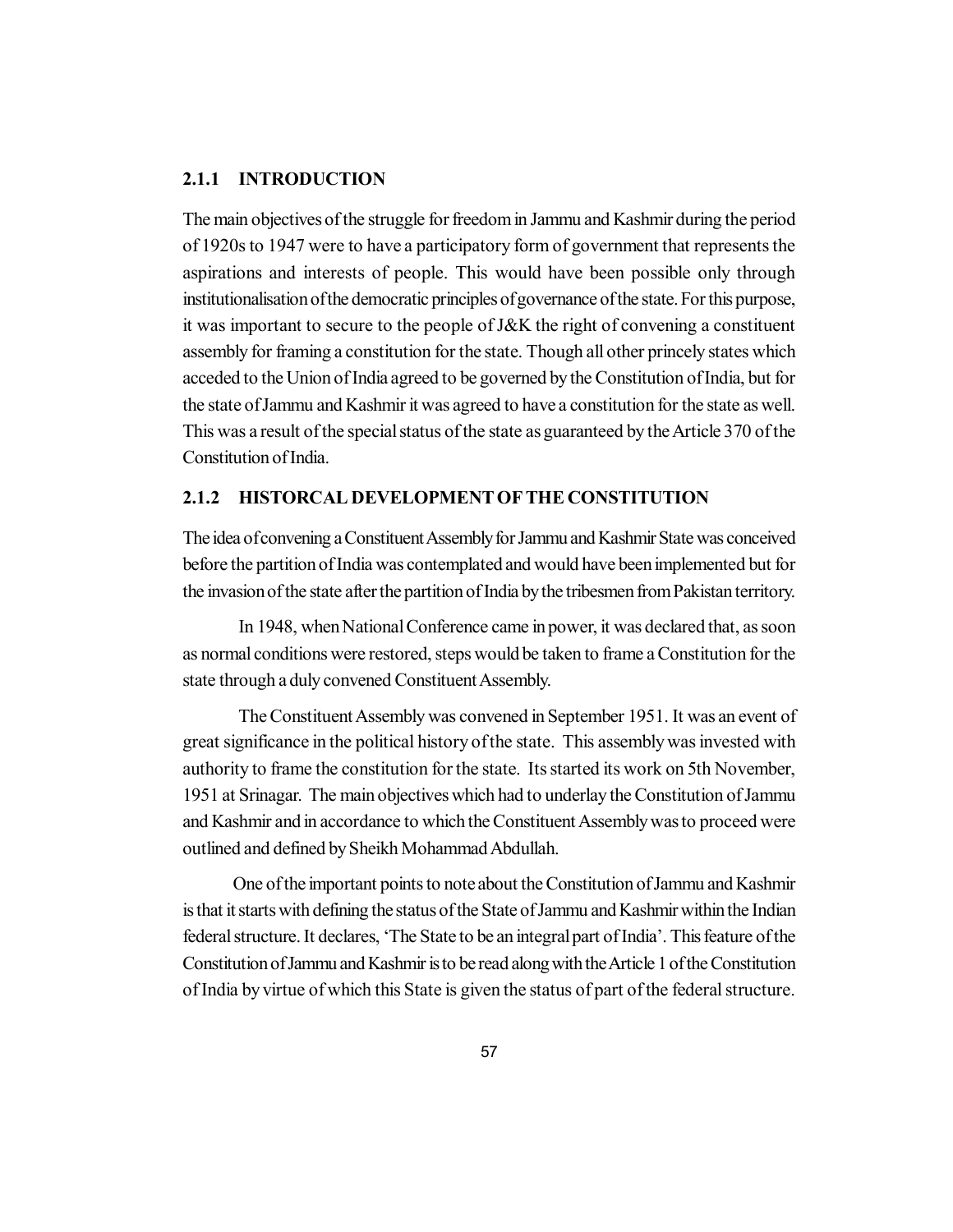### 2.1.1 INTRODUCTION

The main objectives of the struggle for freedom in Jammu and Kashmir during the period of 1920s to 1947 were to have a participatory form of government that represents the aspirations and interests of people. This would have been possible only through institutionalisation of the democratic principles of governance of the state. For this purpose, it was important to secure to the people of J&K the right of convening a constituent assembly for framing a constitution for the state. Though all other princely states which acceded to the Union of India agreed to be governed by the Constitution of India, but for the state of Jammu and Kashmir it was agreed to have a constitution for the state as well. This was a result of the special status of the state as guaranteed by the Article 370 of the Constitution of India.

### 2.1.2 HISTORCAL DEVELOPMENT OF THE CONSTITUTION

The idea of convening a Constituent Assembly for Jammu and Kashmir State was conceived before the partition of India was contemplated and would have been implemented but for the invasion of the state after the partition of India by the tribesmen from Pakistan territory.

In 1948, when National Conference came in power, it was declared that, as soon as normal conditions were restored, steps would be taken to frame a Constitution for the state through a duly convened Constituent Assembly.

The Constituent Assembly was convened in September 1951. It was an event of great significance in the political history of the state. This assembly was invested with authority to frame the constitution for the state. Its started its work on 5th November, 1951 at Srinagar. The main objectives which had to underlay the Constitution of Jammu and Kashmir and in accordance to which the Constituent Assembly was to proceed were outlined and defined by Sheikh Mohammad Abdullah.

One of the important points to note about the Constitution of Jammu and Kashmir is that it starts with defining the status of the State of Jammu and Kashmir within the Indian federal structure. It declares, 'The State to be an integral part of India'. This feature of the Constitution of Jammu and Kashmir is to be read along with the Article 1 of the Constitution of India by virtue of which this State is given the status of part of the federal structure.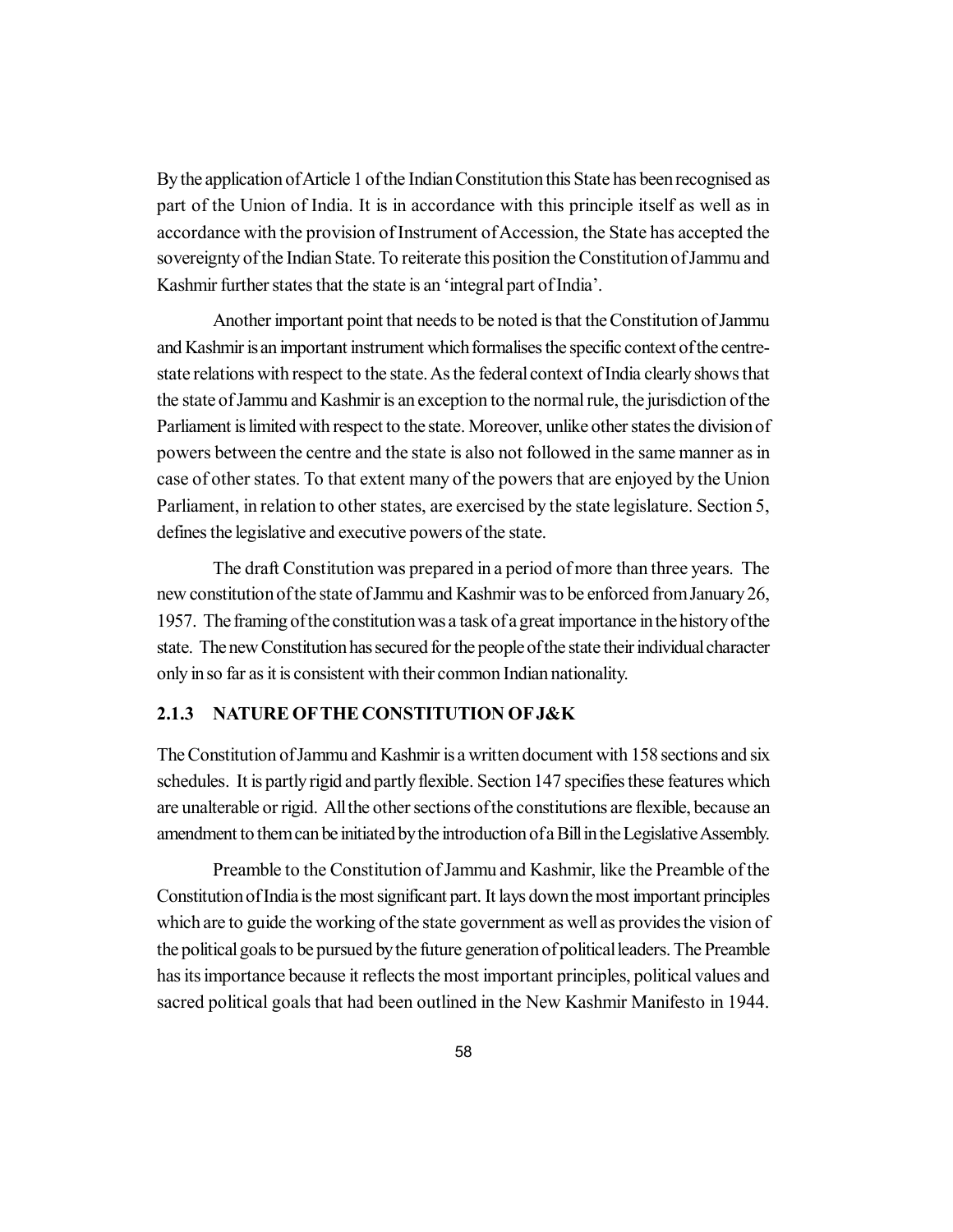By the application of Article 1 of the Indian Constitution this State has been recognised as part of the Union of India. It is in accordance with this principle itself as well as in accordance with the provision of Instrument of Accession, the State has accepted the sovereignty of the Indian State. To reiterate this position the Constitution of Jammu and Kashmir further states that the state is an 'integral part of India'.

Another important point that needs to be noted is that the Constitution of Jammu and Kashmir is an important instrument which formalises the specific context of the centre-state relations with respect to the state. As the federal context of India clearly shows that the state of Jammu and Kashmir is an exception to the normal rule, the jurisdiction of the Parliament is limited with respect to the state. Moreover, unlike other states the division of powers between the centre and the state is also not followed in the same manner as in case of other states. To that extent many of the powers that are enjoyed by the Union Parliament, in relation to other states, are exercised by the state legislature. Section 5, defines the legislative and executive powers of the state.

The draft Constitution was prepared in a period of more than three years. The new constitution of the state of Jammu and Kashmir was to be enforced from January 26, 1957. The framing of the constitution was a task of a great importance in the history of the state. The new Constitution has secured for the people of the state their individual character only in so far as it is consistent with their common Indian nationality.

### 2.1.3 NATURE OF THE CONSTITUTION OF J&K

The Constitution of Jammu and Kashmir is a written document with 158 sections and six schedules. It is partly rigid and partly flexible. Section 147 specifies these features which are unalterable or rigid. All the other sections of the constitutions are flexible, because an amendment to them can be initiated by the introduction of a Bill in the Legislative Assembly.

Preamble to the Constitution of Jammu and Kashmir, like the Preamble of the Constitution of India is the most significant part. It lays down the most important principles which are to guide the working of the state government as well as provides the vision of the political goals to be pursued by the future generation of political leaders. The Preamble has its importance because it reflects the most important principles, political values and sacred political goals that had been outlined in the New Kashmir Manifesto in 1944.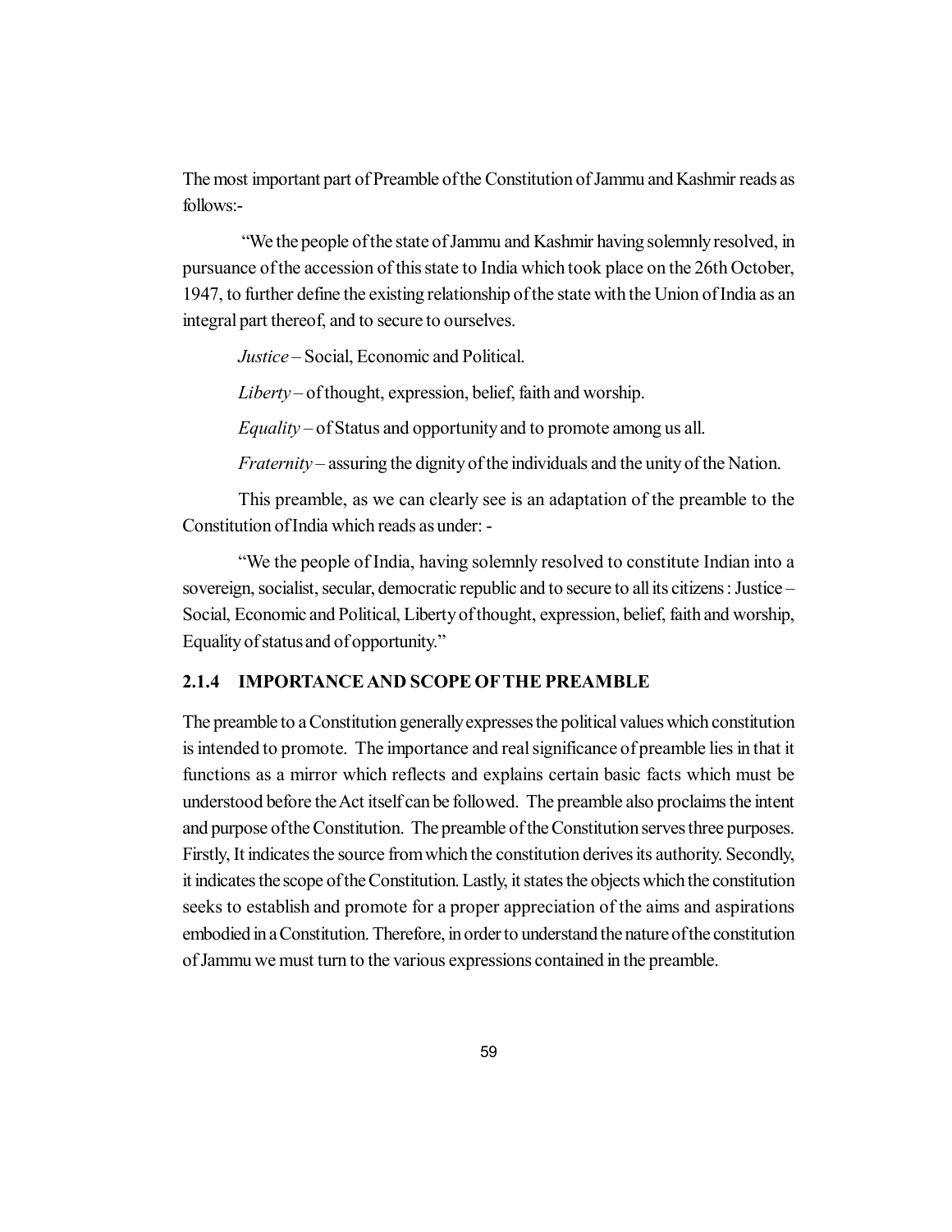The most important part of Preamble of the Constitution of Jammu and Kashmir reads as follows:-

"We the people of the state of Jammu and Kashmir having solemnly resolved, in pursuance of the accession of this state to India which took place on the 26th October, 1947, to further define the existing relationship of the state with the Union of India as an integral part thereof, and to secure to ourselves.

*Justice* – Social, Economic and Political.

*Liberty* – of thought, expression, belief, faith and worship.

*Equality* – of Status and opportunity and to promote among us all.

*Fraternity* – assuring the dignity of the individuals and the unity of the Nation.

This preamble, as we can clearly see is an adaptation of the preamble to the Constitution of India which reads as under: -

"We the people of India, having solemnly resolved to constitute Indian into a sovereign, socialist, secular, democratic republic and to secure to all its citizens : Justice – Social, Economic and Political, Liberty of thought, expression, belief, faith and worship, Equality of status and of opportunity."

### 2.1.4 IMPORTANCE AND SCOPE OF THE PREAMBLE

The preamble to a Constitution generally expresses the political values which constitution is intended to promote. The importance and real significance of preamble lies in that it functions as a mirror which reflects and explains certain basic facts which must be understood before the Act itself can be followed. The preamble also proclaims the intent and purpose of the Constitution. The preamble of the Constitution serves three purposes. Firstly, It indicates the source from which the constitution derives its authority. Secondly, it indicates the scope of the Constitution. Lastly, it states the objects which the constitution seeks to establish and promote for a proper appreciation of the aims and aspirations embodied in a Constitution. Therefore, in order to understand the nature of the constitution of Jammu we must turn to the various expressions contained in the preamble.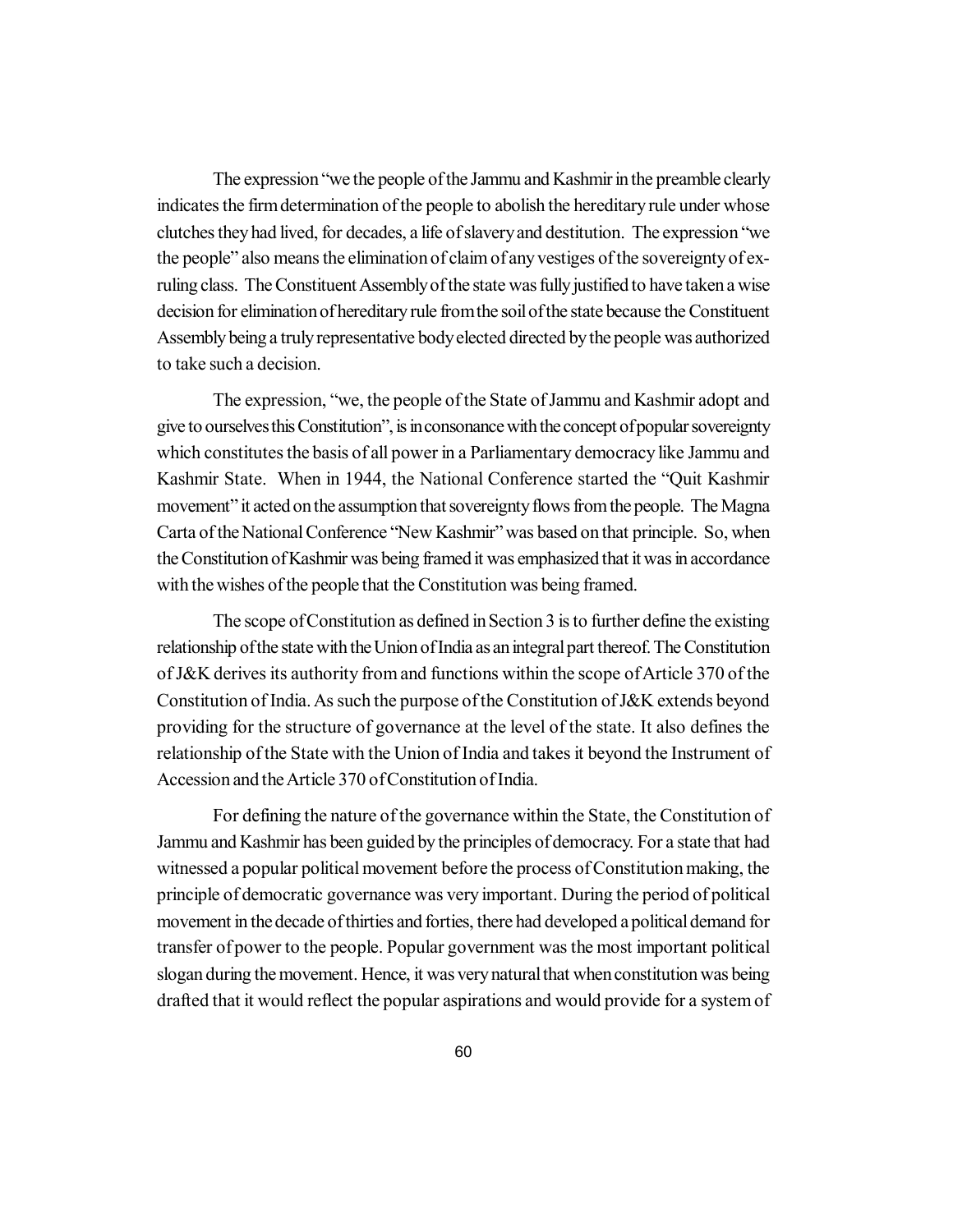The expression "we the people of the Jammu and Kashmir in the preamble clearly indicates the firm determination of the people to abolish the hereditary rule under whose clutches they had lived, for decades, a life of slavery and destitution. The expression "we the people" also means the elimination of claim of any vestiges of the sovereignty of ex-ruling class. The Constituent Assembly of the state was fully justified to have taken a wise decision for elimination of hereditary rule from the soil of the state because the Constituent Assembly being a truly representative body elected directed by the people was authorized to take such a decision.

The expression, "we, the people of the State of Jammu and Kashmir adopt and give to ourselves this Constitution", is in consonance with the concept of popular sovereignty which constitutes the basis of all power in a Parliamentary democracy like Jammu and Kashmir State. When in 1944, the National Conference started the "Quit Kashmir movement" it acted on the assumption that sovereignty flows from the people. The Magna Carta of the National Conference "New Kashmir" was based on that principle. So, when the Constitution of Kashmir was being framed it was emphasized that it was in accordance with the wishes of the people that the Constitution was being framed.

The scope of Constitution as defined in Section 3 is to further define the existing relationship of the state with the Union of India as an integral part thereof. The Constitution of J&K derives its authority from and functions within the scope of Article 370 of the Constitution of India. As such the purpose of the Constitution of J&K extends beyond providing for the structure of governance at the level of the state. It also defines the relationship of the State with the Union of India and takes it beyond the Instrument of Accession and the Article 370 of Constitution of India.

For defining the nature of the governance within the State, the Constitution of Jammu and Kashmir has been guided by the principles of democracy. For a state that had witnessed a popular political movement before the process of Constitution making, the principle of democratic governance was very important. During the period of political movement in the decade of thirties and forties, there had developed a political demand for transfer of power to the people. Popular government was the most important political slogan during the movement. Hence, it was very natural that when constitution was being drafted that it would reflect the popular aspirations and would provide for a system of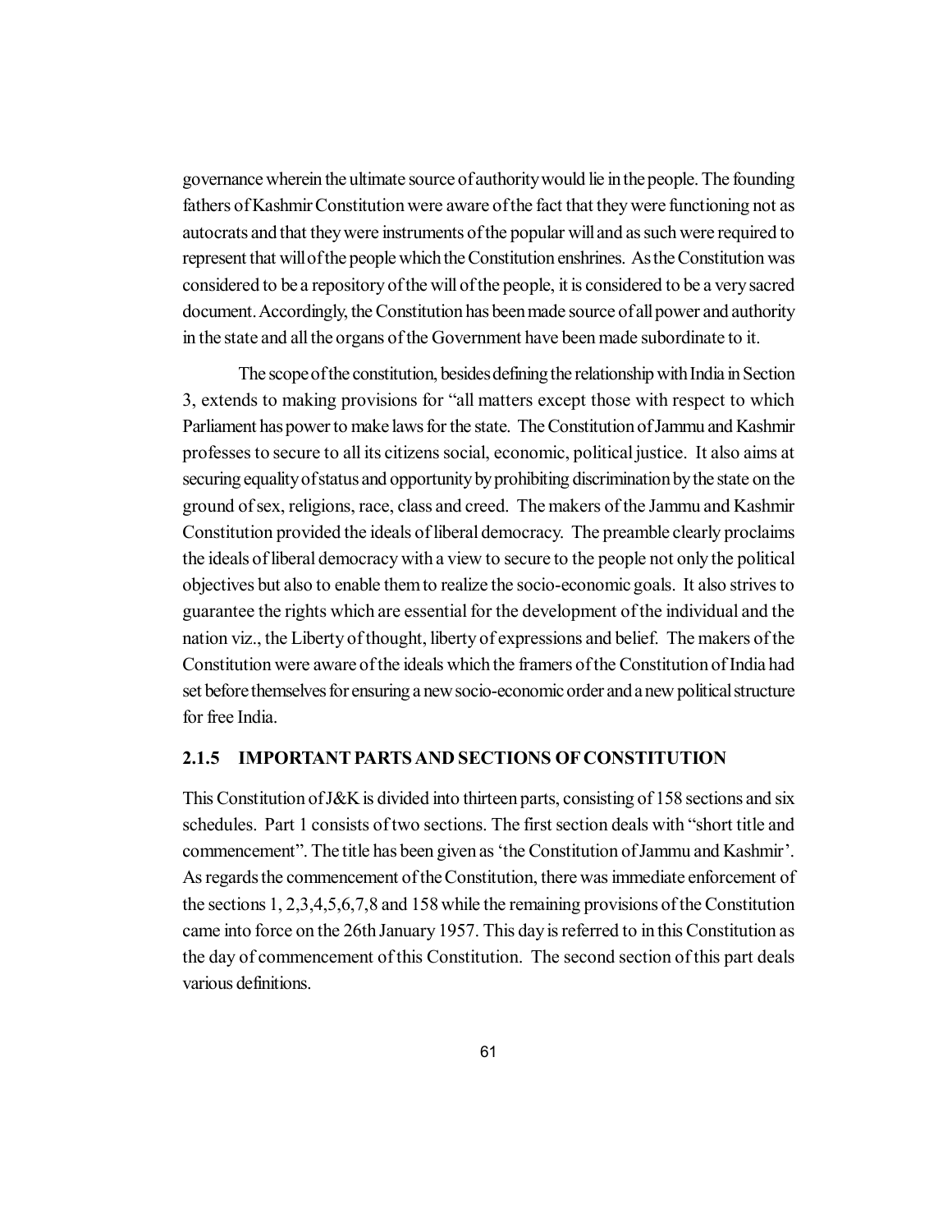governance wherein the ultimate source of authority would lie in the people. The founding fathers of Kashmir Constitution were aware of the fact that they were functioning not as autocrats and that they were instruments of the popular will and as such were required to represent that will of the people which the Constitution enshrines. As the Constitution was considered to be a repository of the will of the people, it is considered to be a very sacred document. Accordingly, the Constitution has been made source of all power and authority in the state and all the organs of the Government have been made subordinate to it.

The scope of the constitution, besides defining the relationship with India in Section 3, extends to making provisions for "all matters except those with respect to which Parliament has power to make laws for the state. The Constitution of Jammu and Kashmir professes to secure to all its citizens social, economic, political justice. It also aims at securing equality of status and opportunity by prohibiting discrimination by the state on the ground of sex, religions, race, class and creed. The makers of the Jammu and Kashmir Constitution provided the ideals of liberal democracy. The preamble clearly proclaims the ideals of liberal democracy with a view to secure to the people not only the political objectives but also to enable them to realize the socio-economic goals. It also strives to guarantee the rights which are essential for the development of the individual and the nation viz., the Liberty of thought, liberty of expressions and belief. The makers of the Constitution were aware of the ideals which the framers of the Constitution of India had set before themselves for ensuring a new socio-economic order and a new political structure for free India.

### 2.1.5 IMPORTANT PARTS AND SECTIONS OF CONSTITUTION

This Constitution of J&K is divided into thirteen parts, consisting of 158 sections and six schedules. Part 1 consists of two sections. The first section deals with "short title and commencement". The title has been given as 'the Constitution of Jammu and Kashmir'. As regards the commencement of the Constitution, there was immediate enforcement of the sections 1, 2,3,4,5,6,7,8 and 158 while the remaining provisions of the Constitution came into force on the 26th January 1957. This day is referred to in this Constitution as the day of commencement of this Constitution. The second section of this part deals various definitions.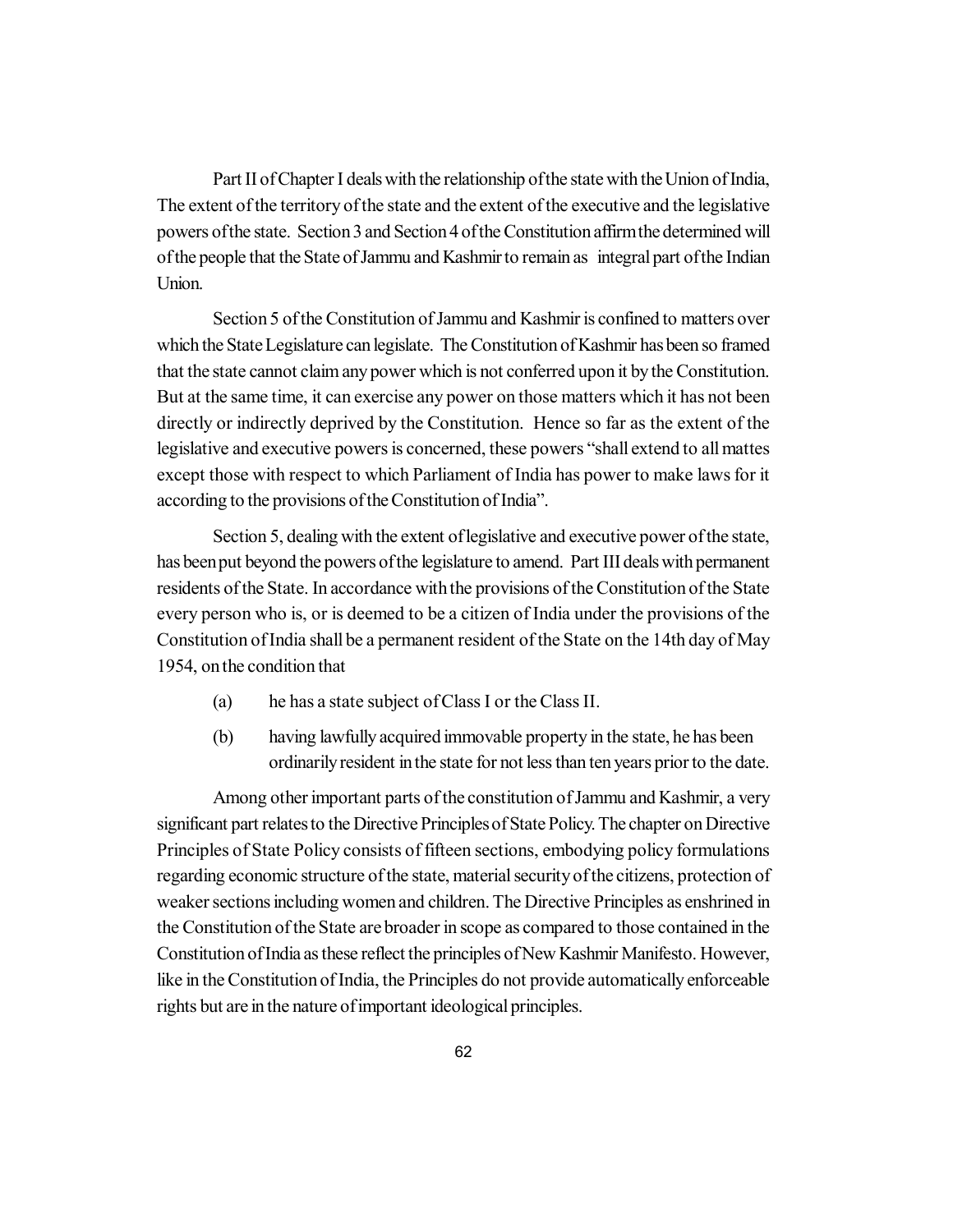Part II of Chapter I deals with the relationship of the state with the Union of India, The extent of the territory of the state and the extent of the executive and the legislative powers of the state. Section 3 and Section 4 of the Constitution affirm the determined will of the people that the State of Jammu and Kashmir to remain as integral part of the Indian Union.

Section 5 of the Constitution of Jammu and Kashmir is confined to matters over which the State Legislature can legislate. The Constitution of Kashmir has been so framed that the state cannot claim any power which is not conferred upon it by the Constitution. But at the same time, it can exercise any power on those matters which it has not been directly or indirectly deprived by the Constitution. Hence so far as the extent of the legislative and executive powers is concerned, these powers "shall extend to all mattes except those with respect to which Parliament of India has power to make laws for it according to the provisions of the Constitution of India".

Section 5, dealing with the extent of legislative and executive power of the state, has been put beyond the powers of the legislature to amend. Part III deals with permanent residents of the State. In accordance with the provisions of the Constitution of the State every person who is, or is deemed to be a citizen of India under the provisions of the Constitution of India shall be a permanent resident of the State on the 14th day of May 1954, on the condition that

(a) he has a state subject of Class I or the Class II.

(b) having lawfully acquired immovable property in the state, he has been ordinarily resident in the state for not less than ten years prior to the date.

Among other important parts of the constitution of Jammu and Kashmir, a very significant part relates to the Directive Principles of State Policy. The chapter on Directive Principles of State Policy consists of fifteen sections, embodying policy formulations regarding economic structure of the state, material security of the citizens, protection of weaker sections including women and children. The Directive Principles as enshrined in the Constitution of the State are broader in scope as compared to those contained in the Constitution of India as these reflect the principles of New Kashmir Manifesto. However, like in the Constitution of India, the Principles do not provide automatically enforceable rights but are in the nature of important ideological principles.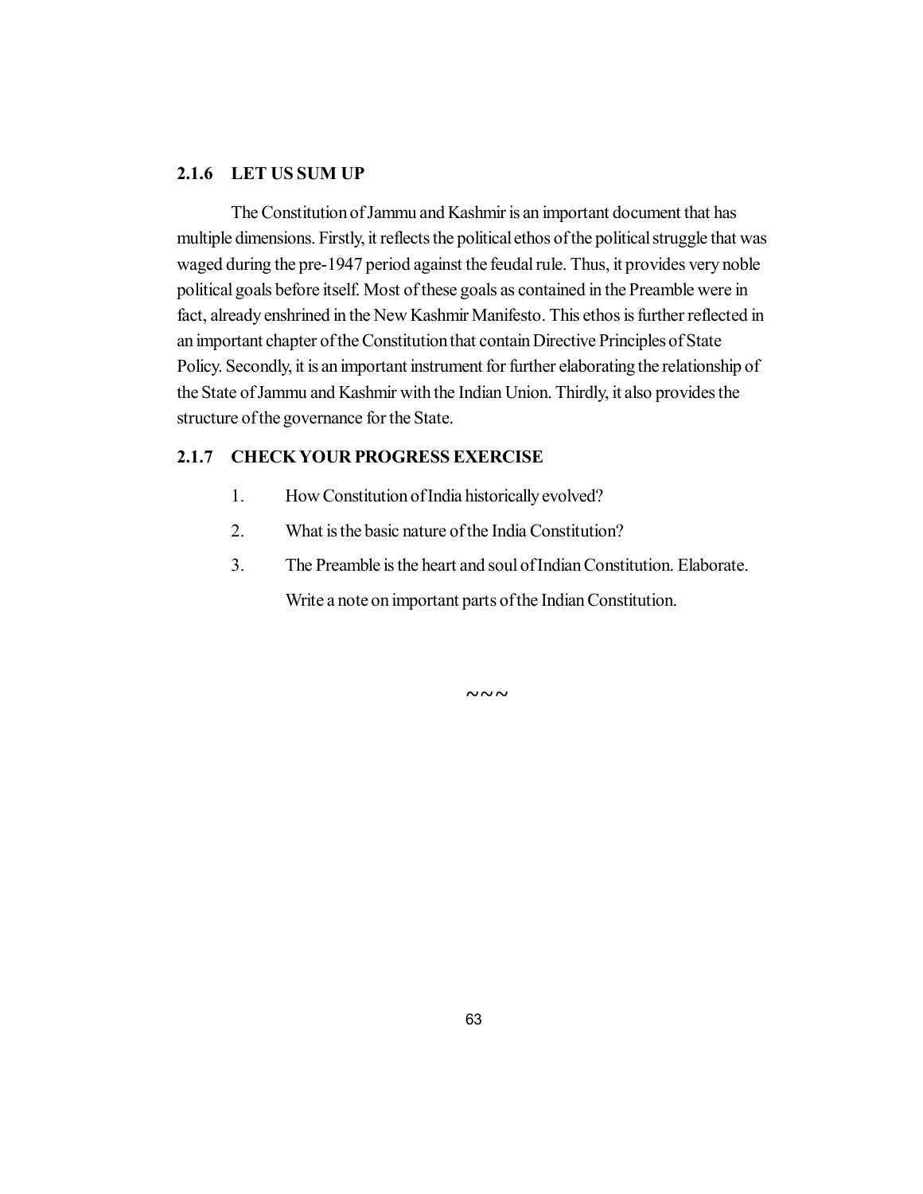### 2.1.6 LET US SUM UP

The Constitution of Jammu and Kashmir is an important document that has multiple dimensions. Firstly, it reflects the political ethos of the political struggle that was waged during the pre-1947 period against the feudal rule. Thus, it provides very noble political goals before itself. Most of these goals as contained in the Preamble were in fact, already enshrined in the New Kashmir Manifesto. This ethos is further reflected in an important chapter of the Constitution that contain Directive Principles of State Policy. Secondly, it is an important instrument for further elaborating the relationship of the State of Jammu and Kashmir with the Indian Union. Thirdly, it also provides the structure of the governance for the State.

### 2.1.7 CHECK YOUR PROGRESS EXERCISE

1. How Constitution of India historically evolved?
2. What is the basic nature of the India Constitution?
3. The Preamble is the heart and soul of Indian Constitution. Elaborate.
   Write a note on important parts of the Indian Constitution.

~~~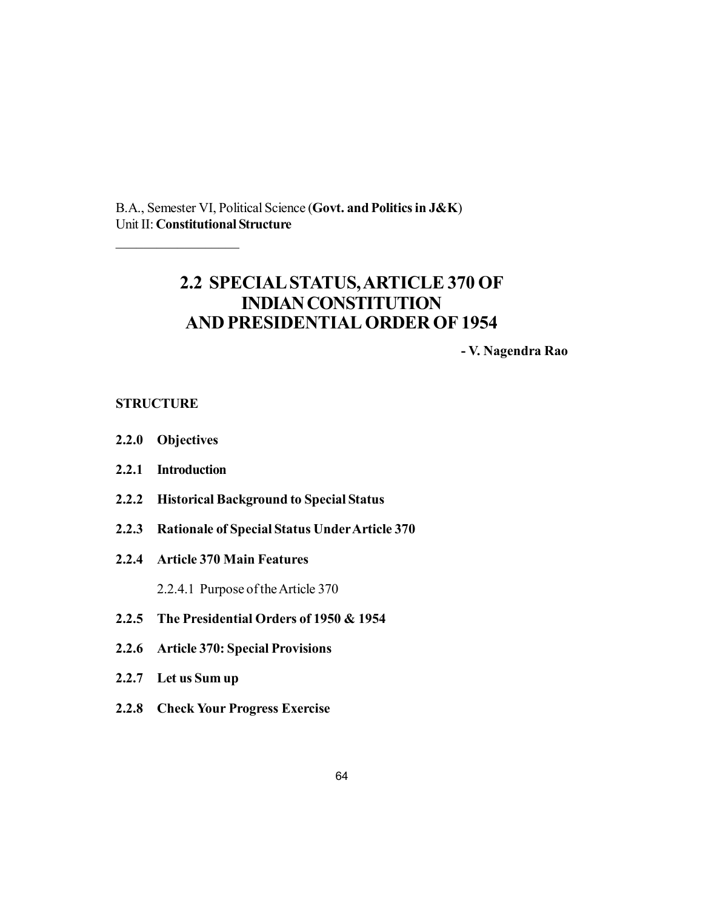B.A., Semester VI, Political Science (**Govt. and Politics in J&K**)
Unit II: **Constitutional Structure**

---

# 2.2 SPECIAL STATUS, ARTICLE 370 OF INDIAN CONSTITUTION AND PRESIDENTIAL ORDER OF 1954

**- V. Nagendra Rao**

**STRUCTURE**

**2.2.0 Objectives**

**2.2.1 Introduction**

**2.2.2 Historical Background to Special Status**

**2.2.3 Rationale of Special Status Under Article 370**

**2.2.4 Article 370 Main Features**

2.2.4.1 Purpose of the Article 370

**2.2.5 The Presidential Orders of 1950 & 1954**

**2.2.6 Article 370: Special Provisions**

**2.2.7 Let us Sum up**

**2.2.8 Check Your Progress Exercise**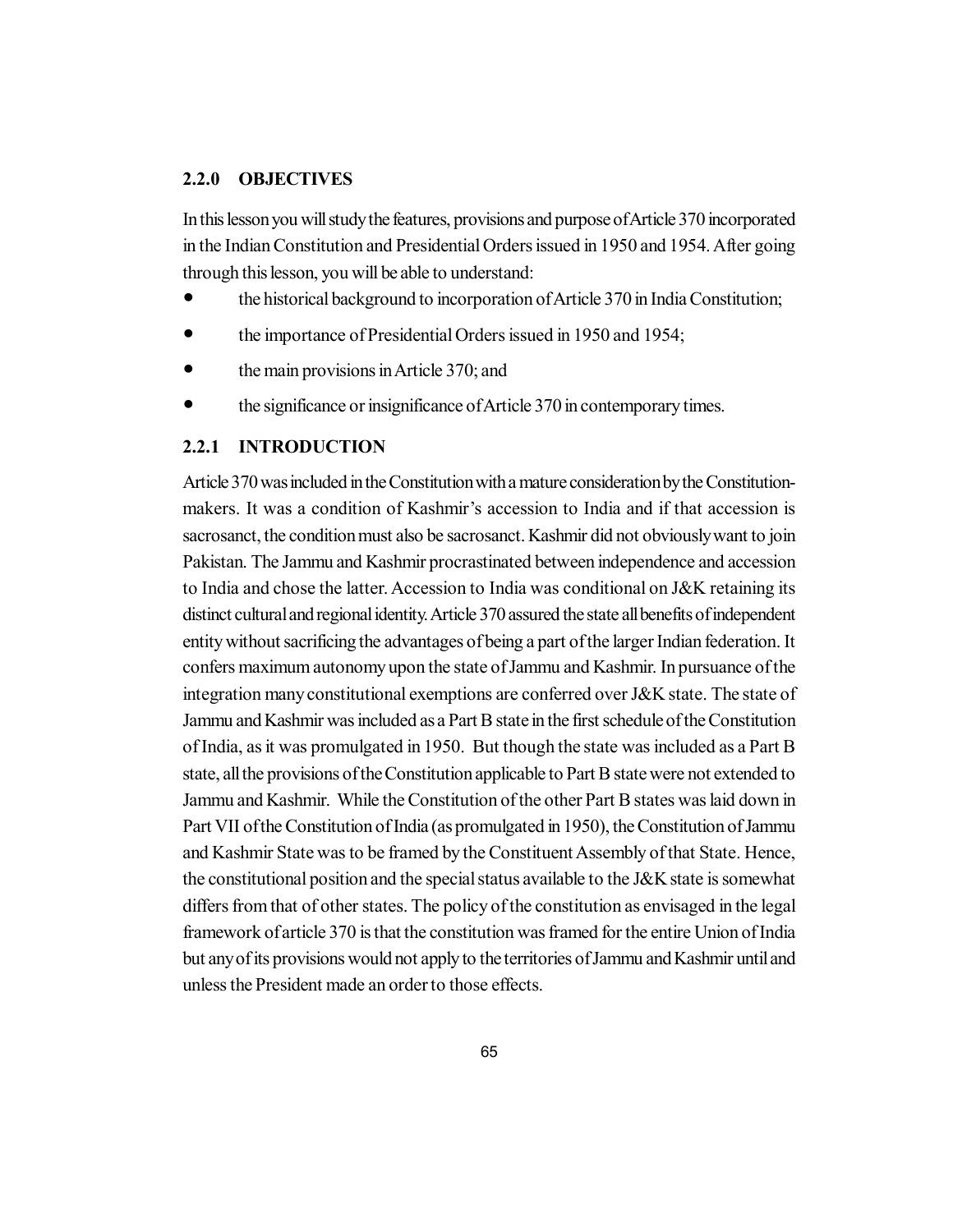## 2.2.0 OBJECTIVES

In this lesson you will study the features, provisions and purpose of Article 370 incorporated in the Indian Constitution and Presidential Orders issued in 1950 and 1954. After going through this lesson, you will be able to understand:

- the historical background to incorporation of Article 370 in India Constitution;
- the importance of Presidential Orders issued in 1950 and 1954;
- the main provisions in Article 370; and
- the significance or insignificance of Article 370 in contemporary times.

## 2.2.1 INTRODUCTION

Article 370 was included in the Constitution with a mature consideration by the Constitution-makers. It was a condition of Kashmir's accession to India and if that accession is sacrosanct, the condition must also be sacrosanct. Kashmir did not obviously want to join Pakistan. The Jammu and Kashmir procrastinated between independence and accession to India and chose the latter. Accession to India was conditional on J&K retaining its distinct cultural and regional identity. Article 370 assured the state all benefits of independent entity without sacrificing the advantages of being a part of the larger Indian federation. It confers maximum autonomy upon the state of Jammu and Kashmir. In pursuance of the integration many constitutional exemptions are conferred over J&K state. The state of Jammu and Kashmir was included as a Part B state in the first schedule of the Constitution of India, as it was promulgated in 1950. But though the state was included as a Part B state, all the provisions of the Constitution applicable to Part B state were not extended to Jammu and Kashmir. While the Constitution of the other Part B states was laid down in Part VII of the Constitution of India (as promulgated in 1950), the Constitution of Jammu and Kashmir State was to be framed by the Constituent Assembly of that State. Hence, the constitutional position and the special status available to the J&K state is somewhat differs from that of other states. The policy of the constitution as envisaged in the legal framework of article 370 is that the constitution was framed for the entire Union of India but any of its provisions would not apply to the territories of Jammu and Kashmir until and unless the President made an order to those effects.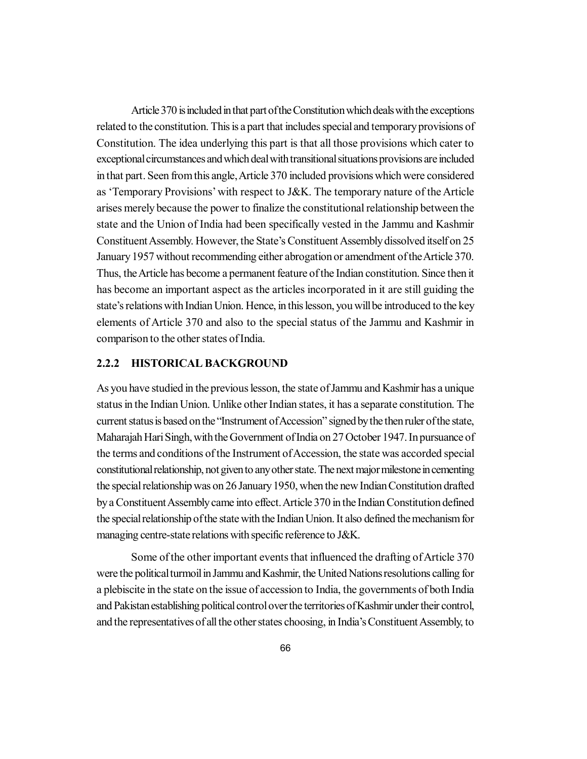Article 370 is included in that part of the Constitution which deals with the exceptions related to the constitution. This is a part that includes special and temporary provisions of Constitution. The idea underlying this part is that all those provisions which cater to exceptional circumstances and which deal with transitional situations provisions are included in that part. Seen from this angle, Article 370 included provisions which were considered as 'Temporary Provisions' with respect to J&K. The temporary nature of the Article arises merely because the power to finalize the constitutional relationship between the state and the Union of India had been specifically vested in the Jammu and Kashmir Constituent Assembly. However, the State's Constituent Assembly dissolved itself on 25 January 1957 without recommending either abrogation or amendment of the Article 370. Thus, the Article has become a permanent feature of the Indian constitution. Since then it has become an important aspect as the articles incorporated in it are still guiding the state's relations with Indian Union. Hence, in this lesson, you will be introduced to the key elements of Article 370 and also to the special status of the Jammu and Kashmir in comparison to the other states of India.

### 2.2.2 HISTORICAL BACKGROUND

As you have studied in the previous lesson, the state of Jammu and Kashmir has a unique status in the Indian Union. Unlike other Indian states, it has a separate constitution. The current status is based on the "Instrument of Accession" signed by the then ruler of the state, Maharajah Hari Singh, with the Government of India on 27 October 1947. In pursuance of the terms and conditions of the Instrument of Accession, the state was accorded special constitutional relationship, not given to any other state. The next major milestone in cementing the special relationship was on 26 January 1950, when the new Indian Constitution drafted by a Constituent Assembly came into effect. Article 370 in the Indian Constitution defined the special relationship of the state with the Indian Union. It also defined the mechanism for managing centre-state relations with specific reference to J&K.

Some of the other important events that influenced the drafting of Article 370 were the political turmoil in Jammu and Kashmir, the United Nations resolutions calling for a plebiscite in the state on the issue of accession to India, the governments of both India and Pakistan establishing political control over the territories of Kashmir under their control, and the representatives of all the other states choosing, in India's Constituent Assembly, to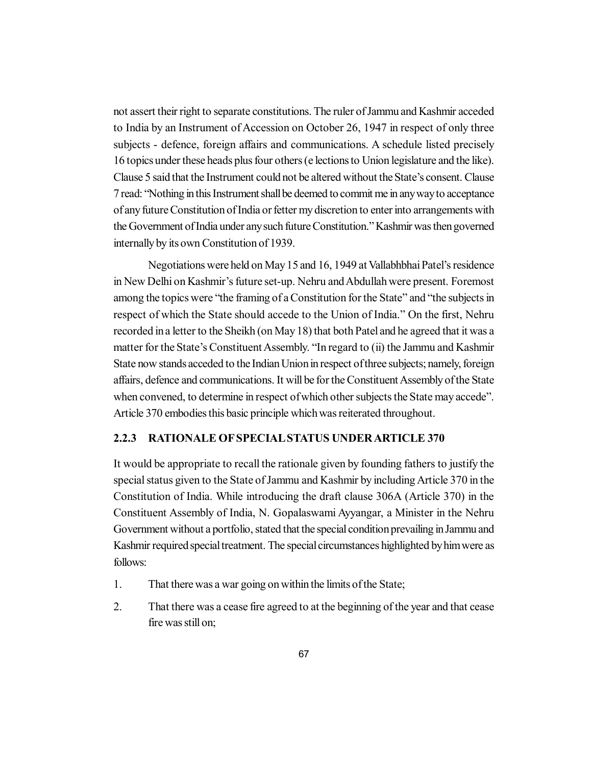not assert their right to separate constitutions. The ruler of Jammu and Kashmir acceded to India by an Instrument of Accession on October 26, 1947 in respect of only three subjects - defence, foreign affairs and communications. A schedule listed precisely 16 topics under these heads plus four others (e lections to Union legislature and the like). Clause 5 said that the Instrument could not be altered without the State's consent. Clause 7 read: "Nothing in this Instrument shall be deemed to commit me in any way to acceptance of any future Constitution of India or fetter my discretion to enter into arrangements with the Government of India under any such future Constitution." Kashmir was then governed internally by its own Constitution of 1939.

Negotiations were held on May 15 and 16, 1949 at Vallabhbhai Patel's residence in New Delhi on Kashmir's future set-up. Nehru and Abdullah were present. Foremost among the topics were "the framing of a Constitution for the State" and "the subjects in respect of which the State should accede to the Union of India." On the first, Nehru recorded in a letter to the Sheikh (on May 18) that both Patel and he agreed that it was a matter for the State's Constituent Assembly. "In regard to (ii) the Jammu and Kashmir State now stands acceded to the Indian Union in respect of three subjects; namely, foreign affairs, defence and communications. It will be for the Constituent Assembly of the State when convened, to determine in respect of which other subjects the State may accede". Article 370 embodies this basic principle which was reiterated throughout.

### 2.2.3 RATIONALE OF SPECIAL STATUS UNDER ARTICLE 370

It would be appropriate to recall the rationale given by founding fathers to justify the special status given to the State of Jammu and Kashmir by including Article 370 in the Constitution of India. While introducing the draft clause 306A (Article 370) in the Constituent Assembly of India, N. Gopalaswami Ayyangar, a Minister in the Nehru Government without a portfolio, stated that the special condition prevailing in Jammu and Kashmir required special treatment. The special circumstances highlighted by him were as follows:

1. That there was a war going on within the limits of the State;
2. That there was a cease fire agreed to at the beginning of the year and that cease fire was still on;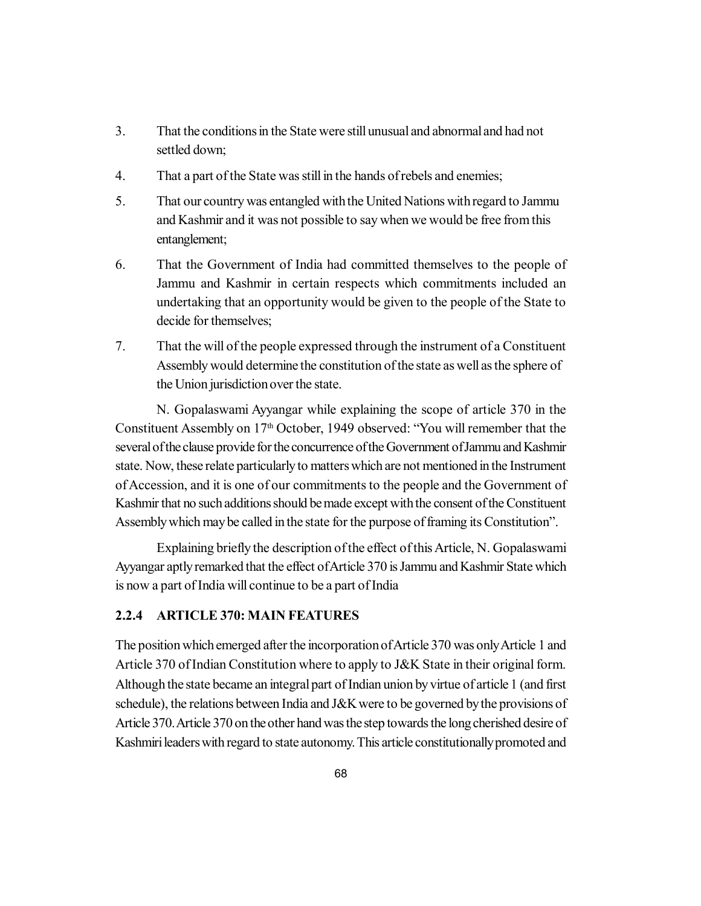3. That the conditions in the State were still unusual and abnormal and had not settled down;

4. That a part of the State was still in the hands of rebels and enemies;

5. That our country was entangled with the United Nations with regard to Jammu and Kashmir and it was not possible to say when we would be free from this entanglement;

6. That the Government of India had committed themselves to the people of Jammu and Kashmir in certain respects which commitments included an undertaking that an opportunity would be given to the people of the State to decide for themselves;

7. That the will of the people expressed through the instrument of a Constituent Assembly would determine the constitution of the state as well as the sphere of the Union jurisdiction over the state.

N. Gopalaswami Ayyangar while explaining the scope of article 370 in the Constituent Assembly on 17th October, 1949 observed: "You will remember that the several of the clause provide for the concurrence of the Government of Jammu and Kashmir state. Now, these relate particularly to matters which are not mentioned in the Instrument of Accession, and it is one of our commitments to the people and the Government of Kashmir that no such additions should be made except with the consent of the Constituent Assembly which may be called in the state for the purpose of framing its Constitution".

Explaining briefly the description of the effect of this Article, N. Gopalaswami Ayyangar aptly remarked that the effect of Article 370 is Jammu and Kashmir State which is now a part of India will continue to be a part of India

### 2.2.4 ARTICLE 370: MAIN FEATURES

The position which emerged after the incorporation of Article 370 was only Article 1 and Article 370 of Indian Constitution where to apply to J&K State in their original form. Although the state became an integral part of Indian union by virtue of article 1 (and first schedule), the relations between India and J&K were to be governed by the provisions of Article 370. Article 370 on the other hand was the step towards the long cherished desire of Kashmiri leaders with regard to state autonomy. This article constitutionally promoted and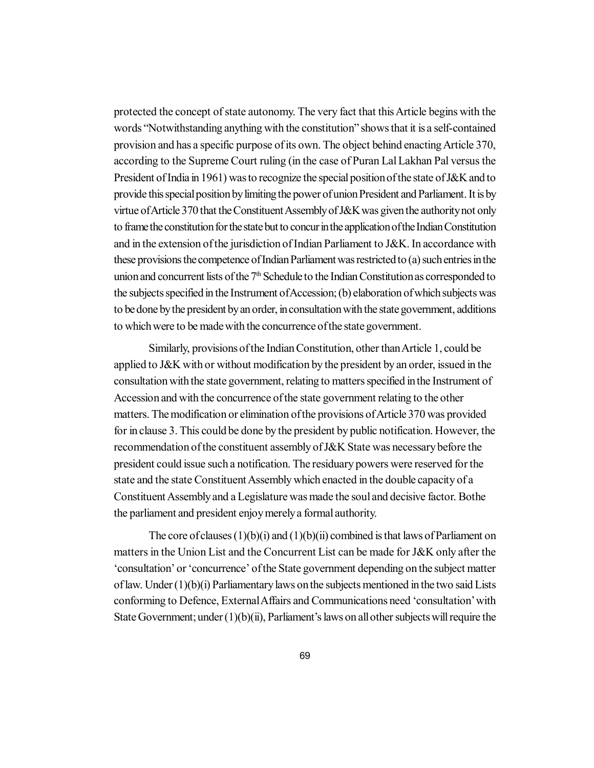protected the concept of state autonomy. The very fact that this Article begins with the words "Notwithstanding anything with the constitution" shows that it is a self-contained provision and has a specific purpose of its own. The object behind enacting Article 370, according to the Supreme Court ruling (in the case of Puran Lal Lakhan Pal versus the President of India in 1961) was to recognize the special position of the state of J&K and to provide this special position by limiting the power of union President and Parliament. It is by virtue of Article 370 that the Constituent Assembly of J&K was given the authority not only to frame the constitution for the state but to concur in the application of the Indian Constitution and in the extension of the jurisdiction of Indian Parliament to J&K. In accordance with these provisions the competence of Indian Parliament was restricted to (a) such entries in the union and concurrent lists of the 7th Schedule to the Indian Constitution as corresponded to the subjects specified in the Instrument of Accession; (b) elaboration of which subjects was to be done by the president by an order, in consultation with the state government, additions to which were to be made with the concurrence of the state government.

Similarly, provisions of the Indian Constitution, other than Article 1, could be applied to J&K with or without modification by the president by an order, issued in the consultation with the state government, relating to matters specified in the Instrument of Accession and with the concurrence of the state government relating to the other matters. The modification or elimination of the provisions of Article 370 was provided for in clause 3. This could be done by the president by public notification. However, the recommendation of the constituent assembly of J&K State was necessary before the president could issue such a notification. The residuary powers were reserved for the state and the state Constituent Assembly which enacted in the double capacity of a Constituent Assembly and a Legislature was made the soul and decisive factor. Bothe the parliament and president enjoy merely a formal authority.

The core of clauses (1)(b)(i) and (1)(b)(ii) combined is that laws of Parliament on matters in the Union List and the Concurrent List can be made for J&K only after the 'consultation' or 'concurrence' of the State government depending on the subject matter of law. Under (1)(b)(i) Parliamentary laws on the subjects mentioned in the two said Lists conforming to Defence, External Affairs and Communications need 'consultation' with State Government; under (1)(b)(ii), Parliament's laws on all other subjects will require the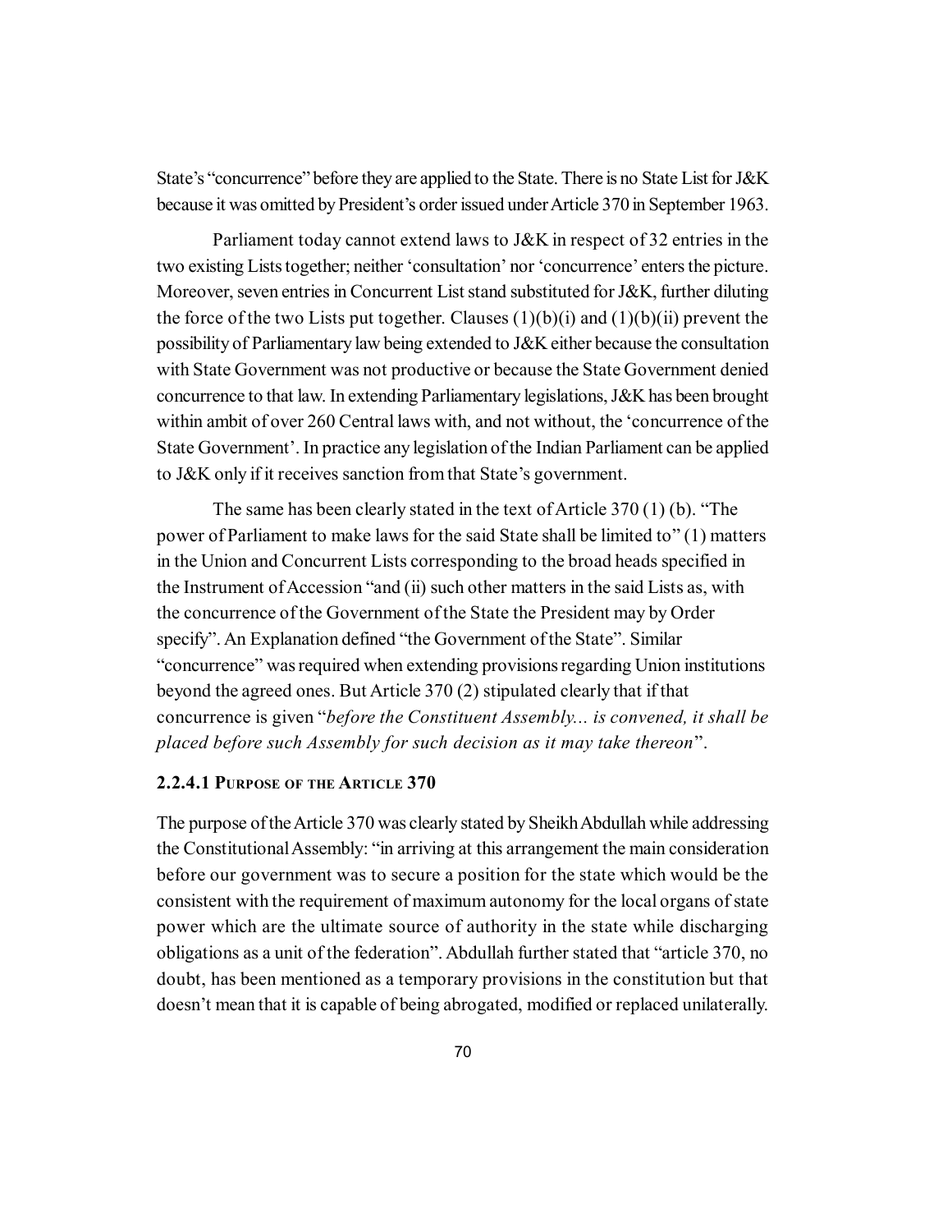State's "concurrence" before they are applied to the State. There is no State List for J&K because it was omitted by President's order issued under Article 370 in September 1963.

Parliament today cannot extend laws to J&K in respect of 32 entries in the two existing Lists together; neither 'consultation' nor 'concurrence' enters the picture. Moreover, seven entries in Concurrent List stand substituted for J&K, further diluting the force of the two Lists put together. Clauses (1)(b)(i) and (1)(b)(ii) prevent the possibility of Parliamentary law being extended to J&K either because the consultation with State Government was not productive or because the State Government denied concurrence to that law. In extending Parliamentary legislations, J&K has been brought within ambit of over 260 Central laws with, and not without, the 'concurrence of the State Government'. In practice any legislation of the Indian Parliament can be applied to J&K only if it receives sanction from that State's government.

The same has been clearly stated in the text of Article 370 (1) (b). "The power of Parliament to make laws for the said State shall be limited to" (1) matters in the Union and Concurrent Lists corresponding to the broad heads specified in the Instrument of Accession "and (ii) such other matters in the said Lists as, with the concurrence of the Government of the State the President may by Order specify". An Explanation defined "the Government of the State". Similar "concurrence" was required when extending provisions regarding Union institutions beyond the agreed ones. But Article 370 (2) stipulated clearly that if that concurrence is given "*before the Constituent Assembly... is convened, it shall be placed before such Assembly for such decision as it may take thereon*".

#### 2.2.4.1 Purpose of the Article 370

The purpose of the Article 370 was clearly stated by Sheikh Abdullah while addressing the Constitutional Assembly: "in arriving at this arrangement the main consideration before our government was to secure a position for the state which would be the consistent with the requirement of maximum autonomy for the local organs of state power which are the ultimate source of authority in the state while discharging obligations as a unit of the federation". Abdullah further stated that "article 370, no doubt, has been mentioned as a temporary provisions in the constitution but that doesn't mean that it is capable of being abrogated, modified or replaced unilaterally.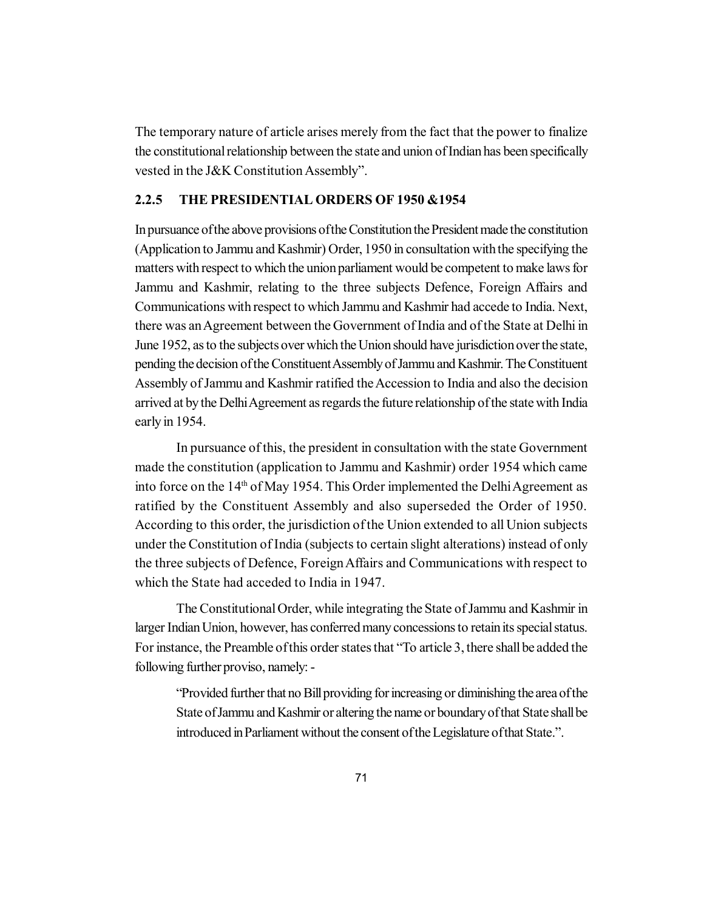The temporary nature of article arises merely from the fact that the power to finalize the constitutional relationship between the state and union of Indian has been specifically vested in the J&K Constitution Assembly".

### 2.2.5 THE PRESIDENTIAL ORDERS OF 1950 &1954

In pursuance of the above provisions of the Constitution the President made the constitution (Application to Jammu and Kashmir) Order, 1950 in consultation with the specifying the matters with respect to which the union parliament would be competent to make laws for Jammu and Kashmir, relating to the three subjects Defence, Foreign Affairs and Communications with respect to which Jammu and Kashmir had accede to India. Next, there was an Agreement between the Government of India and of the State at Delhi in June 1952, as to the subjects over which the Union should have jurisdiction over the state, pending the decision of the Constituent Assembly of Jammu and Kashmir. The Constituent Assembly of Jammu and Kashmir ratified the Accession to India and also the decision arrived at by the Delhi Agreement as regards the future relationship of the state with India early in 1954.

In pursuance of this, the president in consultation with the state Government made the constitution (application to Jammu and Kashmir) order 1954 which came into force on the 14th of May 1954. This Order implemented the Delhi Agreement as ratified by the Constituent Assembly and also superseded the Order of 1950. According to this order, the jurisdiction of the Union extended to all Union subjects under the Constitution of India (subjects to certain slight alterations) instead of only the three subjects of Defence, Foreign Affairs and Communications with respect to which the State had acceded to India in 1947.

The Constitutional Order, while integrating the State of Jammu and Kashmir in larger Indian Union, however, has conferred many concessions to retain its special status. For instance, the Preamble of this order states that "To article 3, there shall be added the following further proviso, namely: -

> "Provided further that no Bill providing for increasing or diminishing the area of the State of Jammu and Kashmir or altering the name or boundary of that State shall be introduced in Parliament without the consent of the Legislature of that State.".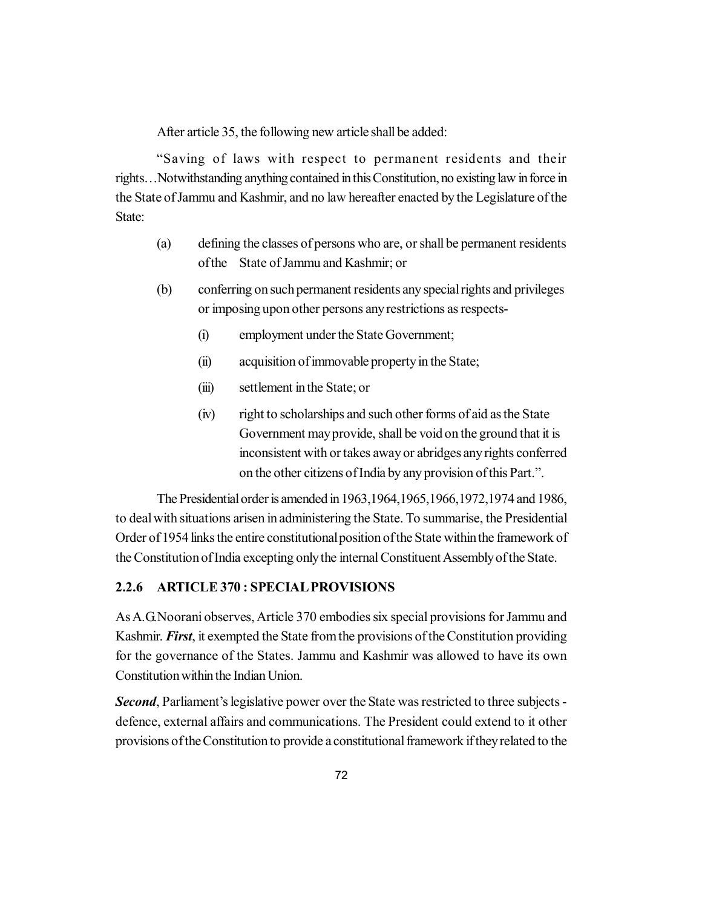After article 35, the following new article shall be added:

"Saving of laws with respect to permanent residents and their rights…Notwithstanding anything contained in this Constitution, no existing law in force in the State of Jammu and Kashmir, and no law hereafter enacted by the Legislature of the State:

(a) defining the classes of persons who are, or shall be permanent residents of the State of Jammu and Kashmir; or

(b) conferring on such permanent residents any special rights and privileges or imposing upon other persons any restrictions as respects-

  (i) employment under the State Government;

  (ii) acquisition of immovable property in the State;

  (iii) settlement in the State; or

  (iv) right to scholarships and such other forms of aid as the State Government may provide, shall be void on the ground that it is inconsistent with or takes away or abridges any rights conferred on the other citizens of India by any provision of this Part.".

The Presidential order is amended in 1963,1964,1965,1966,1972,1974 and 1986, to deal with situations arisen in administering the State. To summarise, the Presidential Order of 1954 links the entire constitutional position of the State within the framework of the Constitution of India excepting only the internal Constituent Assembly of the State.

### 2.2.6 ARTICLE 370 : SPECIAL PROVISIONS

As A.G.Noorani observes, Article 370 embodies six special provisions for Jammu and Kashmir. ***First***, it exempted the State from the provisions of the Constitution providing for the governance of the States. Jammu and Kashmir was allowed to have its own Constitution within the Indian Union.

***Second***, Parliament's legislative power over the State was restricted to three subjects - defence, external affairs and communications. The President could extend to it other provisions of the Constitution to provide a constitutional framework if they related to the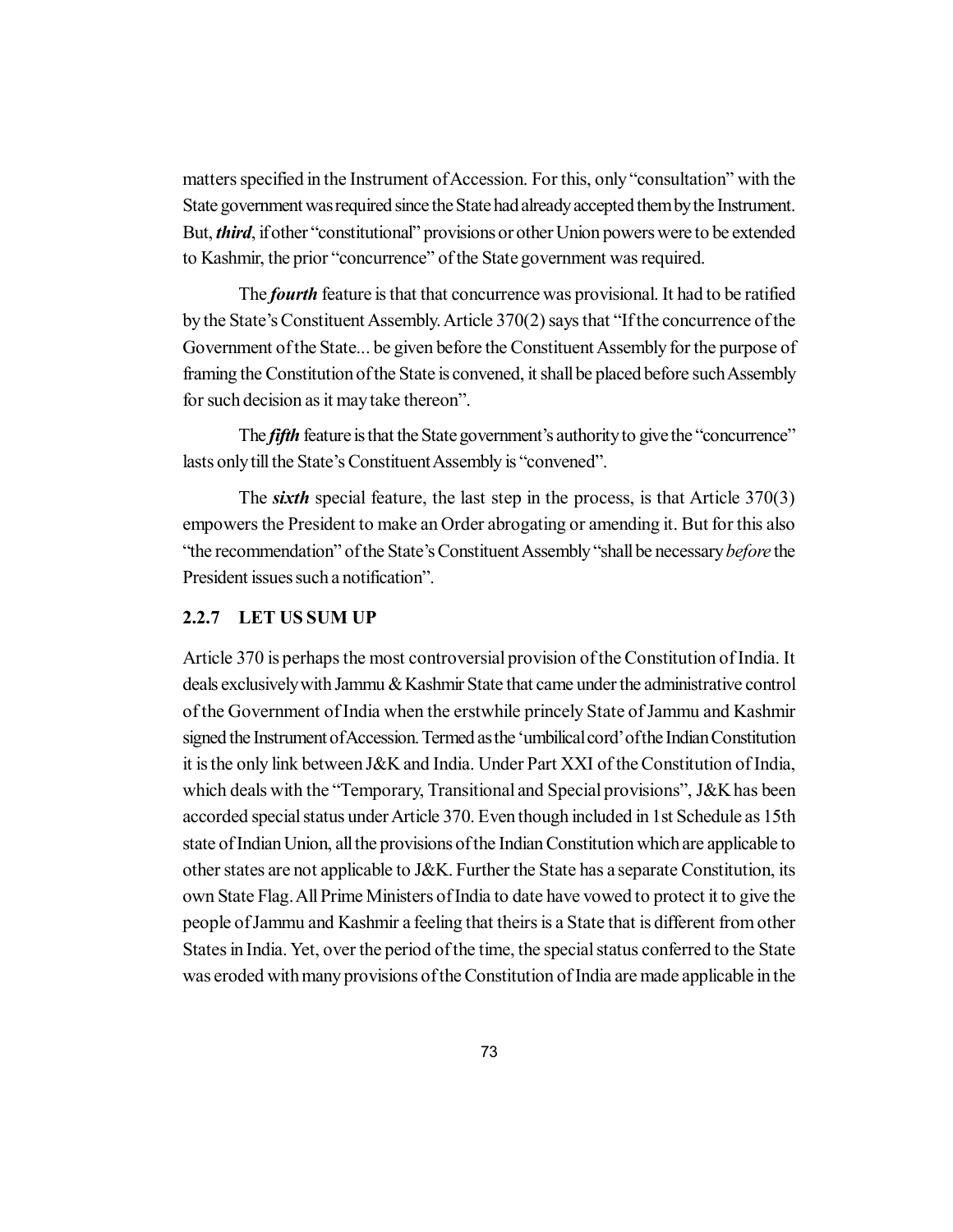matters specified in the Instrument of Accession. For this, only "consultation" with the State government was required since the State had already accepted them by the Instrument. But, ***third***, if other "constitutional" provisions or other Union powers were to be extended to Kashmir, the prior "concurrence" of the State government was required.

The ***fourth*** feature is that that concurrence was provisional. It had to be ratified by the State's Constituent Assembly. Article 370(2) says that "If the concurrence of the Government of the State... be given before the Constituent Assembly for the purpose of framing the Constitution of the State is convened, it shall be placed before such Assembly for such decision as it may take thereon".

The ***fifth*** feature is that the State government's authority to give the "concurrence" lasts only till the State's Constituent Assembly is "convened".

The ***sixth*** special feature, the last step in the process, is that Article 370(3) empowers the President to make an Order abrogating or amending it. But for this also "the recommendation" of the State's Constituent Assembly "shall be necessary *before* the President issues such a notification".

### 2.2.7 LET US SUM UP

Article 370 is perhaps the most controversial provision of the Constitution of India. It deals exclusively with Jammu & Kashmir State that came under the administrative control of the Government of India when the erstwhile princely State of Jammu and Kashmir signed the Instrument of Accession. Termed as the 'umbilical cord' of the Indian Constitution it is the only link between J&K and India. Under Part XXI of the Constitution of India, which deals with the "Temporary, Transitional and Special provisions", J&K has been accorded special status under Article 370. Even though included in 1st Schedule as 15th state of Indian Union, all the provisions of the Indian Constitution which are applicable to other states are not applicable to J&K. Further the State has a separate Constitution, its own State Flag. All Prime Ministers of India to date have vowed to protect it to give the people of Jammu and Kashmir a feeling that theirs is a State that is different from other States in India. Yet, over the period of the time, the special status conferred to the State was eroded with many provisions of the Constitution of India are made applicable in the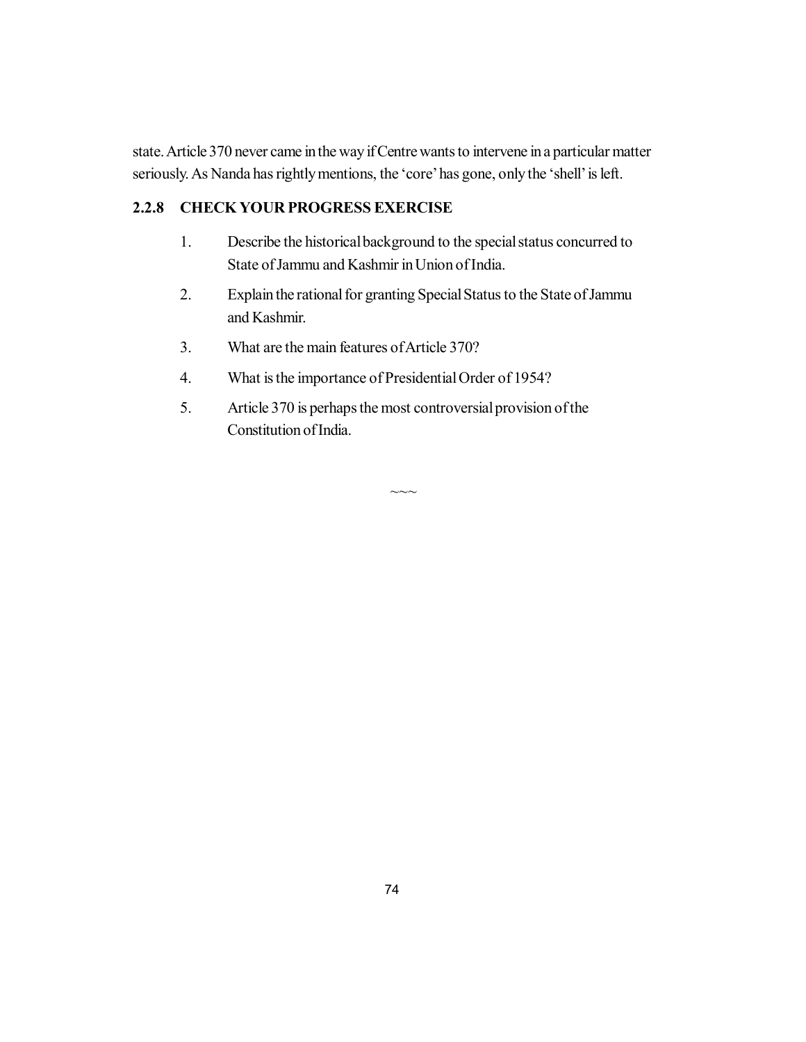state. Article 370 never came in the way if Centre wants to intervene in a particular matter seriously. As Nanda has rightly mentions, the 'core' has gone, only the 'shell' is left.

### 2.2.8 CHECK YOUR PROGRESS EXERCISE

1. Describe the historical background to the special status concurred to State of Jammu and Kashmir in Union of India.
2. Explain the rational for granting Special Status to the State of Jammu and Kashmir.
3. What are the main features of Article 370?
4. What is the importance of Presidential Order of 1954?
5. Article 370 is perhaps the most controversial provision of the Constitution of India.

~~~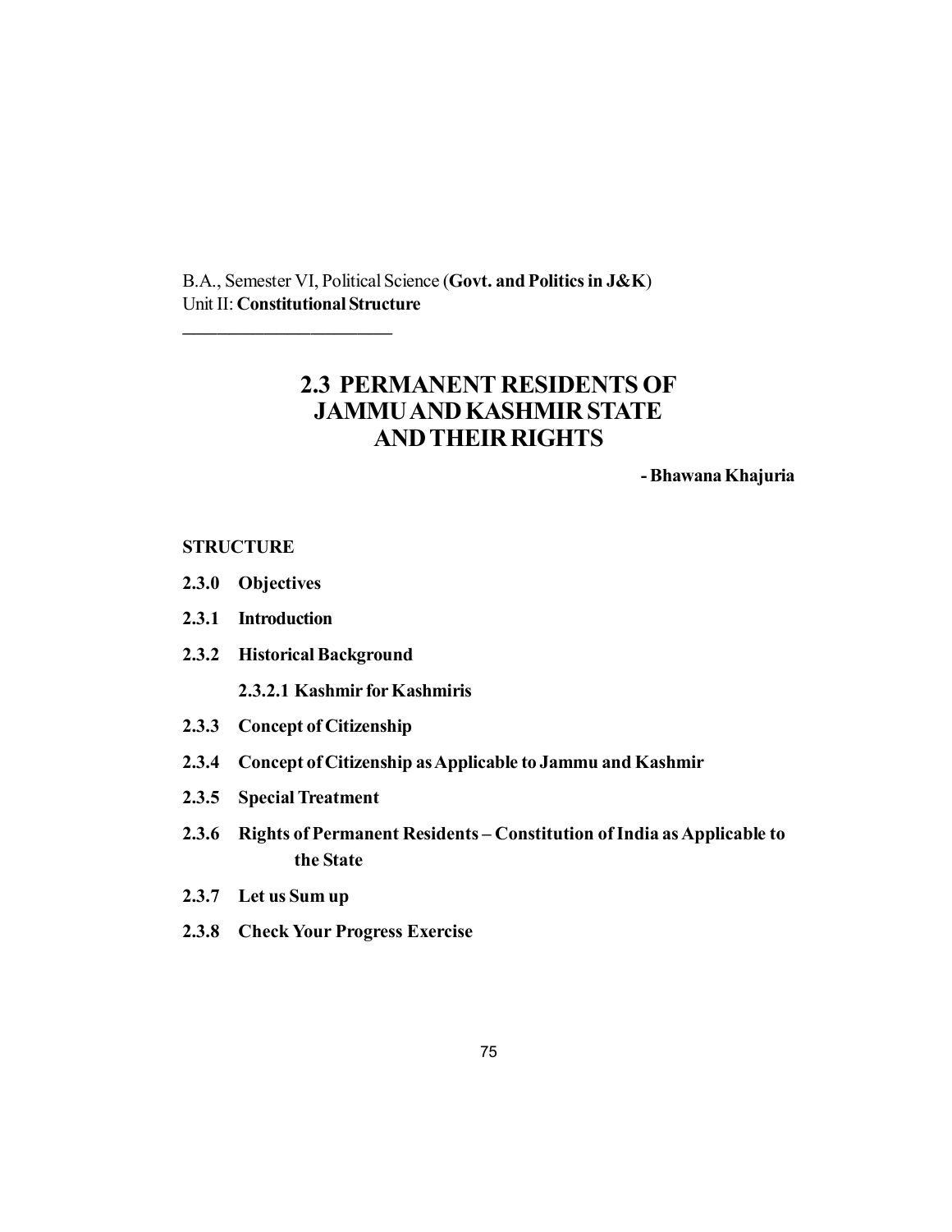B.A., Semester VI, Political Science (**Govt. and Politics in J&K**)
Unit II: **Constitutional Structure**

---

# 2.3 PERMANENT RESIDENTS OF JAMMU AND KASHMIR STATE AND THEIR RIGHTS

**- Bhawana Khajuria**

**STRUCTURE**

- **2.3.0 Objectives**
- **2.3.1 Introduction**
- **2.3.2 Historical Background**
  - **2.3.2.1 Kashmir for Kashmiris**
- **2.3.3 Concept of Citizenship**
- **2.3.4 Concept of Citizenship as Applicable to Jammu and Kashmir**
- **2.3.5 Special Treatment**
- **2.3.6 Rights of Permanent Residents – Constitution of India as Applicable to the State**
- **2.3.7 Let us Sum up**
- **2.3.8 Check Your Progress Exercise**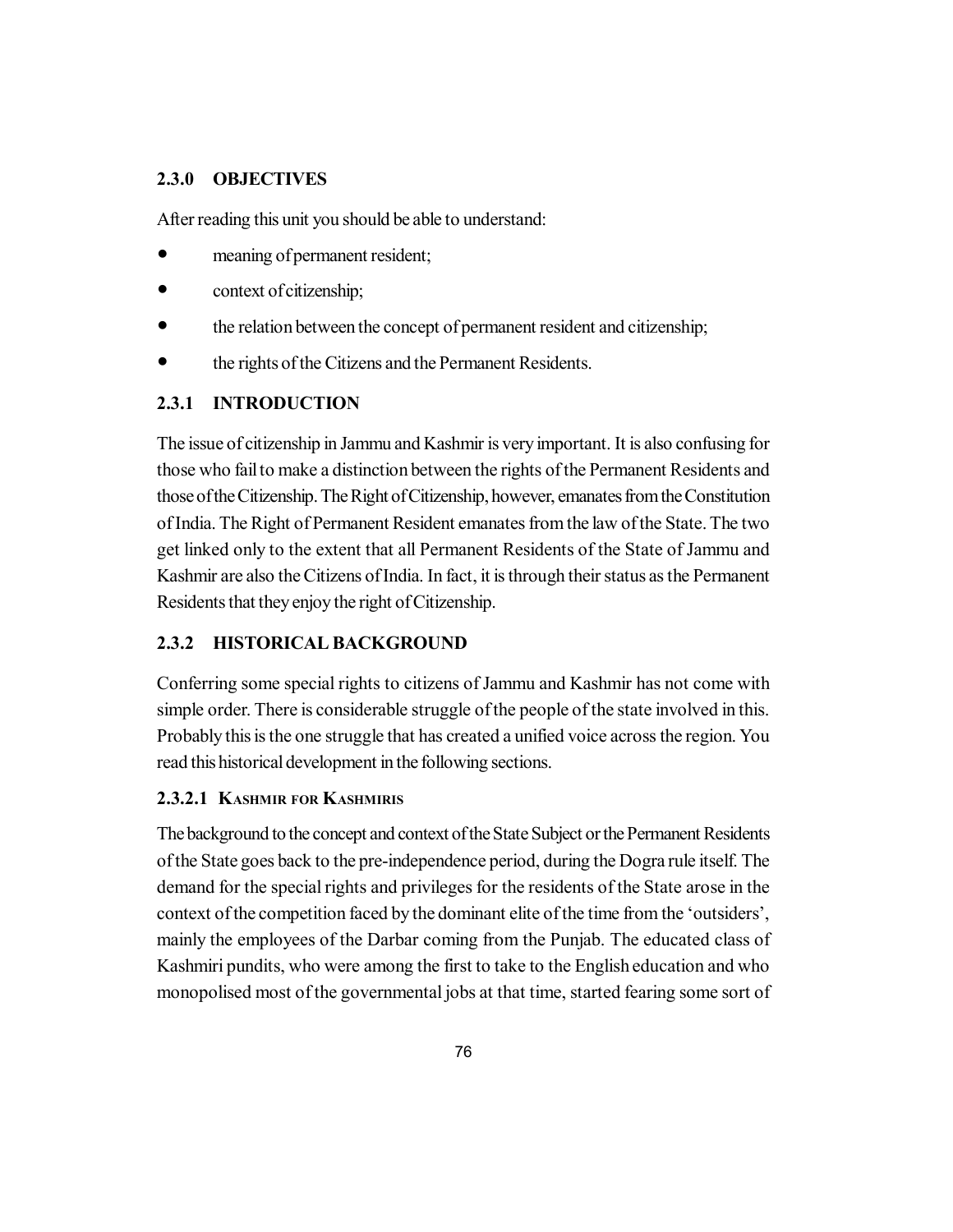## 2.3.0 OBJECTIVES

After reading this unit you should be able to understand:

- meaning of permanent resident;
- context of citizenship;
- the relation between the concept of permanent resident and citizenship;
- the rights of the Citizens and the Permanent Residents.

## 2.3.1 INTRODUCTION

The issue of citizenship in Jammu and Kashmir is very important. It is also confusing for those who fail to make a distinction between the rights of the Permanent Residents and those of the Citizenship. The Right of Citizenship, however, emanates from the Constitution of India. The Right of Permanent Resident emanates from the law of the State. The two get linked only to the extent that all Permanent Residents of the State of Jammu and Kashmir are also the Citizens of India. In fact, it is through their status as the Permanent Residents that they enjoy the right of Citizenship.

## 2.3.2 HISTORICAL BACKGROUND

Conferring some special rights to citizens of Jammu and Kashmir has not come with simple order. There is considerable struggle of the people of the state involved in this. Probably this is the one struggle that has created a unified voice across the region. You read this historical development in the following sections.

### 2.3.2.1 KASHMIR FOR KASHMIRIS

The background to the concept and context of the State Subject or the Permanent Residents of the State goes back to the pre-independence period, during the Dogra rule itself. The demand for the special rights and privileges for the residents of the State arose in the context of the competition faced by the dominant elite of the time from the 'outsiders', mainly the employees of the Darbar coming from the Punjab. The educated class of Kashmiri pundits, who were among the first to take to the English education and who monopolised most of the governmental jobs at that time, started fearing some sort of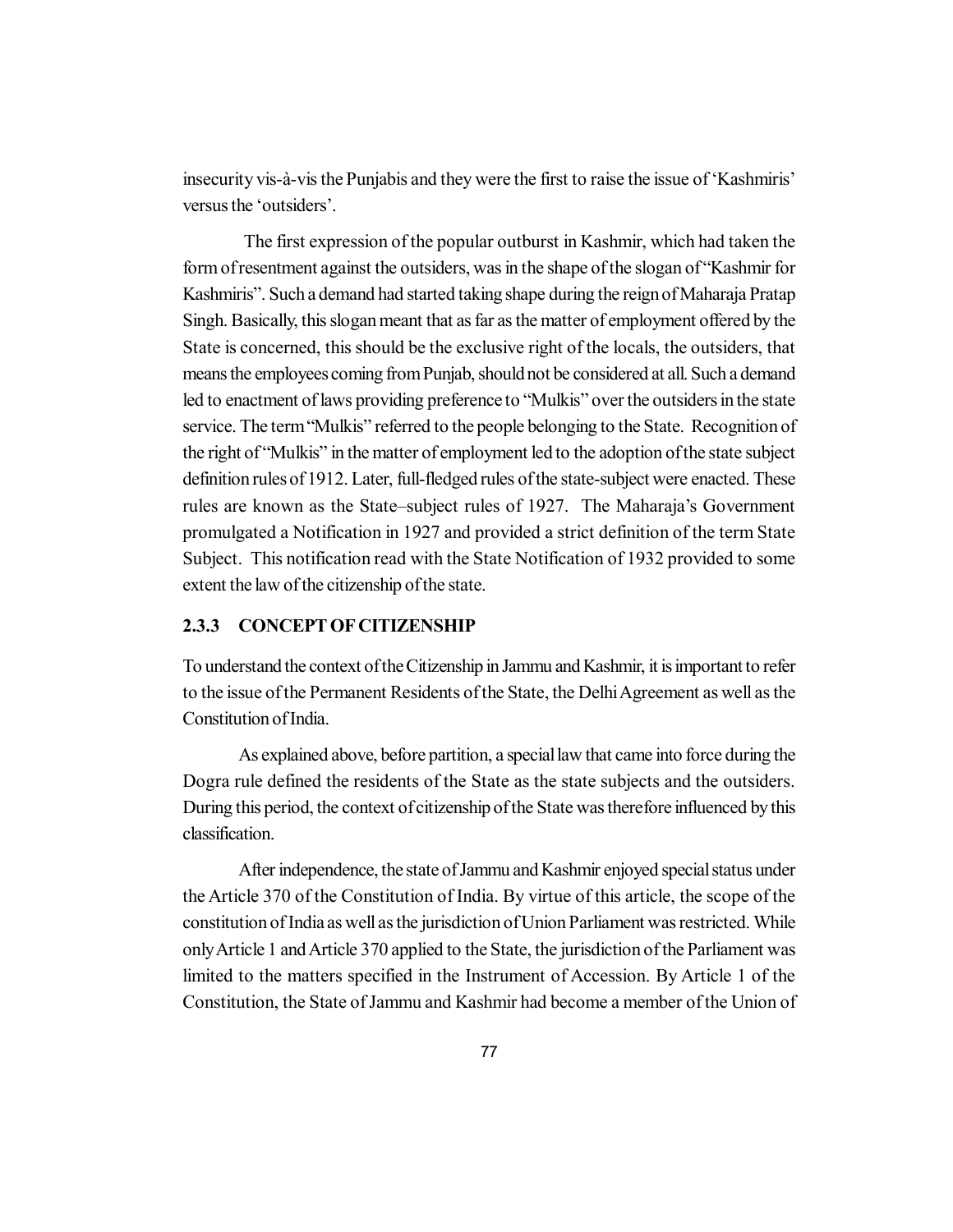insecurity vis-à-vis the Punjabis and they were the first to raise the issue of 'Kashmiris' versus the 'outsiders'.

The first expression of the popular outburst in Kashmir, which had taken the form of resentment against the outsiders, was in the shape of the slogan of "Kashmir for Kashmiris". Such a demand had started taking shape during the reign of Maharaja Pratap Singh. Basically, this slogan meant that as far as the matter of employment offered by the State is concerned, this should be the exclusive right of the locals, the outsiders, that means the employees coming from Punjab, should not be considered at all. Such a demand led to enactment of laws providing preference to "Mulkis" over the outsiders in the state service. The term "Mulkis" referred to the people belonging to the State. Recognition of the right of "Mulkis" in the matter of employment led to the adoption of the state subject definition rules of 1912. Later, full-fledged rules of the state-subject were enacted. These rules are known as the State–subject rules of 1927. The Maharaja's Government promulgated a Notification in 1927 and provided a strict definition of the term State Subject. This notification read with the State Notification of 1932 provided to some extent the law of the citizenship of the state.

### 2.3.3 CONCEPT OF CITIZENSHIP

To understand the context of the Citizenship in Jammu and Kashmir, it is important to refer to the issue of the Permanent Residents of the State, the Delhi Agreement as well as the Constitution of India.

As explained above, before partition, a special law that came into force during the Dogra rule defined the residents of the State as the state subjects and the outsiders. During this period, the context of citizenship of the State was therefore influenced by this classification.

After independence, the state of Jammu and Kashmir enjoyed special status under the Article 370 of the Constitution of India. By virtue of this article, the scope of the constitution of India as well as the jurisdiction of Union Parliament was restricted. While only Article 1 and Article 370 applied to the State, the jurisdiction of the Parliament was limited to the matters specified in the Instrument of Accession. By Article 1 of the Constitution, the State of Jammu and Kashmir had become a member of the Union of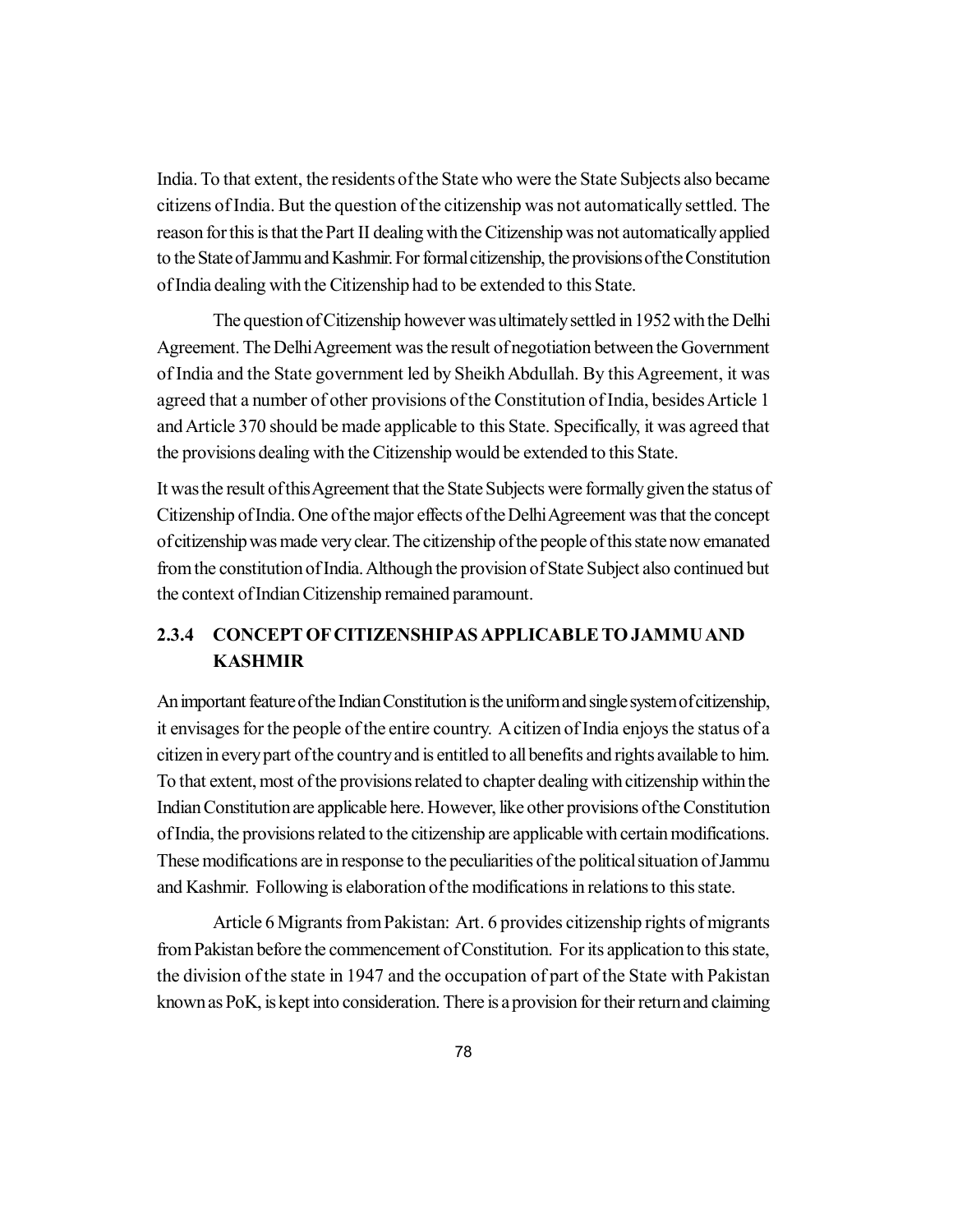India. To that extent, the residents of the State who were the State Subjects also became citizens of India. But the question of the citizenship was not automatically settled. The reason for this is that the Part II dealing with the Citizenship was not automatically applied to the State of Jammu and Kashmir. For formal citizenship, the provisions of the Constitution of India dealing with the Citizenship had to be extended to this State.

The question of Citizenship however was ultimately settled in 1952 with the Delhi Agreement. The Delhi Agreement was the result of negotiation between the Government of India and the State government led by Sheikh Abdullah. By this Agreement, it was agreed that a number of other provisions of the Constitution of India, besides Article 1 and Article 370 should be made applicable to this State. Specifically, it was agreed that the provisions dealing with the Citizenship would be extended to this State.

It was the result of this Agreement that the State Subjects were formally given the status of Citizenship of India. One of the major effects of the Delhi Agreement was that the concept of citizenship was made very clear. The citizenship of the people of this state now emanated from the constitution of India. Although the provision of State Subject also continued but the context of Indian Citizenship remained paramount.

### 2.3.4 CONCEPT OF CITIZENSHIP AS APPLICABLE TO JAMMU AND KASHMIR

An important feature of the Indian Constitution is the uniform and single system of citizenship, it envisages for the people of the entire country. A citizen of India enjoys the status of a citizen in every part of the country and is entitled to all benefits and rights available to him. To that extent, most of the provisions related to chapter dealing with citizenship within the Indian Constitution are applicable here. However, like other provisions of the Constitution of India, the provisions related to the citizenship are applicable with certain modifications. These modifications are in response to the peculiarities of the political situation of Jammu and Kashmir. Following is elaboration of the modifications in relations to this state.

Article 6 Migrants from Pakistan: Art. 6 provides citizenship rights of migrants from Pakistan before the commencement of Constitution. For its application to this state, the division of the state in 1947 and the occupation of part of the State with Pakistan known as PoK, is kept into consideration. There is a provision for their return and claiming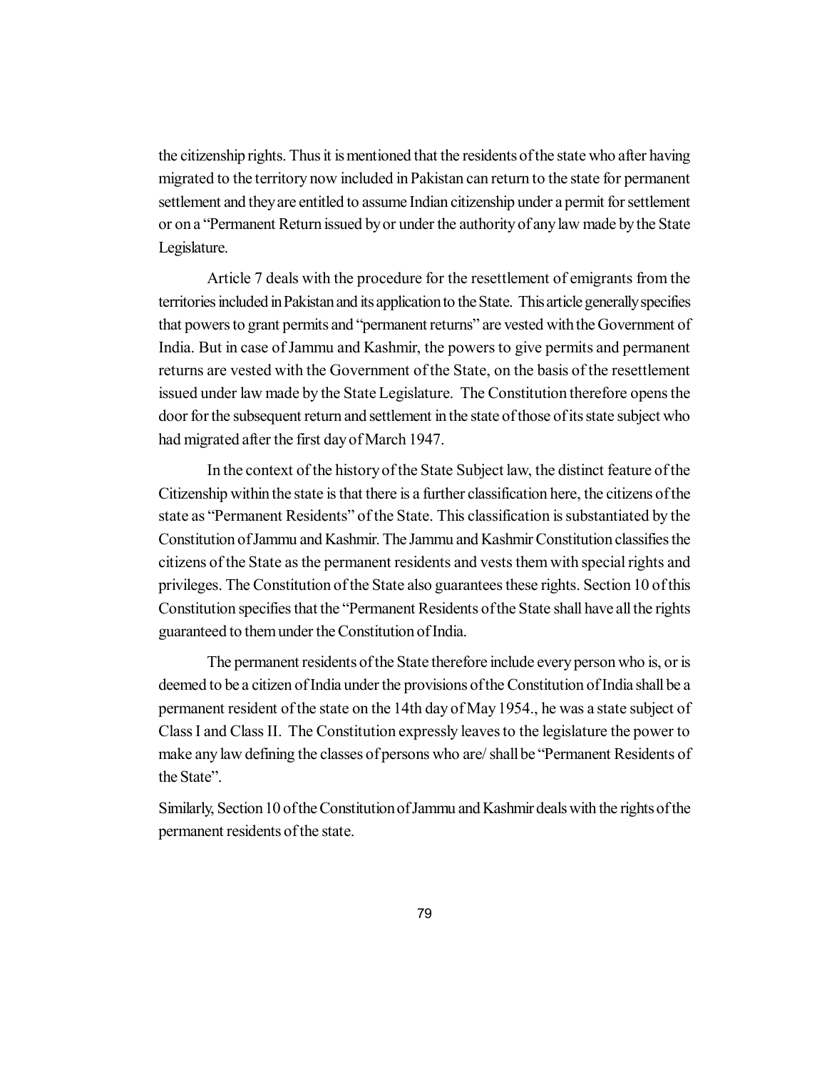the citizenship rights. Thus it is mentioned that the residents of the state who after having migrated to the territory now included in Pakistan can return to the state for permanent settlement and they are entitled to assume Indian citizenship under a permit for settlement or on a "Permanent Return issued by or under the authority of any law made by the State Legislature.

Article 7 deals with the procedure for the resettlement of emigrants from the territories included in Pakistan and its application to the State. This article generally specifies that powers to grant permits and "permanent returns" are vested with the Government of India. But in case of Jammu and Kashmir, the powers to give permits and permanent returns are vested with the Government of the State, on the basis of the resettlement issued under law made by the State Legislature. The Constitution therefore opens the door for the subsequent return and settlement in the state of those of its state subject who had migrated after the first day of March 1947.

In the context of the history of the State Subject law, the distinct feature of the Citizenship within the state is that there is a further classification here, the citizens of the state as "Permanent Residents" of the State. This classification is substantiated by the Constitution of Jammu and Kashmir. The Jammu and Kashmir Constitution classifies the citizens of the State as the permanent residents and vests them with special rights and privileges. The Constitution of the State also guarantees these rights. Section 10 of this Constitution specifies that the "Permanent Residents of the State shall have all the rights guaranteed to them under the Constitution of India.

The permanent residents of the State therefore include every person who is, or is deemed to be a citizen of India under the provisions of the Constitution of India shall be a permanent resident of the state on the 14th day of May 1954., he was a state subject of Class I and Class II. The Constitution expressly leaves to the legislature the power to make any law defining the classes of persons who are/ shall be "Permanent Residents of the State".

Similarly, Section 10 of the Constitution of Jammu and Kashmir deals with the rights of the permanent residents of the state.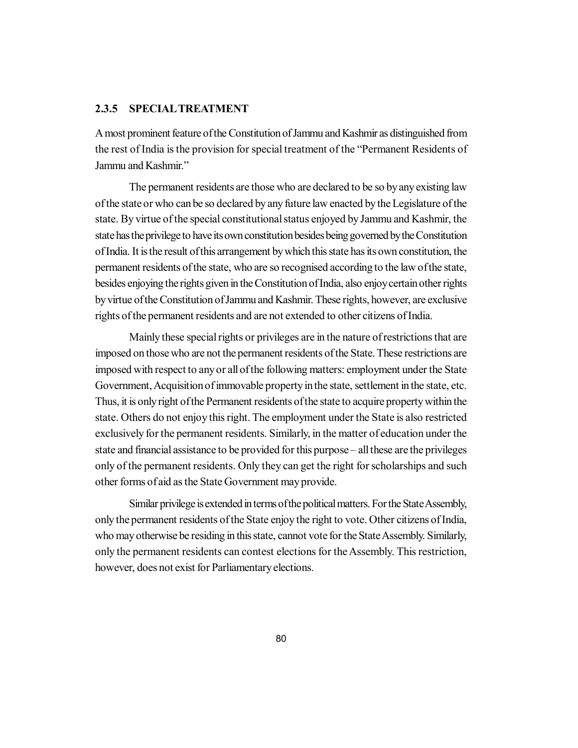### 2.3.5 SPECIAL TREATMENT

A most prominent feature of the Constitution of Jammu and Kashmir as distinguished from the rest of India is the provision for special treatment of the "Permanent Residents of Jammu and Kashmir."

The permanent residents are those who are declared to be so by any existing law of the state or who can be so declared by any future law enacted by the Legislature of the state. By virtue of the special constitutional status enjoyed by Jammu and Kashmir, the state has the privilege to have its own constitution besides being governed by the Constitution of India. It is the result of this arrangement by which this state has its own constitution, the permanent residents of the state, who are so recognised according to the law of the state, besides enjoying the rights given in the Constitution of India, also enjoy certain other rights by virtue of the Constitution of Jammu and Kashmir. These rights, however, are exclusive rights of the permanent residents and are not extended to other citizens of India.

Mainly these special rights or privileges are in the nature of restrictions that are imposed on those who are not the permanent residents of the State. These restrictions are imposed with respect to any or all of the following matters: employment under the State Government, Acquisition of immovable property in the state, settlement in the state, etc. Thus, it is only right of the Permanent residents of the state to acquire property within the state. Others do not enjoy this right. The employment under the State is also restricted exclusively for the permanent residents. Similarly, in the matter of education under the state and financial assistance to be provided for this purpose – all these are the privileges only of the permanent residents. Only they can get the right for scholarships and such other forms of aid as the State Government may provide.

Similar privilege is extended in terms of the political matters. For the State Assembly, only the permanent residents of the State enjoy the right to vote. Other citizens of India, who may otherwise be residing in this state, cannot vote for the State Assembly. Similarly, only the permanent residents can contest elections for the Assembly. This restriction, however, does not exist for Parliamentary elections.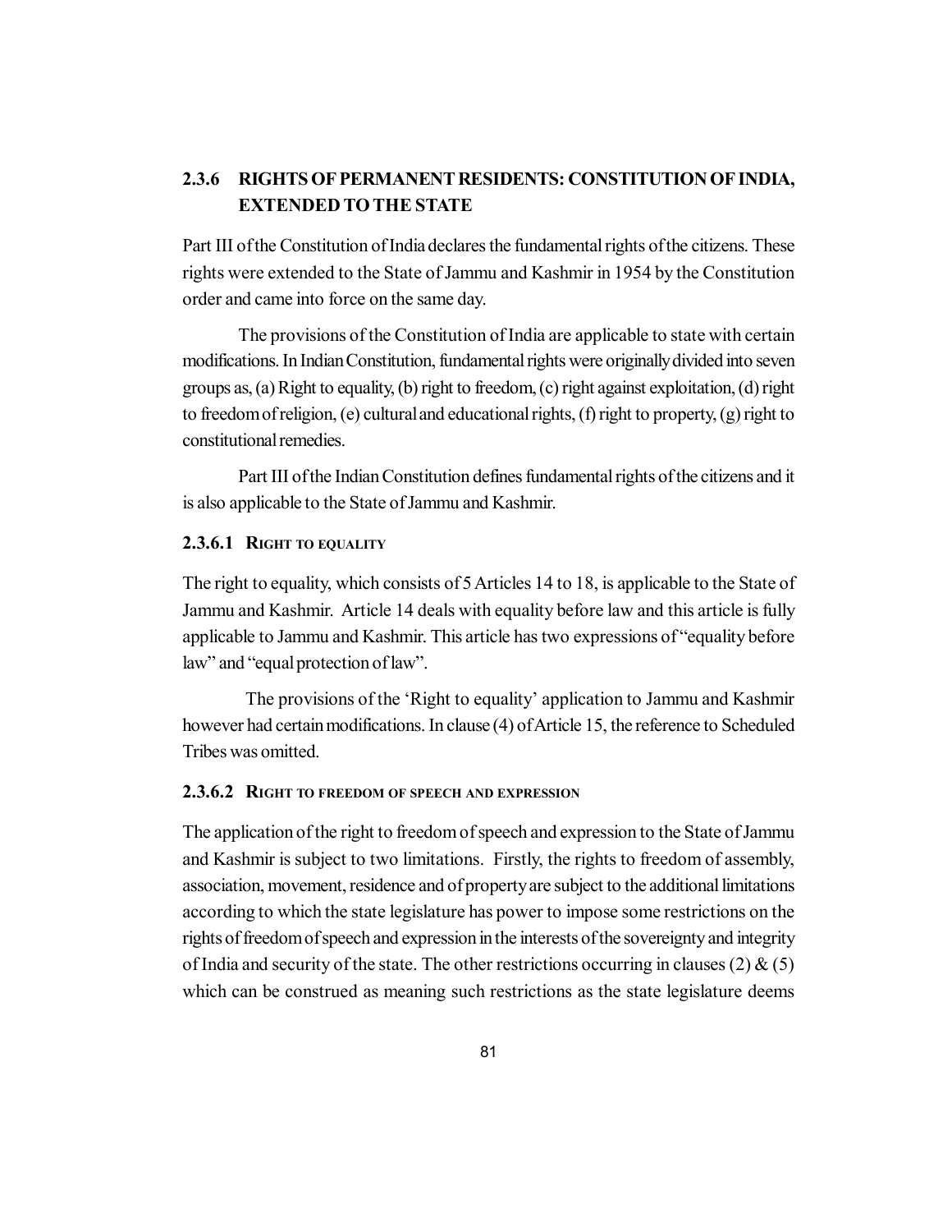## 2.3.6 RIGHTS OF PERMANENT RESIDENTS: CONSTITUTION OF INDIA, EXTENDED TO THE STATE

Part III of the Constitution of India declares the fundamental rights of the citizens. These rights were extended to the State of Jammu and Kashmir in 1954 by the Constitution order and came into force on the same day.

The provisions of the Constitution of India are applicable to state with certain modifications. In Indian Constitution, fundamental rights were originally divided into seven groups as, (a) Right to equality, (b) right to freedom, (c) right against exploitation, (d) right to freedom of religion, (e) cultural and educational rights, (f) right to property, (g) right to constitutional remedies.

Part III of the Indian Constitution defines fundamental rights of the citizens and it is also applicable to the State of Jammu and Kashmir.

### 2.3.6.1 RIGHT TO EQUALITY

The right to equality, which consists of 5 Articles 14 to 18, is applicable to the State of Jammu and Kashmir. Article 14 deals with equality before law and this article is fully applicable to Jammu and Kashmir. This article has two expressions of "equality before law" and "equal protection of law".

The provisions of the 'Right to equality' application to Jammu and Kashmir however had certain modifications. In clause (4) of Article 15, the reference to Scheduled Tribes was omitted.

### 2.3.6.2 RIGHT TO FREEDOM OF SPEECH AND EXPRESSION

The application of the right to freedom of speech and expression to the State of Jammu and Kashmir is subject to two limitations. Firstly, the rights to freedom of assembly, association, movement, residence and of property are subject to the additional limitations according to which the state legislature has power to impose some restrictions on the rights of freedom of speech and expression in the interests of the sovereignty and integrity of India and security of the state. The other restrictions occurring in clauses (2) & (5) which can be construed as meaning such restrictions as the state legislature deems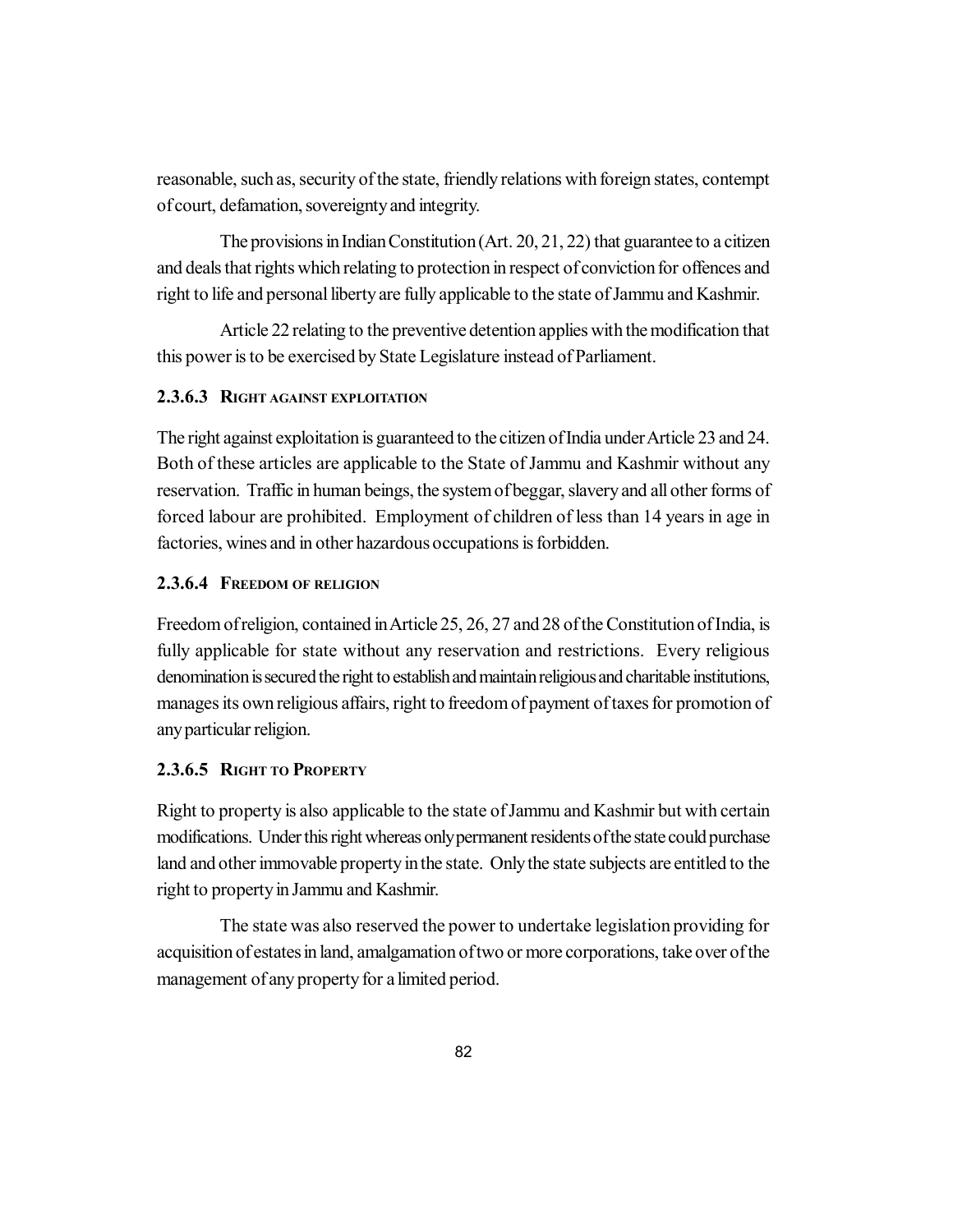reasonable, such as, security of the state, friendly relations with foreign states, contempt of court, defamation, sovereignty and integrity.

The provisions in Indian Constitution (Art. 20, 21, 22) that guarantee to a citizen and deals that rights which relating to protection in respect of conviction for offences and right to life and personal liberty are fully applicable to the state of Jammu and Kashmir.

Article 22 relating to the preventive detention applies with the modification that this power is to be exercised by State Legislature instead of Parliament.

### 2.3.6.3 Right against exploitation

The right against exploitation is guaranteed to the citizen of India under Article 23 and 24. Both of these articles are applicable to the State of Jammu and Kashmir without any reservation. Traffic in human beings, the system of beggar, slavery and all other forms of forced labour are prohibited. Employment of children of less than 14 years in age in factories, wines and in other hazardous occupations is forbidden.

### 2.3.6.4 Freedom of religion

Freedom of religion, contained in Article 25, 26, 27 and 28 of the Constitution of India, is fully applicable for state without any reservation and restrictions. Every religious denomination is secured the right to establish and maintain religious and charitable institutions, manages its own religious affairs, right to freedom of payment of taxes for promotion of any particular religion.

### 2.3.6.5 Right to Property

Right to property is also applicable to the state of Jammu and Kashmir but with certain modifications. Under this right whereas only permanent residents of the state could purchase land and other immovable property in the state. Only the state subjects are entitled to the right to property in Jammu and Kashmir.

The state was also reserved the power to undertake legislation providing for acquisition of estates in land, amalgamation of two or more corporations, take over of the management of any property for a limited period.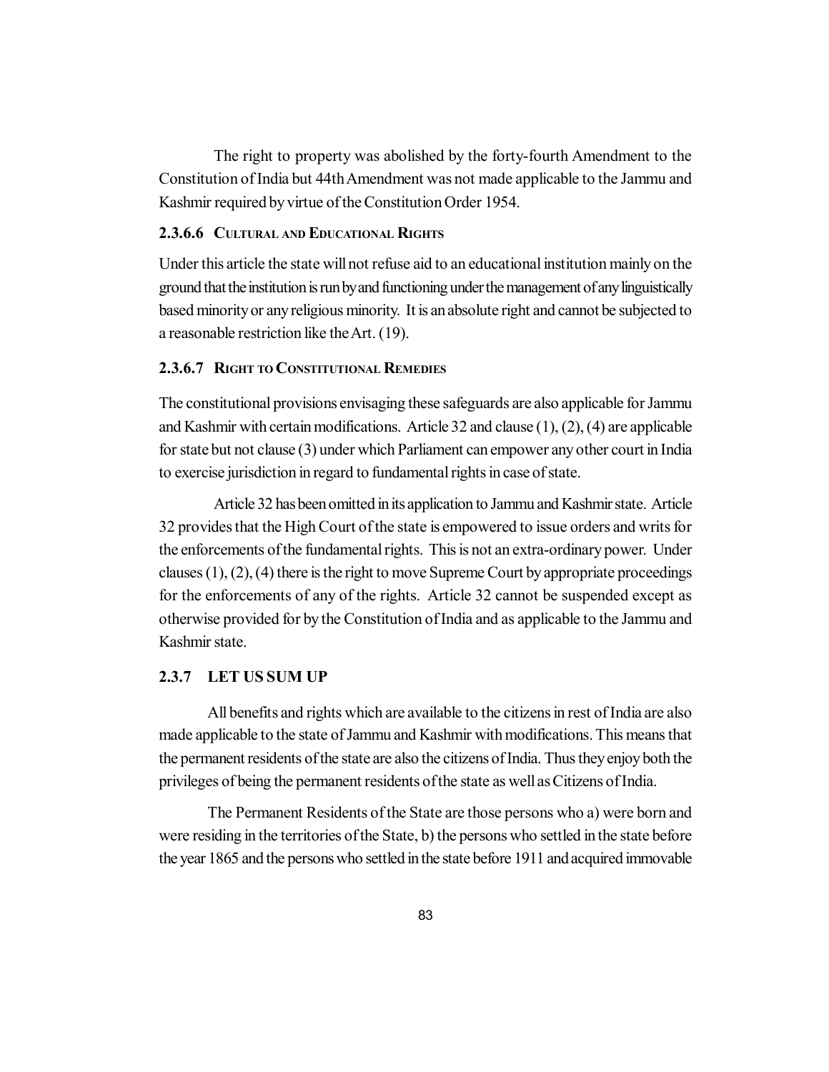The right to property was abolished by the forty-fourth Amendment to the Constitution of India but 44th Amendment was not made applicable to the Jammu and Kashmir required by virtue of the Constitution Order 1954.

### 2.3.6.6 Cultural and Educational Rights

Under this article the state will not refuse aid to an educational institution mainly on the ground that the institution is run by and functioning under the management of any linguistically based minority or any religious minority. It is an absolute right and cannot be subjected to a reasonable restriction like the Art. (19).

### 2.3.6.7 Right to Constitutional Remedies

The constitutional provisions envisaging these safeguards are also applicable for Jammu and Kashmir with certain modifications. Article 32 and clause (1), (2), (4) are applicable for state but not clause (3) under which Parliament can empower any other court in India to exercise jurisdiction in regard to fundamental rights in case of state.

Article 32 has been omitted in its application to Jammu and Kashmir state. Article 32 provides that the High Court of the state is empowered to issue orders and writs for the enforcements of the fundamental rights. This is not an extra-ordinary power. Under clauses (1), (2), (4) there is the right to move Supreme Court by appropriate proceedings for the enforcements of any of the rights. Article 32 cannot be suspended except as otherwise provided for by the Constitution of India and as applicable to the Jammu and Kashmir state.

### 2.3.7 LET US SUM UP

All benefits and rights which are available to the citizens in rest of India are also made applicable to the state of Jammu and Kashmir with modifications. This means that the permanent residents of the state are also the citizens of India. Thus they enjoy both the privileges of being the permanent residents of the state as well as Citizens of India.

The Permanent Residents of the State are those persons who a) were born and were residing in the territories of the State, b) the persons who settled in the state before the year 1865 and the persons who settled in the state before 1911 and acquired immovable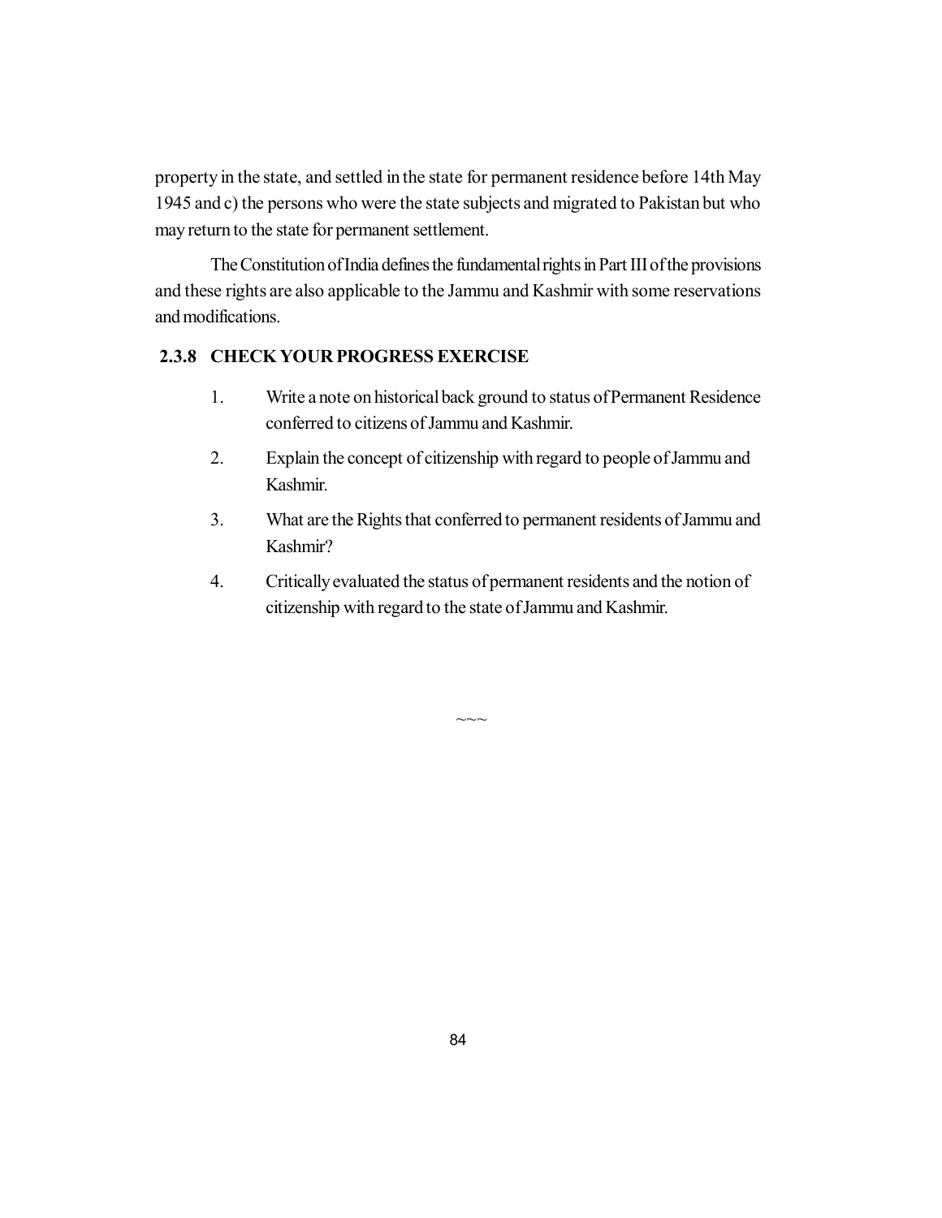property in the state, and settled in the state for permanent residence before 14th May 1945 and c) the persons who were the state subjects and migrated to Pakistan but who may return to the state for permanent settlement.

The Constitution of India defines the fundamental rights in Part III of the provisions and these rights are also applicable to the Jammu and Kashmir with some reservations and modifications.

### 2.3.8 CHECK YOUR PROGRESS EXERCISE

1. Write a note on historical back ground to status of Permanent Residence conferred to citizens of Jammu and Kashmir.
2. Explain the concept of citizenship with regard to people of Jammu and Kashmir.
3. What are the Rights that conferred to permanent residents of Jammu and Kashmir?
4. Critically evaluated the status of permanent residents and the notion of citizenship with regard to the state of Jammu and Kashmir.

~~~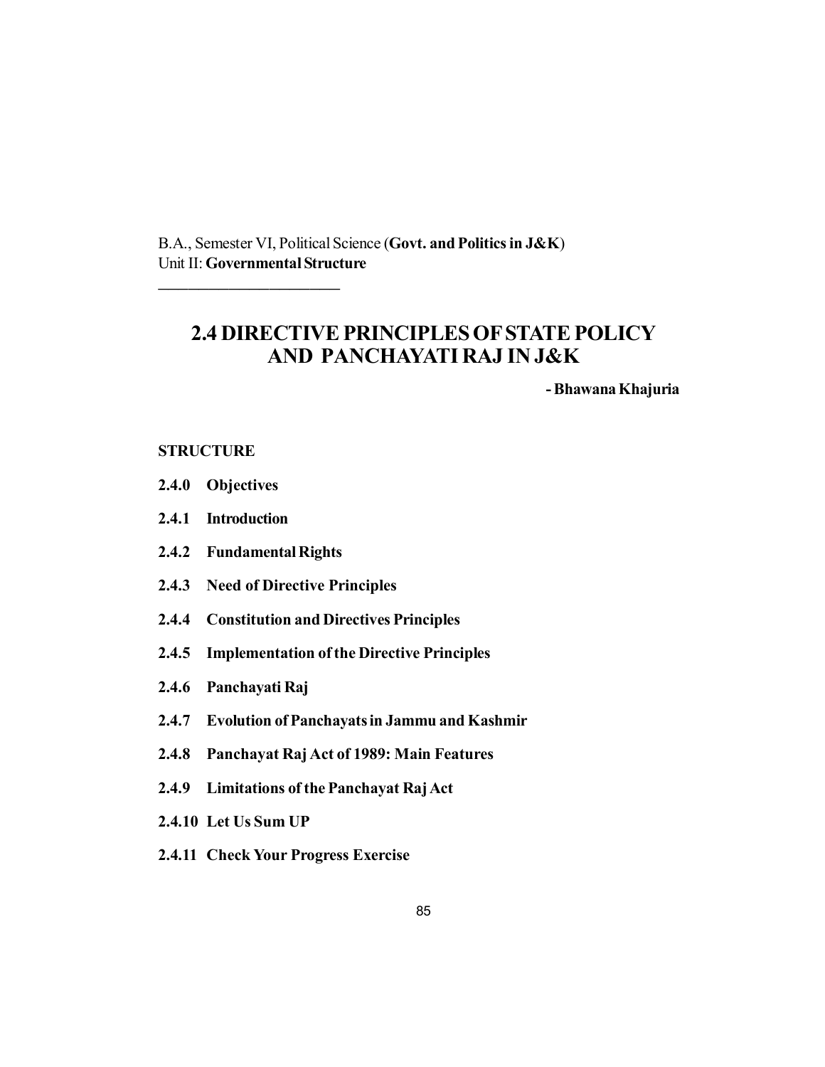B.A., Semester VI, Political Science (**Govt. and Politics in J&K**)
Unit II: **Governmental Structure**

---

# 2.4 DIRECTIVE PRINCIPLES OF STATE POLICY AND PANCHAYATI RAJ IN J&K

**- Bhawana Khajuria**

**STRUCTURE**

**2.4.0 Objectives**

**2.4.1 Introduction**

**2.4.2 Fundamental Rights**

**2.4.3 Need of Directive Principles**

**2.4.4 Constitution and Directives Principles**

**2.4.5 Implementation of the Directive Principles**

**2.4.6 Panchayati Raj**

**2.4.7 Evolution of Panchayats in Jammu and Kashmir**

**2.4.8 Panchayat Raj Act of 1989: Main Features**

**2.4.9 Limitations of the Panchayat Raj Act**

**2.4.10 Let Us Sum UP**

**2.4.11 Check Your Progress Exercise**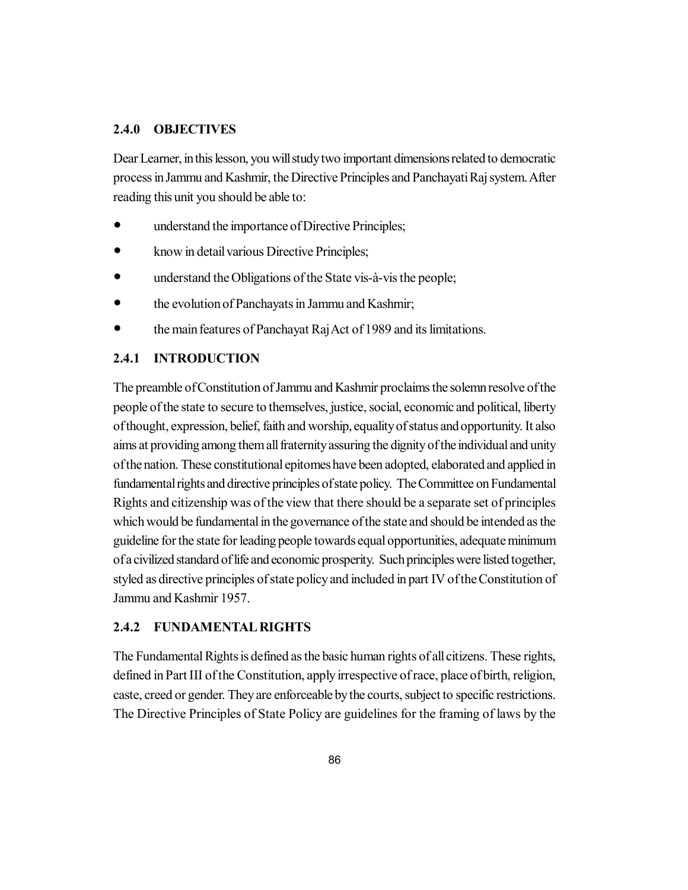### 2.4.0 OBJECTIVES

Dear Learner, in this lesson, you will study two important dimensions related to democratic process in Jammu and Kashmir, the Directive Principles and Panchayati Raj system. After reading this unit you should be able to:

- understand the importance of Directive Principles;
- know in detail various Directive Principles;
- understand the Obligations of the State vis-à-vis the people;
- the evolution of Panchayats in Jammu and Kashmir;
- the main features of Panchayat Raj Act of 1989 and its limitations.

### 2.4.1 INTRODUCTION

The preamble of Constitution of Jammu and Kashmir proclaims the solemn resolve of the people of the state to secure to themselves, justice, social, economic and political, liberty of thought, expression, belief, faith and worship, equality of status and opportunity. It also aims at providing among them all fraternity assuring the dignity of the individual and unity of the nation. These constitutional epitomes have been adopted, elaborated and applied in fundamental rights and directive principles of state policy. The Committee on Fundamental Rights and citizenship was of the view that there should be a separate set of principles which would be fundamental in the governance of the state and should be intended as the guideline for the state for leading people towards equal opportunities, adequate minimum of a civilized standard of life and economic prosperity. Such principles were listed together, styled as directive principles of state policy and included in part IV of the Constitution of Jammu and Kashmir 1957.

### 2.4.2 FUNDAMENTAL RIGHTS

The Fundamental Rights is defined as the basic human rights of all citizens. These rights, defined in Part III of the Constitution, apply irrespective of race, place of birth, religion, caste, creed or gender. They are enforceable by the courts, subject to specific restrictions. The Directive Principles of State Policy are guidelines for the framing of laws by the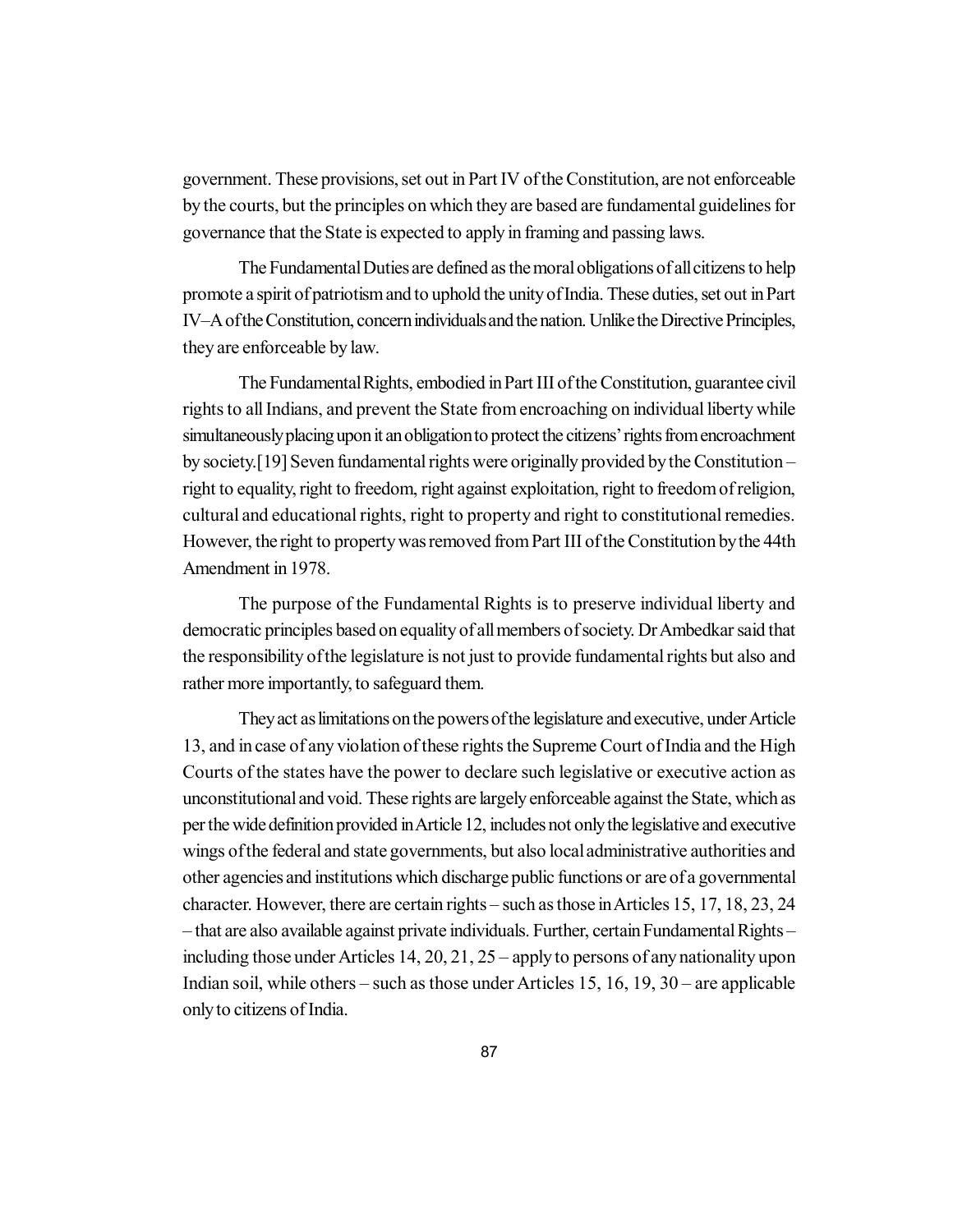government. These provisions, set out in Part IV of the Constitution, are not enforceable by the courts, but the principles on which they are based are fundamental guidelines for governance that the State is expected to apply in framing and passing laws.

The Fundamental Duties are defined as the moral obligations of all citizens to help promote a spirit of patriotism and to uphold the unity of India. These duties, set out in Part IV–A of the Constitution, concern individuals and the nation. Unlike the Directive Principles, they are enforceable by law.

The Fundamental Rights, embodied in Part III of the Constitution, guarantee civil rights to all Indians, and prevent the State from encroaching on individual liberty while simultaneously placing upon it an obligation to protect the citizens' rights from encroachment by society.[19] Seven fundamental rights were originally provided by the Constitution – right to equality, right to freedom, right against exploitation, right to freedom of religion, cultural and educational rights, right to property and right to constitutional remedies. However, the right to property was removed from Part III of the Constitution by the 44th Amendment in 1978.

The purpose of the Fundamental Rights is to preserve individual liberty and democratic principles based on equality of all members of society. Dr Ambedkar said that the responsibility of the legislature is not just to provide fundamental rights but also and rather more importantly, to safeguard them.

They act as limitations on the powers of the legislature and executive, under Article 13, and in case of any violation of these rights the Supreme Court of India and the High Courts of the states have the power to declare such legislative or executive action as unconstitutional and void. These rights are largely enforceable against the State, which as per the wide definition provided in Article 12, includes not only the legislative and executive wings of the federal and state governments, but also local administrative authorities and other agencies and institutions which discharge public functions or are of a governmental character. However, there are certain rights – such as those in Articles 15, 17, 18, 23, 24 – that are also available against private individuals. Further, certain Fundamental Rights – including those under Articles 14, 20, 21, 25 – apply to persons of any nationality upon Indian soil, while others – such as those under Articles 15, 16, 19, 30 – are applicable only to citizens of India.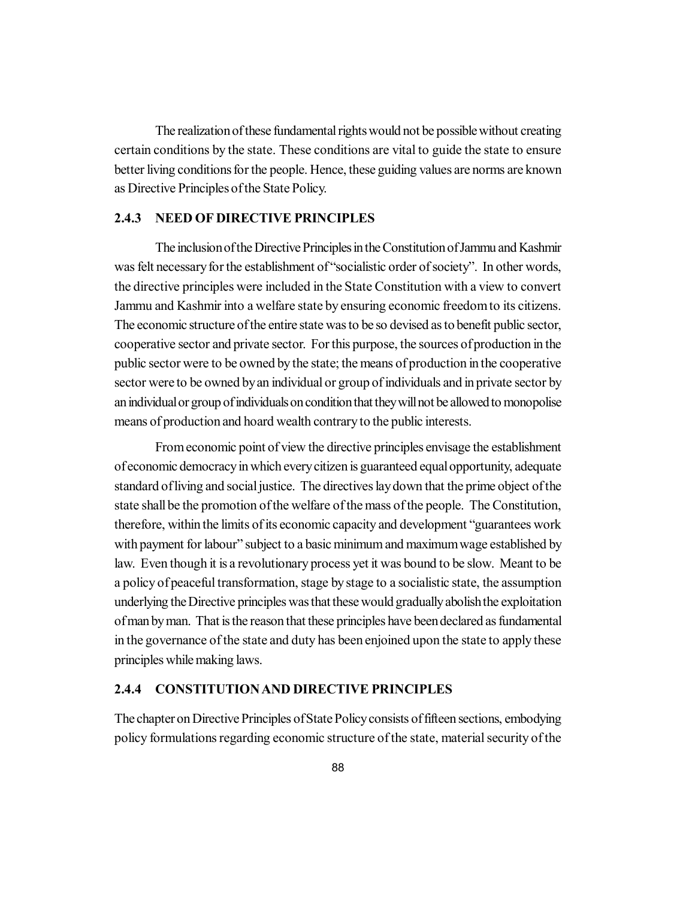The realization of these fundamental rights would not be possible without creating certain conditions by the state. These conditions are vital to guide the state to ensure better living conditions for the people. Hence, these guiding values are norms are known as Directive Principles of the State Policy.

### 2.4.3 NEED OF DIRECTIVE PRINCIPLES

The inclusion of the Directive Principles in the Constitution of Jammu and Kashmir was felt necessary for the establishment of "socialistic order of society". In other words, the directive principles were included in the State Constitution with a view to convert Jammu and Kashmir into a welfare state by ensuring economic freedom to its citizens. The economic structure of the entire state was to be so devised as to benefit public sector, cooperative sector and private sector. For this purpose, the sources of production in the public sector were to be owned by the state; the means of production in the cooperative sector were to be owned by an individual or group of individuals and in private sector by an individual or group of individuals on condition that they will not be allowed to monopolise means of production and hoard wealth contrary to the public interests.

From economic point of view the directive principles envisage the establishment of economic democracy in which every citizen is guaranteed equal opportunity, adequate standard of living and social justice. The directives lay down that the prime object of the state shall be the promotion of the welfare of the mass of the people. The Constitution, therefore, within the limits of its economic capacity and development "guarantees work with payment for labour" subject to a basic minimum and maximum wage established by law. Even though it is a revolutionary process yet it was bound to be slow. Meant to be a policy of peaceful transformation, stage by stage to a socialistic state, the assumption underlying the Directive principles was that these would gradually abolish the exploitation of man by man. That is the reason that these principles have been declared as fundamental in the governance of the state and duty has been enjoined upon the state to apply these principles while making laws.

### 2.4.4 CONSTITUTION AND DIRECTIVE PRINCIPLES

The chapter on Directive Principles of State Policy consists of fifteen sections, embodying policy formulations regarding economic structure of the state, material security of the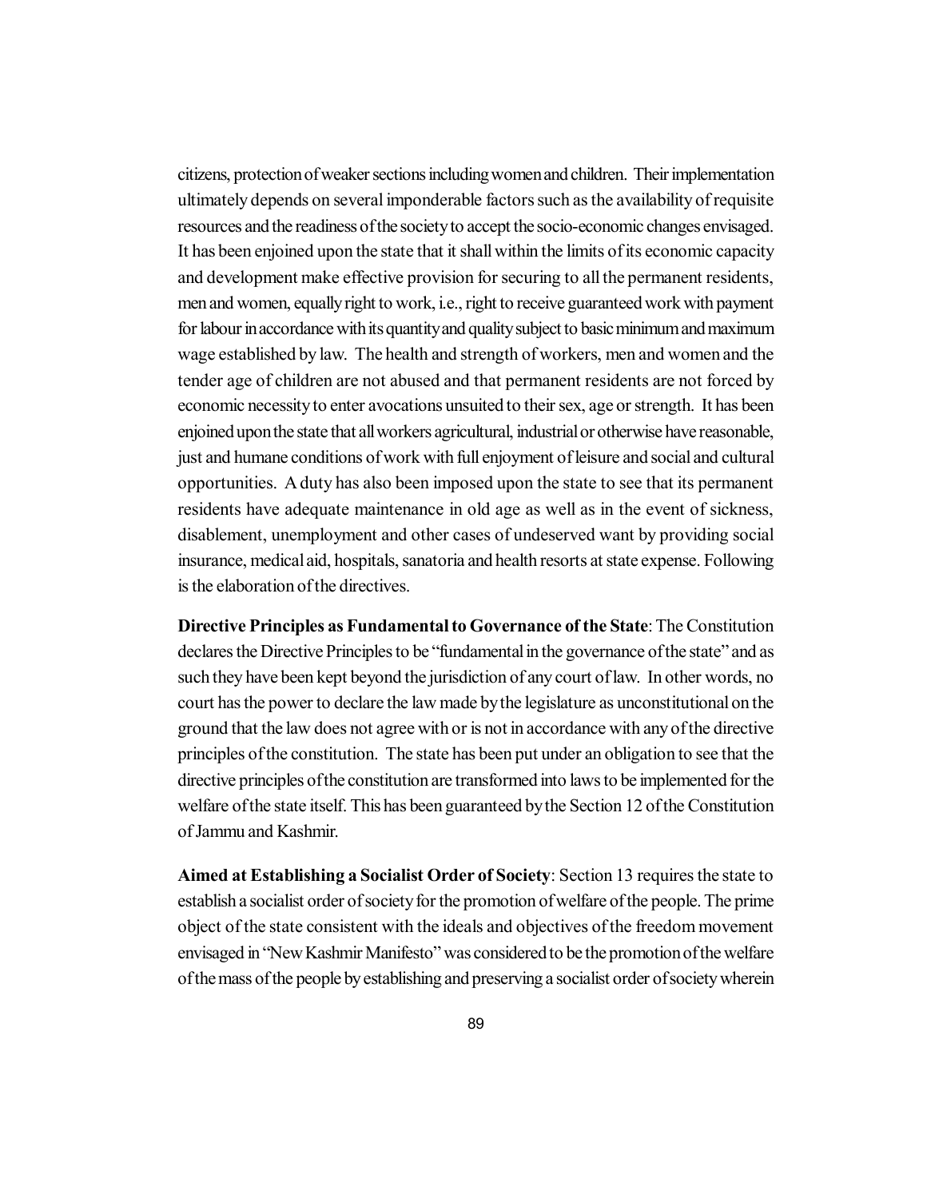citizens, protection of weaker sections including women and children. Their implementation ultimately depends on several imponderable factors such as the availability of requisite resources and the readiness of the society to accept the socio-economic changes envisaged. It has been enjoined upon the state that it shall within the limits of its economic capacity and development make effective provision for securing to all the permanent residents, men and women, equally right to work, i.e., right to receive guaranteed work with payment for labour in accordance with its quantity and quality subject to basic minimum and maximum wage established by law. The health and strength of workers, men and women and the tender age of children are not abused and that permanent residents are not forced by economic necessity to enter avocations unsuited to their sex, age or strength. It has been enjoined upon the state that all workers agricultural, industrial or otherwise have reasonable, just and humane conditions of work with full enjoyment of leisure and social and cultural opportunities. A duty has also been imposed upon the state to see that its permanent residents have adequate maintenance in old age as well as in the event of sickness, disablement, unemployment and other cases of undeserved want by providing social insurance, medical aid, hospitals, sanatoria and health resorts at state expense. Following is the elaboration of the directives.

**Directive Principles as Fundamental to Governance of the State**: The Constitution declares the Directive Principles to be "fundamental in the governance of the state" and as such they have been kept beyond the jurisdiction of any court of law. In other words, no court has the power to declare the law made by the legislature as unconstitutional on the ground that the law does not agree with or is not in accordance with any of the directive principles of the constitution. The state has been put under an obligation to see that the directive principles of the constitution are transformed into laws to be implemented for the welfare of the state itself. This has been guaranteed by the Section 12 of the Constitution of Jammu and Kashmir.

**Aimed at Establishing a Socialist Order of Society**: Section 13 requires the state to establish a socialist order of society for the promotion of welfare of the people. The prime object of the state consistent with the ideals and objectives of the freedom movement envisaged in "New Kashmir Manifesto" was considered to be the promotion of the welfare of the mass of the people by establishing and preserving a socialist order of society wherein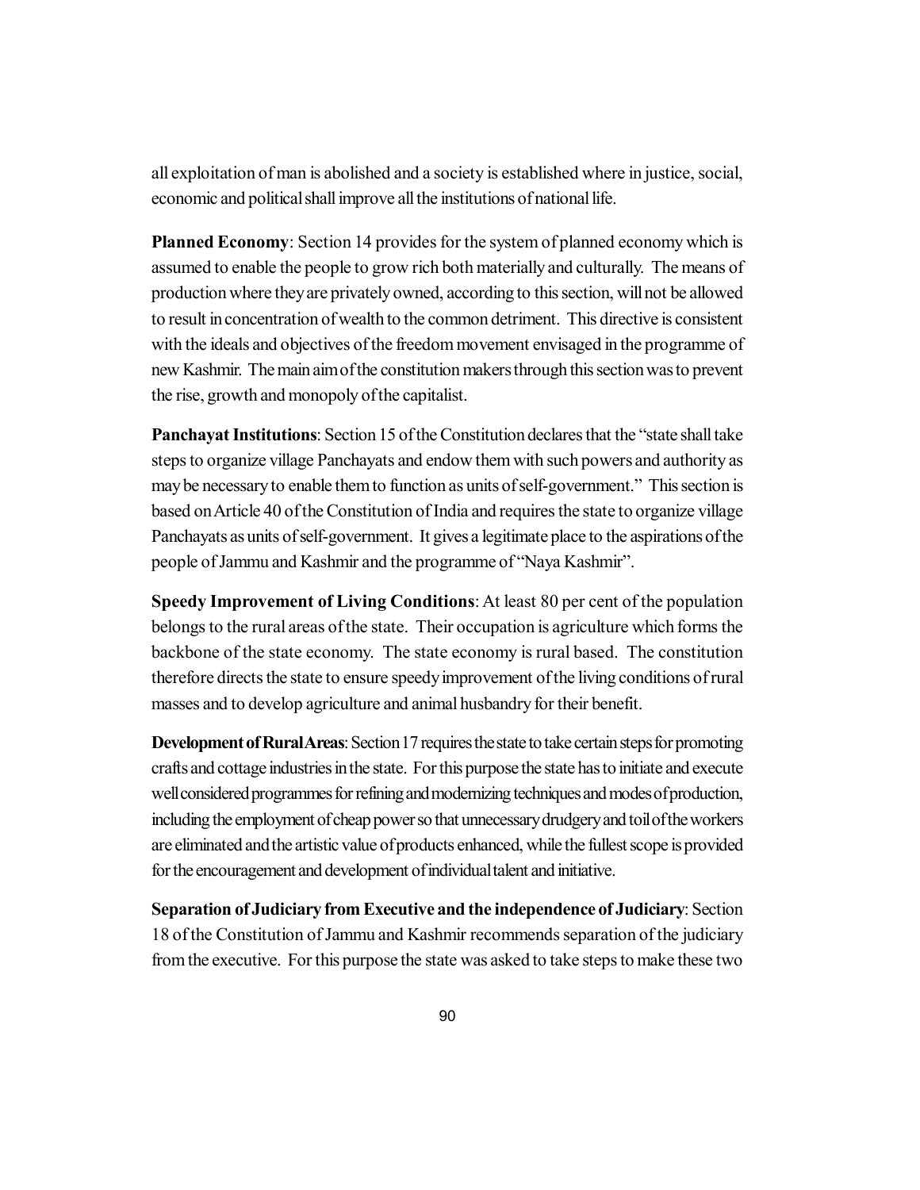all exploitation of man is abolished and a society is established where in justice, social, economic and political shall improve all the institutions of national life.

**Planned Economy**: Section 14 provides for the system of planned economy which is assumed to enable the people to grow rich both materially and culturally. The means of production where they are privately owned, according to this section, will not be allowed to result in concentration of wealth to the common detriment. This directive is consistent with the ideals and objectives of the freedom movement envisaged in the programme of new Kashmir. The main aim of the constitution makers through this section was to prevent the rise, growth and monopoly of the capitalist.

**Panchayat Institutions**: Section 15 of the Constitution declares that the "state shall take steps to organize village Panchayats and endow them with such powers and authority as may be necessary to enable them to function as units of self-government." This section is based on Article 40 of the Constitution of India and requires the state to organize village Panchayats as units of self-government. It gives a legitimate place to the aspirations of the people of Jammu and Kashmir and the programme of "Naya Kashmir".

**Speedy Improvement of Living Conditions**: At least 80 per cent of the population belongs to the rural areas of the state. Their occupation is agriculture which forms the backbone of the state economy. The state economy is rural based. The constitution therefore directs the state to ensure speedy improvement of the living conditions of rural masses and to develop agriculture and animal husbandry for their benefit.

**Development of Rural Areas**: Section 17 requires the state to take certain steps for promoting crafts and cottage industries in the state. For this purpose the state has to initiate and execute well considered programmes for refining and modernizing techniques and modes of production, including the employment of cheap power so that unnecessary drudgery and toil of the workers are eliminated and the artistic value of products enhanced, while the fullest scope is provided for the encouragement and development of individual talent and initiative.

**Separation of Judiciary from Executive and the independence of Judiciary**: Section 18 of the Constitution of Jammu and Kashmir recommends separation of the judiciary from the executive. For this purpose the state was asked to take steps to make these two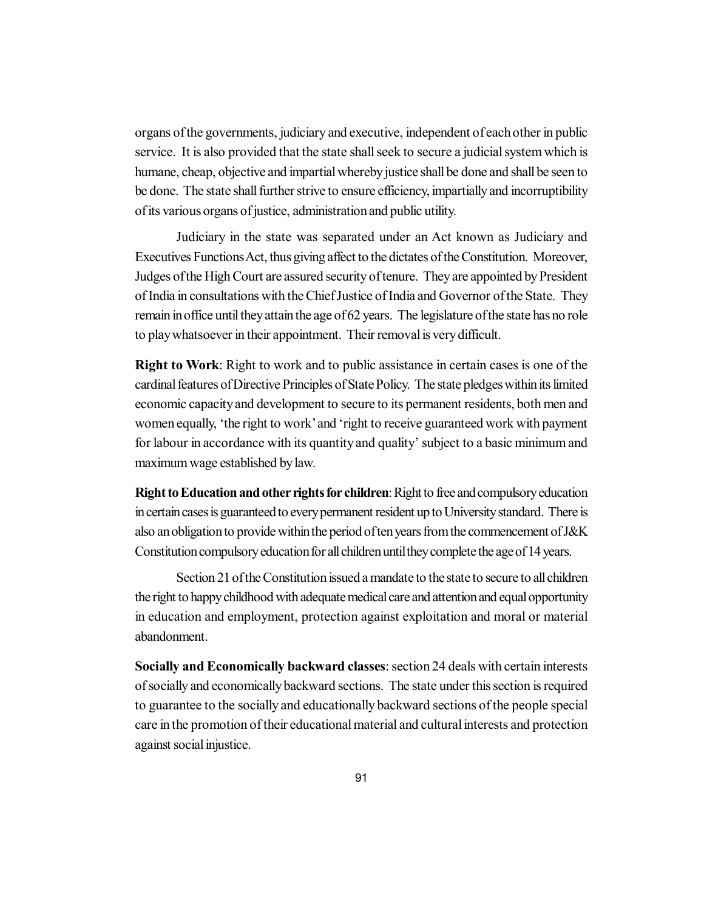organs of the governments, judiciary and executive, independent of each other in public service. It is also provided that the state shall seek to secure a judicial system which is humane, cheap, objective and impartial whereby justice shall be done and shall be seen to be done. The state shall further strive to ensure efficiency, impartially and incorruptibility of its various organs of justice, administration and public utility.

Judiciary in the state was separated under an Act known as Judiciary and Executives Functions Act, thus giving affect to the dictates of the Constitution. Moreover, Judges of the High Court are assured security of tenure. They are appointed by President of India in consultations with the Chief Justice of India and Governor of the State. They remain in office until they attain the age of 62 years. The legislature of the state has no role to play whatsoever in their appointment. Their removal is very difficult.

**Right to Work**: Right to work and to public assistance in certain cases is one of the cardinal features of Directive Principles of State Policy. The state pledges within its limited economic capacity and development to secure to its permanent residents, both men and women equally, 'the right to work' and 'right to receive guaranteed work with payment for labour in accordance with its quantity and quality' subject to a basic minimum and maximum wage established by law.

**Right to Education and other rights for children**: Right to free and compulsory education in certain cases is guaranteed to every permanent resident up to University standard. There is also an obligation to provide within the period of ten years from the commencement of J&K Constitution compulsory education for all children until they complete the age of 14 years.

Section 21 of the Constitution issued a mandate to the state to secure to all children the right to happy childhood with adequate medical care and attention and equal opportunity in education and employment, protection against exploitation and moral or material abandonment.

**Socially and Economically backward classes**: section 24 deals with certain interests of socially and economically backward sections. The state under this section is required to guarantee to the socially and educationally backward sections of the people special care in the promotion of their educational material and cultural interests and protection against social injustice.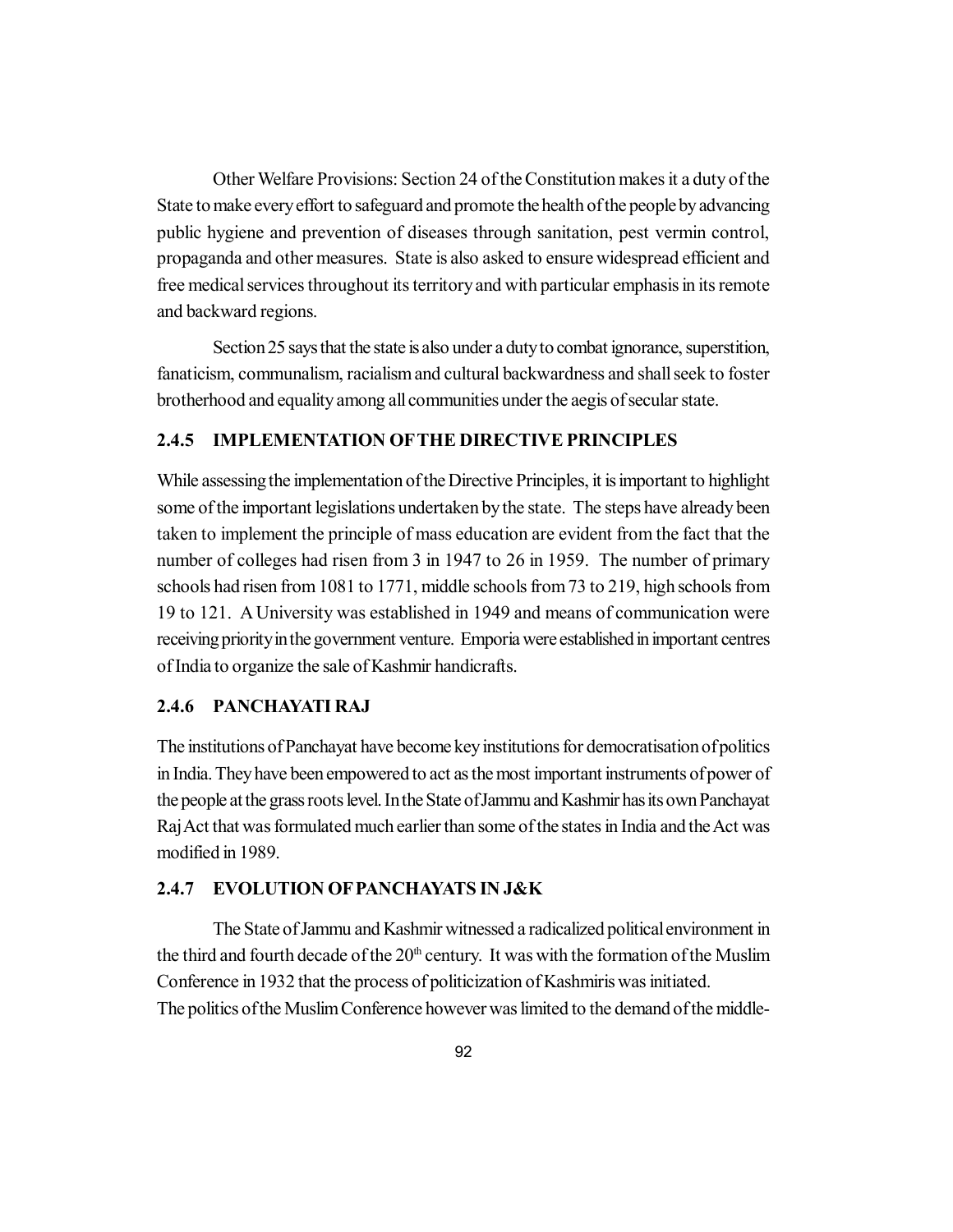Other Welfare Provisions: Section 24 of the Constitution makes it a duty of the State to make every effort to safeguard and promote the health of the people by advancing public hygiene and prevention of diseases through sanitation, pest vermin control, propaganda and other measures. State is also asked to ensure widespread efficient and free medical services throughout its territory and with particular emphasis in its remote and backward regions.

Section 25 says that the state is also under a duty to combat ignorance, superstition, fanaticism, communalism, racialism and cultural backwardness and shall seek to foster brotherhood and equality among all communities under the aegis of secular state.

### 2.4.5 IMPLEMENTATION OF THE DIRECTIVE PRINCIPLES

While assessing the implementation of the Directive Principles, it is important to highlight some of the important legislations undertaken by the state. The steps have already been taken to implement the principle of mass education are evident from the fact that the number of colleges had risen from 3 in 1947 to 26 in 1959. The number of primary schools had risen from 1081 to 1771, middle schools from 73 to 219, high schools from 19 to 121. A University was established in 1949 and means of communication were receiving priority in the government venture. Emporia were established in important centres of India to organize the sale of Kashmir handicrafts.

### 2.4.6 PANCHAYATI RAJ

The institutions of Panchayat have become key institutions for democratisation of politics in India. They have been empowered to act as the most important instruments of power of the people at the grass roots level. In the State of Jammu and Kashmir has its own Panchayat Raj Act that was formulated much earlier than some of the states in India and the Act was modified in 1989.

### 2.4.7 EVOLUTION OF PANCHAYATS IN J&K

The State of Jammu and Kashmir witnessed a radicalized political environment in the third and fourth decade of the 20th century. It was with the formation of the Muslim Conference in 1932 that the process of politicization of Kashmiris was initiated.
The politics of the Muslim Conference however was limited to the demand of the middle-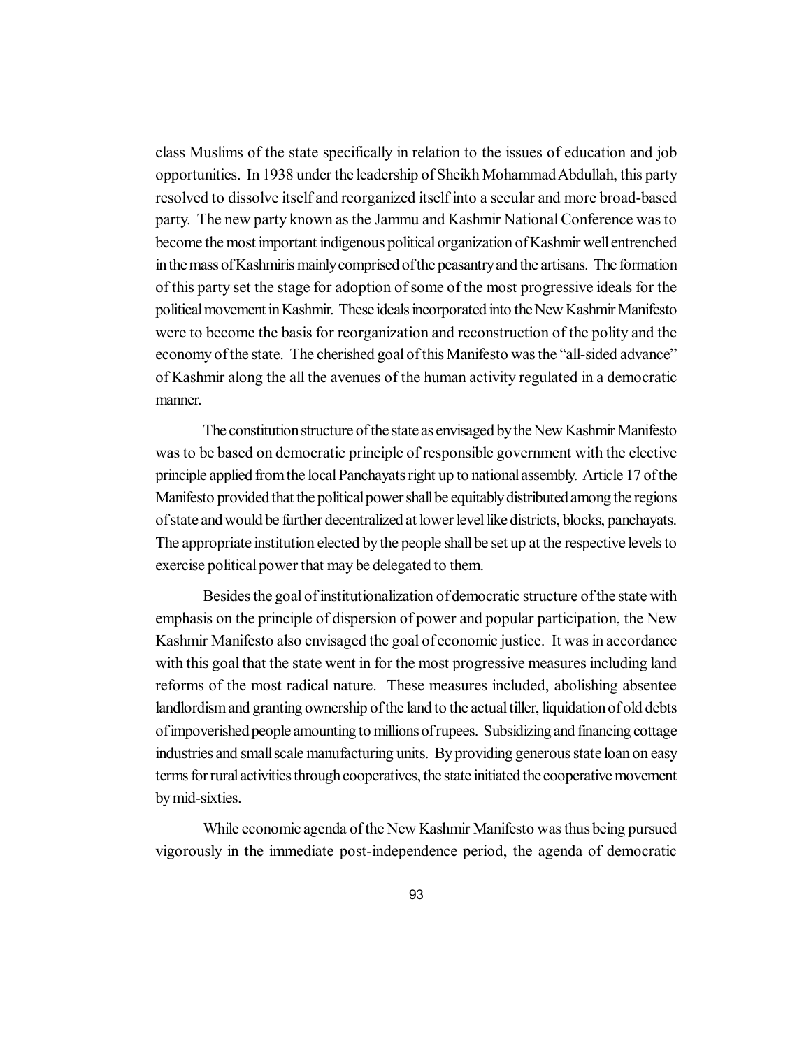class Muslims of the state specifically in relation to the issues of education and job opportunities. In 1938 under the leadership of Sheikh Mohammad Abdullah, this party resolved to dissolve itself and reorganized itself into a secular and more broad-based party. The new party known as the Jammu and Kashmir National Conference was to become the most important indigenous political organization of Kashmir well entrenched in the mass of Kashmiris mainly comprised of the peasantry and the artisans. The formation of this party set the stage for adoption of some of the most progressive ideals for the political movement in Kashmir. These ideals incorporated into the New Kashmir Manifesto were to become the basis for reorganization and reconstruction of the polity and the economy of the state. The cherished goal of this Manifesto was the "all-sided advance" of Kashmir along the all the avenues of the human activity regulated in a democratic manner.

The constitution structure of the state as envisaged by the New Kashmir Manifesto was to be based on democratic principle of responsible government with the elective principle applied from the local Panchayats right up to national assembly. Article 17 of the Manifesto provided that the political power shall be equitably distributed among the regions of state and would be further decentralized at lower level like districts, blocks, panchayats. The appropriate institution elected by the people shall be set up at the respective levels to exercise political power that may be delegated to them.

Besides the goal of institutionalization of democratic structure of the state with emphasis on the principle of dispersion of power and popular participation, the New Kashmir Manifesto also envisaged the goal of economic justice. It was in accordance with this goal that the state went in for the most progressive measures including land reforms of the most radical nature. These measures included, abolishing absentee landlordism and granting ownership of the land to the actual tiller, liquidation of old debts of impoverished people amounting to millions of rupees. Subsidizing and financing cottage industries and small scale manufacturing units. By providing generous state loan on easy terms for rural activities through cooperatives, the state initiated the cooperative movement by mid-sixties.

While economic agenda of the New Kashmir Manifesto was thus being pursued vigorously in the immediate post-independence period, the agenda of democratic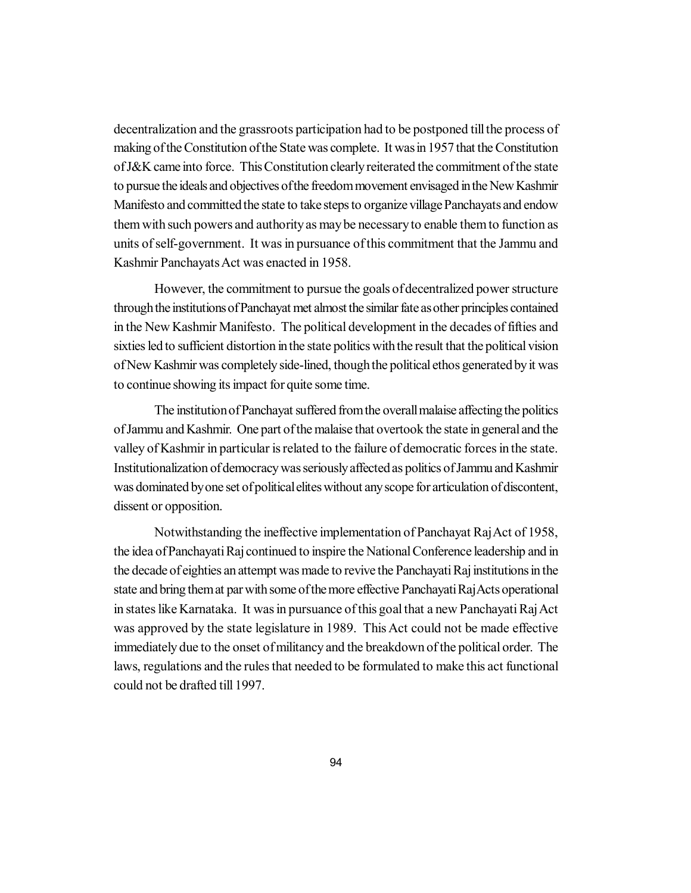decentralization and the grassroots participation had to be postponed till the process of making of the Constitution of the State was complete. It was in 1957 that the Constitution of J&K came into force. This Constitution clearly reiterated the commitment of the state to pursue the ideals and objectives of the freedom movement envisaged in the New Kashmir Manifesto and committed the state to take steps to organize village Panchayats and endow them with such powers and authority as may be necessary to enable them to function as units of self-government. It was in pursuance of this commitment that the Jammu and Kashmir Panchayats Act was enacted in 1958.

However, the commitment to pursue the goals of decentralized power structure through the institutions of Panchayat met almost the similar fate as other principles contained in the New Kashmir Manifesto. The political development in the decades of fifties and sixties led to sufficient distortion in the state politics with the result that the political vision of New Kashmir was completely side-lined, though the political ethos generated by it was to continue showing its impact for quite some time.

The institution of Panchayat suffered from the overall malaise affecting the politics of Jammu and Kashmir. One part of the malaise that overtook the state in general and the valley of Kashmir in particular is related to the failure of democratic forces in the state. Institutionalization of democracy was seriously affected as politics of Jammu and Kashmir was dominated by one set of political elites without any scope for articulation of discontent, dissent or opposition.

Notwithstanding the ineffective implementation of Panchayat Raj Act of 1958, the idea of Panchayati Raj continued to inspire the National Conference leadership and in the decade of eighties an attempt was made to revive the Panchayati Raj institutions in the state and bring them at par with some of the more effective Panchayati Raj Acts operational in states like Karnataka. It was in pursuance of this goal that a new Panchayati Raj Act was approved by the state legislature in 1989. This Act could not be made effective immediately due to the onset of militancy and the breakdown of the political order. The laws, regulations and the rules that needed to be formulated to make this act functional could not be drafted till 1997.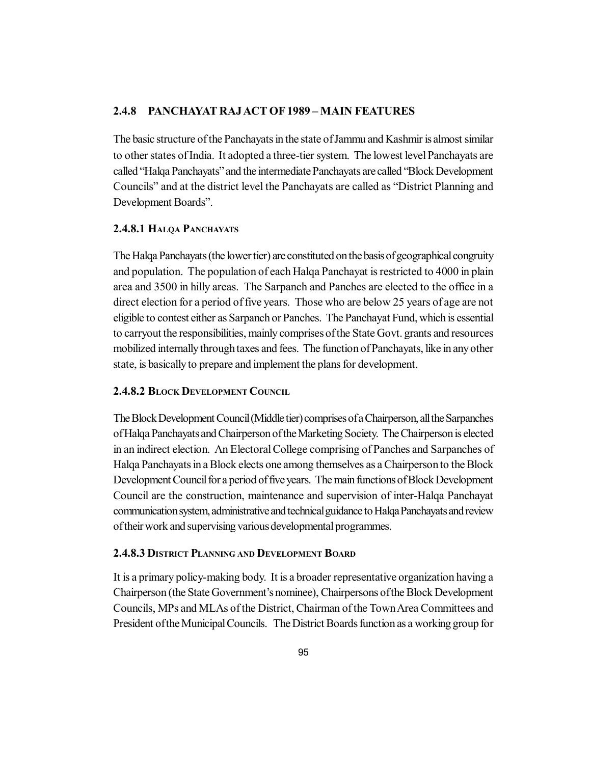## 2.4.8 PANCHAYAT RAJ ACT OF 1989 – MAIN FEATURES

The basic structure of the Panchayats in the state of Jammu and Kashmir is almost similar to other states of India. It adopted a three-tier system. The lowest level Panchayats are called "Halqa Panchayats" and the intermediate Panchayats are called "Block Development Councils" and at the district level the Panchayats are called as "District Planning and Development Boards".

### 2.4.8.1 Halqa Panchayats

The Halqa Panchayats (the lower tier) are constituted on the basis of geographical congruity and population. The population of each Halqa Panchayat is restricted to 4000 in plain area and 3500 in hilly areas. The Sarpanch and Panches are elected to the office in a direct election for a period of five years. Those who are below 25 years of age are not eligible to contest either as Sarpanch or Panches. The Panchayat Fund, which is essential to carryout the responsibilities, mainly comprises of the State Govt. grants and resources mobilized internally through taxes and fees. The function of Panchayats, like in any other state, is basically to prepare and implement the plans for development.

### 2.4.8.2 Block Development Council

The Block Development Council (Middle tier) comprises of a Chairperson, all the Sarpanches of Halqa Panchayats and Chairperson of the Marketing Society. The Chairperson is elected in an indirect election. An Electoral College comprising of Panches and Sarpanches of Halqa Panchayats in a Block elects one among themselves as a Chairperson to the Block Development Council for a period of five years. The main functions of Block Development Council are the construction, maintenance and supervision of inter-Halqa Panchayat communication system, administrative and technical guidance to Halqa Panchayats and review of their work and supervising various developmental programmes.

### 2.4.8.3 District Planning and Development Board

It is a primary policy-making body. It is a broader representative organization having a Chairperson (the State Government's nominee), Chairpersons of the Block Development Councils, MPs and MLAs of the District, Chairman of the Town Area Committees and President of the Municipal Councils. The District Boards function as a working group for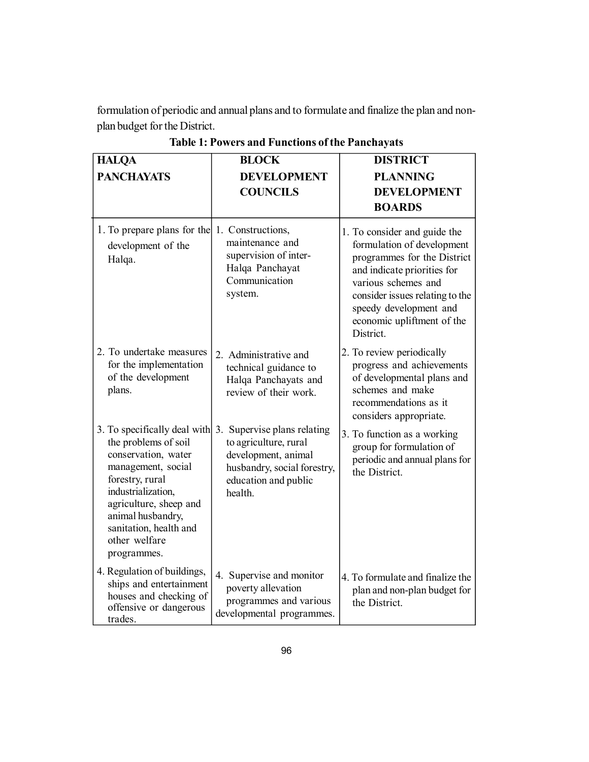formulation of periodic and annual plans and to formulate and finalize the plan and non-plan budget for the District.

**Table 1: Powers and Functions of the Panchayats**

| HALQA PANCHAYATS | BLOCK DEVELOPMENT COUNCILS | DISTRICT PLANNING DEVELOPMENT BOARDS |
|---|---|---|
| 1. To prepare plans for the development of the Halqa. | 1. Constructions, maintenance and supervision of inter-Halqa Panchayat Communication system. | 1. To consider and guide the formulation of development programmes for the District and indicate priorities for various schemes and consider issues relating to the speedy development and economic upliftment of the District. |
| 2. To undertake measures for the implementation of the development plans. | 2. Administrative and technical guidance to Halqa Panchayats and review of their work. | 2. To review periodically progress and achievements of developmental plans and schemes and make recommendations as it considers appropriate. |
| 3. To specifically deal with the problems of soil conservation, water management, social forestry, rural industrialization, agriculture, sheep and animal husbandry, sanitation, health and other welfare programmes. | 3. Supervise plans relating to agriculture, rural development, animal husbandry, social forestry, education and public health. | 3. To function as a working group for formulation of periodic and annual plans for the District. |
| 4. Regulation of buildings, ships and entertainment houses and checking of offensive or dangerous trades. | 4. Supervise and monitor poverty allevation programmes and various developmental programmes. | 4. To formulate and finalize the plan and non-plan budget for the District. |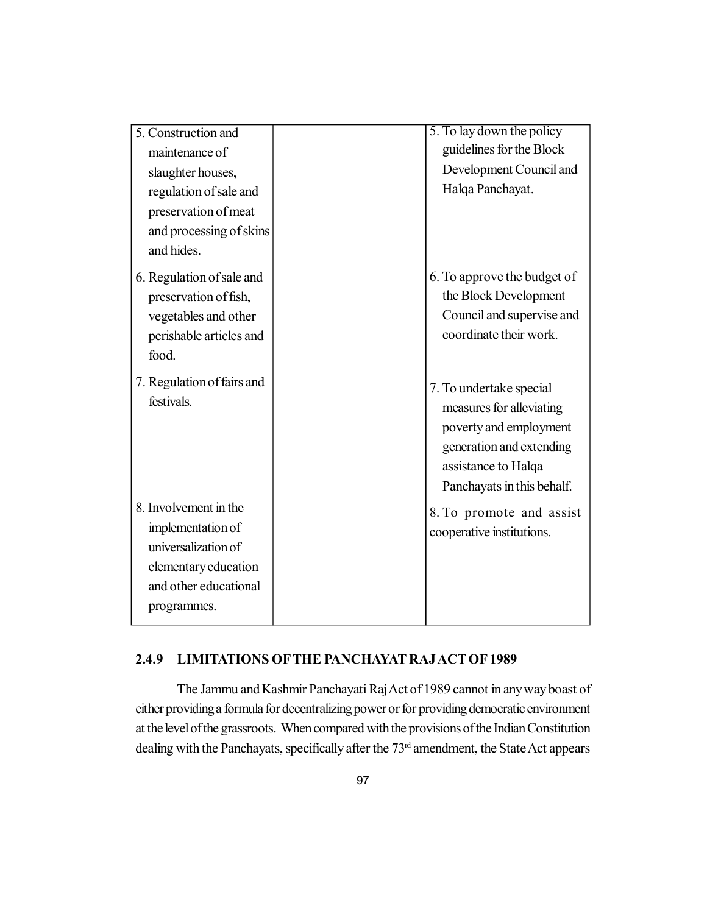| | | |
|---|---|---|
| 5. Construction and maintenance of slaughter houses, regulation of sale and preservation of meat and processing of skins and hides. | | 5. To lay down the policy guidelines for the Block Development Council and Halqa Panchayat. |
| 6. Regulation of sale and preservation of fish, vegetables and other perishable articles and food. | | 6. To approve the budget of the Block Development Council and supervise and coordinate their work. |
| 7. Regulation of fairs and festivals. | | 7. To undertake special measures for alleviating poverty and employment generation and extending assistance to Halqa Panchayats in this behalf. |
| 8. Involvement in the implementation of universalization of elementary education and other educational programmes. | | 8. To promote and assist cooperative institutions. |

### 2.4.9 LIMITATIONS OF THE PANCHAYAT RAJ ACT OF 1989

The Jammu and Kashmir Panchayati Raj Act of 1989 cannot in any way boast of either providing a formula for decentralizing power or for providing democratic environment at the level of the grassroots. When compared with the provisions of the Indian Constitution dealing with the Panchayats, specifically after the 73rd amendment, the State Act appears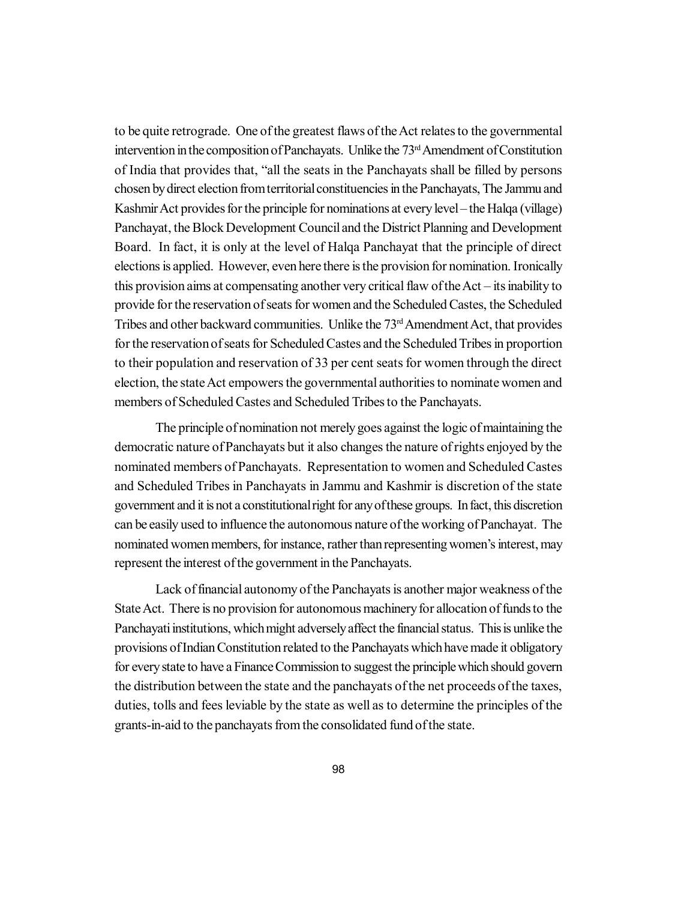to be quite retrograde. One of the greatest flaws of the Act relates to the governmental intervention in the composition of Panchayats. Unlike the 73rd Amendment of Constitution of India that provides that, "all the seats in the Panchayats shall be filled by persons chosen by direct election from territorial constituencies in the Panchayats, The Jammu and Kashmir Act provides for the principle for nominations at every level – the Halqa (village) Panchayat, the Block Development Council and the District Planning and Development Board. In fact, it is only at the level of Halqa Panchayat that the principle of direct elections is applied. However, even here there is the provision for nomination. Ironically this provision aims at compensating another very critical flaw of the Act – its inability to provide for the reservation of seats for women and the Scheduled Castes, the Scheduled Tribes and other backward communities. Unlike the 73rd Amendment Act, that provides for the reservation of seats for Scheduled Castes and the Scheduled Tribes in proportion to their population and reservation of 33 per cent seats for women through the direct election, the state Act empowers the governmental authorities to nominate women and members of Scheduled Castes and Scheduled Tribes to the Panchayats.

The principle of nomination not merely goes against the logic of maintaining the democratic nature of Panchayats but it also changes the nature of rights enjoyed by the nominated members of Panchayats. Representation to women and Scheduled Castes and Scheduled Tribes in Panchayats in Jammu and Kashmir is discretion of the state government and it is not a constitutional right for any of these groups. In fact, this discretion can be easily used to influence the autonomous nature of the working of Panchayat. The nominated women members, for instance, rather than representing women's interest, may represent the interest of the government in the Panchayats.

Lack of financial autonomy of the Panchayats is another major weakness of the State Act. There is no provision for autonomous machinery for allocation of funds to the Panchayati institutions, which might adversely affect the financial status. This is unlike the provisions of Indian Constitution related to the Panchayats which have made it obligatory for every state to have a Finance Commission to suggest the principle which should govern the distribution between the state and the panchayats of the net proceeds of the taxes, duties, tolls and fees leviable by the state as well as to determine the principles of the grants-in-aid to the panchayats from the consolidated fund of the state.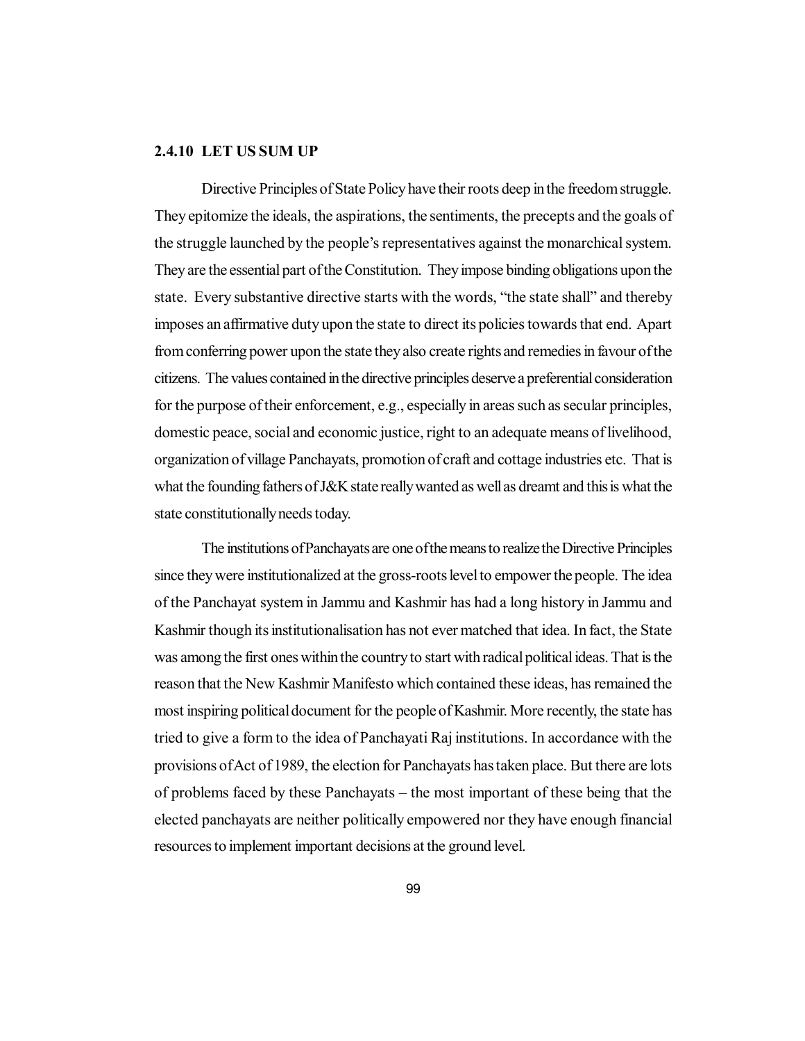### 2.4.10 LET US SUM UP

Directive Principles of State Policy have their roots deep in the freedom struggle. They epitomize the ideals, the aspirations, the sentiments, the precepts and the goals of the struggle launched by the people's representatives against the monarchical system. They are the essential part of the Constitution. They impose binding obligations upon the state. Every substantive directive starts with the words, "the state shall" and thereby imposes an affirmative duty upon the state to direct its policies towards that end. Apart from conferring power upon the state they also create rights and remedies in favour of the citizens. The values contained in the directive principles deserve a preferential consideration for the purpose of their enforcement, e.g., especially in areas such as secular principles, domestic peace, social and economic justice, right to an adequate means of livelihood, organization of village Panchayats, promotion of craft and cottage industries etc. That is what the founding fathers of J&K state really wanted as well as dreamt and this is what the state constitutionally needs today.

The institutions of Panchayats are one of the means to realize the Directive Principles since they were institutionalized at the gross-roots level to empower the people. The idea of the Panchayat system in Jammu and Kashmir has had a long history in Jammu and Kashmir though its institutionalisation has not ever matched that idea. In fact, the State was among the first ones within the country to start with radical political ideas. That is the reason that the New Kashmir Manifesto which contained these ideas, has remained the most inspiring political document for the people of Kashmir. More recently, the state has tried to give a form to the idea of Panchayati Raj institutions. In accordance with the provisions of Act of 1989, the election for Panchayats has taken place. But there are lots of problems faced by these Panchayats – the most important of these being that the elected panchayats are neither politically empowered nor they have enough financial resources to implement important decisions at the ground level.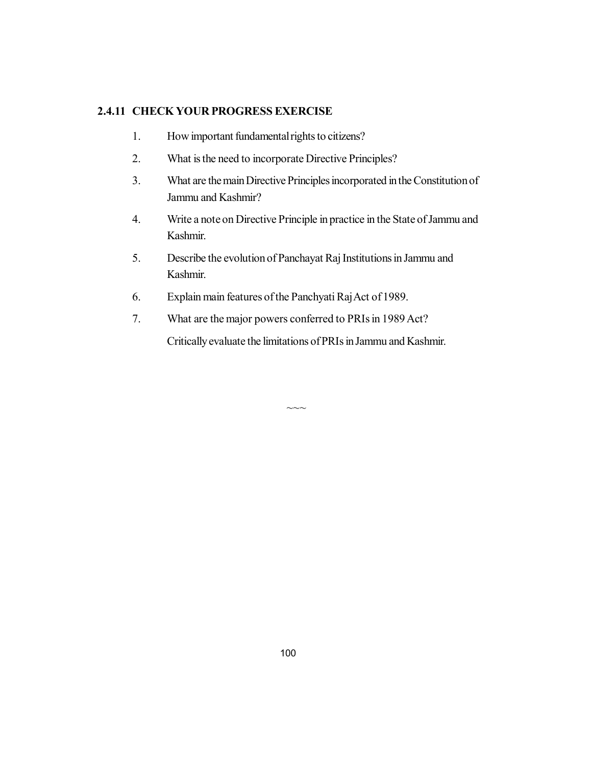### 2.4.11 CHECK YOUR PROGRESS EXERCISE

1. How important fundamental rights to citizens?
2. What is the need to incorporate Directive Principles?
3. What are the main Directive Principles incorporated in the Constitution of Jammu and Kashmir?
4. Write a note on Directive Principle in practice in the State of Jammu and Kashmir.
5. Describe the evolution of Panchayat Raj Institutions in Jammu and Kashmir.
6. Explain main features of the Panchyati Raj Act of 1989.
7. What are the major powers conferred to PRIs in 1989 Act?

   Critically evaluate the limitations of PRIs in Jammu and Kashmir.

~~~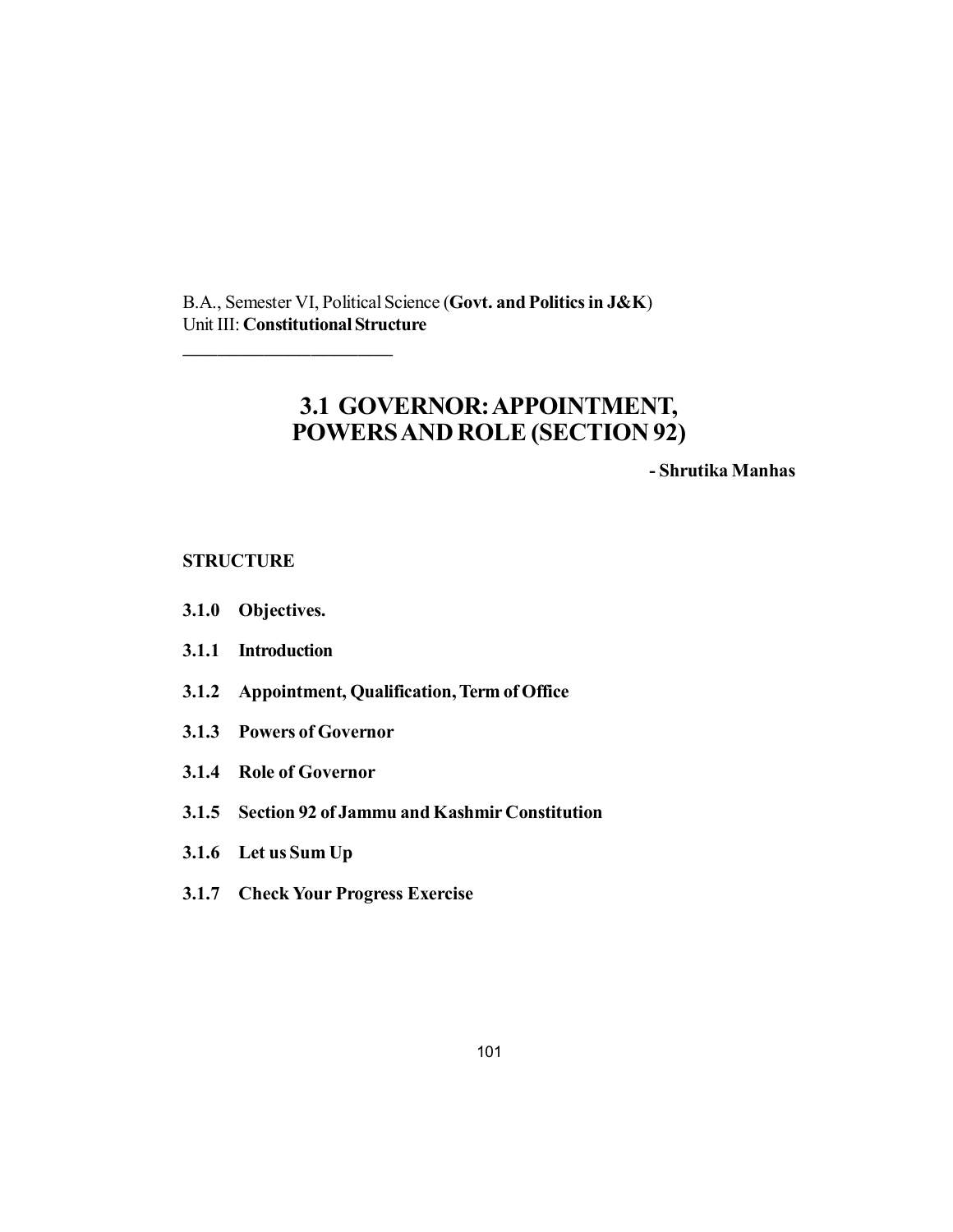B.A., Semester VI, Political Science (**Govt. and Politics in J&K**)
Unit III: **Constitutional Structure**

---

# 3.1 GOVERNOR: APPOINTMENT, POWERS AND ROLE (SECTION 92)

**- Shrutika Manhas**

**STRUCTURE**

**3.1.0 Objectives.**

**3.1.1 Introduction**

**3.1.2 Appointment, Qualification, Term of Office**

**3.1.3 Powers of Governor**

**3.1.4 Role of Governor**

**3.1.5 Section 92 of Jammu and Kashmir Constitution**

**3.1.6 Let us Sum Up**

**3.1.7 Check Your Progress Exercise**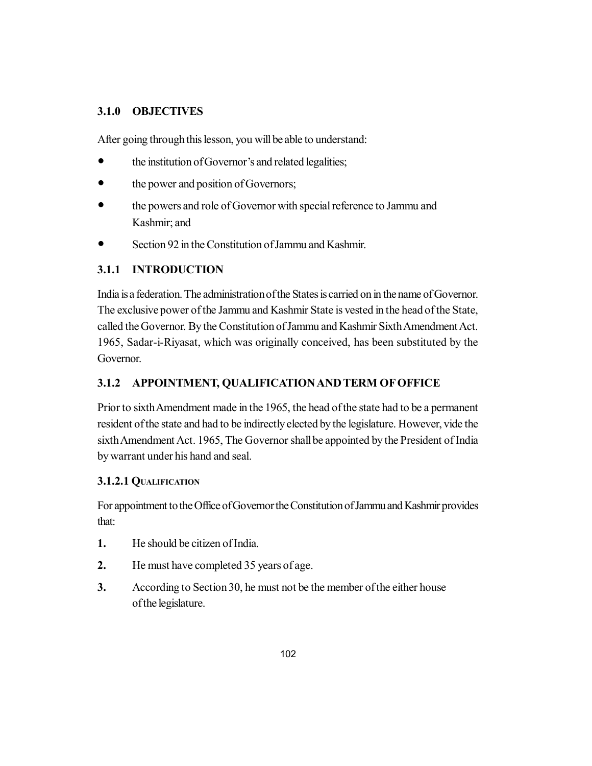### 3.1.0 OBJECTIVES

After going through this lesson, you will be able to understand:

- the institution of Governor's and related legalities;
- the power and position of Governors;
- the powers and role of Governor with special reference to Jammu and Kashmir; and
- Section 92 in the Constitution of Jammu and Kashmir.

### 3.1.1 INTRODUCTION

India is a federation. The administration of the States is carried on in the name of Governor. The exclusive power of the Jammu and Kashmir State is vested in the head of the State, called the Governor. By the Constitution of Jammu and Kashmir Sixth Amendment Act. 1965, Sadar-i-Riyasat, which was originally conceived, has been substituted by the Governor.

### 3.1.2 APPOINTMENT, QUALIFICATION AND TERM OF OFFICE

Prior to sixth Amendment made in the 1965, the head of the state had to be a permanent resident of the state and had to be indirectly elected by the legislature. However, vide the sixth Amendment Act. 1965, The Governor shall be appointed by the President of India by warrant under his hand and seal.

#### 3.1.2.1 QUALIFICATION

For appointment to the Office of Governor the Constitution of Jammu and Kashmir provides that:

1. He should be citizen of India.
2. He must have completed 35 years of age.
3. According to Section 30, he must not be the member of the either house of the legislature.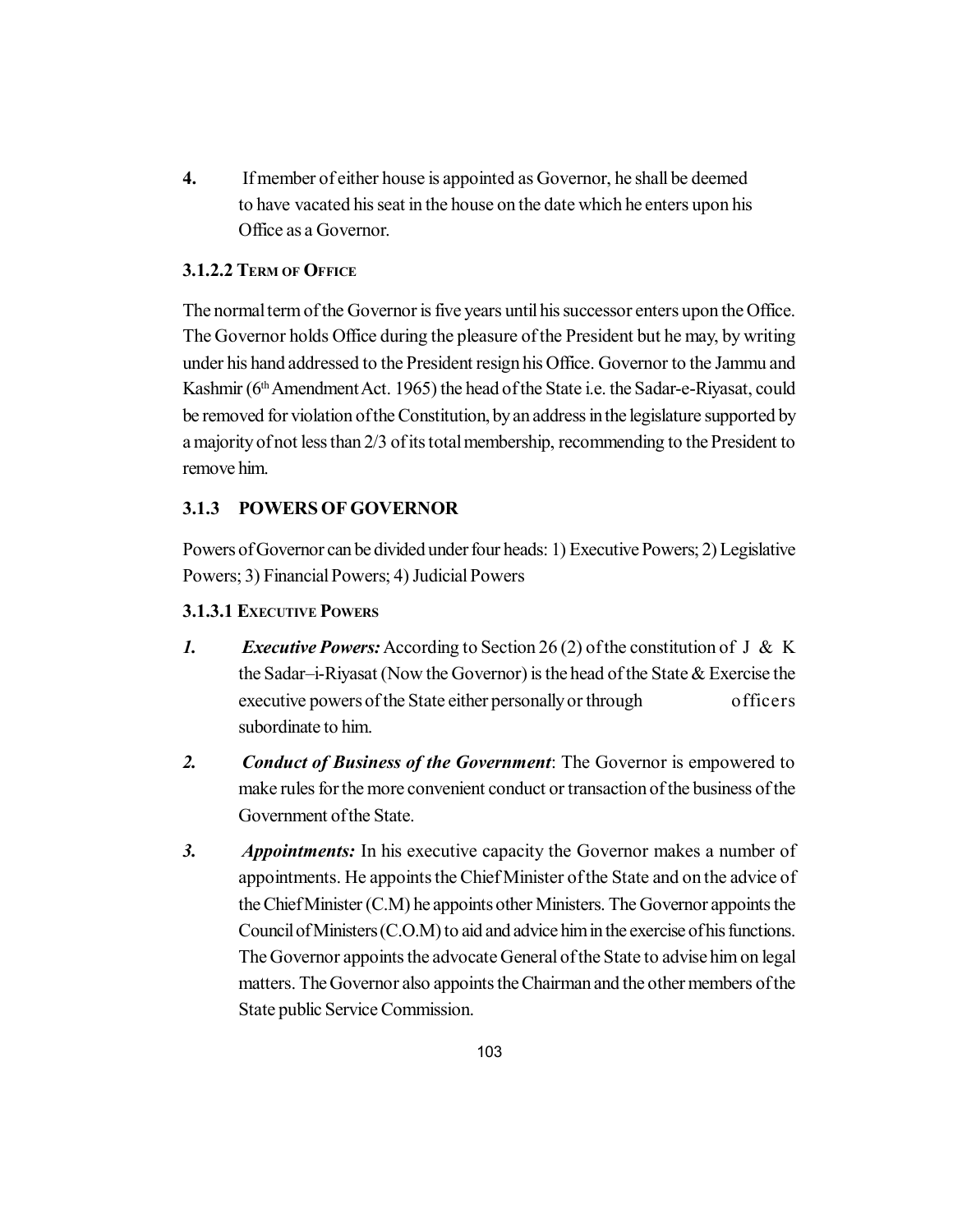4. If member of either house is appointed as Governor, he shall be deemed to have vacated his seat in the house on the date which he enters upon his Office as a Governor.

### 3.1.2.2 Term of Office

The normal term of the Governor is five years until his successor enters upon the Office. The Governor holds Office during the pleasure of the President but he may, by writing under his hand addressed to the President resign his Office. Governor to the Jammu and Kashmir (6th Amendment Act. 1965) the head of the State i.e. the Sadar-e-Riyasat, could be removed for violation of the Constitution, by an address in the legislature supported by a majority of not less than 2/3 of its total membership, recommending to the President to remove him.

## 3.1.3 POWERS OF GOVERNOR

Powers of Governor can be divided under four heads: 1) Executive Powers; 2) Legislative Powers; 3) Financial Powers; 4) Judicial Powers

### 3.1.3.1 Executive Powers

1. ***Executive Powers:*** According to Section 26 (2) of the constitution of J & K the Sadar–i-Riyasat (Now the Governor) is the head of the State & Exercise the executive powers of the State either personally or through officers subordinate to him.

2. ***Conduct of Business of the Government***: The Governor is empowered to make rules for the more convenient conduct or transaction of the business of the Government of the State.

3. ***Appointments:*** In his executive capacity the Governor makes a number of appointments. He appoints the Chief Minister of the State and on the advice of the Chief Minister (C.M) he appoints other Ministers. The Governor appoints the Council of Ministers (C.O.M) to aid and advice him in the exercise of his functions. The Governor appoints the advocate General of the State to advise him on legal matters. The Governor also appoints the Chairman and the other members of the State public Service Commission.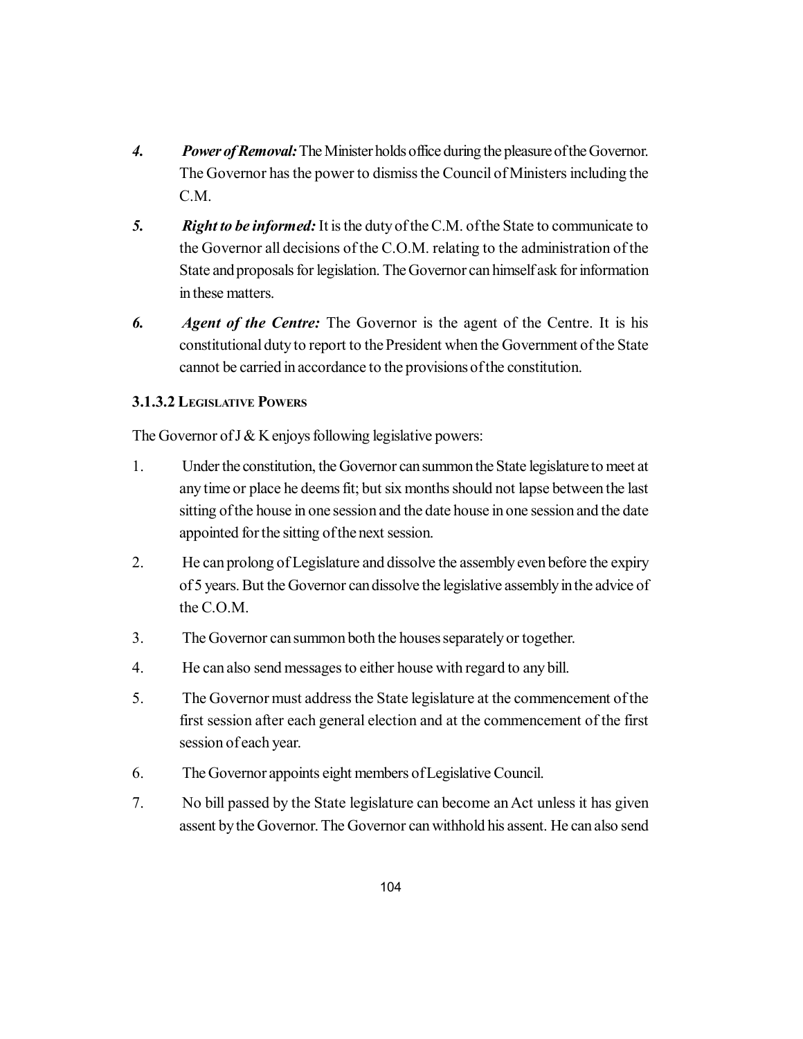4. ***Power of Removal:*** The Minister holds office during the pleasure of the Governor. The Governor has the power to dismiss the Council of Ministers including the C.M.

5. ***Right to be informed:*** It is the duty of the C.M. of the State to communicate to the Governor all decisions of the C.O.M. relating to the administration of the State and proposals for legislation. The Governor can himself ask for information in these matters.

6. ***Agent of the Centre:*** The Governor is the agent of the Centre. It is his constitutional duty to report to the President when the Government of the State cannot be carried in accordance to the provisions of the constitution.

#### 3.1.3.2 Legislative Powers

The Governor of J & K enjoys following legislative powers:

1. Under the constitution, the Governor can summon the State legislature to meet at any time or place he deems fit; but six months should not lapse between the last sitting of the house in one session and the date house in one session and the date appointed for the sitting of the next session.
2. He can prolong of Legislature and dissolve the assembly even before the expiry of 5 years. But the Governor can dissolve the legislative assembly in the advice of the C.O.M.
3. The Governor can summon both the houses separately or together.
4. He can also send messages to either house with regard to any bill.
5. The Governor must address the State legislature at the commencement of the first session after each general election and at the commencement of the first session of each year.
6. The Governor appoints eight members of Legislative Council.
7. No bill passed by the State legislature can become an Act unless it has given assent by the Governor. The Governor can withhold his assent. He can also send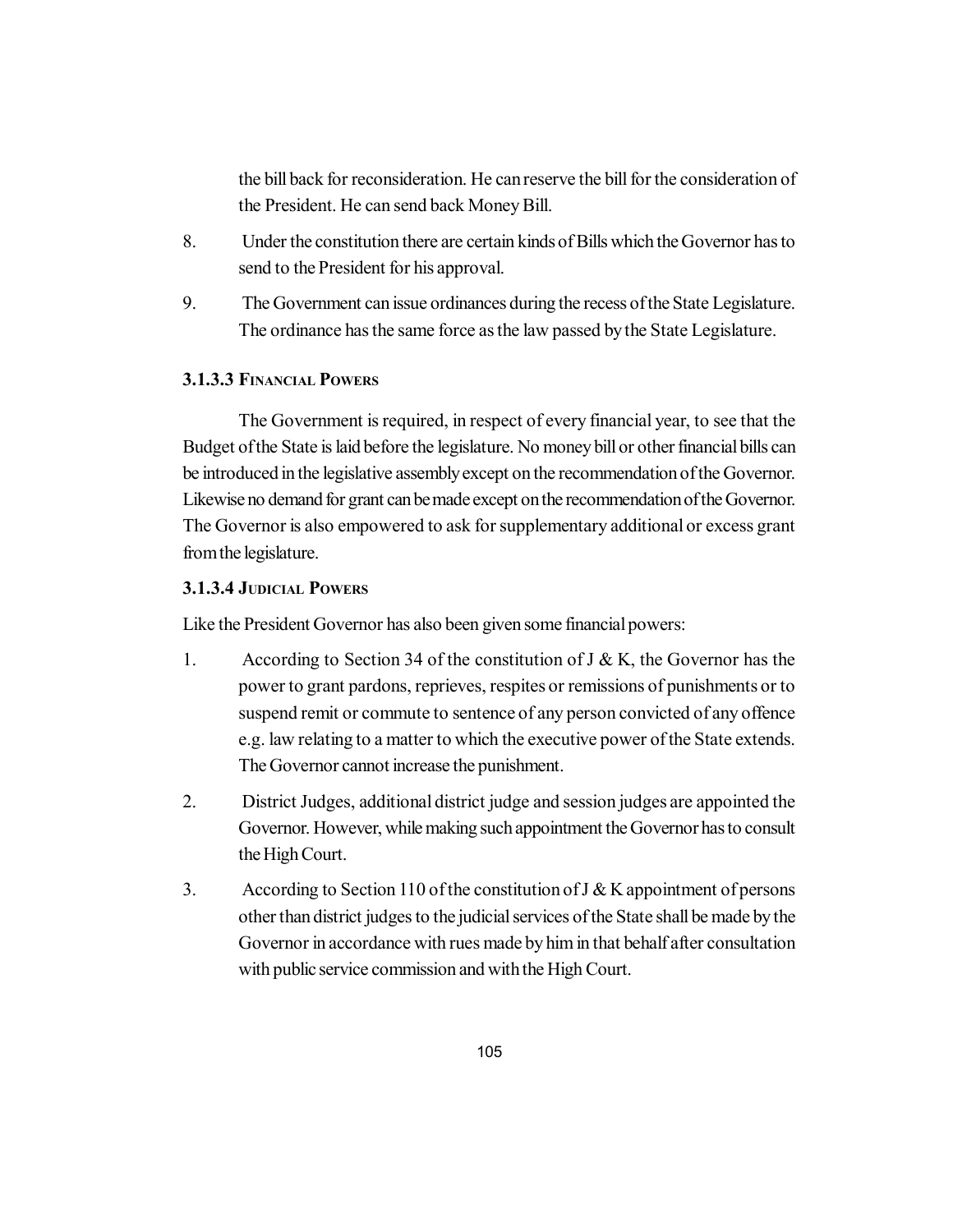the bill back for reconsideration. He can reserve the bill for the consideration of the President. He can send back Money Bill.

8. Under the constitution there are certain kinds of Bills which the Governor has to send to the President for his approval.

9. The Government can issue ordinances during the recess of the State Legislature. The ordinance has the same force as the law passed by the State Legislature.

### 3.1.3.3 Financial Powers

The Government is required, in respect of every financial year, to see that the Budget of the State is laid before the legislature. No money bill or other financial bills can be introduced in the legislative assembly except on the recommendation of the Governor. Likewise no demand for grant can be made except on the recommendation of the Governor. The Governor is also empowered to ask for supplementary additional or excess grant from the legislature.

### 3.1.3.4 Judicial Powers

Like the President Governor has also been given some financial powers:

1. According to Section 34 of the constitution of J & K, the Governor has the power to grant pardons, reprieves, respites or remissions of punishments or to suspend remit or commute to sentence of any person convicted of any offence e.g. law relating to a matter to which the executive power of the State extends. The Governor cannot increase the punishment.

2. District Judges, additional district judge and session judges are appointed the Governor. However, while making such appointment the Governor has to consult the High Court.

3. According to Section 110 of the constitution of J & K appointment of persons other than district judges to the judicial services of the State shall be made by the Governor in accordance with rues made by him in that behalf after consultation with public service commission and with the High Court.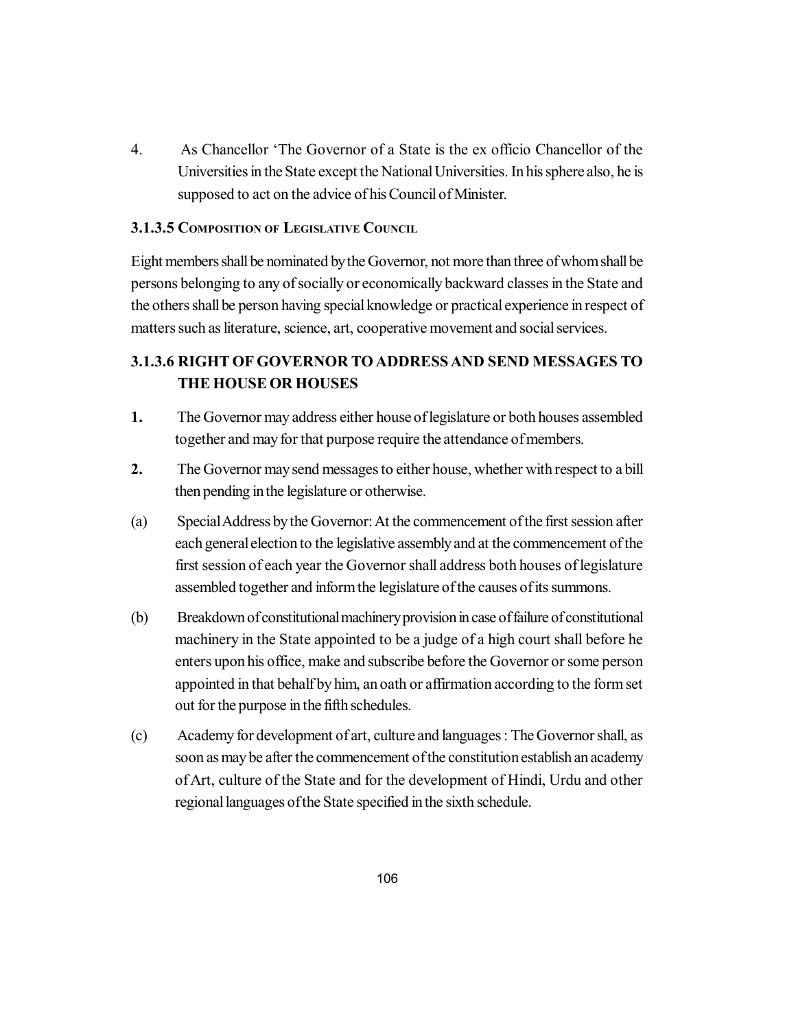4. As Chancellor 'The Governor of a State is the ex officio Chancellor of the Universities in the State except the National Universities. In his sphere also, he is supposed to act on the advice of his Council of Minister.

### 3.1.3.5 Composition of Legislative Council

Eight members shall be nominated by the Governor, not more than three of whom shall be persons belonging to any of socially or economically backward classes in the State and the others shall be person having special knowledge or practical experience in respect of matters such as literature, science, art, cooperative movement and social services.

### 3.1.3.6 RIGHT OF GOVERNOR TO ADDRESS AND SEND MESSAGES TO THE HOUSE OR HOUSES

**1.** The Governor may address either house of legislature or both houses assembled together and may for that purpose require the attendance of members.

**2.** The Governor may send messages to either house, whether with respect to a bill then pending in the legislature or otherwise.

(a) Special Address by the Governor: At the commencement of the first session after each general election to the legislative assembly and at the commencement of the first session of each year the Governor shall address both houses of legislature assembled together and inform the legislature of the causes of its summons.

(b) Breakdown of constitutional machinery provision in case of failure of constitutional machinery in the State appointed to be a judge of a high court shall before he enters upon his office, make and subscribe before the Governor or some person appointed in that behalf by him, an oath or affirmation according to the form set out for the purpose in the fifth schedules.

(c) Academy for development of art, culture and languages : The Governor shall, as soon as may be after the commencement of the constitution establish an academy of Art, culture of the State and for the development of Hindi, Urdu and other regional languages of the State specified in the sixth schedule.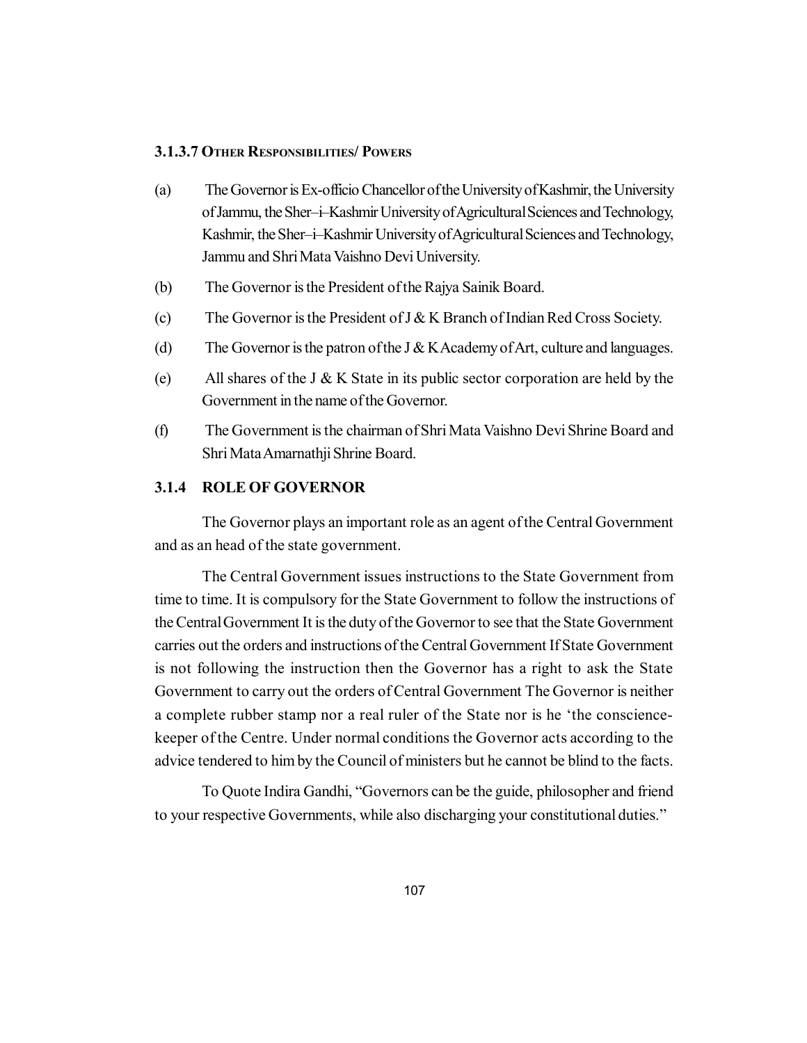### 3.1.3.7 Other Responsibilities/ Powers

(a) The Governor is Ex-officio Chancellor of the University of Kashmir, the University of Jammu, the Sher–i–Kashmir University of Agricultural Sciences and Technology, Kashmir, the Sher–i–Kashmir University of Agricultural Sciences and Technology, Jammu and Shri Mata Vaishno Devi University.

(b) The Governor is the President of the Rajya Sainik Board.

(c) The Governor is the President of J & K Branch of Indian Red Cross Society.

(d) The Governor is the patron of the J & K Academy of Art, culture and languages.

(e) All shares of the J & K State in its public sector corporation are held by the Government in the name of the Governor.

(f) The Government is the chairman of Shri Mata Vaishno Devi Shrine Board and Shri Mata Amarnathji Shrine Board.

### 3.1.4 ROLE OF GOVERNOR

The Governor plays an important role as an agent of the Central Government and as an head of the state government.

The Central Government issues instructions to the State Government from time to time. It is compulsory for the State Government to follow the instructions of the Central Government It is the duty of the Governor to see that the State Government carries out the orders and instructions of the Central Government If State Government is not following the instruction then the Governor has a right to ask the State Government to carry out the orders of Central Government The Governor is neither a complete rubber stamp nor a real ruler of the State nor is he 'the conscience-keeper of the Centre. Under normal conditions the Governor acts according to the advice tendered to him by the Council of ministers but he cannot be blind to the facts.

To Quote Indira Gandhi, "Governors can be the guide, philosopher and friend to your respective Governments, while also discharging your constitutional duties."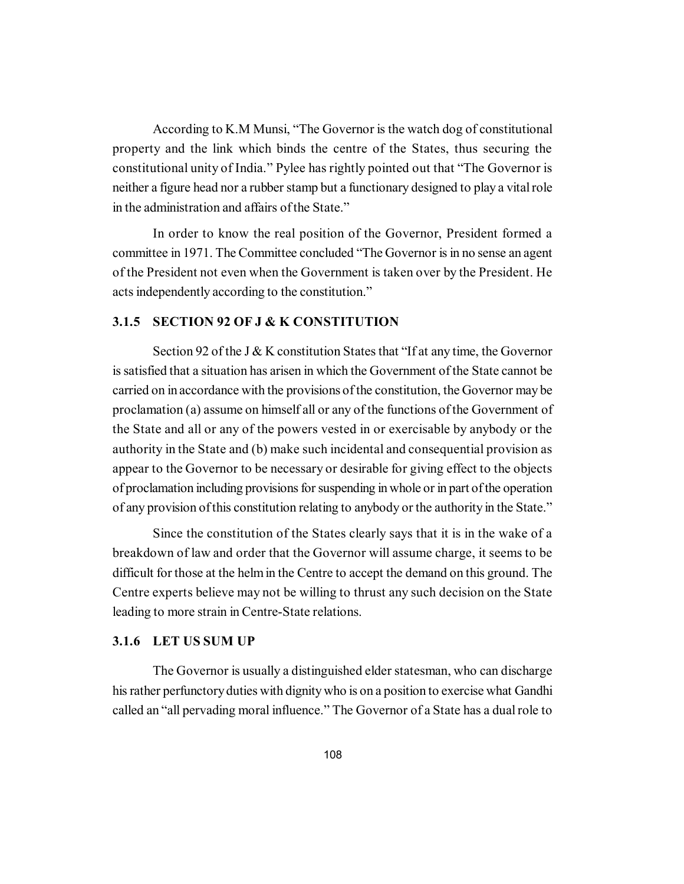According to K.M Munsi, "The Governor is the watch dog of constitutional property and the link which binds the centre of the States, thus securing the constitutional unity of India." Pylee has rightly pointed out that "The Governor is neither a figure head nor a rubber stamp but a functionary designed to play a vital role in the administration and affairs of the State."

In order to know the real position of the Governor, President formed a committee in 1971. The Committee concluded "The Governor is in no sense an agent of the President not even when the Government is taken over by the President. He acts independently according to the constitution."

### 3.1.5 SECTION 92 OF J & K CONSTITUTION

Section 92 of the J & K constitution States that "If at any time, the Governor is satisfied that a situation has arisen in which the Government of the State cannot be carried on in accordance with the provisions of the constitution, the Governor may be proclamation (a) assume on himself all or any of the functions of the Government of the State and all or any of the powers vested in or exercisable by anybody or the authority in the State and (b) make such incidental and consequential provision as appear to the Governor to be necessary or desirable for giving effect to the objects of proclamation including provisions for suspending in whole or in part of the operation of any provision of this constitution relating to anybody or the authority in the State."

Since the constitution of the States clearly says that it is in the wake of a breakdown of law and order that the Governor will assume charge, it seems to be difficult for those at the helm in the Centre to accept the demand on this ground. The Centre experts believe may not be willing to thrust any such decision on the State leading to more strain in Centre-State relations.

### 3.1.6 LET US SUM UP

The Governor is usually a distinguished elder statesman, who can discharge his rather perfunctory duties with dignity who is on a position to exercise what Gandhi called an "all pervading moral influence." The Governor of a State has a dual role to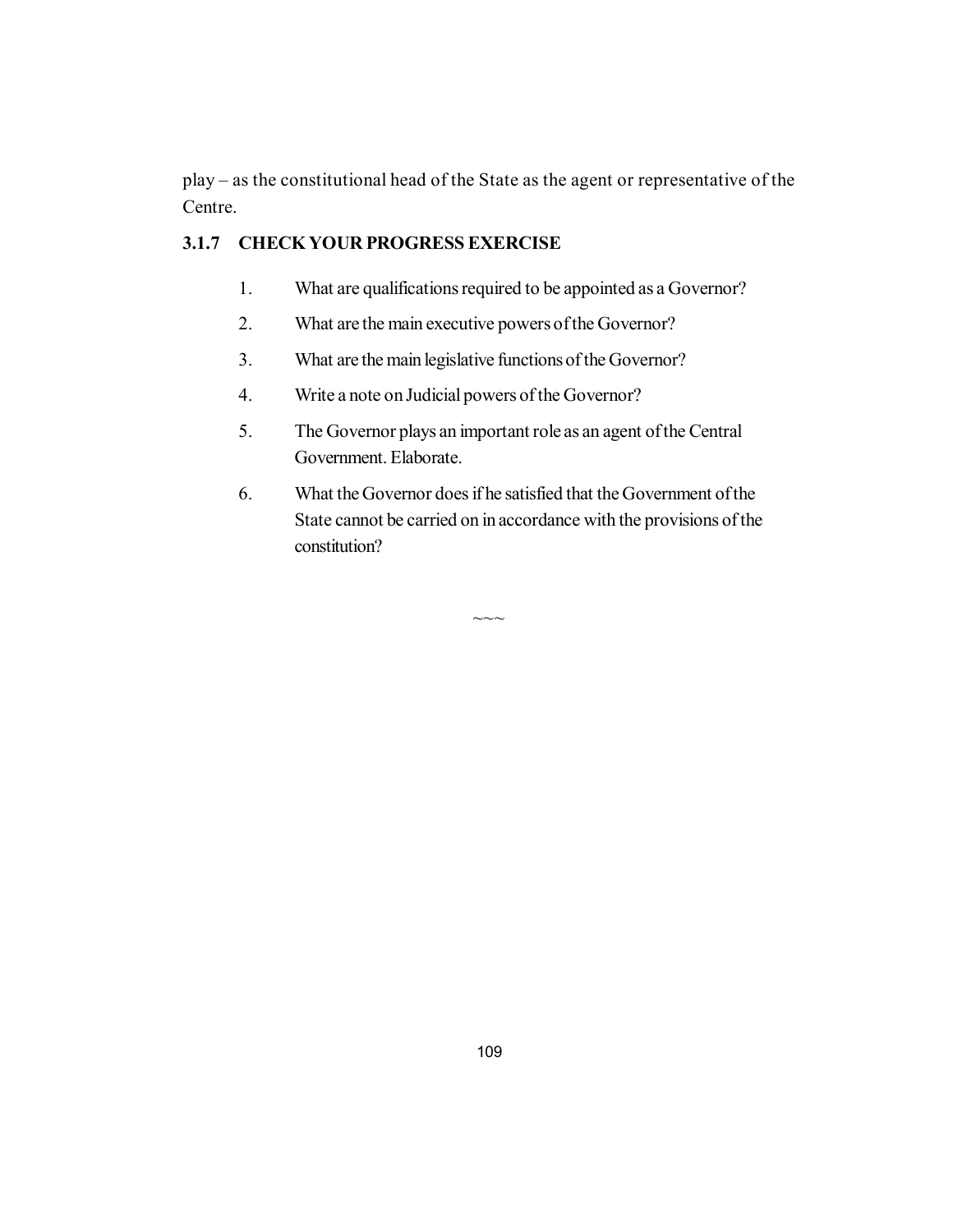play – as the constitutional head of the State as the agent or representative of the Centre.

### 3.1.7 CHECK YOUR PROGRESS EXERCISE

1. What are qualifications required to be appointed as a Governor?
2. What are the main executive powers of the Governor?
3. What are the main legislative functions of the Governor?
4. Write a note on Judicial powers of the Governor?
5. The Governor plays an important role as an agent of the Central Government. Elaborate.
6. What the Governor does if he satisfied that the Government of the State cannot be carried on in accordance with the provisions of the constitution?

~~~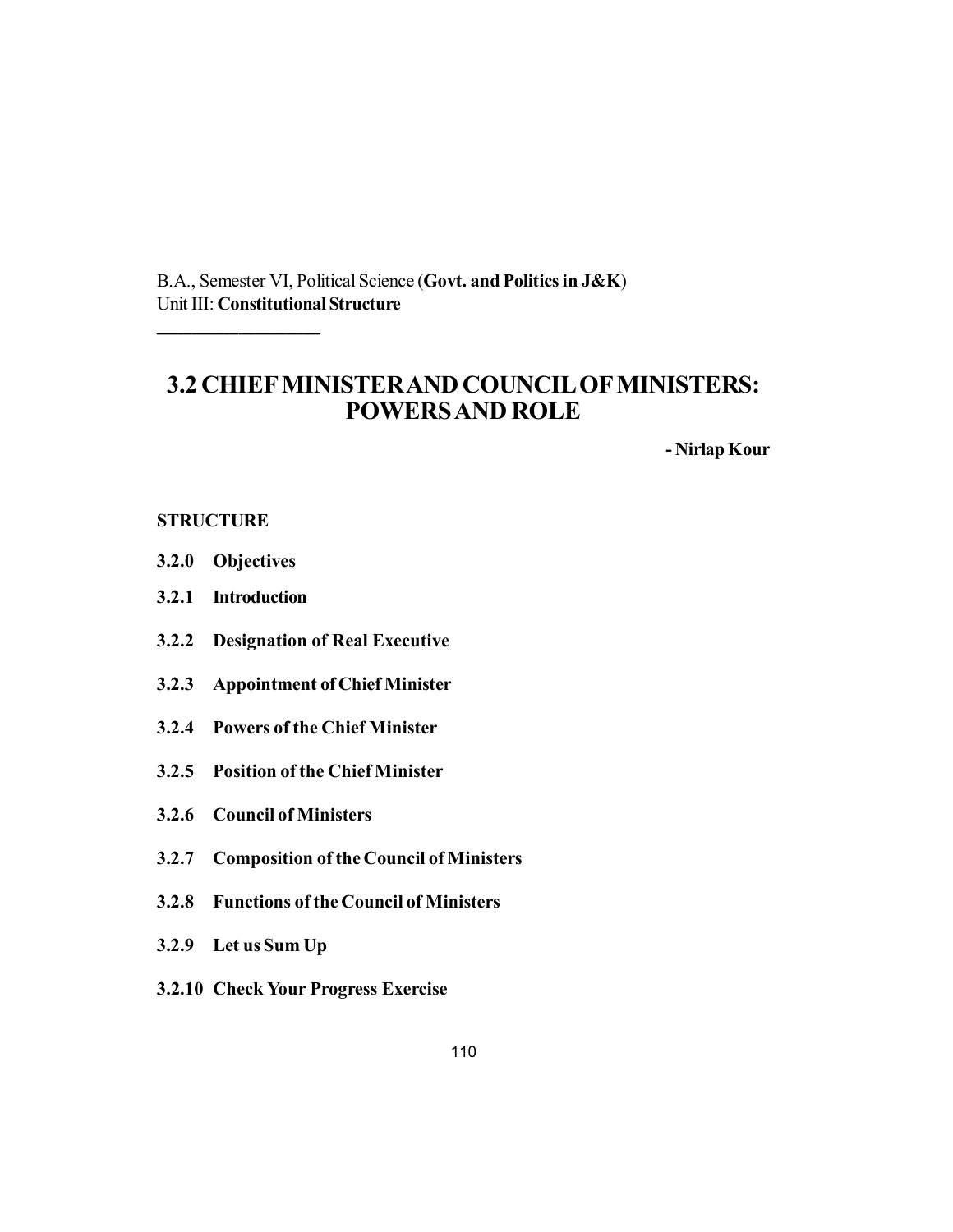B.A., Semester VI, Political Science (**Govt. and Politics in J&K**)
Unit III: **Constitutional Structure**

---

# 3.2 CHIEF MINISTER AND COUNCIL OF MINISTERS: POWERS AND ROLE

**- Nirlap Kour**

**STRUCTURE**

**3.2.0 Objectives**

**3.2.1 Introduction**

**3.2.2 Designation of Real Executive**

**3.2.3 Appointment of Chief Minister**

**3.2.4 Powers of the Chief Minister**

**3.2.5 Position of the Chief Minister**

**3.2.6 Council of Ministers**

**3.2.7 Composition of the Council of Ministers**

**3.2.8 Functions of the Council of Ministers**

**3.2.9 Let us Sum Up**

**3.2.10 Check Your Progress Exercise**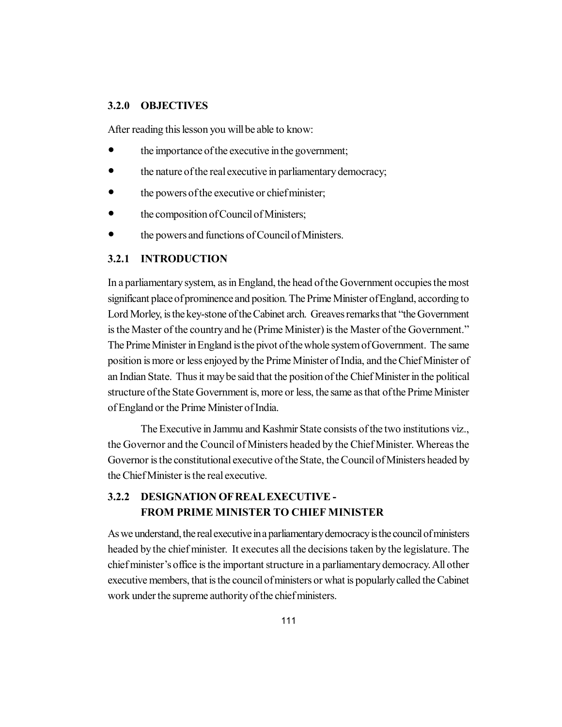### 3.2.0 OBJECTIVES

After reading this lesson you will be able to know:

- the importance of the executive in the government;
- the nature of the real executive in parliamentary democracy;
- the powers of the executive or chief minister;
- the composition of Council of Ministers;
- the powers and functions of Council of Ministers.

### 3.2.1 INTRODUCTION

In a parliamentary system, as in England, the head of the Government occupies the most significant place of prominence and position. The Prime Minister of England, according to Lord Morley, is the key-stone of the Cabinet arch. Greaves remarks that "the Government is the Master of the country and he (Prime Minister) is the Master of the Government." The Prime Minister in England is the pivot of the whole system of Government. The same position is more or less enjoyed by the Prime Minister of India, and the Chief Minister of an Indian State. Thus it may be said that the position of the Chief Minister in the political structure of the State Government is, more or less, the same as that of the Prime Minister of England or the Prime Minister of India.

The Executive in Jammu and Kashmir State consists of the two institutions viz., the Governor and the Council of Ministers headed by the Chief Minister. Whereas the Governor is the constitutional executive of the State, the Council of Ministers headed by the Chief Minister is the real executive.

### 3.2.2 DESIGNATION OF REAL EXECUTIVE - FROM PRIME MINISTER TO CHIEF MINISTER

As we understand, the real executive in a parliamentary democracy is the council of ministers headed by the chief minister. It executes all the decisions taken by the legislature. The chief minister's office is the important structure in a parliamentary democracy. All other executive members, that is the council of ministers or what is popularly called the Cabinet work under the supreme authority of the chief ministers.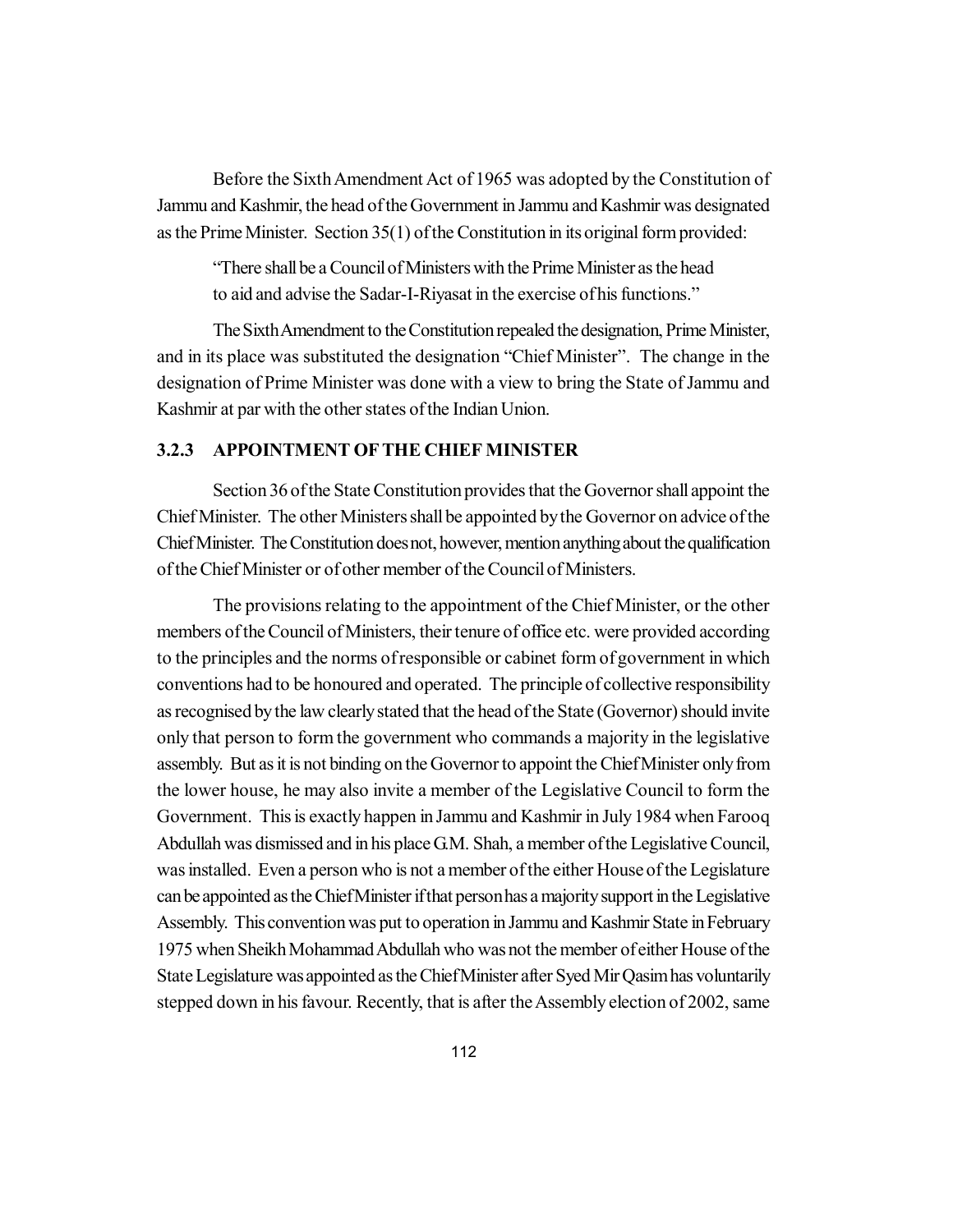Before the Sixth Amendment Act of 1965 was adopted by the Constitution of Jammu and Kashmir, the head of the Government in Jammu and Kashmir was designated as the Prime Minister. Section 35(1) of the Constitution in its original form provided:

> "There shall be a Council of Ministers with the Prime Minister as the head to aid and advise the Sadar-I-Riyasat in the exercise of his functions."

The Sixth Amendment to the Constitution repealed the designation, Prime Minister, and in its place was substituted the designation "Chief Minister". The change in the designation of Prime Minister was done with a view to bring the State of Jammu and Kashmir at par with the other states of the Indian Union.

### 3.2.3 APPOINTMENT OF THE CHIEF MINISTER

Section 36 of the State Constitution provides that the Governor shall appoint the Chief Minister. The other Ministers shall be appointed by the Governor on advice of the Chief Minister. The Constitution does not, however, mention anything about the qualification of the Chief Minister or of other member of the Council of Ministers.

The provisions relating to the appointment of the Chief Minister, or the other members of the Council of Ministers, their tenure of office etc. were provided according to the principles and the norms of responsible or cabinet form of government in which conventions had to be honoured and operated. The principle of collective responsibility as recognised by the law clearly stated that the head of the State (Governor) should invite only that person to form the government who commands a majority in the legislative assembly. But as it is not binding on the Governor to appoint the Chief Minister only from the lower house, he may also invite a member of the Legislative Council to form the Government. This is exactly happen in Jammu and Kashmir in July 1984 when Farooq Abdullah was dismissed and in his place G.M. Shah, a member of the Legislative Council, was installed. Even a person who is not a member of the either House of the Legislature can be appointed as the Chief Minister if that person has a majority support in the Legislative Assembly. This convention was put to operation in Jammu and Kashmir State in February 1975 when Sheikh Mohammad Abdullah who was not the member of either House of the State Legislature was appointed as the Chief Minister after Syed Mir Qasim has voluntarily stepped down in his favour. Recently, that is after the Assembly election of 2002, same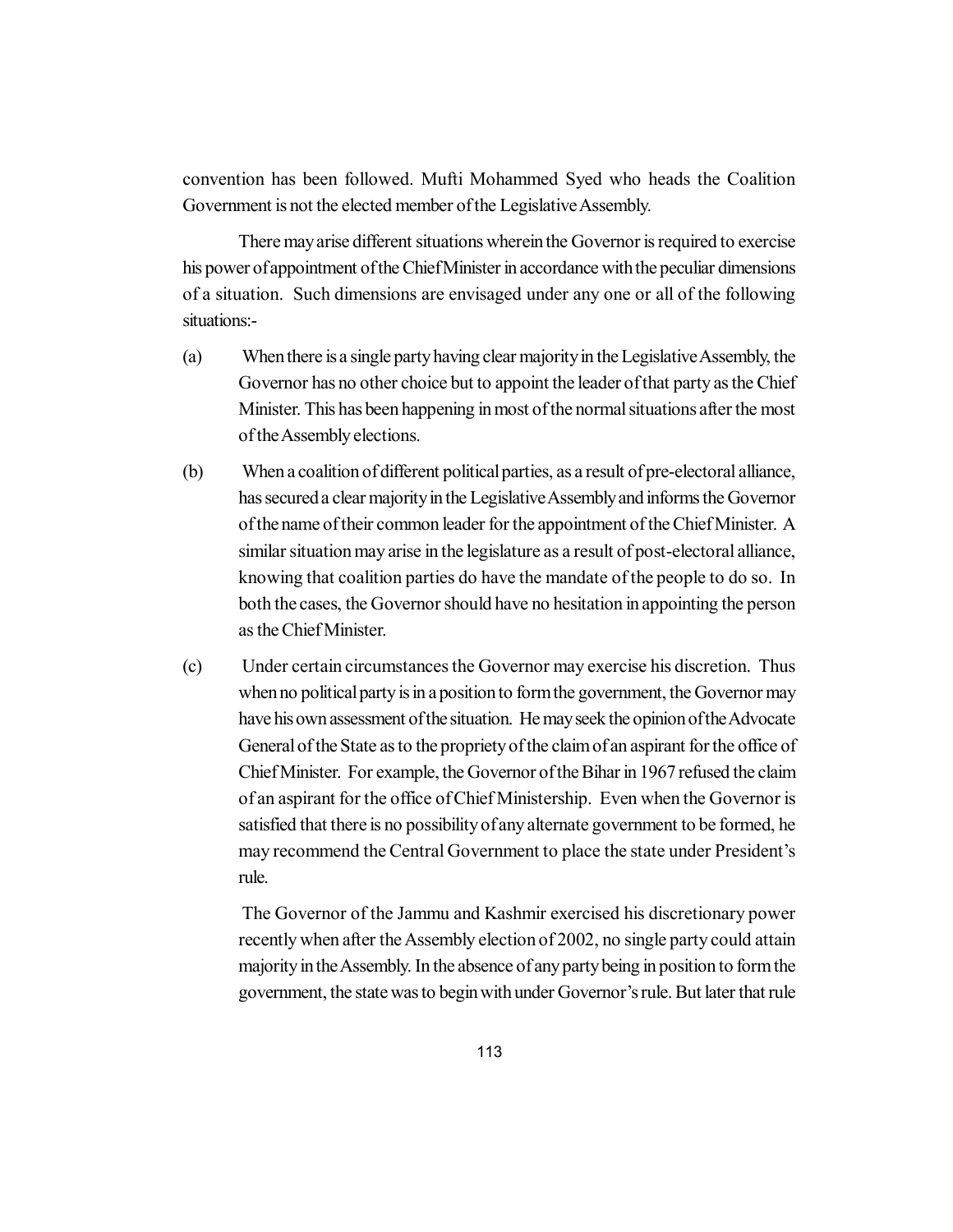convention has been followed. Mufti Mohammed Syed who heads the Coalition Government is not the elected member of the Legislative Assembly.

There may arise different situations wherein the Governor is required to exercise his power of appointment of the Chief Minister in accordance with the peculiar dimensions of a situation. Such dimensions are envisaged under any one or all of the following situations:-

(a) When there is a single party having clear majority in the Legislative Assembly, the Governor has no other choice but to appoint the leader of that party as the Chief Minister. This has been happening in most of the normal situations after the most of the Assembly elections.

(b) When a coalition of different political parties, as a result of pre-electoral alliance, has secured a clear majority in the Legislative Assembly and informs the Governor of the name of their common leader for the appointment of the Chief Minister. A similar situation may arise in the legislature as a result of post-electoral alliance, knowing that coalition parties do have the mandate of the people to do so. In both the cases, the Governor should have no hesitation in appointing the person as the Chief Minister.

(c) Under certain circumstances the Governor may exercise his discretion. Thus when no political party is in a position to form the government, the Governor may have his own assessment of the situation. He may seek the opinion of the Advocate General of the State as to the propriety of the claim of an aspirant for the office of Chief Minister. For example, the Governor of the Bihar in 1967 refused the claim of an aspirant for the office of Chief Ministership. Even when the Governor is satisfied that there is no possibility of any alternate government to be formed, he may recommend the Central Government to place the state under President's rule.

The Governor of the Jammu and Kashmir exercised his discretionary power recently when after the Assembly election of 2002, no single party could attain majority in the Assembly. In the absence of any party being in position to form the government, the state was to begin with under Governor's rule. But later that rule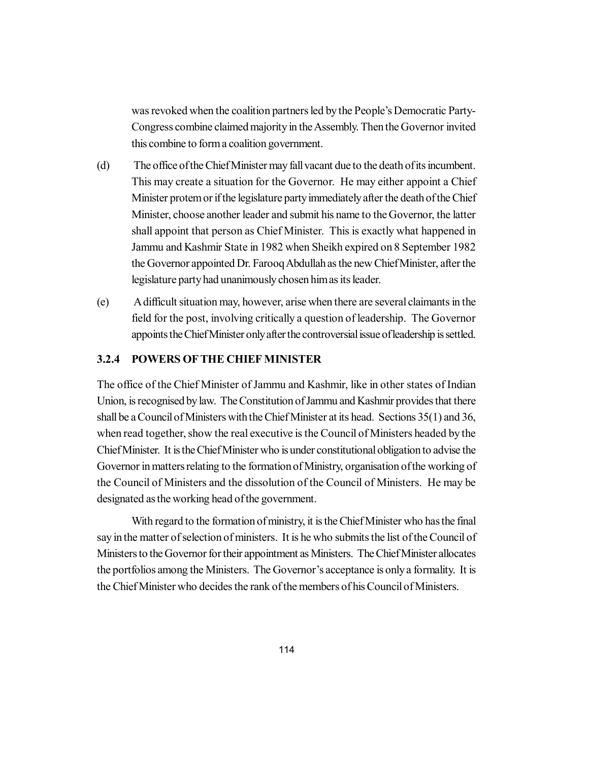was revoked when the coalition partners led by the People's Democratic Party-Congress combine claimed majority in the Assembly. Then the Governor invited this combine to form a coalition government.

(d) The office of the Chief Minister may fall vacant due to the death of its incumbent. This may create a situation for the Governor. He may either appoint a Chief Minister protem or if the legislature party immediately after the death of the Chief Minister, choose another leader and submit his name to the Governor, the latter shall appoint that person as Chief Minister. This is exactly what happened in Jammu and Kashmir State in 1982 when Sheikh expired on 8 September 1982 the Governor appointed Dr. Farooq Abdullah as the new Chief Minister, after the legislature party had unanimously chosen him as its leader.

(e) A difficult situation may, however, arise when there are several claimants in the field for the post, involving critically a question of leadership. The Governor appoints the Chief Minister only after the controversial issue of leadership is settled.

### 3.2.4 POWERS OF THE CHIEF MINISTER

The office of the Chief Minister of Jammu and Kashmir, like in other states of Indian Union, is recognised by law. The Constitution of Jammu and Kashmir provides that there shall be a Council of Ministers with the Chief Minister at its head. Sections 35(1) and 36, when read together, show the real executive is the Council of Ministers headed by the Chief Minister. It is the Chief Minister who is under constitutional obligation to advise the Governor in matters relating to the formation of Ministry, organisation of the working of the Council of Ministers and the dissolution of the Council of Ministers. He may be designated as the working head of the government.

With regard to the formation of ministry, it is the Chief Minister who has the final say in the matter of selection of ministers. It is he who submits the list of the Council of Ministers to the Governor for their appointment as Ministers. The Chief Minister allocates the portfolios among the Ministers. The Governor's acceptance is only a formality. It is the Chief Minister who decides the rank of the members of his Council of Ministers.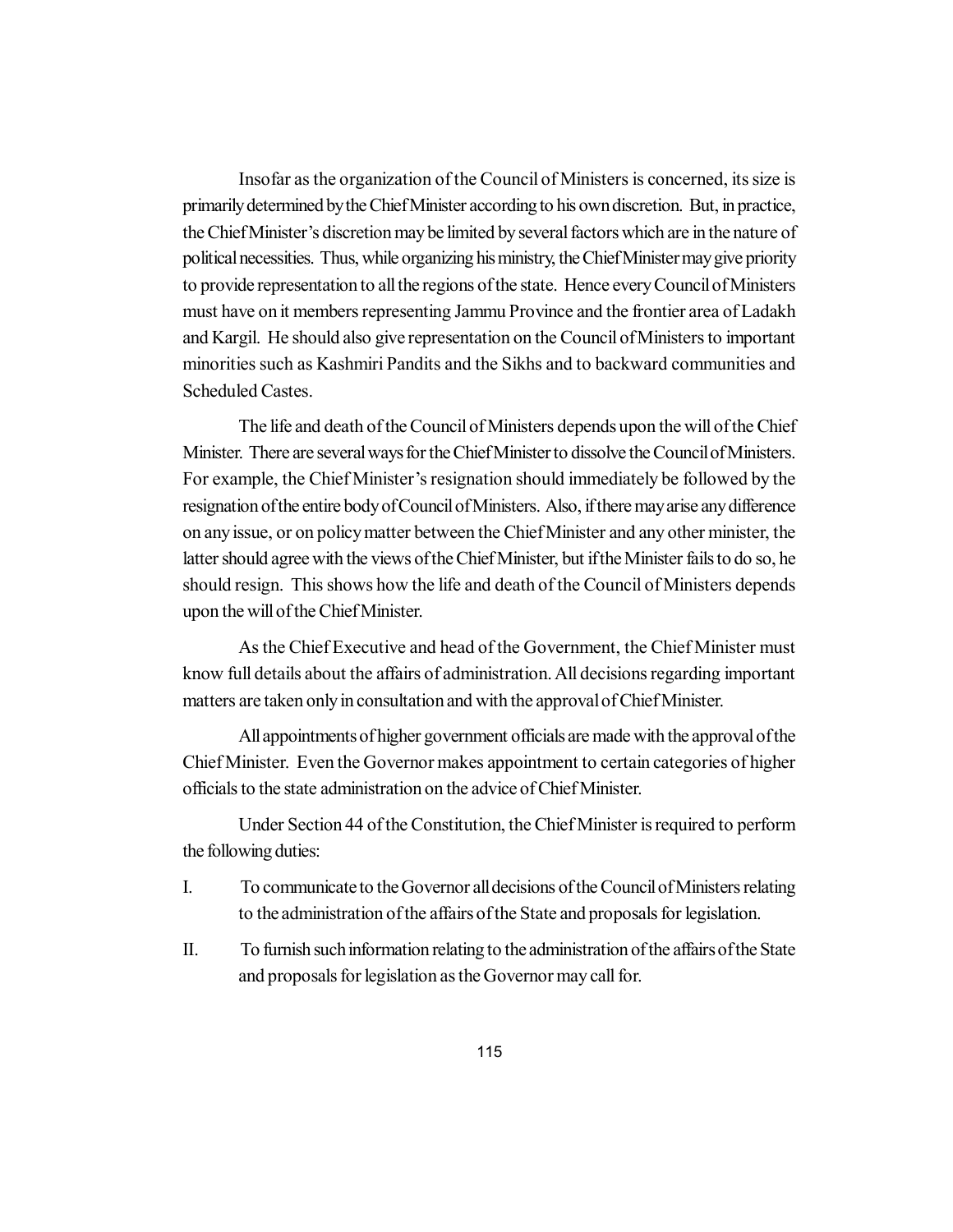Insofar as the organization of the Council of Ministers is concerned, its size is primarily determined by the Chief Minister according to his own discretion. But, in practice, the Chief Minister's discretion may be limited by several factors which are in the nature of political necessities. Thus, while organizing his ministry, the Chief Minister may give priority to provide representation to all the regions of the state. Hence every Council of Ministers must have on it members representing Jammu Province and the frontier area of Ladakh and Kargil. He should also give representation on the Council of Ministers to important minorities such as Kashmiri Pandits and the Sikhs and to backward communities and Scheduled Castes.

The life and death of the Council of Ministers depends upon the will of the Chief Minister. There are several ways for the Chief Minister to dissolve the Council of Ministers. For example, the Chief Minister's resignation should immediately be followed by the resignation of the entire body of Council of Ministers. Also, if there may arise any difference on any issue, or on policy matter between the Chief Minister and any other minister, the latter should agree with the views of the Chief Minister, but if the Minister fails to do so, he should resign. This shows how the life and death of the Council of Ministers depends upon the will of the Chief Minister.

As the Chief Executive and head of the Government, the Chief Minister must know full details about the affairs of administration. All decisions regarding important matters are taken only in consultation and with the approval of Chief Minister.

All appointments of higher government officials are made with the approval of the Chief Minister. Even the Governor makes appointment to certain categories of higher officials to the state administration on the advice of Chief Minister.

Under Section 44 of the Constitution, the Chief Minister is required to perform the following duties:

I. To communicate to the Governor all decisions of the Council of Ministers relating to the administration of the affairs of the State and proposals for legislation.

II. To furnish such information relating to the administration of the affairs of the State and proposals for legislation as the Governor may call for.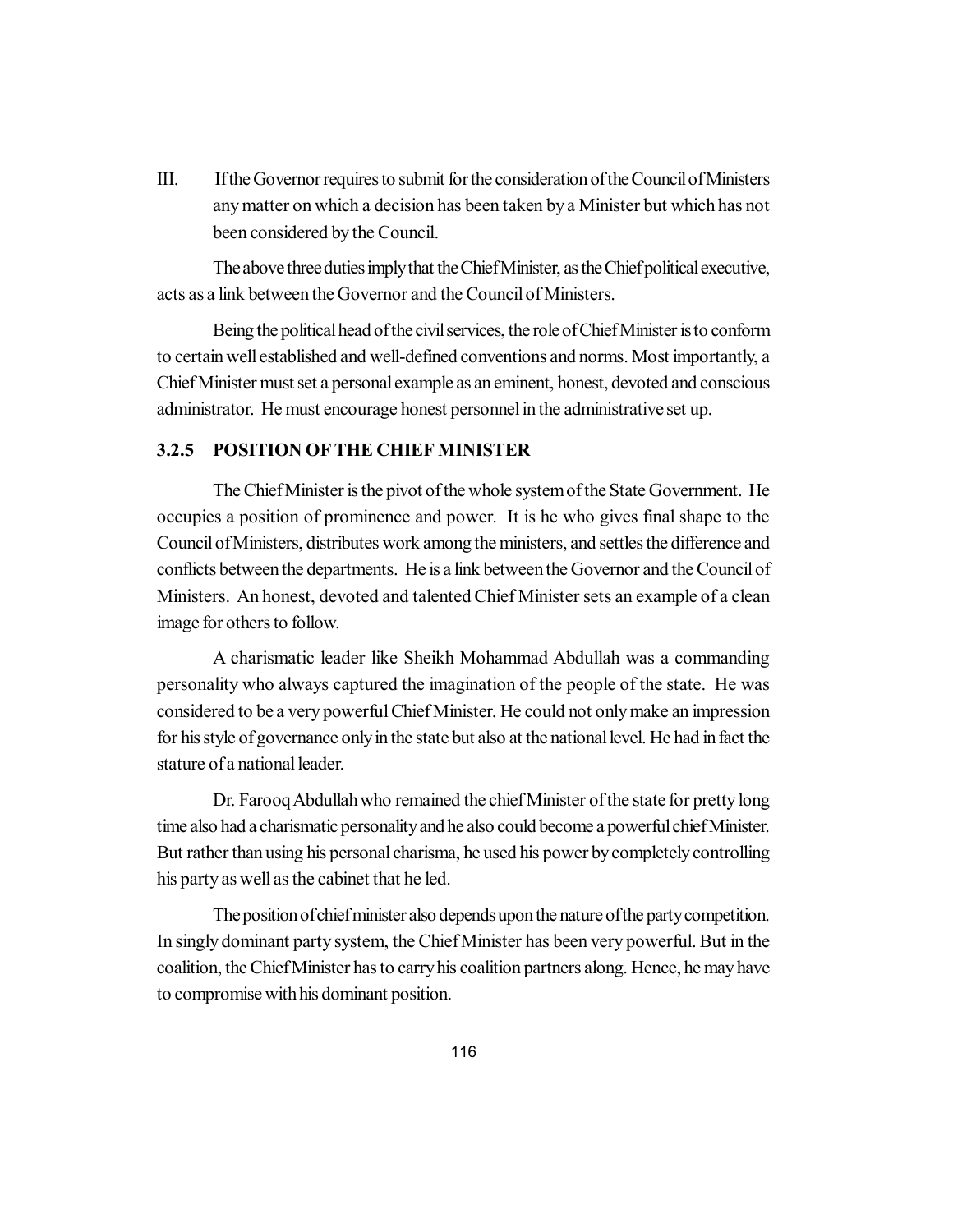III. If the Governor requires to submit for the consideration of the Council of Ministers any matter on which a decision has been taken by a Minister but which has not been considered by the Council.

The above three duties imply that the Chief Minister, as the Chief political executive, acts as a link between the Governor and the Council of Ministers.

Being the political head of the civil services, the role of Chief Minister is to conform to certain well established and well-defined conventions and norms. Most importantly, a Chief Minister must set a personal example as an eminent, honest, devoted and conscious administrator. He must encourage honest personnel in the administrative set up.

### 3.2.5 POSITION OF THE CHIEF MINISTER

The Chief Minister is the pivot of the whole system of the State Government. He occupies a position of prominence and power. It is he who gives final shape to the Council of Ministers, distributes work among the ministers, and settles the difference and conflicts between the departments. He is a link between the Governor and the Council of Ministers. An honest, devoted and talented Chief Minister sets an example of a clean image for others to follow.

A charismatic leader like Sheikh Mohammad Abdullah was a commanding personality who always captured the imagination of the people of the state. He was considered to be a very powerful Chief Minister. He could not only make an impression for his style of governance only in the state but also at the national level. He had in fact the stature of a national leader.

Dr. Farooq Abdullah who remained the chief Minister of the state for pretty long time also had a charismatic personality and he also could become a powerful chief Minister. But rather than using his personal charisma, he used his power by completely controlling his party as well as the cabinet that he led.

The position of chief minister also depends upon the nature of the party competition. In singly dominant party system, the Chief Minister has been very powerful. But in the coalition, the Chief Minister has to carry his coalition partners along. Hence, he may have to compromise with his dominant position.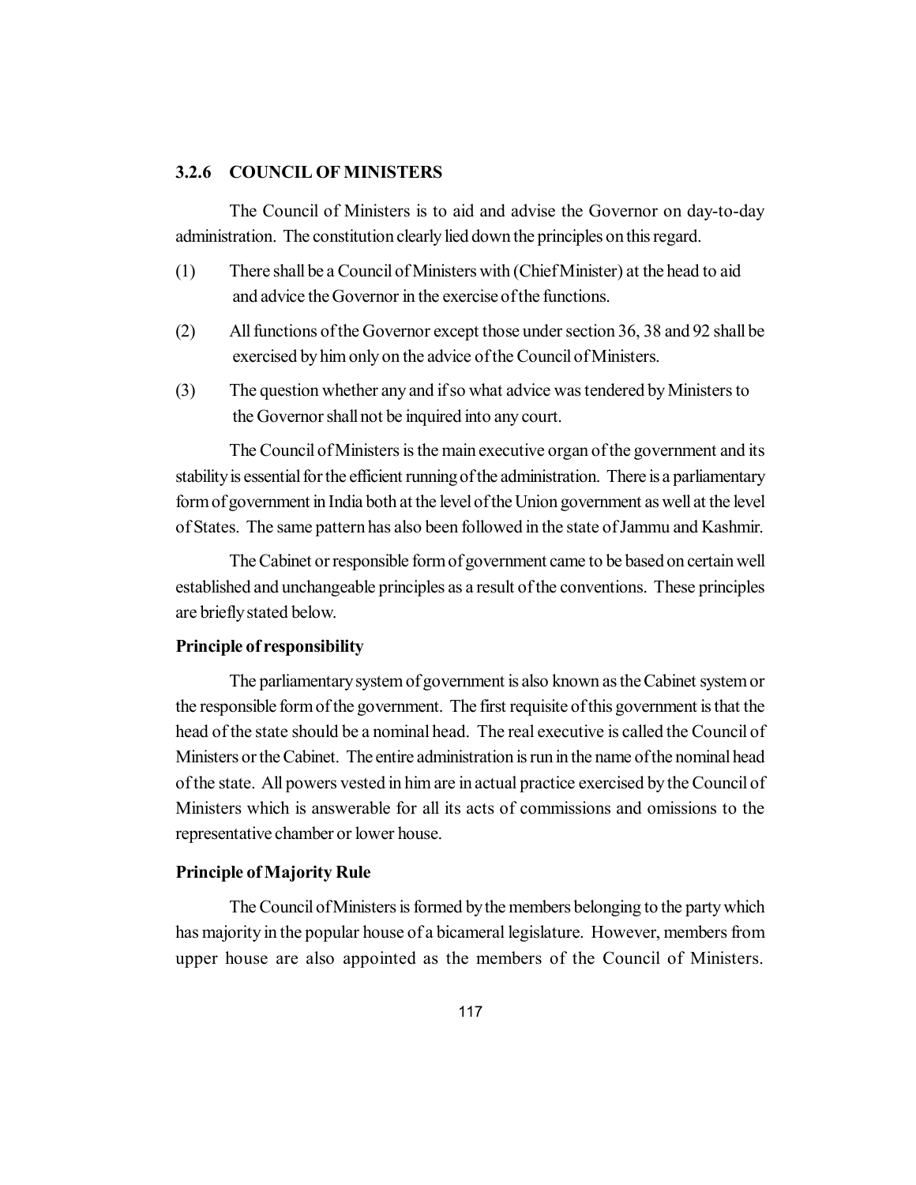### 3.2.6 COUNCIL OF MINISTERS

The Council of Ministers is to aid and advise the Governor on day-to-day administration. The constitution clearly lied down the principles on this regard.

(1) There shall be a Council of Ministers with (Chief Minister) at the head to aid and advice the Governor in the exercise of the functions.

(2) All functions of the Governor except those under section 36, 38 and 92 shall be exercised by him only on the advice of the Council of Ministers.

(3) The question whether any and if so what advice was tendered by Ministers to the Governor shall not be inquired into any court.

The Council of Ministers is the main executive organ of the government and its stability is essential for the efficient running of the administration. There is a parliamentary form of government in India both at the level of the Union government as well at the level of States. The same pattern has also been followed in the state of Jammu and Kashmir.

The Cabinet or responsible form of government came to be based on certain well established and unchangeable principles as a result of the conventions. These principles are briefly stated below.

**Principle of responsibility**

The parliamentary system of government is also known as the Cabinet system or the responsible form of the government. The first requisite of this government is that the head of the state should be a nominal head. The real executive is called the Council of Ministers or the Cabinet. The entire administration is run in the name of the nominal head of the state. All powers vested in him are in actual practice exercised by the Council of Ministers which is answerable for all its acts of commissions and omissions to the representative chamber or lower house.

**Principle of Majority Rule**

The Council of Ministers is formed by the members belonging to the party which has majority in the popular house of a bicameral legislature. However, members from upper house are also appointed as the members of the Council of Ministers.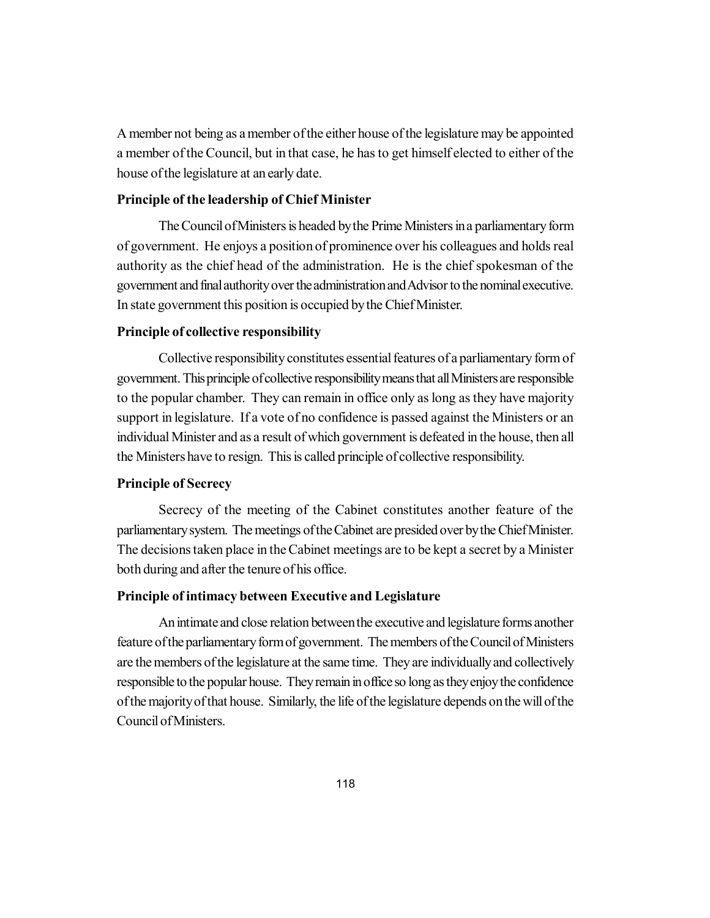A member not being as a member of the either house of the legislature may be appointed a member of the Council, but in that case, he has to get himself elected to either of the house of the legislature at an early date.

**Principle of the leadership of Chief Minister**

The Council of Ministers is headed by the Prime Ministers in a parliamentary form of government. He enjoys a position of prominence over his colleagues and holds real authority as the chief head of the administration. He is the chief spokesman of the government and final authority over the administration and Advisor to the nominal executive. In state government this position is occupied by the Chief Minister.

**Principle of collective responsibility**

Collective responsibility constitutes essential features of a parliamentary form of government. This principle of collective responsibility means that all Ministers are responsible to the popular chamber. They can remain in office only as long as they have majority support in legislature. If a vote of no confidence is passed against the Ministers or an individual Minister and as a result of which government is defeated in the house, then all the Ministers have to resign. This is called principle of collective responsibility.

**Principle of Secrecy**

Secrecy of the meeting of the Cabinet constitutes another feature of the parliamentary system. The meetings of the Cabinet are presided over by the Chief Minister. The decisions taken place in the Cabinet meetings are to be kept a secret by a Minister both during and after the tenure of his office.

**Principle of intimacy between Executive and Legislature**

An intimate and close relation between the executive and legislature forms another feature of the parliamentary form of government. The members of the Council of Ministers are the members of the legislature at the same time. They are individually and collectively responsible to the popular house. They remain in office so long as they enjoy the confidence of the majority of that house. Similarly, the life of the legislature depends on the will of the Council of Ministers.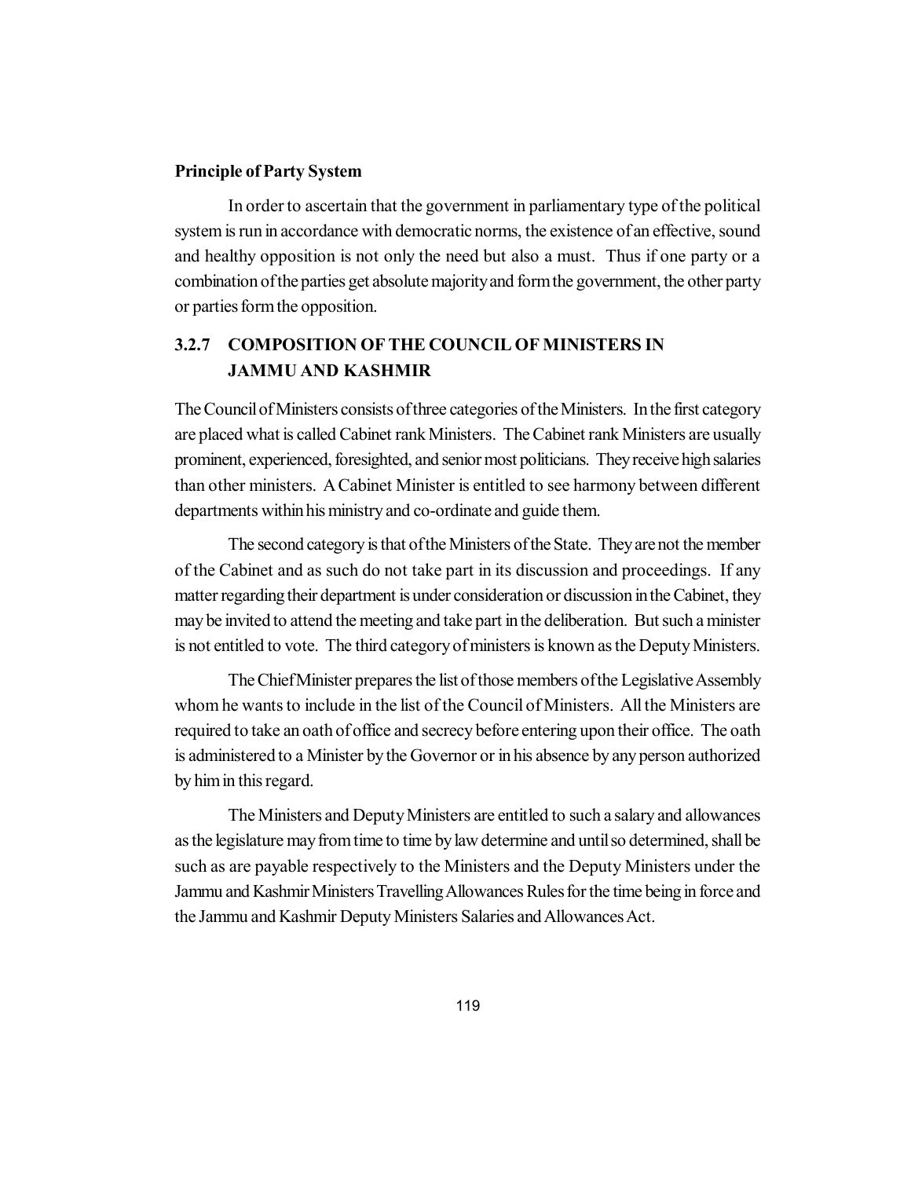**Principle of Party System**

In order to ascertain that the government in parliamentary type of the political system is run in accordance with democratic norms, the existence of an effective, sound and healthy opposition is not only the need but also a must. Thus if one party or a combination of the parties get absolute majority and form the government, the other party or parties form the opposition.

### 3.2.7 COMPOSITION OF THE COUNCIL OF MINISTERS IN JAMMU AND KASHMIR

The Council of Ministers consists of three categories of the Ministers. In the first category are placed what is called Cabinet rank Ministers. The Cabinet rank Ministers are usually prominent, experienced, foresighted, and senior most politicians. They receive high salaries than other ministers. A Cabinet Minister is entitled to see harmony between different departments within his ministry and co-ordinate and guide them.

The second category is that of the Ministers of the State. They are not the member of the Cabinet and as such do not take part in its discussion and proceedings. If any matter regarding their department is under consideration or discussion in the Cabinet, they may be invited to attend the meeting and take part in the deliberation. But such a minister is not entitled to vote. The third category of ministers is known as the Deputy Ministers.

The Chief Minister prepares the list of those members of the Legislative Assembly whom he wants to include in the list of the Council of Ministers. All the Ministers are required to take an oath of office and secrecy before entering upon their office. The oath is administered to a Minister by the Governor or in his absence by any person authorized by him in this regard.

The Ministers and Deputy Ministers are entitled to such a salary and allowances as the legislature may from time to time by law determine and until so determined, shall be such as are payable respectively to the Ministers and the Deputy Ministers under the Jammu and Kashmir Ministers Travelling Allowances Rules for the time being in force and the Jammu and Kashmir Deputy Ministers Salaries and Allowances Act.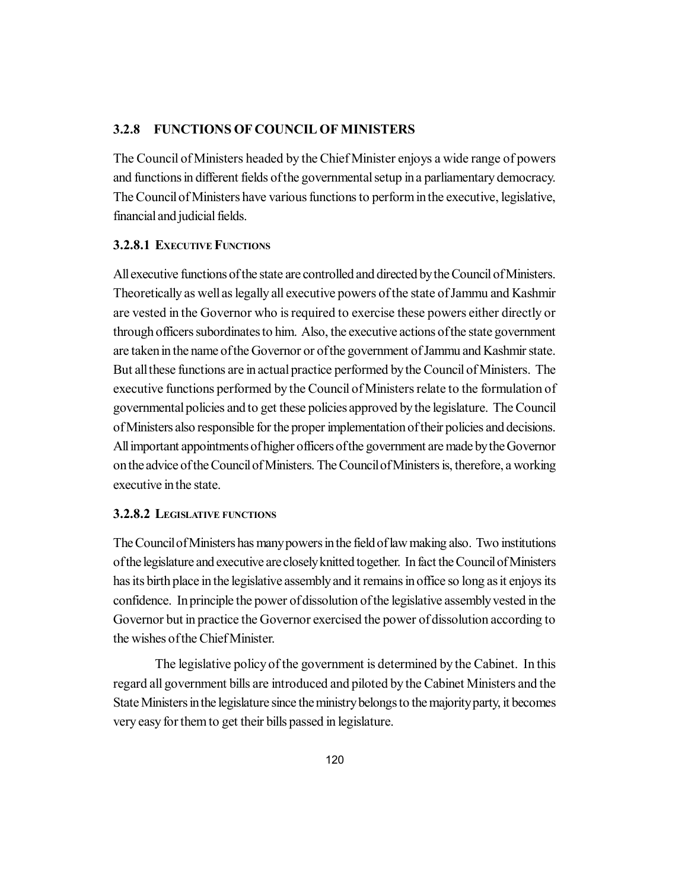### 3.2.8 FUNCTIONS OF COUNCIL OF MINISTERS

The Council of Ministers headed by the Chief Minister enjoys a wide range of powers and functions in different fields of the governmental setup in a parliamentary democracy. The Council of Ministers have various functions to perform in the executive, legislative, financial and judicial fields.

#### 3.2.8.1 EXECUTIVE FUNCTIONS

All executive functions of the state are controlled and directed by the Council of Ministers. Theoretically as well as legally all executive powers of the state of Jammu and Kashmir are vested in the Governor who is required to exercise these powers either directly or through officers subordinates to him. Also, the executive actions of the state government are taken in the name of the Governor or of the government of Jammu and Kashmir state. But all these functions are in actual practice performed by the Council of Ministers. The executive functions performed by the Council of Ministers relate to the formulation of governmental policies and to get these policies approved by the legislature. The Council of Ministers also responsible for the proper implementation of their policies and decisions. All important appointments of higher officers of the government are made by the Governor on the advice of the Council of Ministers. The Council of Ministers is, therefore, a working executive in the state.

#### 3.2.8.2 LEGISLATIVE FUNCTIONS

The Council of Ministers has many powers in the field of law making also. Two institutions of the legislature and executive are closely knitted together. In fact the Council of Ministers has its birth place in the legislative assembly and it remains in office so long as it enjoys its confidence. In principle the power of dissolution of the legislative assembly vested in the Governor but in practice the Governor exercised the power of dissolution according to the wishes of the Chief Minister.

The legislative policy of the government is determined by the Cabinet. In this regard all government bills are introduced and piloted by the Cabinet Ministers and the State Ministers in the legislature since the ministry belongs to the majority party, it becomes very easy for them to get their bills passed in legislature.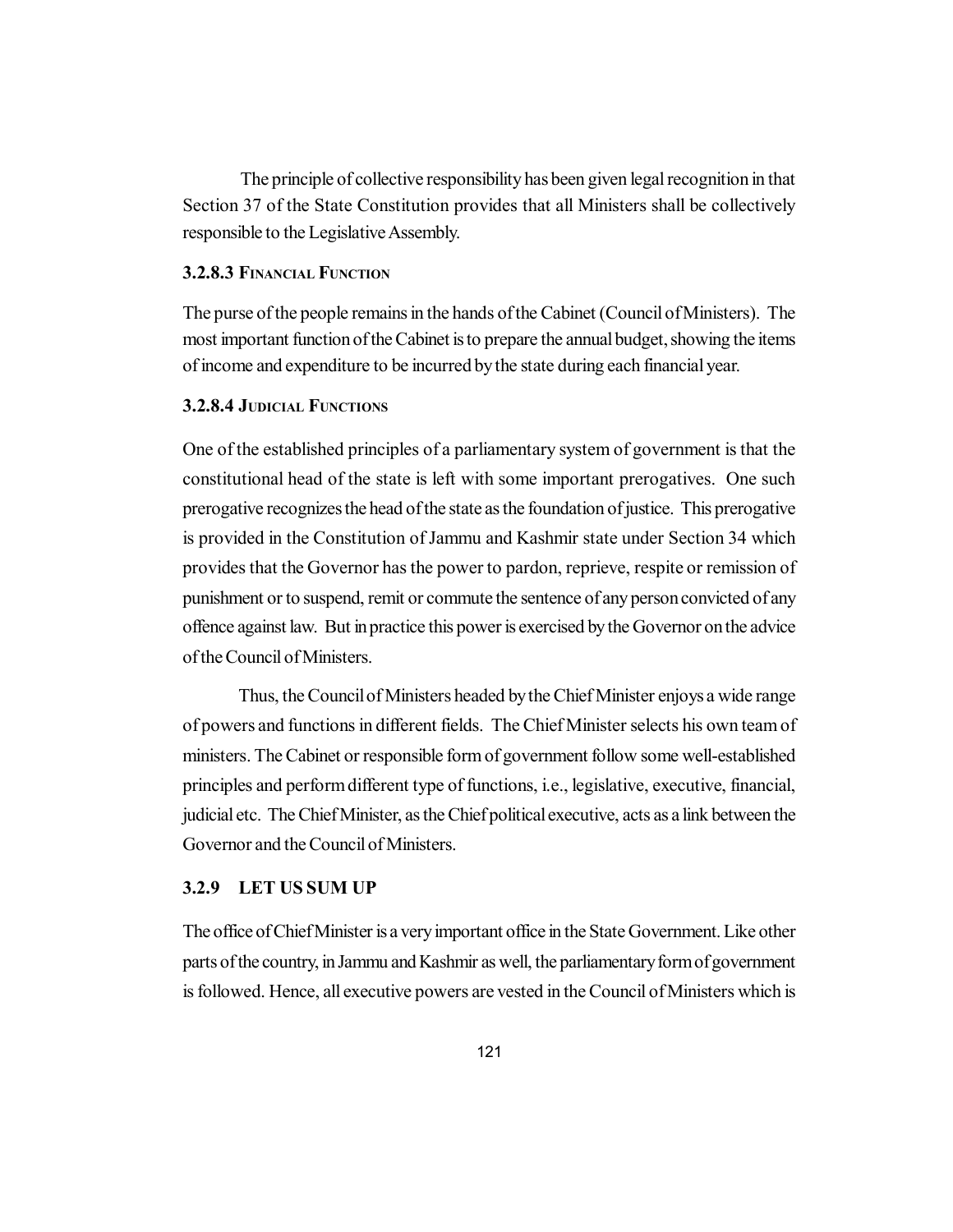The principle of collective responsibility has been given legal recognition in that Section 37 of the State Constitution provides that all Ministers shall be collectively responsible to the Legislative Assembly.

#### 3.2.8.3 Financial Function

The purse of the people remains in the hands of the Cabinet (Council of Ministers). The most important function of the Cabinet is to prepare the annual budget, showing the items of income and expenditure to be incurred by the state during each financial year.

#### 3.2.8.4 Judicial Functions

One of the established principles of a parliamentary system of government is that the constitutional head of the state is left with some important prerogatives. One such prerogative recognizes the head of the state as the foundation of justice. This prerogative is provided in the Constitution of Jammu and Kashmir state under Section 34 which provides that the Governor has the power to pardon, reprieve, respite or remission of punishment or to suspend, remit or commute the sentence of any person convicted of any offence against law. But in practice this power is exercised by the Governor on the advice of the Council of Ministers.

Thus, the Council of Ministers headed by the Chief Minister enjoys a wide range of powers and functions in different fields. The Chief Minister selects his own team of ministers. The Cabinet or responsible form of government follow some well-established principles and perform different type of functions, i.e., legislative, executive, financial, judicial etc. The Chief Minister, as the Chief political executive, acts as a link between the Governor and the Council of Ministers.

### 3.2.9 LET US SUM UP

The office of Chief Minister is a very important office in the State Government. Like other parts of the country, in Jammu and Kashmir as well, the parliamentary form of government is followed. Hence, all executive powers are vested in the Council of Ministers which is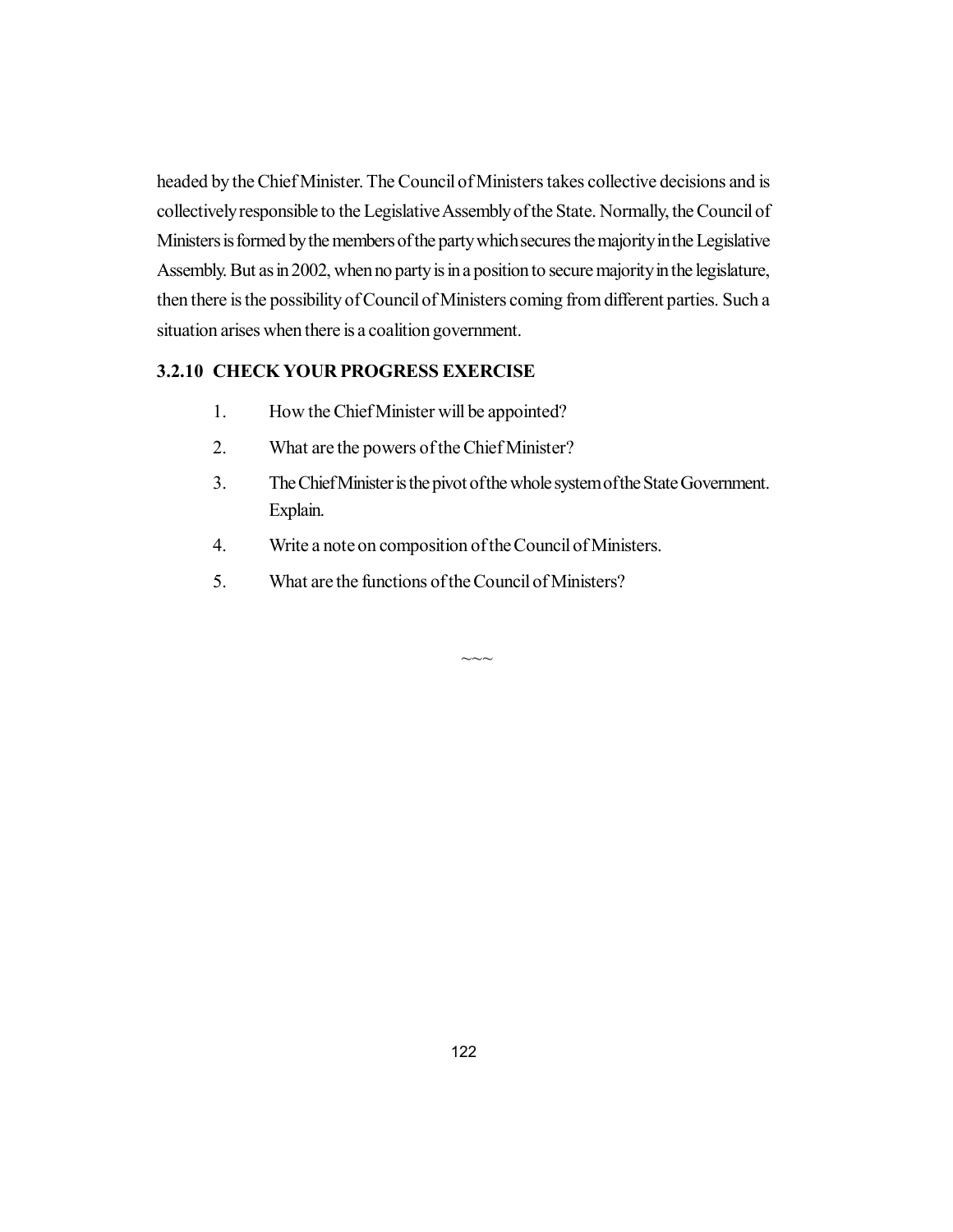headed by the Chief Minister. The Council of Ministers takes collective decisions and is collectively responsible to the Legislative Assembly of the State. Normally, the Council of Ministers is formed by the members of the party which secures the majority in the Legislative Assembly. But as in 2002, when no party is in a position to secure majority in the legislature, then there is the possibility of Council of Ministers coming from different parties. Such a situation arises when there is a coalition government.

### 3.2.10 CHECK YOUR PROGRESS EXERCISE

1. How the Chief Minister will be appointed?
2. What are the powers of the Chief Minister?
3. The Chief Minister is the pivot of the whole system of the State Government. Explain.
4. Write a note on composition of the Council of Ministers.
5. What are the functions of the Council of Ministers?

~~~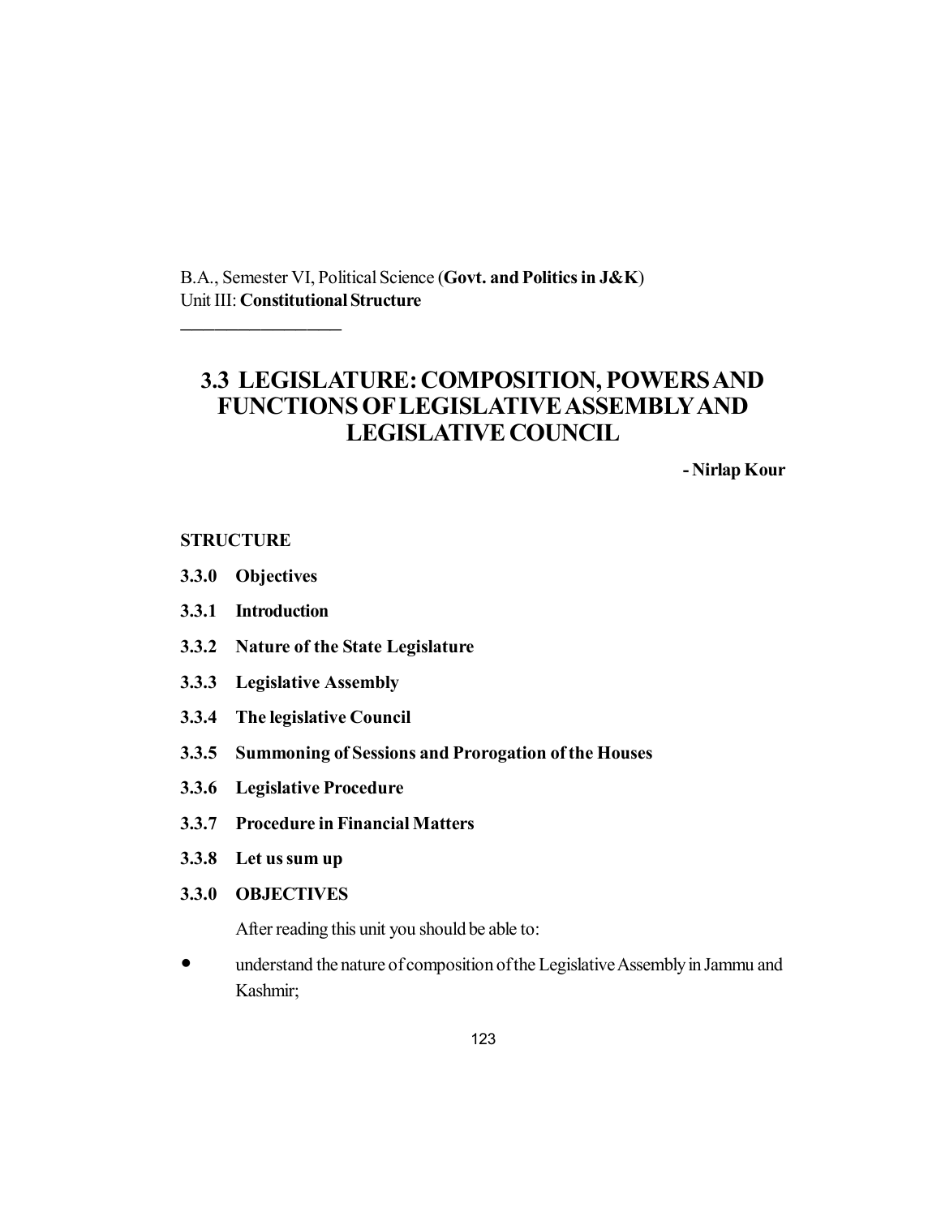B.A., Semester VI, Political Science (**Govt. and Politics in J&K**)
Unit III: **Constitutional Structure**

---

# 3.3 LEGISLATURE: COMPOSITION, POWERS AND FUNCTIONS OF LEGISLATIVE ASSEMBLY AND LEGISLATIVE COUNCIL

**- Nirlap Kour**

**STRUCTURE**

**3.3.0 Objectives**

**3.3.1 Introduction**

**3.3.2 Nature of the State Legislature**

**3.3.3 Legislative Assembly**

**3.3.4 The legislative Council**

**3.3.5 Summoning of Sessions and Prorogation of the Houses**

**3.3.6 Legislative Procedure**

**3.3.7 Procedure in Financial Matters**

**3.3.8 Let us sum up**

## 3.3.0 OBJECTIVES

After reading this unit you should be able to:

- understand the nature of composition of the Legislative Assembly in Jammu and Kashmir;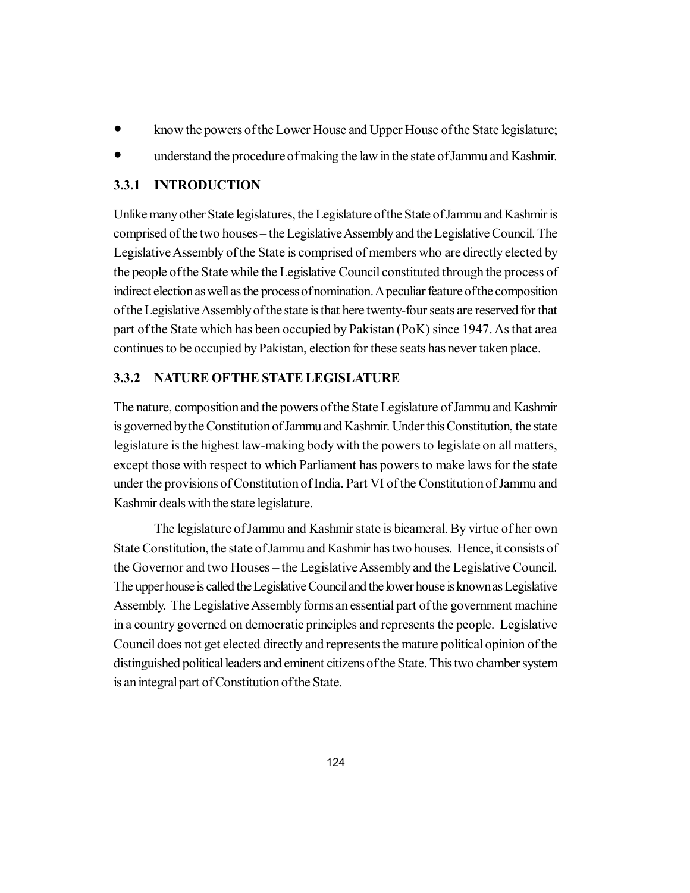- know the powers of the Lower House and Upper House of the State legislature;
- understand the procedure of making the law in the state of Jammu and Kashmir.

### 3.3.1 INTRODUCTION

Unlike many other State legislatures, the Legislature of the State of Jammu and Kashmir is comprised of the two houses – the Legislative Assembly and the Legislative Council. The Legislative Assembly of the State is comprised of members who are directly elected by the people of the State while the Legislative Council constituted through the process of indirect election as well as the process of nomination. A peculiar feature of the composition of the Legislative Assembly of the state is that here twenty-four seats are reserved for that part of the State which has been occupied by Pakistan (PoK) since 1947. As that area continues to be occupied by Pakistan, election for these seats has never taken place.

### 3.3.2 NATURE OF THE STATE LEGISLATURE

The nature, composition and the powers of the State Legislature of Jammu and Kashmir is governed by the Constitution of Jammu and Kashmir. Under this Constitution, the state legislature is the highest law-making body with the powers to legislate on all matters, except those with respect to which Parliament has powers to make laws for the state under the provisions of Constitution of India. Part VI of the Constitution of Jammu and Kashmir deals with the state legislature.

The legislature of Jammu and Kashmir state is bicameral. By virtue of her own State Constitution, the state of Jammu and Kashmir has two houses. Hence, it consists of the Governor and two Houses – the Legislative Assembly and the Legislative Council. The upper house is called the Legislative Council and the lower house is known as Legislative Assembly. The Legislative Assembly forms an essential part of the government machine in a country governed on democratic principles and represents the people. Legislative Council does not get elected directly and represents the mature political opinion of the distinguished political leaders and eminent citizens of the State. This two chamber system is an integral part of Constitution of the State.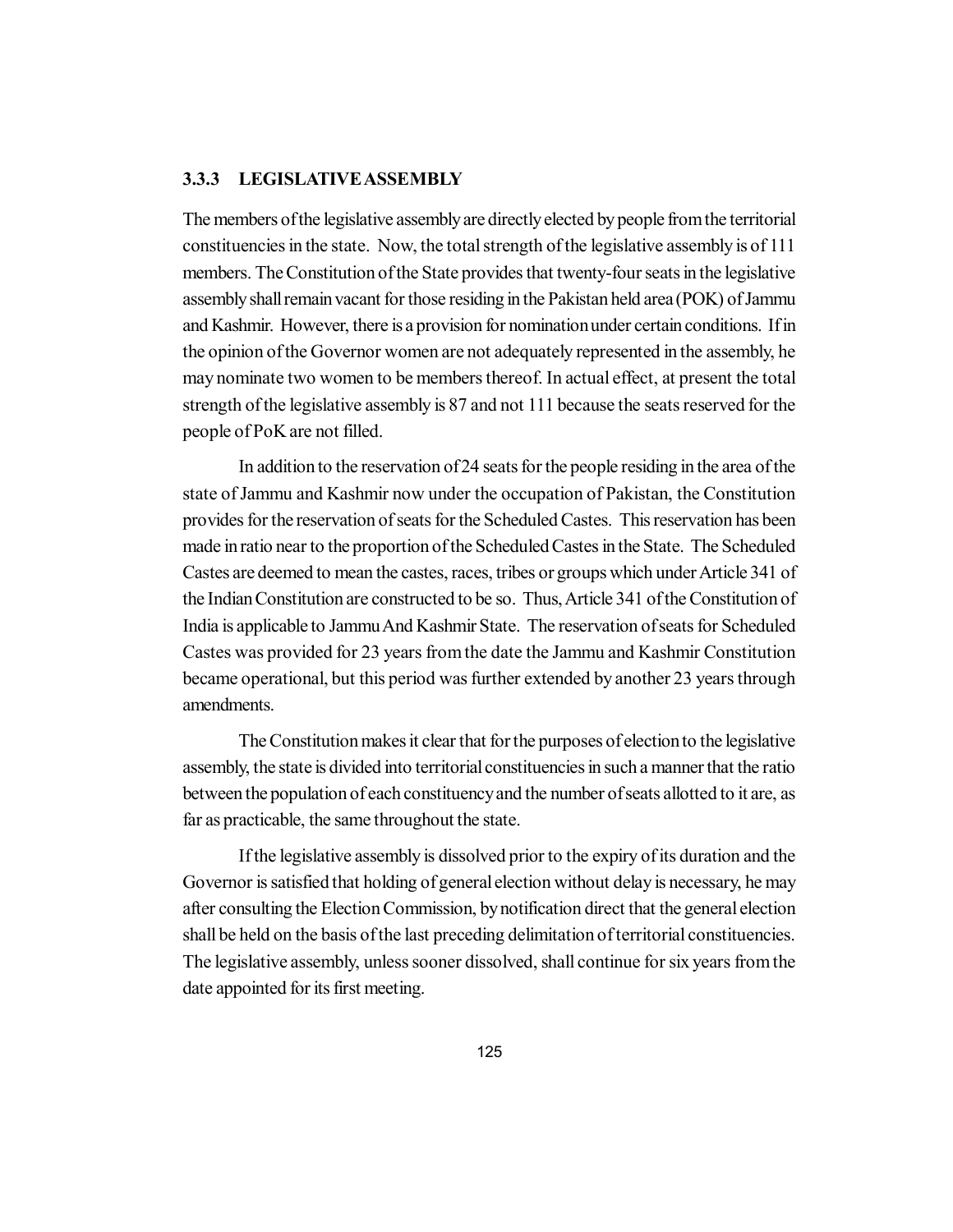### 3.3.3 LEGISLATIVE ASSEMBLY

The members of the legislative assembly are directly elected by people from the territorial constituencies in the state. Now, the total strength of the legislative assembly is of 111 members. The Constitution of the State provides that twenty-four seats in the legislative assembly shall remain vacant for those residing in the Pakistan held area (POK) of Jammu and Kashmir. However, there is a provision for nomination under certain conditions. If in the opinion of the Governor women are not adequately represented in the assembly, he may nominate two women to be members thereof. In actual effect, at present the total strength of the legislative assembly is 87 and not 111 because the seats reserved for the people of PoK are not filled.

In addition to the reservation of 24 seats for the people residing in the area of the state of Jammu and Kashmir now under the occupation of Pakistan, the Constitution provides for the reservation of seats for the Scheduled Castes. This reservation has been made in ratio near to the proportion of the Scheduled Castes in the State. The Scheduled Castes are deemed to mean the castes, races, tribes or groups which under Article 341 of the Indian Constitution are constructed to be so. Thus, Article 341 of the Constitution of India is applicable to Jammu And Kashmir State. The reservation of seats for Scheduled Castes was provided for 23 years from the date the Jammu and Kashmir Constitution became operational, but this period was further extended by another 23 years through amendments.

The Constitution makes it clear that for the purposes of election to the legislative assembly, the state is divided into territorial constituencies in such a manner that the ratio between the population of each constituency and the number of seats allotted to it are, as far as practicable, the same throughout the state.

If the legislative assembly is dissolved prior to the expiry of its duration and the Governor is satisfied that holding of general election without delay is necessary, he may after consulting the Election Commission, by notification direct that the general election shall be held on the basis of the last preceding delimitation of territorial constituencies. The legislative assembly, unless sooner dissolved, shall continue for six years from the date appointed for its first meeting.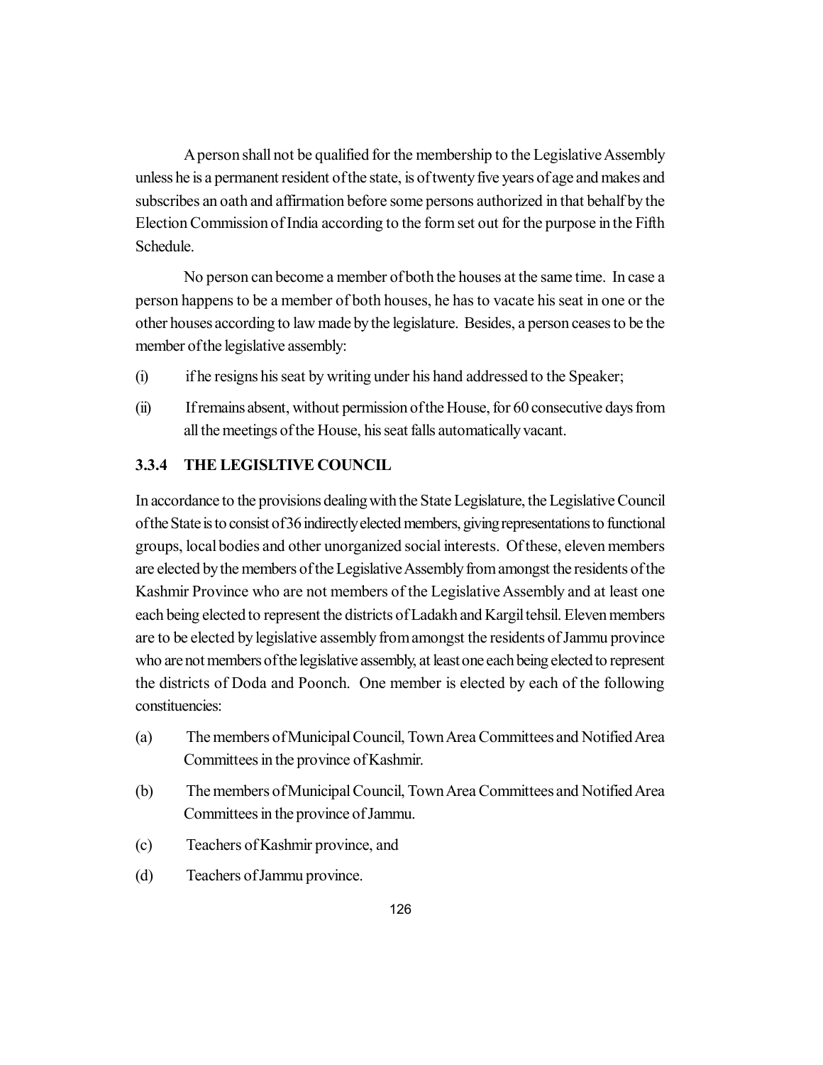A person shall not be qualified for the membership to the Legislative Assembly unless he is a permanent resident of the state, is of twenty five years of age and makes and subscribes an oath and affirmation before some persons authorized in that behalf by the Election Commission of India according to the form set out for the purpose in the Fifth Schedule.

No person can become a member of both the houses at the same time. In case a person happens to be a member of both houses, he has to vacate his seat in one or the other houses according to law made by the legislature. Besides, a person ceases to be the member of the legislative assembly:

(i) if he resigns his seat by writing under his hand addressed to the Speaker;

(ii) If remains absent, without permission of the House, for 60 consecutive days from all the meetings of the House, his seat falls automatically vacant.

### 3.3.4 THE LEGISLTIVE COUNCIL

In accordance to the provisions dealing with the State Legislature, the Legislative Council of the State is to consist of 36 indirectly elected members, giving representations to functional groups, local bodies and other unorganized social interests. Of these, eleven members are elected by the members of the Legislative Assembly from amongst the residents of the Kashmir Province who are not members of the Legislative Assembly and at least one each being elected to represent the districts of Ladakh and Kargil tehsil. Eleven members are to be elected by legislative assembly from amongst the residents of Jammu province who are not members of the legislative assembly, at least one each being elected to represent the districts of Doda and Poonch. One member is elected by each of the following constituencies:

(a) The members of Municipal Council, Town Area Committees and Notified Area Committees in the province of Kashmir.

(b) The members of Municipal Council, Town Area Committees and Notified Area Committees in the province of Jammu.

(c) Teachers of Kashmir province, and

(d) Teachers of Jammu province.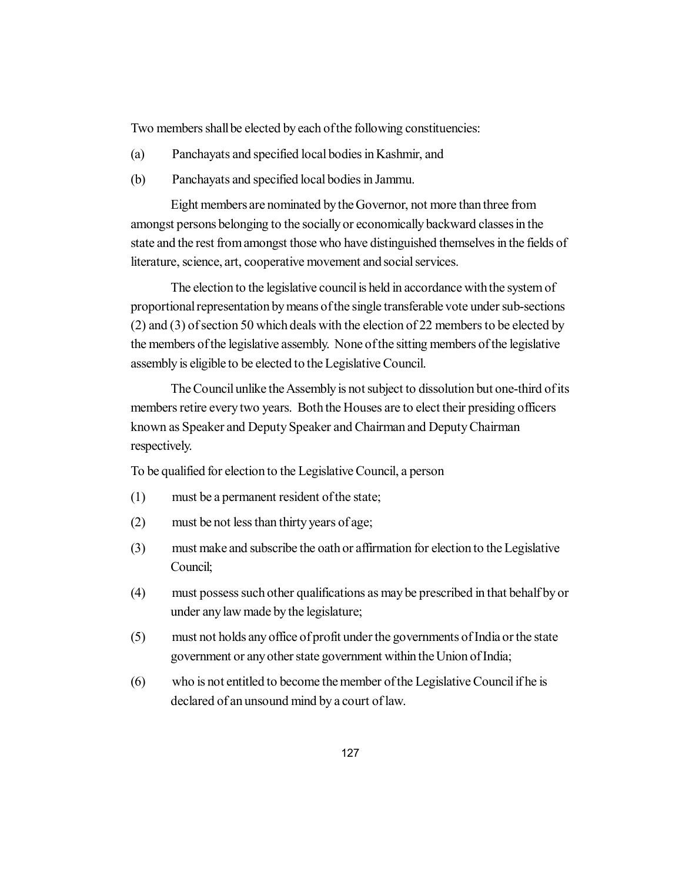Two members shall be elected by each of the following constituencies:

(a) Panchayats and specified local bodies in Kashmir, and

(b) Panchayats and specified local bodies in Jammu.

Eight members are nominated by the Governor, not more than three from amongst persons belonging to the socially or economically backward classes in the state and the rest from amongst those who have distinguished themselves in the fields of literature, science, art, cooperative movement and social services.

The election to the legislative council is held in accordance with the system of proportional representation by means of the single transferable vote under sub-sections (2) and (3) of section 50 which deals with the election of 22 members to be elected by the members of the legislative assembly. None of the sitting members of the legislative assembly is eligible to be elected to the Legislative Council.

The Council unlike the Assembly is not subject to dissolution but one-third of its members retire every two years. Both the Houses are to elect their presiding officers known as Speaker and Deputy Speaker and Chairman and Deputy Chairman respectively.

To be qualified for election to the Legislative Council, a person

(1) must be a permanent resident of the state;

(2) must be not less than thirty years of age;

(3) must make and subscribe the oath or affirmation for election to the Legislative Council;

(4) must possess such other qualifications as may be prescribed in that behalf by or under any law made by the legislature;

(5) must not holds any office of profit under the governments of India or the state government or any other state government within the Union of India;

(6) who is not entitled to become the member of the Legislative Council if he is declared of an unsound mind by a court of law.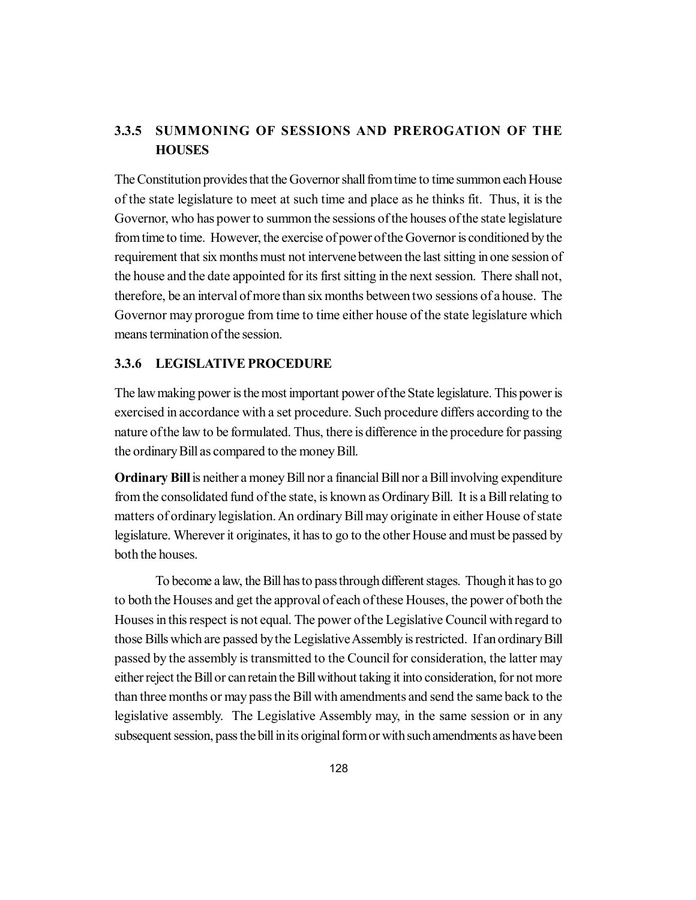### 3.3.5 SUMMONING OF SESSIONS AND PREROGATION OF THE HOUSES

The Constitution provides that the Governor shall from time to time summon each House of the state legislature to meet at such time and place as he thinks fit. Thus, it is the Governor, who has power to summon the sessions of the houses of the state legislature from time to time. However, the exercise of power of the Governor is conditioned by the requirement that six months must not intervene between the last sitting in one session of the house and the date appointed for its first sitting in the next session. There shall not, therefore, be an interval of more than six months between two sessions of a house. The Governor may prorogue from time to time either house of the state legislature which means termination of the session.

### 3.3.6 LEGISLATIVE PROCEDURE

The law making power is the most important power of the State legislature. This power is exercised in accordance with a set procedure. Such procedure differs according to the nature of the law to be formulated. Thus, there is difference in the procedure for passing the ordinary Bill as compared to the money Bill.

**Ordinary Bill** is neither a money Bill nor a financial Bill nor a Bill involving expenditure from the consolidated fund of the state, is known as Ordinary Bill. It is a Bill relating to matters of ordinary legislation. An ordinary Bill may originate in either House of state legislature. Wherever it originates, it has to go to the other House and must be passed by both the houses.

To become a law, the Bill has to pass through different stages. Though it has to go to both the Houses and get the approval of each of these Houses, the power of both the Houses in this respect is not equal. The power of the Legislative Council with regard to those Bills which are passed by the Legislative Assembly is restricted. If an ordinary Bill passed by the assembly is transmitted to the Council for consideration, the latter may either reject the Bill or can retain the Bill without taking it into consideration, for not more than three months or may pass the Bill with amendments and send the same back to the legislative assembly. The Legislative Assembly may, in the same session or in any subsequent session, pass the bill in its original form or with such amendments as have been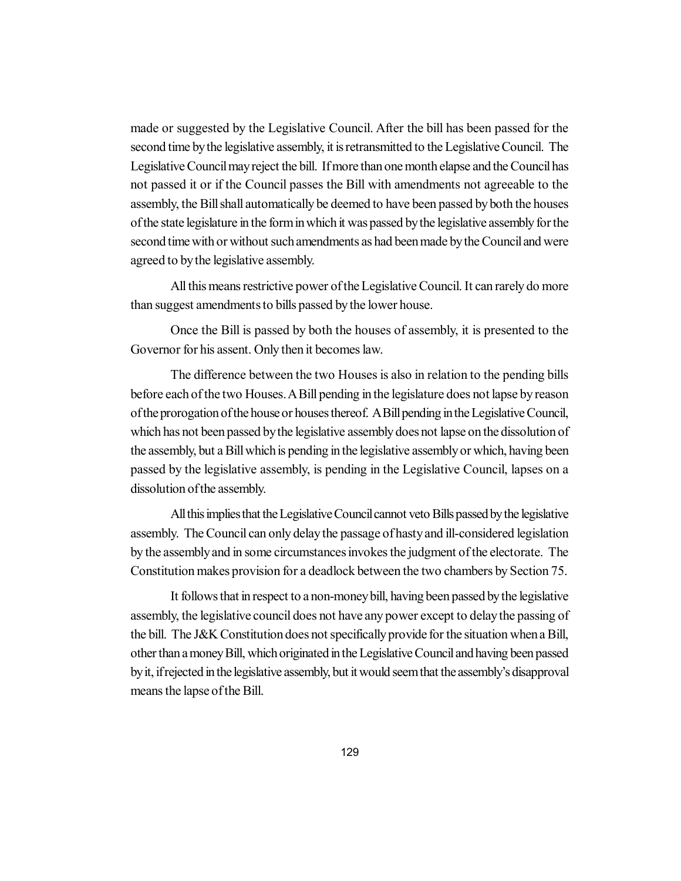made or suggested by the Legislative Council. After the bill has been passed for the second time by the legislative assembly, it is retransmitted to the Legislative Council. The Legislative Council may reject the bill. If more than one month elapse and the Council has not passed it or if the Council passes the Bill with amendments not agreeable to the assembly, the Bill shall automatically be deemed to have been passed by both the houses of the state legislature in the form in which it was passed by the legislative assembly for the second time with or without such amendments as had been made by the Council and were agreed to by the legislative assembly.

All this means restrictive power of the Legislative Council. It can rarely do more than suggest amendments to bills passed by the lower house.

Once the Bill is passed by both the houses of assembly, it is presented to the Governor for his assent. Only then it becomes law.

The difference between the two Houses is also in relation to the pending bills before each of the two Houses. A Bill pending in the legislature does not lapse by reason of the prorogation of the house or houses thereof. A Bill pending in the Legislative Council, which has not been passed by the legislative assembly does not lapse on the dissolution of the assembly, but a Bill which is pending in the legislative assembly or which, having been passed by the legislative assembly, is pending in the Legislative Council, lapses on a dissolution of the assembly.

All this implies that the Legislative Council cannot veto Bills passed by the legislative assembly. The Council can only delay the passage of hasty and ill-considered legislation by the assembly and in some circumstances invokes the judgment of the electorate. The Constitution makes provision for a deadlock between the two chambers by Section 75.

It follows that in respect to a non-money bill, having been passed by the legislative assembly, the legislative council does not have any power except to delay the passing of the bill. The J&K Constitution does not specifically provide for the situation when a Bill, other than a money Bill, which originated in the Legislative Council and having been passed by it, if rejected in the legislative assembly, but it would seem that the assembly's disapproval means the lapse of the Bill.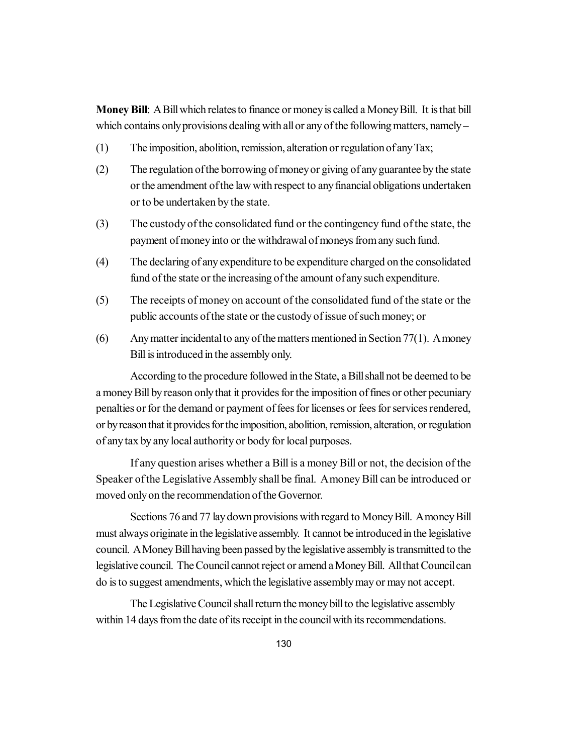**Money Bill**: A Bill which relates to finance or money is called a Money Bill. It is that bill which contains only provisions dealing with all or any of the following matters, namely –

(1) The imposition, abolition, remission, alteration or regulation of any Tax;

(2) The regulation of the borrowing of money or giving of any guarantee by the state or the amendment of the law with respect to any financial obligations undertaken or to be undertaken by the state.

(3) The custody of the consolidated fund or the contingency fund of the state, the payment of money into or the withdrawal of moneys from any such fund.

(4) The declaring of any expenditure to be expenditure charged on the consolidated fund of the state or the increasing of the amount of any such expenditure.

(5) The receipts of money on account of the consolidated fund of the state or the public accounts of the state or the custody of issue of such money; or

(6) Any matter incidental to any of the matters mentioned in Section 77(1). A money Bill is introduced in the assembly only.

According to the procedure followed in the State, a Bill shall not be deemed to be a money Bill by reason only that it provides for the imposition of fines or other pecuniary penalties or for the demand or payment of fees for licenses or fees for services rendered, or by reason that it provides for the imposition, abolition, remission, alteration, or regulation of any tax by any local authority or body for local purposes.

If any question arises whether a Bill is a money Bill or not, the decision of the Speaker of the Legislative Assembly shall be final. A money Bill can be introduced or moved only on the recommendation of the Governor.

Sections 76 and 77 lay down provisions with regard to Money Bill. A money Bill must always originate in the legislative assembly. It cannot be introduced in the legislative council. A Money Bill having been passed by the legislative assembly is transmitted to the legislative council. The Council cannot reject or amend a Money Bill. All that Council can do is to suggest amendments, which the legislative assembly may or may not accept.

The Legislative Council shall return the money bill to the legislative assembly within 14 days from the date of its receipt in the council with its recommendations.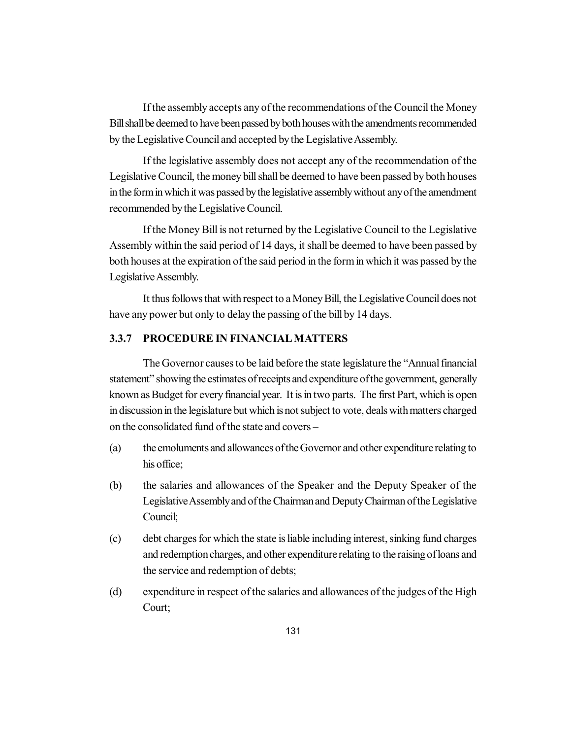If the assembly accepts any of the recommendations of the Council the Money Bill shall be deemed to have been passed by both houses with the amendments recommended by the Legislative Council and accepted by the Legislative Assembly.

If the legislative assembly does not accept any of the recommendation of the Legislative Council, the money bill shall be deemed to have been passed by both houses in the form in which it was passed by the legislative assembly without any of the amendment recommended by the Legislative Council.

If the Money Bill is not returned by the Legislative Council to the Legislative Assembly within the said period of 14 days, it shall be deemed to have been passed by both houses at the expiration of the said period in the form in which it was passed by the Legislative Assembly.

It thus follows that with respect to a Money Bill, the Legislative Council does not have any power but only to delay the passing of the bill by 14 days.

### 3.3.7 PROCEDURE IN FINANCIAL MATTERS

The Governor causes to be laid before the state legislature the "Annual financial statement" showing the estimates of receipts and expenditure of the government, generally known as Budget for every financial year. It is in two parts. The first Part, which is open in discussion in the legislature but which is not subject to vote, deals with matters charged on the consolidated fund of the state and covers –

(a) the emoluments and allowances of the Governor and other expenditure relating to his office;

(b) the salaries and allowances of the Speaker and the Deputy Speaker of the Legislative Assembly and of the Chairman and Deputy Chairman of the Legislative Council;

(c) debt charges for which the state is liable including interest, sinking fund charges and redemption charges, and other expenditure relating to the raising of loans and the service and redemption of debts;

(d) expenditure in respect of the salaries and allowances of the judges of the High Court;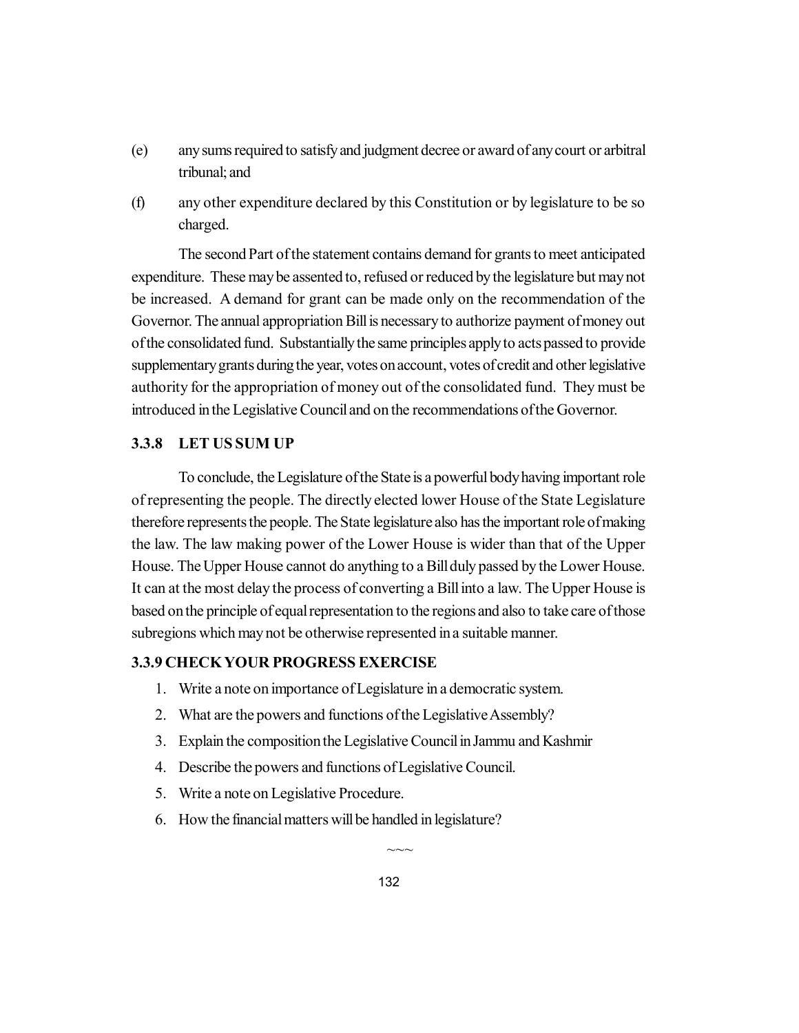(e) any sums required to satisfy and judgment decree or award of any court or arbitral tribunal; and

(f) any other expenditure declared by this Constitution or by legislature to be so charged.

The second Part of the statement contains demand for grants to meet anticipated expenditure. These may be assented to, refused or reduced by the legislature but may not be increased. A demand for grant can be made only on the recommendation of the Governor. The annual appropriation Bill is necessary to authorize payment of money out of the consolidated fund. Substantially the same principles apply to acts passed to provide supplementary grants during the year, votes on account, votes of credit and other legislative authority for the appropriation of money out of the consolidated fund. They must be introduced in the Legislative Council and on the recommendations of the Governor.

### 3.3.8 LET US SUM UP

To conclude, the Legislature of the State is a powerful body having important role of representing the people. The directly elected lower House of the State Legislature therefore represents the people. The State legislature also has the important role of making the law. The law making power of the Lower House is wider than that of the Upper House. The Upper House cannot do anything to a Bill duly passed by the Lower House. It can at the most delay the process of converting a Bill into a law. The Upper House is based on the principle of equal representation to the regions and also to take care of those subregions which may not be otherwise represented in a suitable manner.

### 3.3.9 CHECK YOUR PROGRESS EXERCISE

1. Write a note on importance of Legislature in a democratic system.
2. What are the powers and functions of the Legislative Assembly?
3. Explain the composition the Legislative Council in Jammu and Kashmir
4. Describe the powers and functions of Legislative Council.
5. Write a note on Legislative Procedure.
6. How the financial matters will be handled in legislature?

~~~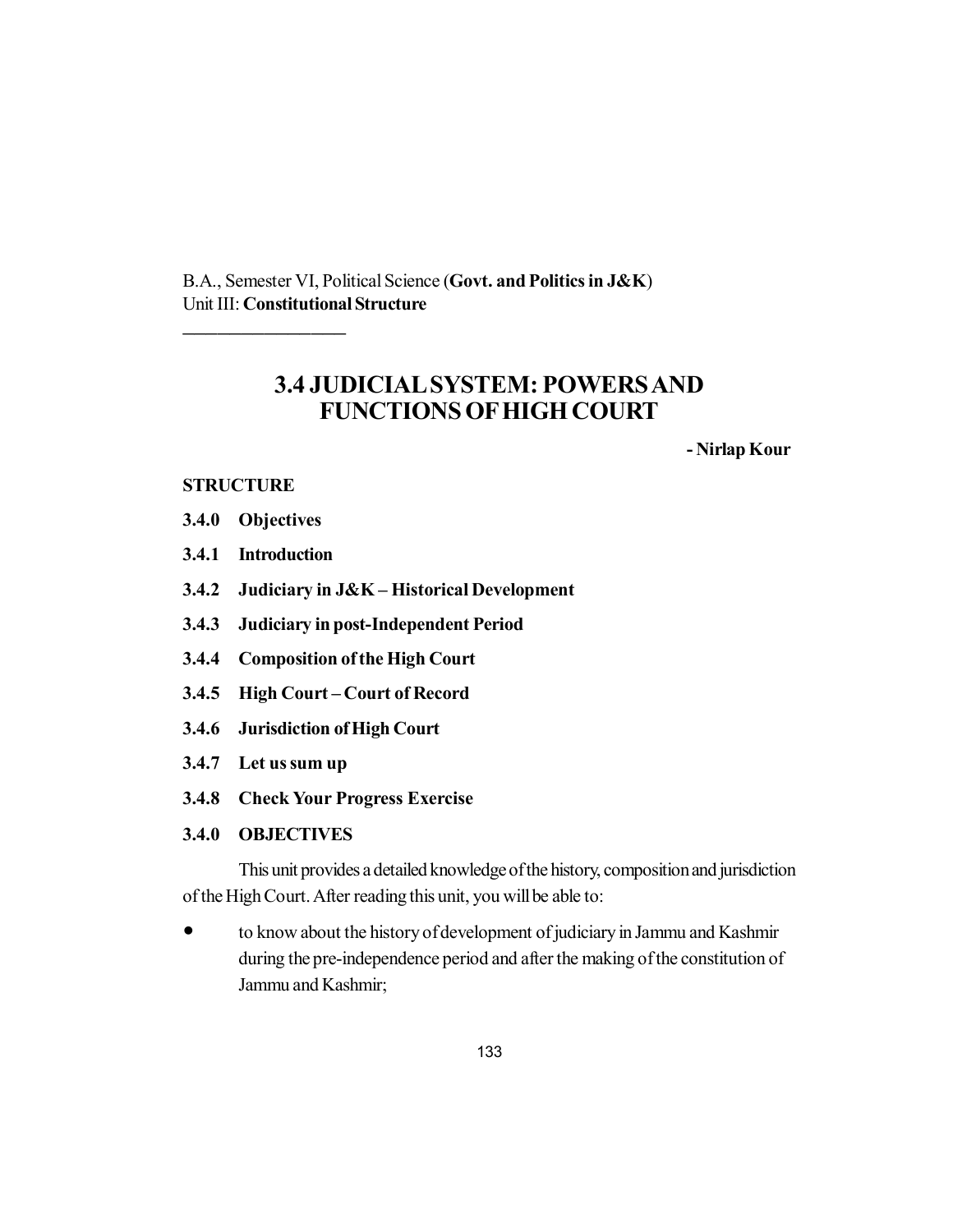B.A., Semester VI, Political Science (**Govt. and Politics in J&K**)
Unit III: **Constitutional Structure**

---

# 3.4 JUDICIAL SYSTEM: POWERS AND FUNCTIONS OF HIGH COURT

**- Nirlap Kour**

**STRUCTURE**

**3.4.0 Objectives**

**3.4.1 Introduction**

**3.4.2 Judiciary in J&K – Historical Development**

**3.4.3 Judiciary in post-Independent Period**

**3.4.4 Composition of the High Court**

**3.4.5 High Court – Court of Record**

**3.4.6 Jurisdiction of High Court**

**3.4.7 Let us sum up**

**3.4.8 Check Your Progress Exercise**

## 3.4.0 OBJECTIVES

This unit provides a detailed knowledge of the history, composition and jurisdiction of the High Court. After reading this unit, you will be able to:

- to know about the history of development of judiciary in Jammu and Kashmir during the pre-independence period and after the making of the constitution of Jammu and Kashmir;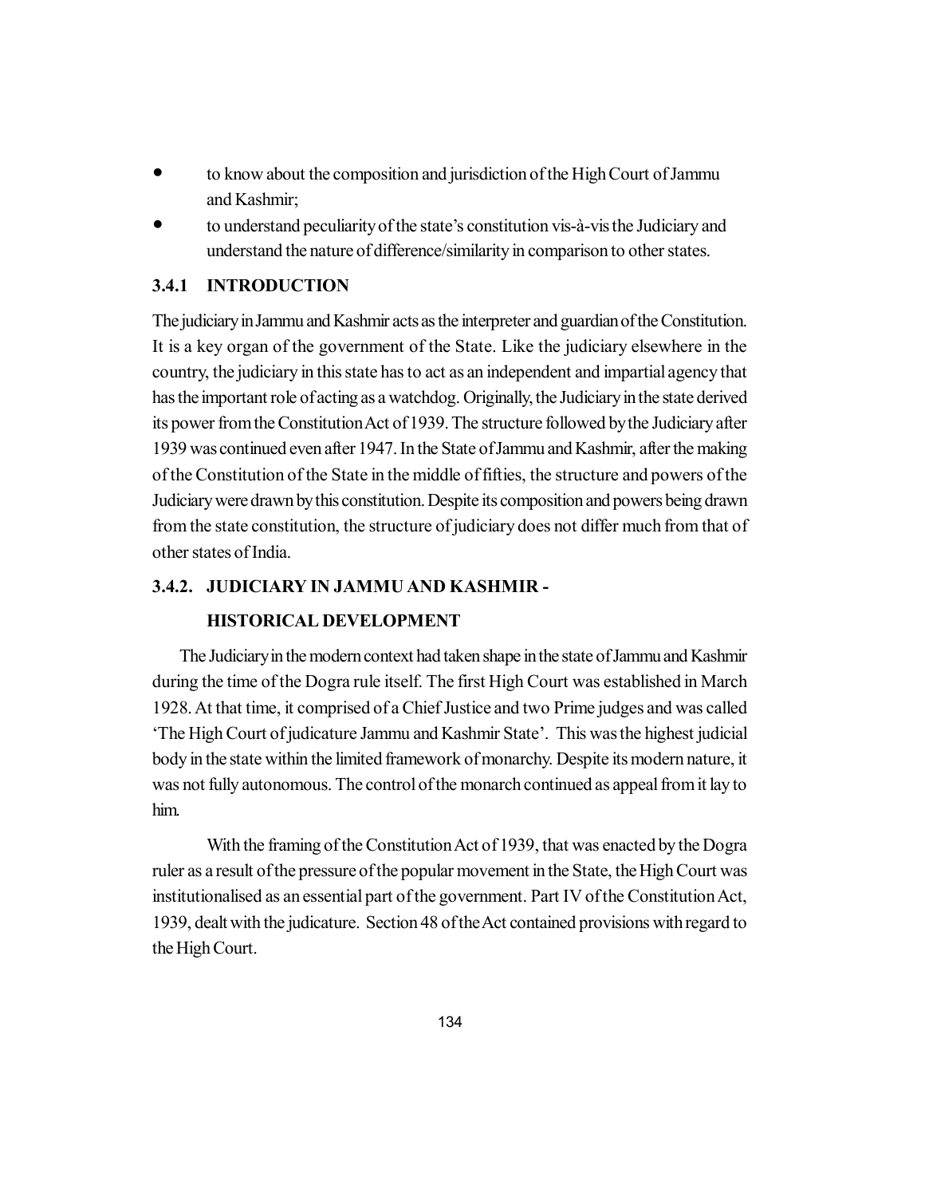- to know about the composition and jurisdiction of the High Court of Jammu and Kashmir;
- to understand peculiarity of the state's constitution vis-à-vis the Judiciary and understand the nature of difference/similarity in comparison to other states.

### 3.4.1 INTRODUCTION

The judiciary in Jammu and Kashmir acts as the interpreter and guardian of the Constitution. It is a key organ of the government of the State. Like the judiciary elsewhere in the country, the judiciary in this state has to act as an independent and impartial agency that has the important role of acting as a watchdog. Originally, the Judiciary in the state derived its power from the Constitution Act of 1939. The structure followed by the Judiciary after 1939 was continued even after 1947. In the State of Jammu and Kashmir, after the making of the Constitution of the State in the middle of fifties, the structure and powers of the Judiciary were drawn by this constitution. Despite its composition and powers being drawn from the state constitution, the structure of judiciary does not differ much from that of other states of India.

### 3.4.2. JUDICIARY IN JAMMU AND KASHMIR - HISTORICAL DEVELOPMENT

The Judiciary in the modern context had taken shape in the state of Jammu and Kashmir during the time of the Dogra rule itself. The first High Court was established in March 1928. At that time, it comprised of a Chief Justice and two Prime judges and was called 'The High Court of judicature Jammu and Kashmir State'. This was the highest judicial body in the state within the limited framework of monarchy. Despite its modern nature, it was not fully autonomous. The control of the monarch continued as appeal from it lay to him.

With the framing of the Constitution Act of 1939, that was enacted by the Dogra ruler as a result of the pressure of the popular movement in the State, the High Court was institutionalised as an essential part of the government. Part IV of the Constitution Act, 1939, dealt with the judicature. Section 48 of the Act contained provisions with regard to the High Court.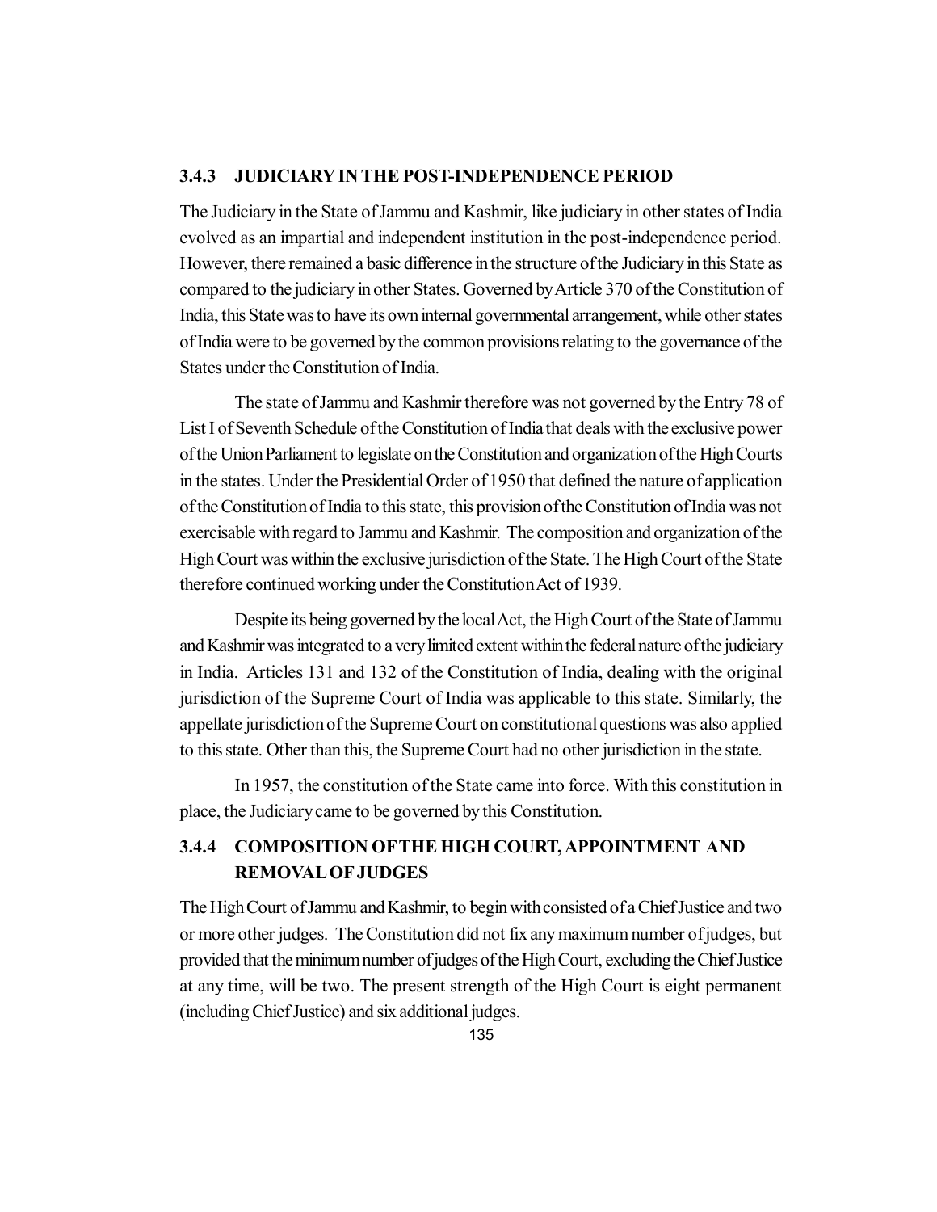### 3.4.3 JUDICIARY IN THE POST-INDEPENDENCE PERIOD

The Judiciary in the State of Jammu and Kashmir, like judiciary in other states of India evolved as an impartial and independent institution in the post-independence period. However, there remained a basic difference in the structure of the Judiciary in this State as compared to the judiciary in other States. Governed by Article 370 of the Constitution of India, this State was to have its own internal governmental arrangement, while other states of India were to be governed by the common provisions relating to the governance of the States under the Constitution of India.

The state of Jammu and Kashmir therefore was not governed by the Entry 78 of List I of Seventh Schedule of the Constitution of India that deals with the exclusive power of the Union Parliament to legislate on the Constitution and organization of the High Courts in the states. Under the Presidential Order of 1950 that defined the nature of application of the Constitution of India to this state, this provision of the Constitution of India was not exercisable with regard to Jammu and Kashmir. The composition and organization of the High Court was within the exclusive jurisdiction of the State. The High Court of the State therefore continued working under the Constitution Act of 1939.

Despite its being governed by the local Act, the High Court of the State of Jammu and Kashmir was integrated to a very limited extent within the federal nature of the judiciary in India. Articles 131 and 132 of the Constitution of India, dealing with the original jurisdiction of the Supreme Court of India was applicable to this state. Similarly, the appellate jurisdiction of the Supreme Court on constitutional questions was also applied to this state. Other than this, the Supreme Court had no other jurisdiction in the state.

In 1957, the constitution of the State came into force. With this constitution in place, the Judiciary came to be governed by this Constitution.

### 3.4.4 COMPOSITION OF THE HIGH COURT, APPOINTMENT AND REMOVAL OF JUDGES

The High Court of Jammu and Kashmir, to begin with consisted of a Chief Justice and two or more other judges. The Constitution did not fix any maximum number of judges, but provided that the minimum number of judges of the High Court, excluding the Chief Justice at any time, will be two. The present strength of the High Court is eight permanent (including Chief Justice) and six additional judges.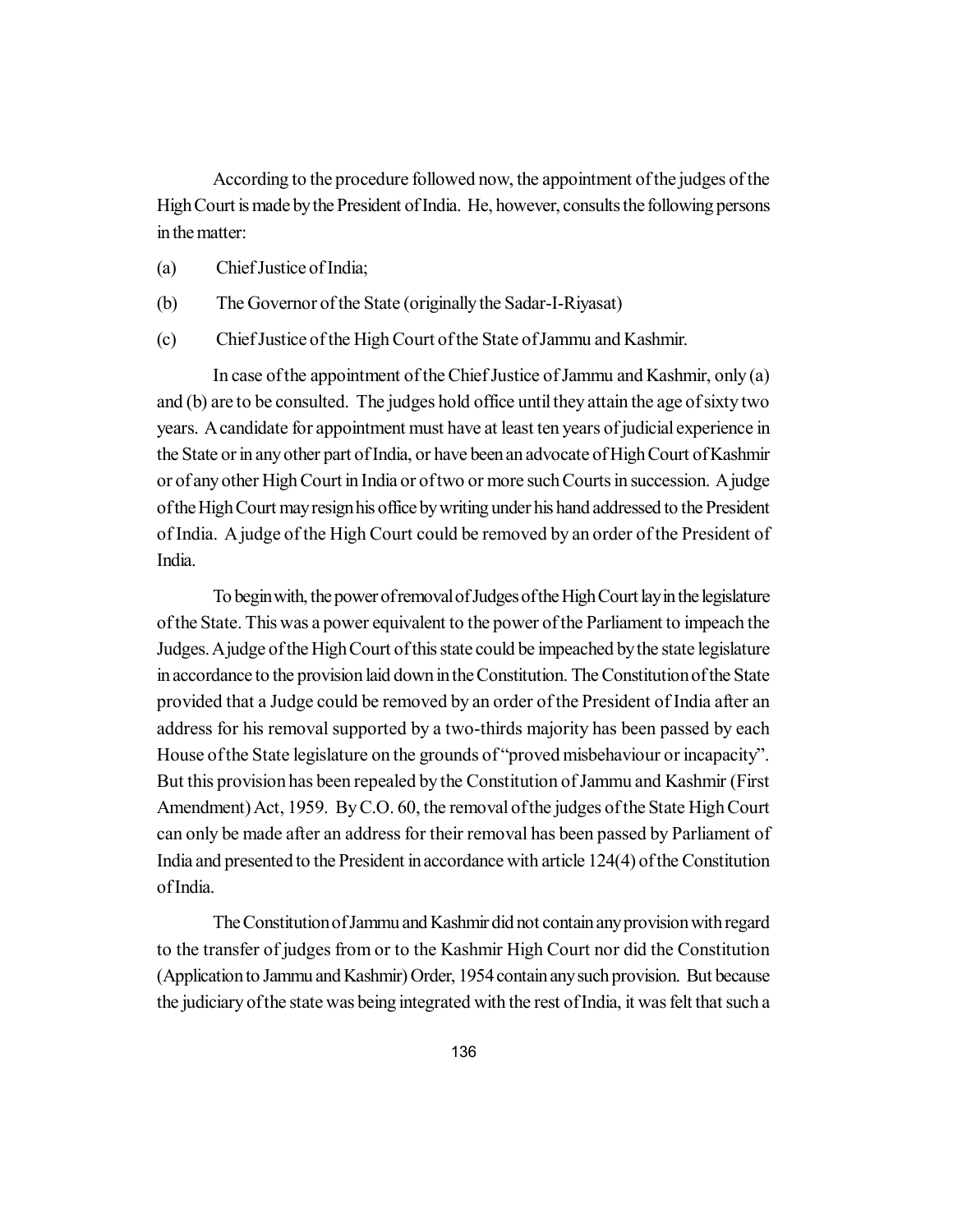According to the procedure followed now, the appointment of the judges of the High Court is made by the President of India. He, however, consults the following persons in the matter:

(a) Chief Justice of India;

(b) The Governor of the State (originally the Sadar-I-Riyasat)

(c) Chief Justice of the High Court of the State of Jammu and Kashmir.

In case of the appointment of the Chief Justice of Jammu and Kashmir, only (a) and (b) are to be consulted. The judges hold office until they attain the age of sixty two years. A candidate for appointment must have at least ten years of judicial experience in the State or in any other part of India, or have been an advocate of High Court of Kashmir or of any other High Court in India or of two or more such Courts in succession. A judge of the High Court may resign his office by writing under his hand addressed to the President of India. A judge of the High Court could be removed by an order of the President of India.

To begin with, the power of removal of Judges of the High Court lay in the legislature of the State. This was a power equivalent to the power of the Parliament to impeach the Judges. A judge of the High Court of this state could be impeached by the state legislature in accordance to the provision laid down in the Constitution. The Constitution of the State provided that a Judge could be removed by an order of the President of India after an address for his removal supported by a two-thirds majority has been passed by each House of the State legislature on the grounds of "proved misbehaviour or incapacity". But this provision has been repealed by the Constitution of Jammu and Kashmir (First Amendment) Act, 1959. By C.O. 60, the removal of the judges of the State High Court can only be made after an address for their removal has been passed by Parliament of India and presented to the President in accordance with article 124(4) of the Constitution of India.

The Constitution of Jammu and Kashmir did not contain any provision with regard to the transfer of judges from or to the Kashmir High Court nor did the Constitution (Application to Jammu and Kashmir) Order, 1954 contain any such provision. But because the judiciary of the state was being integrated with the rest of India, it was felt that such a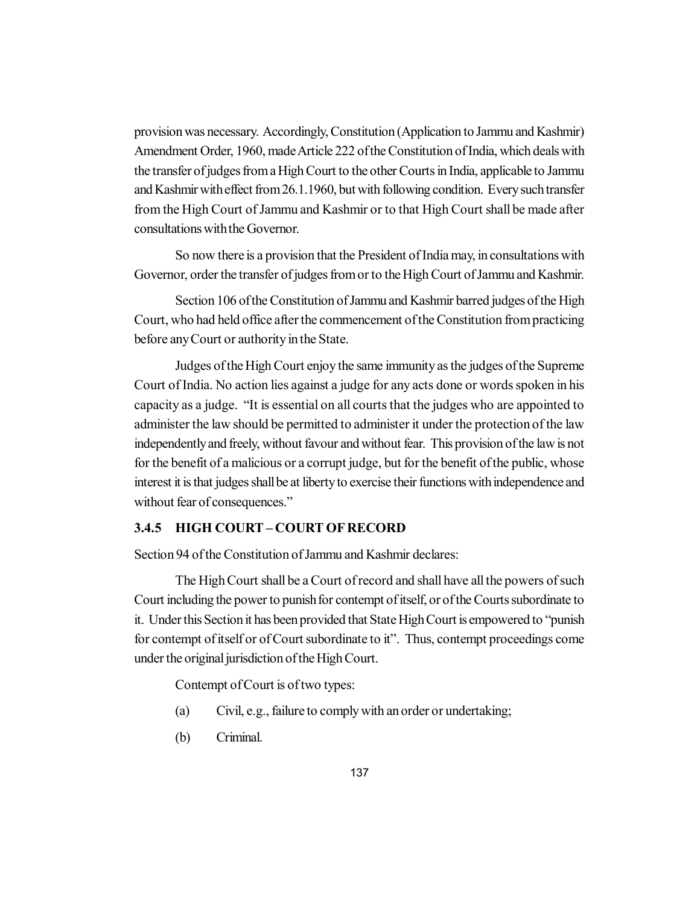provision was necessary. Accordingly, Constitution (Application to Jammu and Kashmir) Amendment Order, 1960, made Article 222 of the Constitution of India, which deals with the transfer of judges from a High Court to the other Courts in India, applicable to Jammu and Kashmir with effect from 26.1.1960, but with following condition. Every such transfer from the High Court of Jammu and Kashmir or to that High Court shall be made after consultations with the Governor.

So now there is a provision that the President of India may, in consultations with Governor, order the transfer of judges from or to the High Court of Jammu and Kashmir.

Section 106 of the Constitution of Jammu and Kashmir barred judges of the High Court, who had held office after the commencement of the Constitution from practicing before any Court or authority in the State.

Judges of the High Court enjoy the same immunity as the judges of the Supreme Court of India. No action lies against a judge for any acts done or words spoken in his capacity as a judge. "It is essential on all courts that the judges who are appointed to administer the law should be permitted to administer it under the protection of the law independently and freely, without favour and without fear. This provision of the law is not for the benefit of a malicious or a corrupt judge, but for the benefit of the public, whose interest it is that judges shall be at liberty to exercise their functions with independence and without fear of consequences."

### 3.4.5 HIGH COURT – COURT OF RECORD

Section 94 of the Constitution of Jammu and Kashmir declares:

The High Court shall be a Court of record and shall have all the powers of such Court including the power to punish for contempt of itself, or of the Courts subordinate to it. Under this Section it has been provided that State High Court is empowered to "punish for contempt of itself or of Court subordinate to it". Thus, contempt proceedings come under the original jurisdiction of the High Court.

Contempt of Court is of two types:

(a) Civil, e.g., failure to comply with an order or undertaking;

(b) Criminal.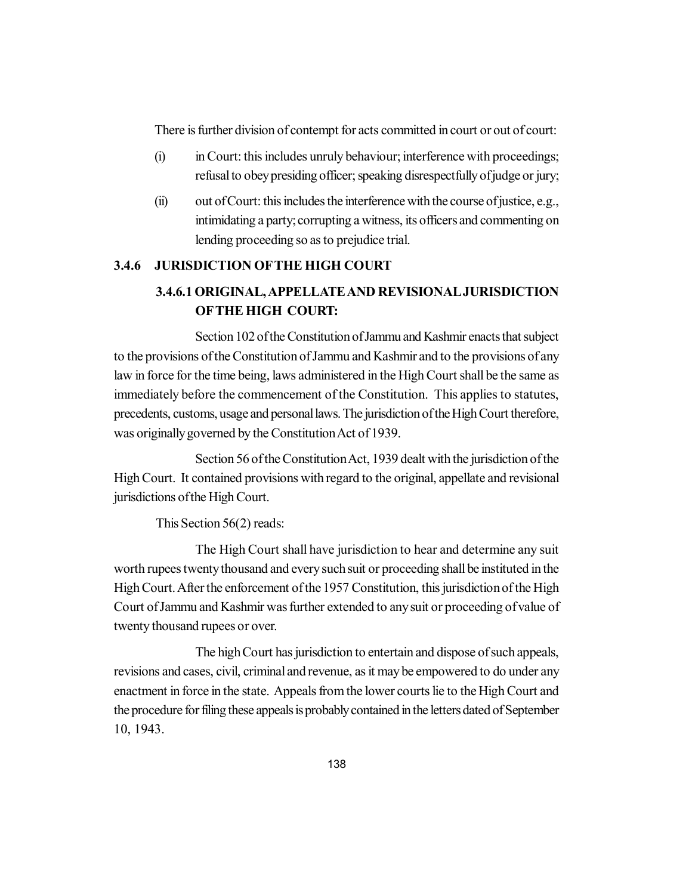There is further division of contempt for acts committed in court or out of court:

(i) in Court: this includes unruly behaviour; interference with proceedings; refusal to obey presiding officer; speaking disrespectfully of judge or jury;

(ii) out of Court: this includes the interference with the course of justice, e.g., intimidating a party; corrupting a witness, its officers and commenting on lending proceeding so as to prejudice trial.

## 3.4.6 JURISDICTION OF THE HIGH COURT

### 3.4.6.1 ORIGINAL, APPELLATE AND REVISIONAL JURISDICTION OF THE HIGH COURT:

Section 102 of the Constitution of Jammu and Kashmir enacts that subject to the provisions of the Constitution of Jammu and Kashmir and to the provisions of any law in force for the time being, laws administered in the High Court shall be the same as immediately before the commencement of the Constitution. This applies to statutes, precedents, customs, usage and personal laws. The jurisdiction of the High Court therefore, was originally governed by the Constitution Act of 1939.

Section 56 of the Constitution Act, 1939 dealt with the jurisdiction of the High Court. It contained provisions with regard to the original, appellate and revisional jurisdictions of the High Court.

This Section 56(2) reads:

The High Court shall have jurisdiction to hear and determine any suit worth rupees twenty thousand and every such suit or proceeding shall be instituted in the High Court. After the enforcement of the 1957 Constitution, this jurisdiction of the High Court of Jammu and Kashmir was further extended to any suit or proceeding of value of twenty thousand rupees or over.

The high Court has jurisdiction to entertain and dispose of such appeals, revisions and cases, civil, criminal and revenue, as it may be empowered to do under any enactment in force in the state. Appeals from the lower courts lie to the High Court and the procedure for filing these appeals is probably contained in the letters dated of September 10, 1943.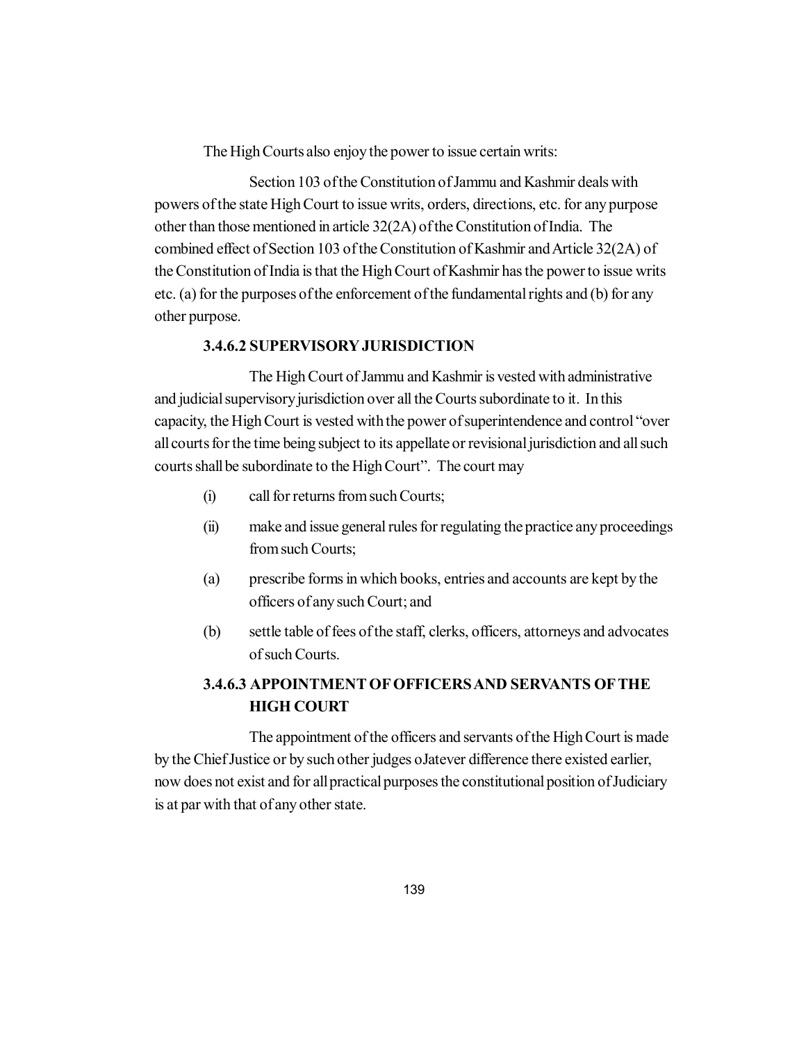The High Courts also enjoy the power to issue certain writs:

Section 103 of the Constitution of Jammu and Kashmir deals with powers of the state High Court to issue writs, orders, directions, etc. for any purpose other than those mentioned in article 32(2A) of the Constitution of India. The combined effect of Section 103 of the Constitution of Kashmir and Article 32(2A) of the Constitution of India is that the High Court of Kashmir has the power to issue writs etc. (a) for the purposes of the enforcement of the fundamental rights and (b) for any other purpose.

### 3.4.6.2 SUPERVISORY JURISDICTION

The High Court of Jammu and Kashmir is vested with administrative and judicial supervisory jurisdiction over all the Courts subordinate to it. In this capacity, the High Court is vested with the power of superintendence and control "over all courts for the time being subject to its appellate or revisional jurisdiction and all such courts shall be subordinate to the High Court". The court may

(i) call for returns from such Courts;

(ii) make and issue general rules for regulating the practice any proceedings from such Courts;

(a) prescribe forms in which books, entries and accounts are kept by the officers of any such Court; and

(b) settle table of fees of the staff, clerks, officers, attorneys and advocates of such Courts.

### 3.4.6.3 APPOINTMENT OF OFFICERS AND SERVANTS OF THE HIGH COURT

The appointment of the officers and servants of the High Court is made by the Chief Justice or by such other judges oJatever difference there existed earlier, now does not exist and for all practical purposes the constitutional position of Judiciary is at par with that of any other state.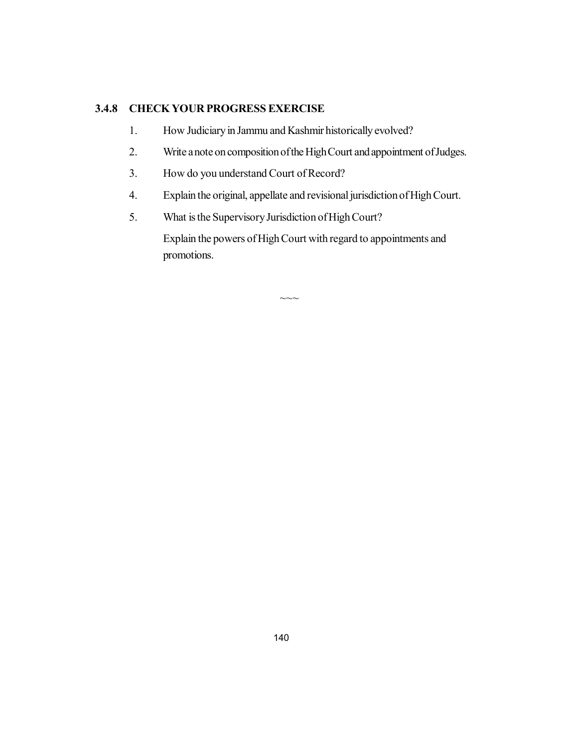### 3.4.8 CHECK YOUR PROGRESS EXERCISE

1. How Judiciary in Jammu and Kashmir historically evolved?
2. Write a note on composition of the High Court and appointment of Judges.
3. How do you understand Court of Record?
4. Explain the original, appellate and revisional jurisdiction of High Court.
5. What is the Supervisory Jurisdiction of High Court?

   Explain the powers of High Court with regard to appointments and promotions.

~~~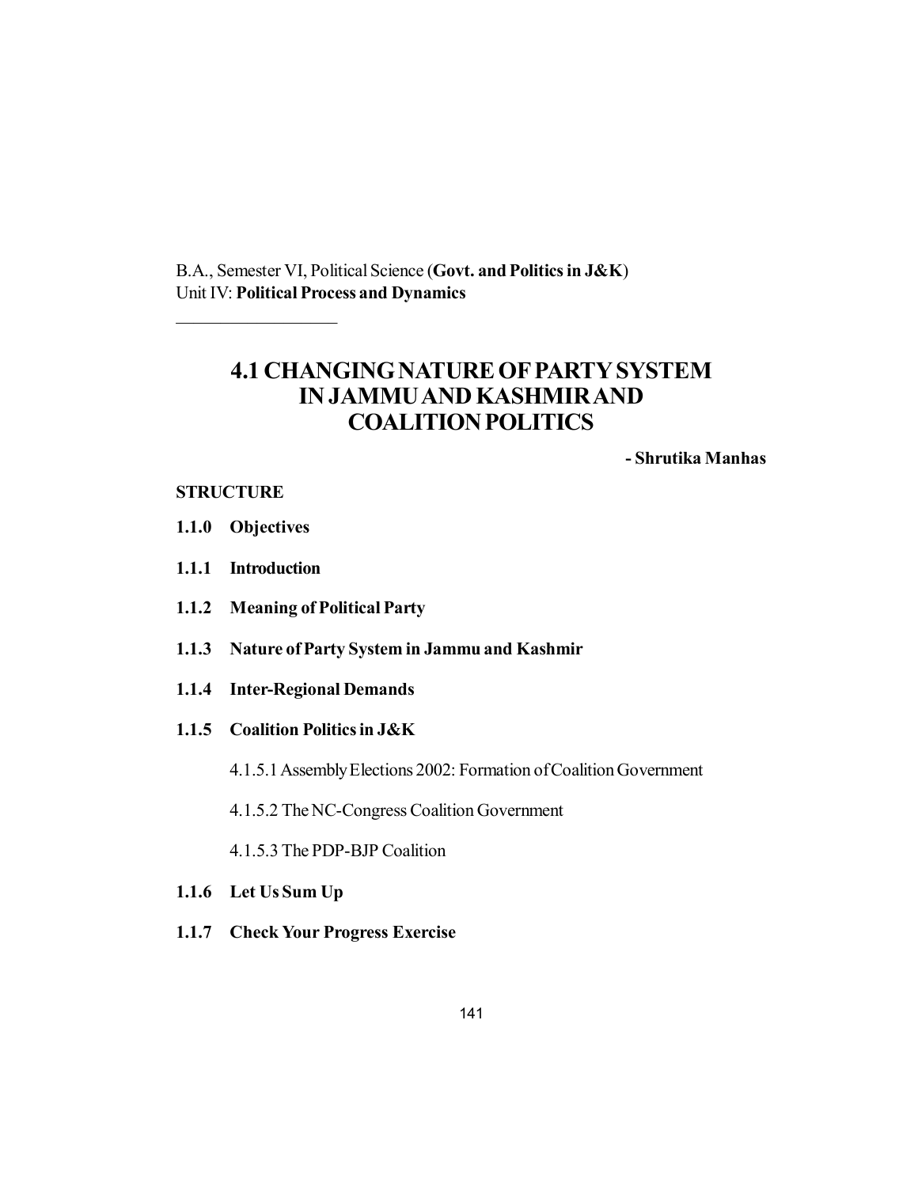B.A., Semester VI, Political Science (**Govt. and Politics in J&K**)
Unit IV: **Political Process and Dynamics**

---

# 4.1 CHANGING NATURE OF PARTY SYSTEM IN JAMMU AND KASHMIR AND COALITION POLITICS

**- Shrutika Manhas**

**STRUCTURE**

**1.1.0 Objectives**

**1.1.1 Introduction**

**1.1.2 Meaning of Political Party**

**1.1.3 Nature of Party System in Jammu and Kashmir**

**1.1.4 Inter-Regional Demands**

**1.1.5 Coalition Politics in J&K**

- 4.1.5.1 Assembly Elections 2002: Formation of Coalition Government
- 4.1.5.2 The NC-Congress Coalition Government
- 4.1.5.3 The PDP-BJP Coalition

**1.1.6 Let Us Sum Up**

**1.1.7 Check Your Progress Exercise**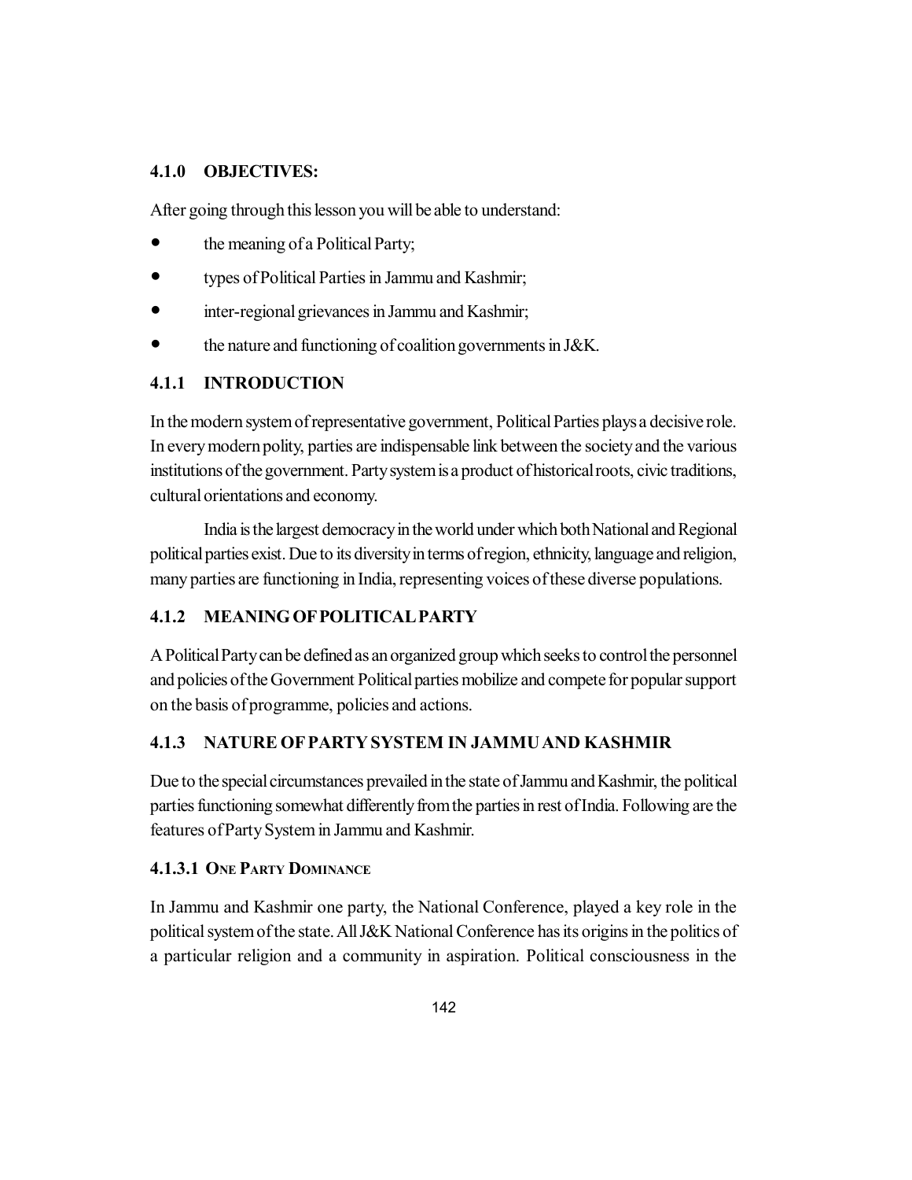### 4.1.0 OBJECTIVES:

After going through this lesson you will be able to understand:

- the meaning of a Political Party;
- types of Political Parties in Jammu and Kashmir;
- inter-regional grievances in Jammu and Kashmir;
- the nature and functioning of coalition governments in J&K.

### 4.1.1 INTRODUCTION

In the modern system of representative government, Political Parties plays a decisive role. In every modern polity, parties are indispensable link between the society and the various institutions of the government. Party system is a product of historical roots, civic traditions, cultural orientations and economy.

India is the largest democracy in the world under which both National and Regional political parties exist. Due to its diversity in terms of region, ethnicity, language and religion, many parties are functioning in India, representing voices of these diverse populations.

### 4.1.2 MEANING OF POLITICAL PARTY

A Political Party can be defined as an organized group which seeks to control the personnel and policies of the Government Political parties mobilize and compete for popular support on the basis of programme, policies and actions.

### 4.1.3 NATURE OF PARTY SYSTEM IN JAMMU AND KASHMIR

Due to the special circumstances prevailed in the state of Jammu and Kashmir, the political parties functioning somewhat differently from the parties in rest of India. Following are the features of Party System in Jammu and Kashmir.

#### 4.1.3.1 One Party Dominance

In Jammu and Kashmir one party, the National Conference, played a key role in the political system of the state. All J&K National Conference has its origins in the politics of a particular religion and a community in aspiration. Political consciousness in the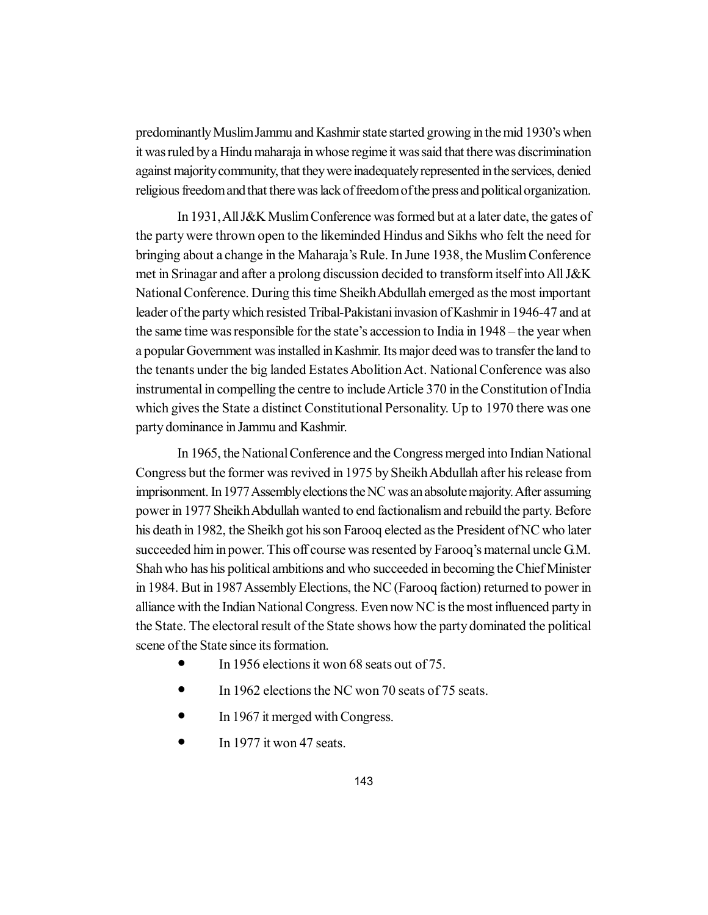predominantly Muslim Jammu and Kashmir state started growing in the mid 1930's when it was ruled by a Hindu maharaja in whose regime it was said that there was discrimination against majority community, that they were inadequately represented in the services, denied religious freedom and that there was lack of freedom of the press and political organization.

In 1931, All J&K Muslim Conference was formed but at a later date, the gates of the party were thrown open to the likeminded Hindus and Sikhs who felt the need for bringing about a change in the Maharaja's Rule. In June 1938, the Muslim Conference met in Srinagar and after a prolong discussion decided to transform itself into All J&K National Conference. During this time Sheikh Abdullah emerged as the most important leader of the party which resisted Tribal-Pakistani invasion of Kashmir in 1946-47 and at the same time was responsible for the state's accession to India in 1948 – the year when a popular Government was installed in Kashmir. Its major deed was to transfer the land to the tenants under the big landed Estates Abolition Act. National Conference was also instrumental in compelling the centre to include Article 370 in the Constitution of India which gives the State a distinct Constitutional Personality. Up to 1970 there was one party dominance in Jammu and Kashmir.

In 1965, the National Conference and the Congress merged into Indian National Congress but the former was revived in 1975 by Sheikh Abdullah after his release from imprisonment. In 1977 Assembly elections the NC was an absolute majority. After assuming power in 1977 Sheikh Abdullah wanted to end factionalism and rebuild the party. Before his death in 1982, the Sheikh got his son Farooq elected as the President of NC who later succeeded him in power. This off course was resented by Farooq's maternal uncle G.M. Shah who has his political ambitions and who succeeded in becoming the Chief Minister in 1984. But in 1987 Assembly Elections, the NC (Farooq faction) returned to power in alliance with the Indian National Congress. Even now NC is the most influenced party in the State. The electoral result of the State shows how the party dominated the political scene of the State since its formation.

- In 1956 elections it won 68 seats out of 75.
- In 1962 elections the NC won 70 seats of 75 seats.
- In 1967 it merged with Congress.
- In 1977 it won 47 seats.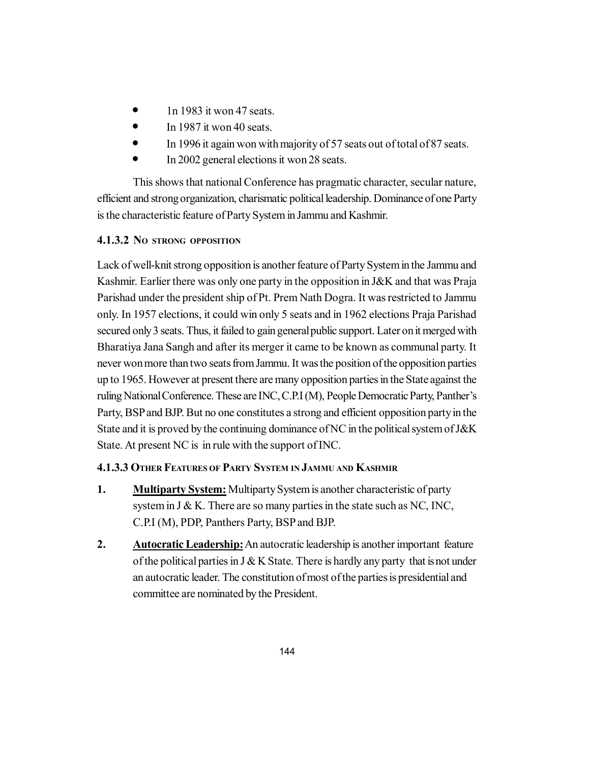- 1n 1983 it won 47 seats.
- In 1987 it won 40 seats.
- In 1996 it again won with majority of 57 seats out of total of 87 seats.
- In 2002 general elections it won 28 seats.

This shows that national Conference has pragmatic character, secular nature, efficient and strong organization, charismatic political leadership. Dominance of one Party is the characteristic feature of Party System in Jammu and Kashmir.

#### 4.1.3.2 No strong opposition

Lack of well-knit strong opposition is another feature of Party System in the Jammu and Kashmir. Earlier there was only one party in the opposition in J&K and that was Praja Parishad under the president ship of Pt. Prem Nath Dogra. It was restricted to Jammu only. In 1957 elections, it could win only 5 seats and in 1962 elections Praja Parishad secured only 3 seats. Thus, it failed to gain general public support. Later on it merged with Bharatiya Jana Sangh and after its merger it came to be known as communal party. It never won more than two seats from Jammu. It was the position of the opposition parties up to 1965. However at present there are many opposition parties in the State against the ruling National Conference. These are INC, C.P.I (M), People Democratic Party, Panther's Party, BSP and BJP. But no one constitutes a strong and efficient opposition party in the State and it is proved by the continuing dominance of NC in the political system of J&K State. At present NC is in rule with the support of INC.

#### 4.1.3.3 Other Features of Party System in Jammu and Kashmir

1. **Multiparty System:** Multiparty System is another characteristic of party system in J & K. There are so many parties in the state such as NC, INC, C.P.I (M), PDP, Panthers Party, BSP and BJP.
2. **Autocratic Leadership:** An autocratic leadership is another important feature of the political parties in J & K State. There is hardly any party that is not under an autocratic leader. The constitution of most of the parties is presidential and committee are nominated by the President.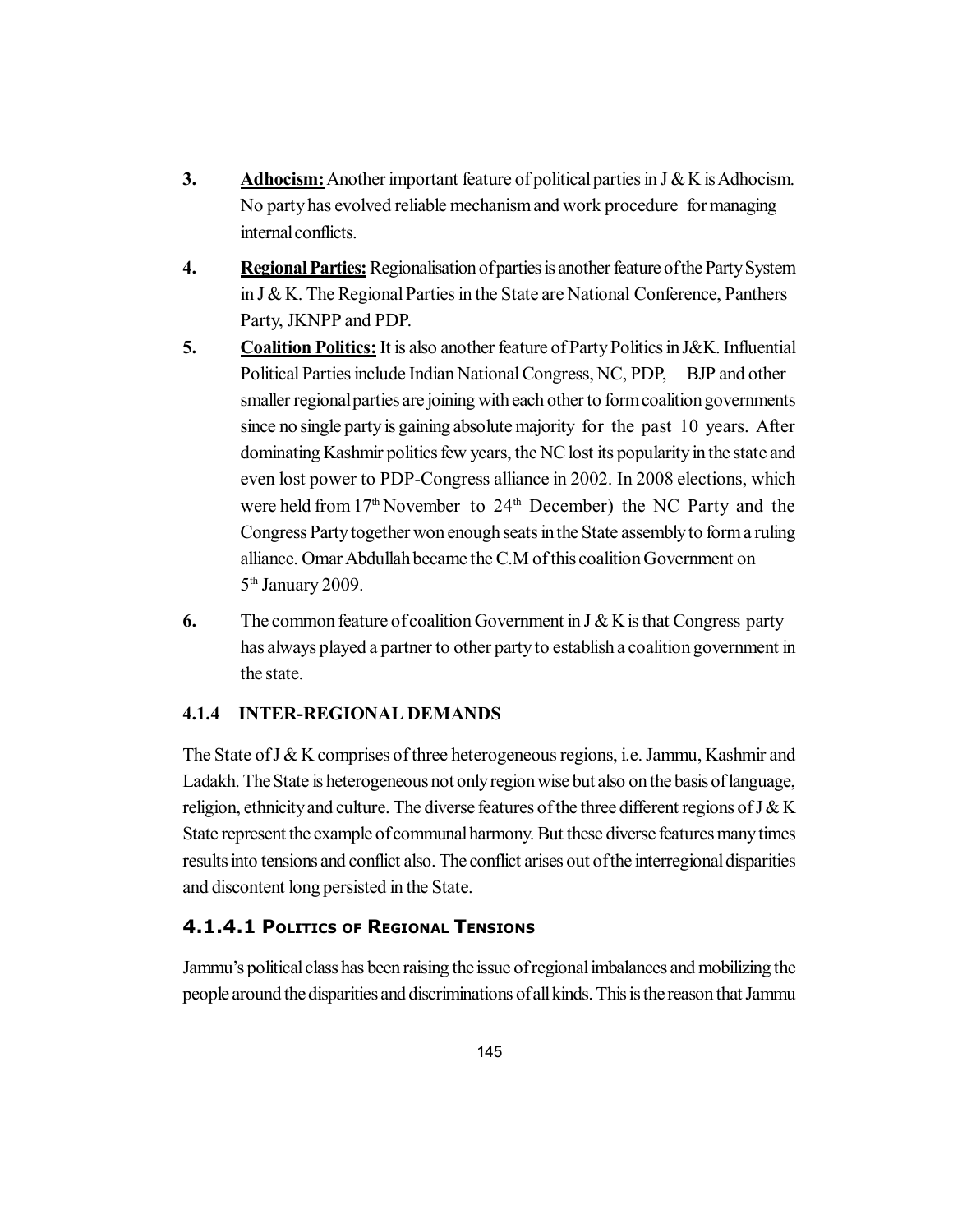3. **Adhocism:** Another important feature of political parties in J & K is Adhocism. No party has evolved reliable mechanism and work procedure for managing internal conflicts.

4. **Regional Parties:** Regionalisation of parties is another feature of the Party System in J & K. The Regional Parties in the State are National Conference, Panthers Party, JKNPP and PDP.

5. **Coalition Politics:** It is also another feature of Party Politics in J&K. Influential Political Parties include Indian National Congress, NC, PDP, BJP and other smaller regional parties are joining with each other to form coalition governments since no single party is gaining absolute majority for the past 10 years. After dominating Kashmir politics few years, the NC lost its popularity in the state and even lost power to PDP-Congress alliance in 2002. In 2008 elections, which were held from 17th November to 24th December) the NC Party and the Congress Party together won enough seats in the State assembly to form a ruling alliance. Omar Abdullah became the C.M of this coalition Government on 5th January 2009.

6. The common feature of coalition Government in J & K is that Congress party has always played a partner to other party to establish a coalition government in the state.

### 4.1.4 INTER-REGIONAL DEMANDS

The State of J & K comprises of three heterogeneous regions, i.e. Jammu, Kashmir and Ladakh. The State is heterogeneous not only region wise but also on the basis of language, religion, ethnicity and culture. The diverse features of the three different regions of J & K State represent the example of communal harmony. But these diverse features many times results into tensions and conflict also. The conflict arises out of the interregional disparities and discontent long persisted in the State.

#### 4.1.4.1 Politics of Regional Tensions

Jammu's political class has been raising the issue of regional imbalances and mobilizing the people around the disparities and discriminations of all kinds. This is the reason that Jammu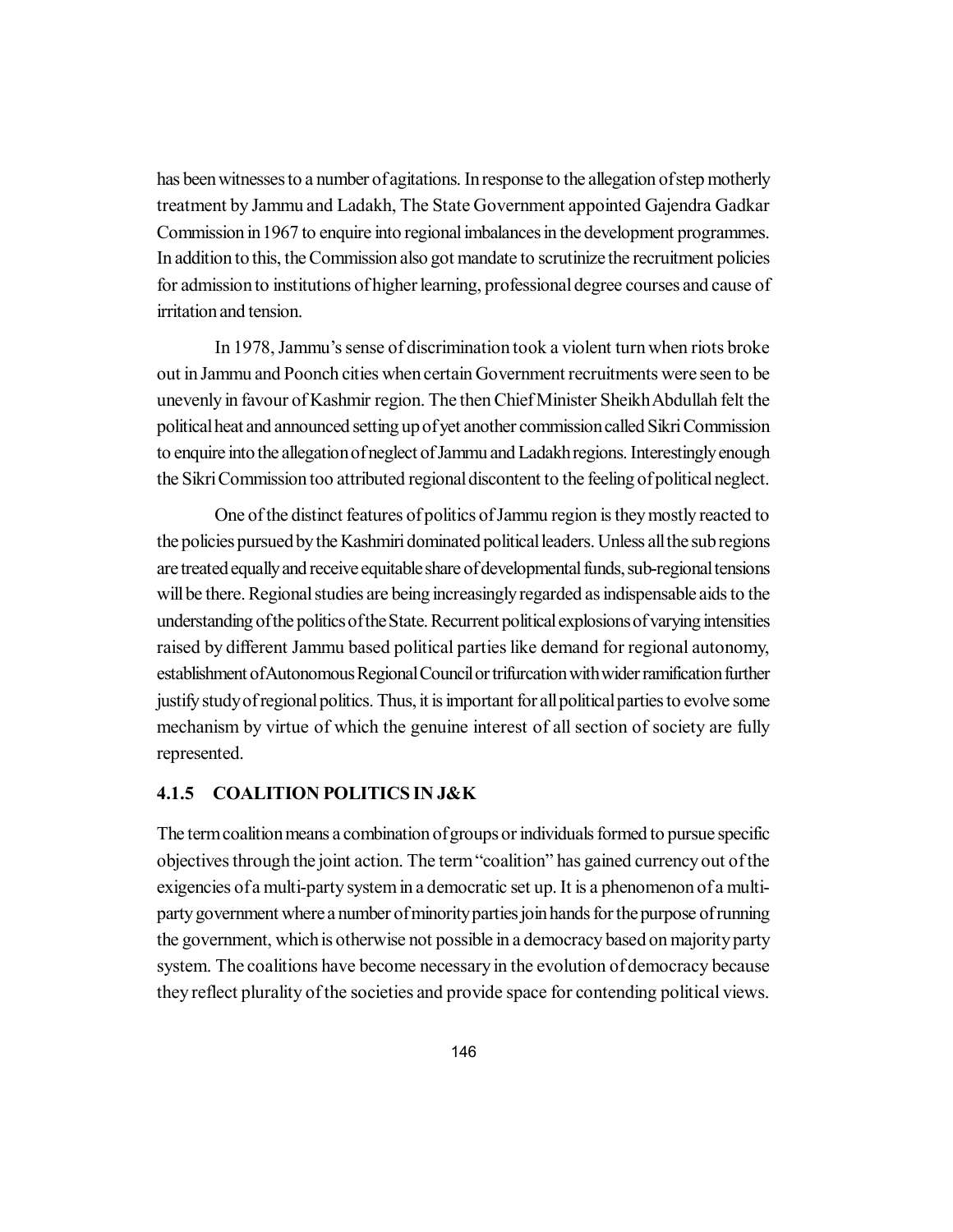has been witnesses to a number of agitations. In response to the allegation of step motherly treatment by Jammu and Ladakh, The State Government appointed Gajendra Gadkar Commission in 1967 to enquire into regional imbalances in the development programmes. In addition to this, the Commission also got mandate to scrutinize the recruitment policies for admission to institutions of higher learning, professional degree courses and cause of irritation and tension.

In 1978, Jammu's sense of discrimination took a violent turn when riots broke out in Jammu and Poonch cities when certain Government recruitments were seen to be unevenly in favour of Kashmir region. The then Chief Minister Sheikh Abdullah felt the political heat and announced setting up of yet another commission called Sikri Commission to enquire into the allegation of neglect of Jammu and Ladakh regions. Interestingly enough the Sikri Commission too attributed regional discontent to the feeling of political neglect.

One of the distinct features of politics of Jammu region is they mostly reacted to the policies pursued by the Kashmiri dominated political leaders. Unless all the sub regions are treated equally and receive equitable share of developmental funds, sub-regional tensions will be there. Regional studies are being increasingly regarded as indispensable aids to the understanding of the politics of the State. Recurrent political explosions of varying intensities raised by different Jammu based political parties like demand for regional autonomy, establishment of Autonomous Regional Council or trifurcation with wider ramification further justify study of regional politics. Thus, it is important for all political parties to evolve some mechanism by virtue of which the genuine interest of all section of society are fully represented.

### 4.1.5 COALITION POLITICS IN J&K

The term coalition means a combination of groups or individuals formed to pursue specific objectives through the joint action. The term "coalition" has gained currency out of the exigencies of a multi-party system in a democratic set up. It is a phenomenon of a multi-party government where a number of minority parties join hands for the purpose of running the government, which is otherwise not possible in a democracy based on majority party system. The coalitions have become necessary in the evolution of democracy because they reflect plurality of the societies and provide space for contending political views.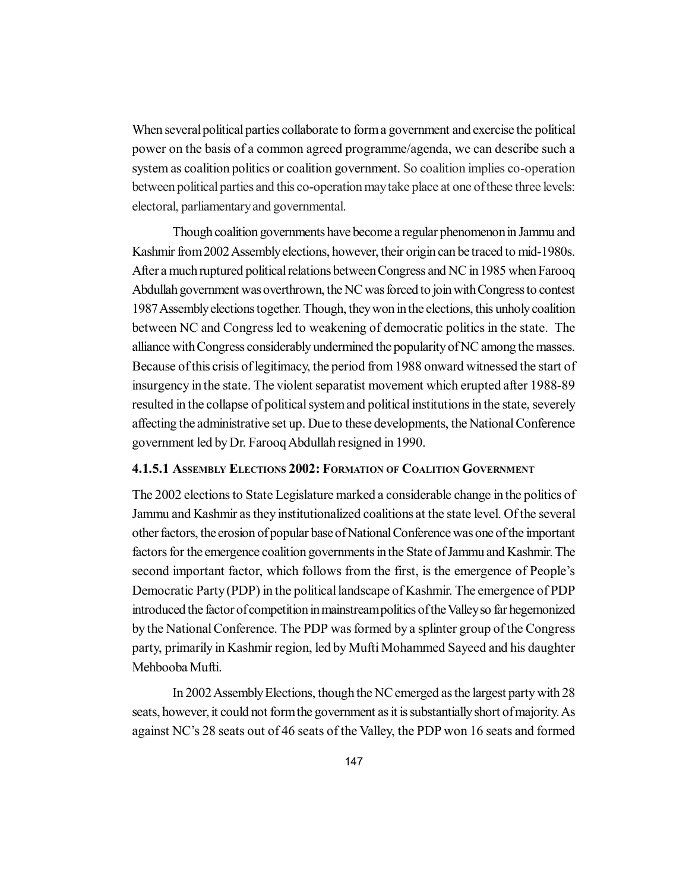When several political parties collaborate to form a government and exercise the political power on the basis of a common agreed programme/agenda, we can describe such a system as coalition politics or coalition government. So coalition implies co-operation between political parties and this co-operation may take place at one of these three levels: electoral, parliamentary and governmental.

Though coalition governments have become a regular phenomenon in Jammu and Kashmir from 2002 Assembly elections, however, their origin can be traced to mid-1980s. After a much ruptured political relations between Congress and NC in 1985 when Farooq Abdullah government was overthrown, the NC was forced to join with Congress to contest 1987 Assembly elections together. Though, they won in the elections, this unholy coalition between NC and Congress led to weakening of democratic politics in the state. The alliance with Congress considerably undermined the popularity of NC among the masses. Because of this crisis of legitimacy, the period from 1988 onward witnessed the start of insurgency in the state. The violent separatist movement which erupted after 1988-89 resulted in the collapse of political system and political institutions in the state, severely affecting the administrative set up. Due to these developments, the National Conference government led by Dr. Farooq Abdullah resigned in 1990.

#### 4.1.5.1 Assembly Elections 2002: Formation of Coalition Government

The 2002 elections to State Legislature marked a considerable change in the politics of Jammu and Kashmir as they institutionalized coalitions at the state level. Of the several other factors, the erosion of popular base of National Conference was one of the important factors for the emergence coalition governments in the State of Jammu and Kashmir. The second important factor, which follows from the first, is the emergence of People's Democratic Party (PDP) in the political landscape of Kashmir. The emergence of PDP introduced the factor of competition in mainstream politics of the Valley so far hegemonized by the National Conference. The PDP was formed by a splinter group of the Congress party, primarily in Kashmir region, led by Mufti Mohammed Sayeed and his daughter Mehbooba Mufti.

In 2002 Assembly Elections, though the NC emerged as the largest party with 28 seats, however, it could not form the government as it is substantially short of majority. As against NC's 28 seats out of 46 seats of the Valley, the PDP won 16 seats and formed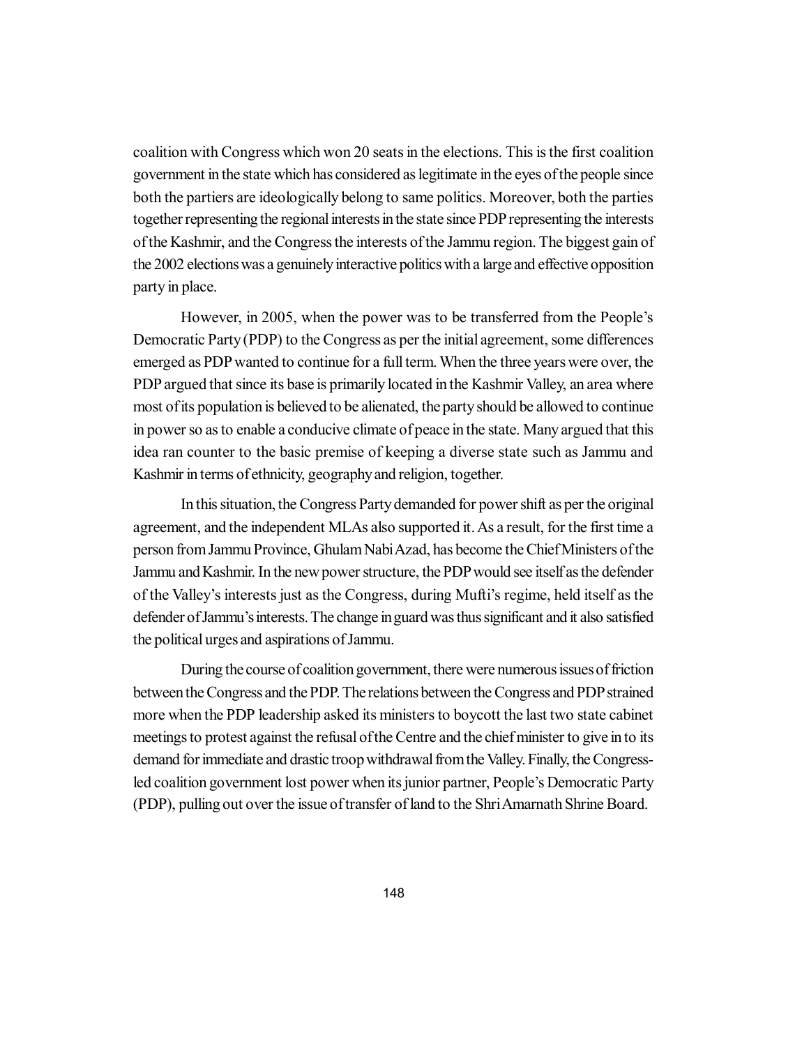coalition with Congress which won 20 seats in the elections. This is the first coalition government in the state which has considered as legitimate in the eyes of the people since both the partiers are ideologically belong to same politics. Moreover, both the parties together representing the regional interests in the state since PDP representing the interests of the Kashmir, and the Congress the interests of the Jammu region. The biggest gain of the 2002 elections was a genuinely interactive politics with a large and effective opposition party in place.

However, in 2005, when the power was to be transferred from the People's Democratic Party (PDP) to the Congress as per the initial agreement, some differences emerged as PDP wanted to continue for a full term. When the three years were over, the PDP argued that since its base is primarily located in the Kashmir Valley, an area where most of its population is believed to be alienated, the party should be allowed to continue in power so as to enable a conducive climate of peace in the state. Many argued that this idea ran counter to the basic premise of keeping a diverse state such as Jammu and Kashmir in terms of ethnicity, geography and religion, together.

In this situation, the Congress Party demanded for power shift as per the original agreement, and the independent MLAs also supported it. As a result, for the first time a person from Jammu Province, Ghulam Nabi Azad, has become the Chief Ministers of the Jammu and Kashmir. In the new power structure, the PDP would see itself as the defender of the Valley's interests just as the Congress, during Mufti's regime, held itself as the defender of Jammu's interests. The change in guard was thus significant and it also satisfied the political urges and aspirations of Jammu.

During the course of coalition government, there were numerous issues of friction between the Congress and the PDP. The relations between the Congress and PDP strained more when the PDP leadership asked its ministers to boycott the last two state cabinet meetings to protest against the refusal of the Centre and the chief minister to give in to its demand for immediate and drastic troop withdrawal from the Valley. Finally, the Congress-led coalition government lost power when its junior partner, People's Democratic Party (PDP), pulling out over the issue of transfer of land to the Shri Amarnath Shrine Board.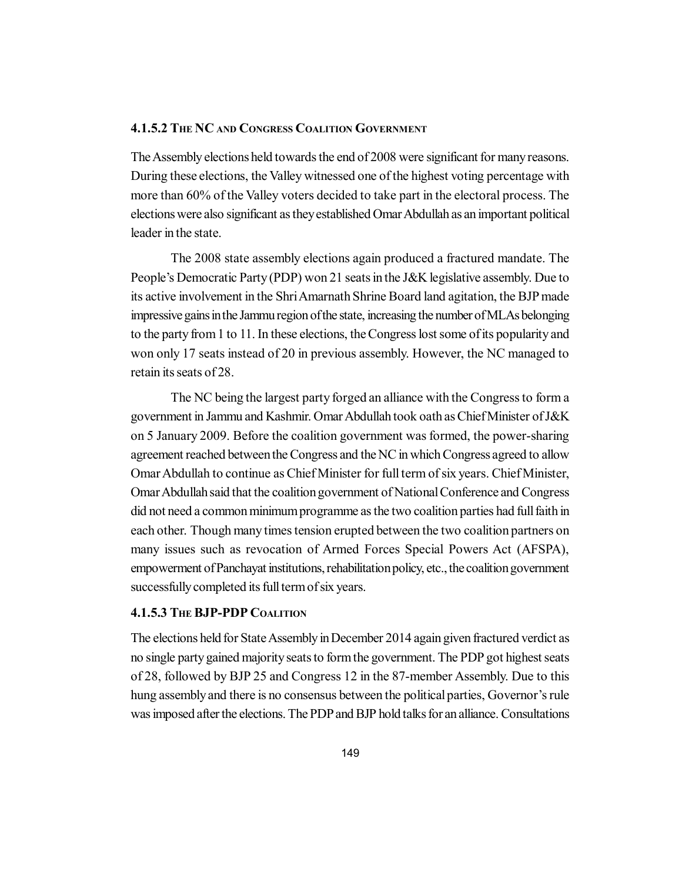#### 4.1.5.2 The NC and Congress Coalition Government

The Assembly elections held towards the end of 2008 were significant for many reasons. During these elections, the Valley witnessed one of the highest voting percentage with more than 60% of the Valley voters decided to take part in the electoral process. The elections were also significant as they established Omar Abdullah as an important political leader in the state.

The 2008 state assembly elections again produced a fractured mandate. The People's Democratic Party (PDP) won 21 seats in the J&K legislative assembly. Due to its active involvement in the Shri Amarnath Shrine Board land agitation, the BJP made impressive gains in the Jammu region of the state, increasing the number of MLAs belonging to the party from 1 to 11. In these elections, the Congress lost some of its popularity and won only 17 seats instead of 20 in previous assembly. However, the NC managed to retain its seats of 28.

The NC being the largest party forged an alliance with the Congress to form a government in Jammu and Kashmir. Omar Abdullah took oath as Chief Minister of J&K on 5 January 2009. Before the coalition government was formed, the power-sharing agreement reached between the Congress and the NC in which Congress agreed to allow Omar Abdullah to continue as Chief Minister for full term of six years. Chief Minister, Omar Abdullah said that the coalition government of National Conference and Congress did not need a common minimum programme as the two coalition parties had full faith in each other. Though many times tension erupted between the two coalition partners on many issues such as revocation of Armed Forces Special Powers Act (AFSPA), empowerment of Panchayat institutions, rehabilitation policy, etc., the coalition government successfully completed its full term of six years.

#### 4.1.5.3 The BJP-PDP Coalition

The elections held for State Assembly in December 2014 again given fractured verdict as no single party gained majority seats to form the government. The PDP got highest seats of 28, followed by BJP 25 and Congress 12 in the 87-member Assembly. Due to this hung assembly and there is no consensus between the political parties, Governor's rule was imposed after the elections. The PDP and BJP hold talks for an alliance. Consultations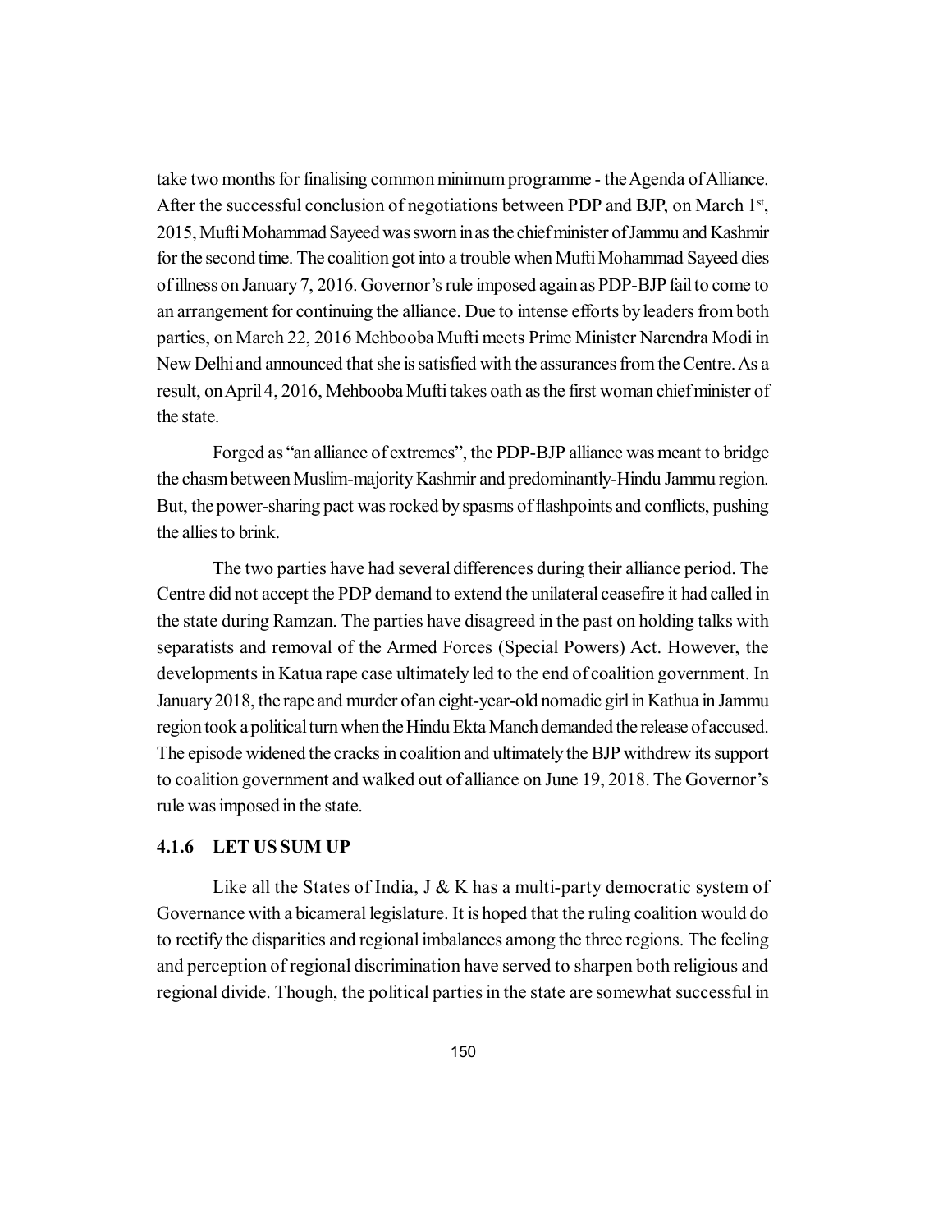take two months for finalising common minimum programme - the Agenda of Alliance. After the successful conclusion of negotiations between PDP and BJP, on March 1st, 2015, Mufti Mohammad Sayeed was sworn in as the chief minister of Jammu and Kashmir for the second time. The coalition got into a trouble when Mufti Mohammad Sayeed dies of illness on January 7, 2016. Governor's rule imposed again as PDP-BJP fail to come to an arrangement for continuing the alliance. Due to intense efforts by leaders from both parties, on March 22, 2016 Mehbooba Mufti meets Prime Minister Narendra Modi in New Delhi and announced that she is satisfied with the assurances from the Centre. As a result, on April 4, 2016, Mehbooba Mufti takes oath as the first woman chief minister of the state.

Forged as "an alliance of extremes", the PDP-BJP alliance was meant to bridge the chasm between Muslim-majority Kashmir and predominantly-Hindu Jammu region. But, the power-sharing pact was rocked by spasms of flashpoints and conflicts, pushing the allies to brink.

The two parties have had several differences during their alliance period. The Centre did not accept the PDP demand to extend the unilateral ceasefire it had called in the state during Ramzan. The parties have disagreed in the past on holding talks with separatists and removal of the Armed Forces (Special Powers) Act. However, the developments in Katua rape case ultimately led to the end of coalition government. In January 2018, the rape and murder of an eight-year-old nomadic girl in Kathua in Jammu region took a political turn when the Hindu Ekta Manch demanded the release of accused. The episode widened the cracks in coalition and ultimately the BJP withdrew its support to coalition government and walked out of alliance on June 19, 2018. The Governor's rule was imposed in the state.

### 4.1.6 LET US SUM UP

Like all the States of India, J & K has a multi-party democratic system of Governance with a bicameral legislature. It is hoped that the ruling coalition would do to rectify the disparities and regional imbalances among the three regions. The feeling and perception of regional discrimination have served to sharpen both religious and regional divide. Though, the political parties in the state are somewhat successful in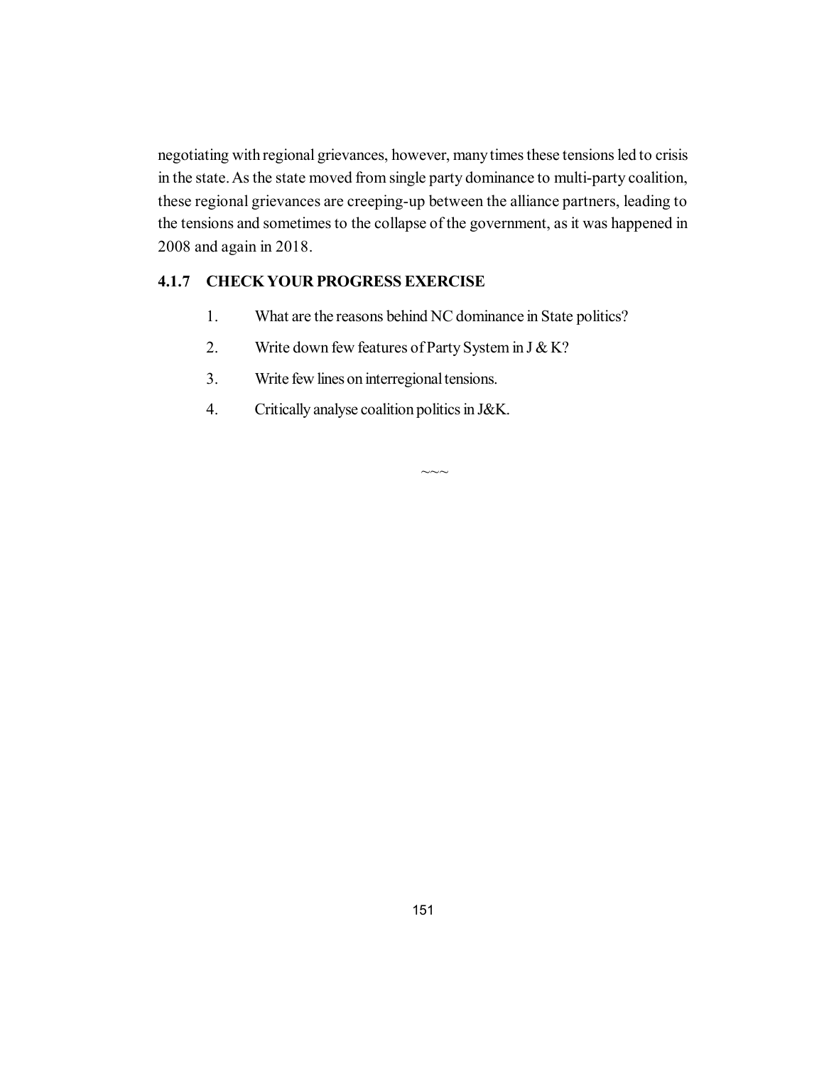negotiating with regional grievances, however, many times these tensions led to crisis in the state. As the state moved from single party dominance to multi-party coalition, these regional grievances are creeping-up between the alliance partners, leading to the tensions and sometimes to the collapse of the government, as it was happened in 2008 and again in 2018.

### 4.1.7 CHECK YOUR PROGRESS EXERCISE

1. What are the reasons behind NC dominance in State politics?
2. Write down few features of Party System in J & K?
3. Write few lines on interregional tensions.
4. Critically analyse coalition politics in J&K.

~~~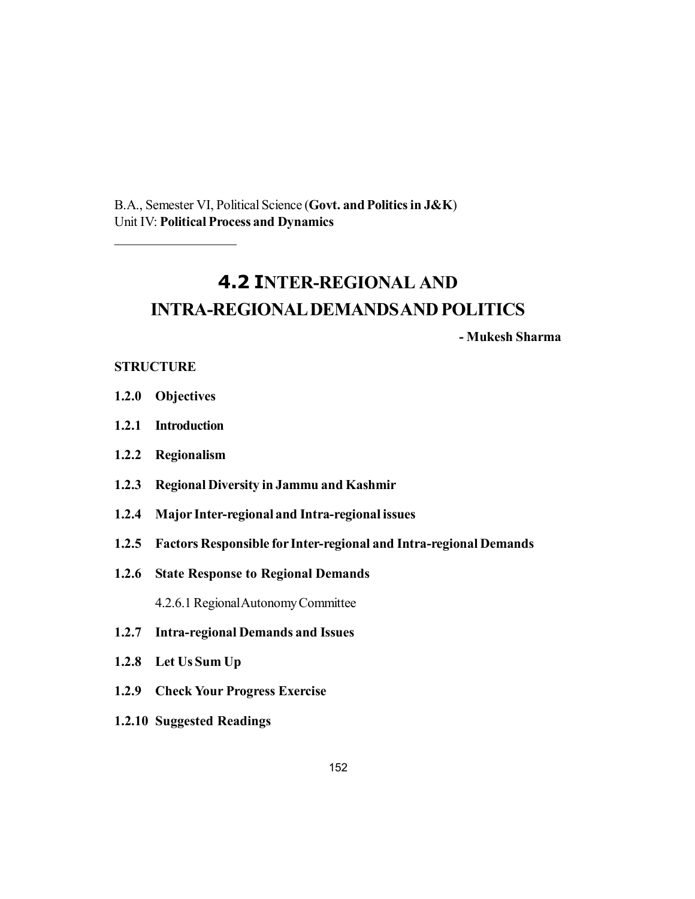B.A., Semester VI, Political Science (**Govt. and Politics in J&K**)
Unit IV: **Political Process and Dynamics**

---

# 4.2 INTER-REGIONAL AND INTRA-REGIONAL DEMANDS AND POLITICS

**- Mukesh Sharma**

**STRUCTURE**

**1.2.0 Objectives**

**1.2.1 Introduction**

**1.2.2 Regionalism**

**1.2.3 Regional Diversity in Jammu and Kashmir**

**1.2.4 Major Inter-regional and Intra-regional issues**

**1.2.5 Factors Responsible for Inter-regional and Intra-regional Demands**

**1.2.6 State Response to Regional Demands**

4.2.6.1 Regional Autonomy Committee

**1.2.7 Intra-regional Demands and Issues**

**1.2.8 Let Us Sum Up**

**1.2.9 Check Your Progress Exercise**

**1.2.10 Suggested Readings**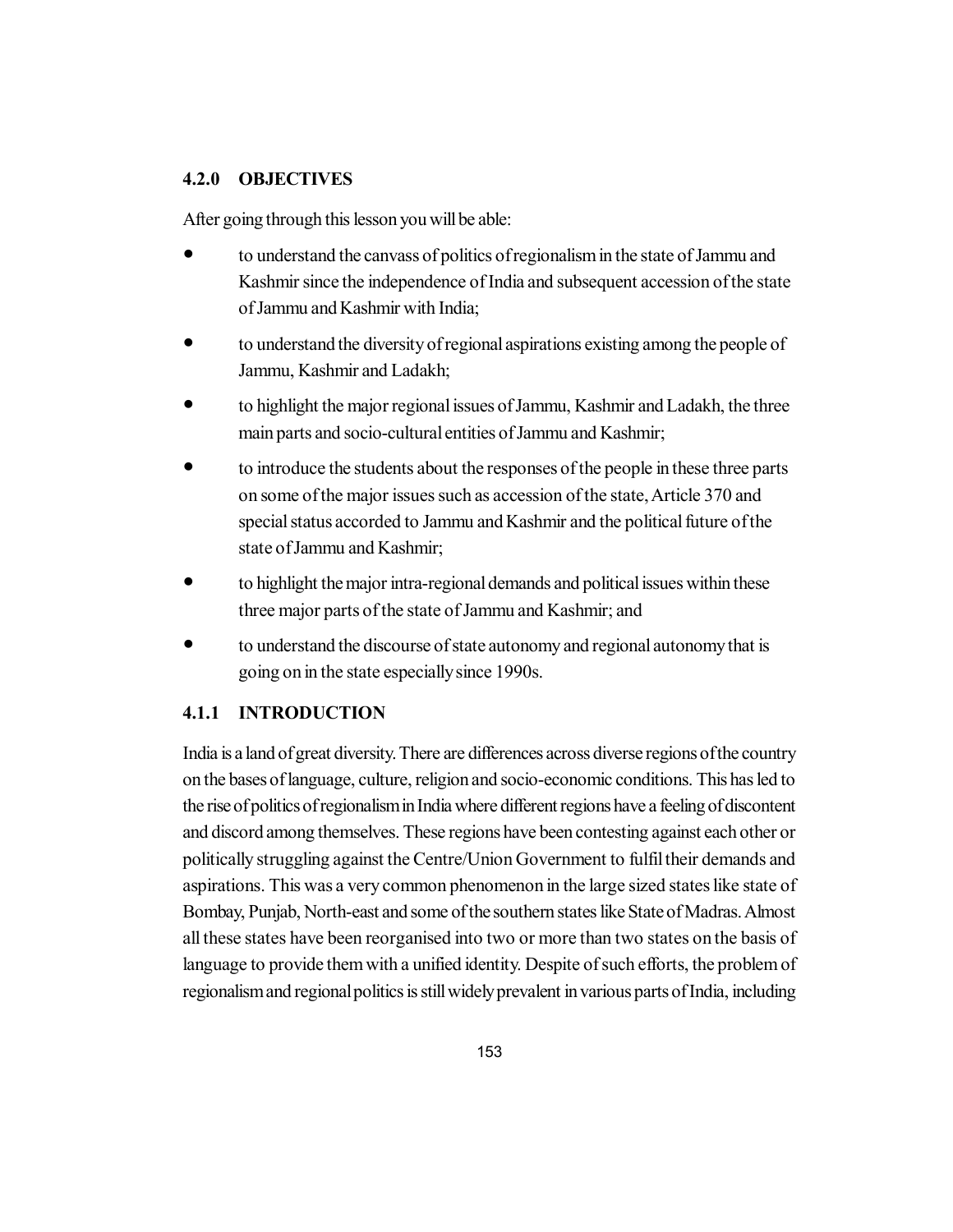### 4.2.0 OBJECTIVES

After going through this lesson you will be able:

- to understand the canvass of politics of regionalism in the state of Jammu and Kashmir since the independence of India and subsequent accession of the state of Jammu and Kashmir with India;
- to understand the diversity of regional aspirations existing among the people of Jammu, Kashmir and Ladakh;
- to highlight the major regional issues of Jammu, Kashmir and Ladakh, the three main parts and socio-cultural entities of Jammu and Kashmir;
- to introduce the students about the responses of the people in these three parts on some of the major issues such as accession of the state, Article 370 and special status accorded to Jammu and Kashmir and the political future of the state of Jammu and Kashmir;
- to highlight the major intra-regional demands and political issues within these three major parts of the state of Jammu and Kashmir; and
- to understand the discourse of state autonomy and regional autonomy that is going on in the state especially since 1990s.

### 4.1.1 INTRODUCTION

India is a land of great diversity. There are differences across diverse regions of the country on the bases of language, culture, religion and socio-economic conditions. This has led to the rise of politics of regionalism in India where different regions have a feeling of discontent and discord among themselves. These regions have been contesting against each other or politically struggling against the Centre/Union Government to fulfil their demands and aspirations. This was a very common phenomenon in the large sized states like state of Bombay, Punjab, North-east and some of the southern states like State of Madras. Almost all these states have been reorganised into two or more than two states on the basis of language to provide them with a unified identity. Despite of such efforts, the problem of regionalism and regional politics is still widely prevalent in various parts of India, including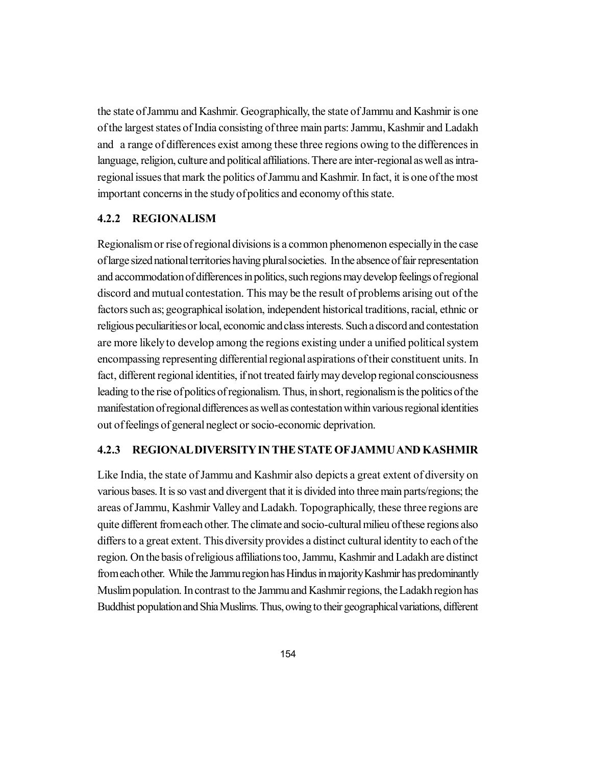the state of Jammu and Kashmir. Geographically, the state of Jammu and Kashmir is one of the largest states of India consisting of three main parts: Jammu, Kashmir and Ladakh and a range of differences exist among these three regions owing to the differences in language, religion, culture and political affiliations. There are inter-regional as well as intra-regional issues that mark the politics of Jammu and Kashmir. In fact, it is one of the most important concerns in the study of politics and economy of this state.

### 4.2.2 REGIONALISM

Regionalism or rise of regional divisions is a common phenomenon especially in the case of large sized national territories having plural societies. In the absence of fair representation and accommodation of differences in politics, such regions may develop feelings of regional discord and mutual contestation. This may be the result of problems arising out of the factors such as; geographical isolation, independent historical traditions, racial, ethnic or religious peculiarities or local, economic and class interests. Such a discord and contestation are more likely to develop among the regions existing under a unified political system encompassing representing differential regional aspirations of their constituent units. In fact, different regional identities, if not treated fairly may develop regional consciousness leading to the rise of politics of regionalism. Thus, in short, regionalism is the politics of the manifestation of regional differences as well as contestation within various regional identities out of feelings of general neglect or socio-economic deprivation.

### 4.2.3 REGIONAL DIVERSITY IN THE STATE OF JAMMU AND KASHMIR

Like India, the state of Jammu and Kashmir also depicts a great extent of diversity on various bases. It is so vast and divergent that it is divided into three main parts/regions; the areas of Jammu, Kashmir Valley and Ladakh. Topographically, these three regions are quite different from each other. The climate and socio-cultural milieu of these regions also differs to a great extent. This diversity provides a distinct cultural identity to each of the region. On the basis of religious affiliations too, Jammu, Kashmir and Ladakh are distinct from each other. While the Jammu region has Hindus in majority Kashmir has predominantly Muslim population. In contrast to the Jammu and Kashmir regions, the Ladakh region has Buddhist population and Shia Muslims. Thus, owing to their geographical variations, different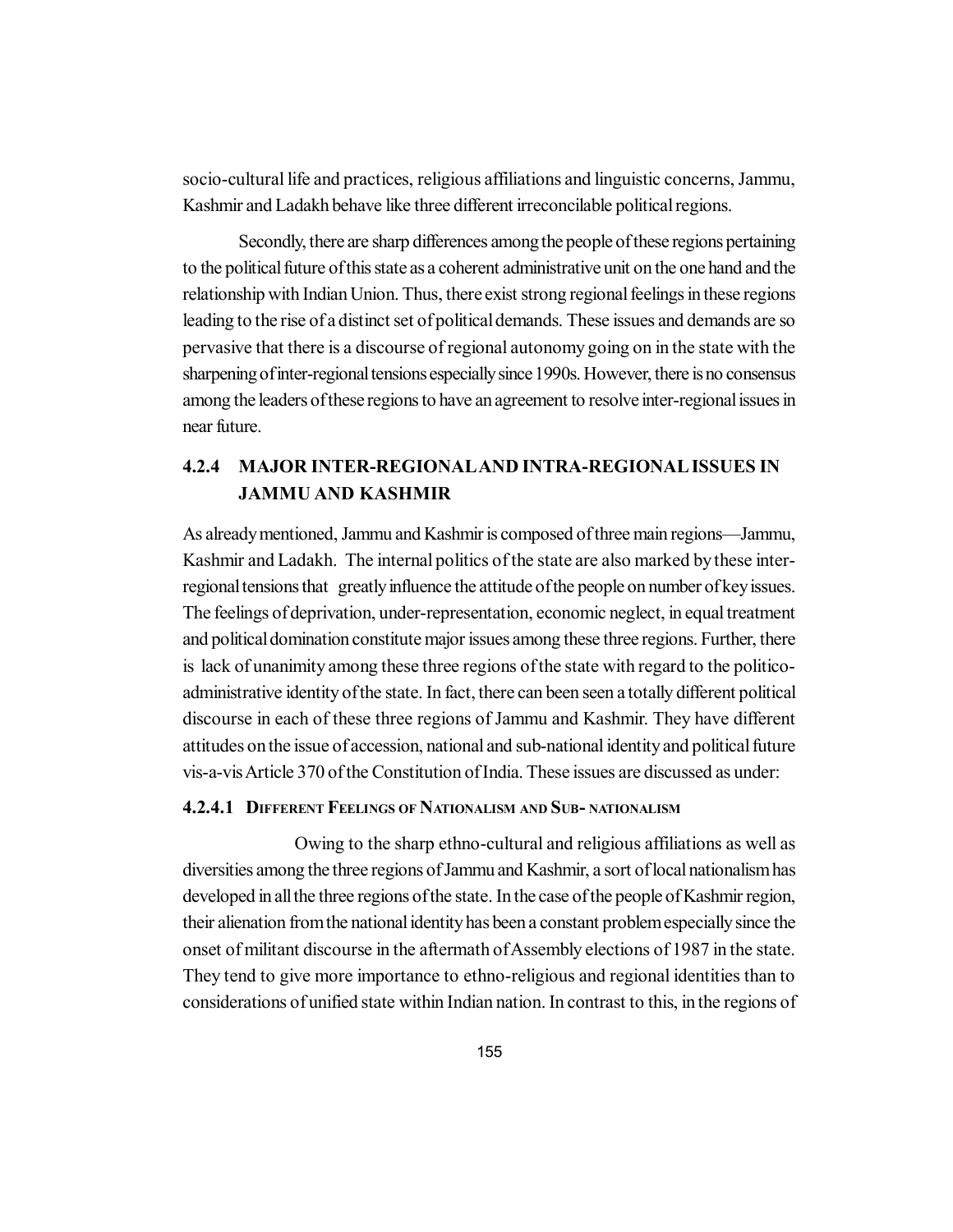socio-cultural life and practices, religious affiliations and linguistic concerns, Jammu, Kashmir and Ladakh behave like three different irreconcilable political regions.

Secondly, there are sharp differences among the people of these regions pertaining to the political future of this state as a coherent administrative unit on the one hand and the relationship with Indian Union. Thus, there exist strong regional feelings in these regions leading to the rise of a distinct set of political demands. These issues and demands are so pervasive that there is a discourse of regional autonomy going on in the state with the sharpening of inter-regional tensions especially since 1990s. However, there is no consensus among the leaders of these regions to have an agreement to resolve inter-regional issues in near future.

### 4.2.4 MAJOR INTER-REGIONAL AND INTRA-REGIONAL ISSUES IN JAMMU AND KASHMIR

As already mentioned, Jammu and Kashmir is composed of three main regions—Jammu, Kashmir and Ladakh. The internal politics of the state are also marked by these inter-regional tensions that greatly influence the attitude of the people on number of key issues. The feelings of deprivation, under-representation, economic neglect, in equal treatment and political domination constitute major issues among these three regions. Further, there is lack of unanimity among these three regions of the state with regard to the politico-administrative identity of the state. In fact, there can been seen a totally different political discourse in each of these three regions of Jammu and Kashmir. They have different attitudes on the issue of accession, national and sub-national identity and political future vis-a-vis Article 370 of the Constitution of India. These issues are discussed as under:

#### 4.2.4.1 DIFFERENT FEELINGS OF NATIONALISM AND SUB- NATIONALISM

Owing to the sharp ethno-cultural and religious affiliations as well as diversities among the three regions of Jammu and Kashmir, a sort of local nationalism has developed in all the three regions of the state. In the case of the people of Kashmir region, their alienation from the national identity has been a constant problem especially since the onset of militant discourse in the aftermath of Assembly elections of 1987 in the state. They tend to give more importance to ethno-religious and regional identities than to considerations of unified state within Indian nation. In contrast to this, in the regions of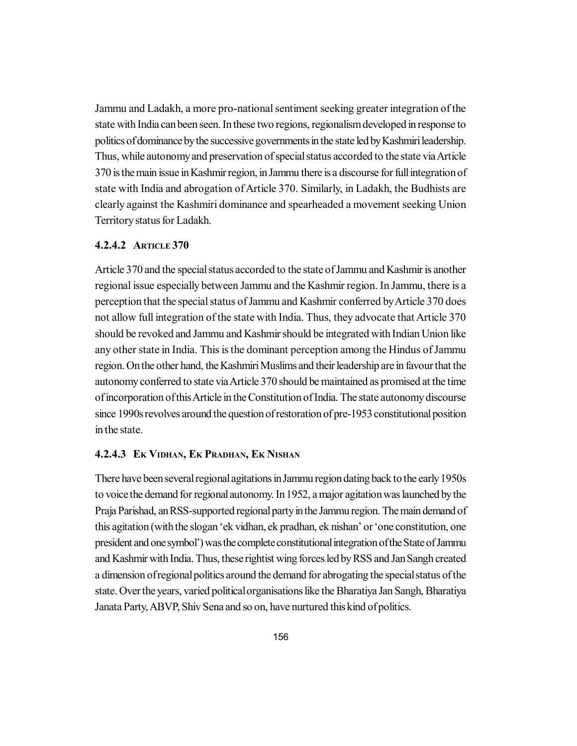Jammu and Ladakh, a more pro-national sentiment seeking greater integration of the state with India can been seen. In these two regions, regionalism developed in response to politics of dominance by the successive governments in the state led by Kashmiri leadership. Thus, while autonomy and preservation of special status accorded to the state via Article 370 is the main issue in Kashmir region, in Jammu there is a discourse for full integration of state with India and abrogation of Article 370. Similarly, in Ladakh, the Budhists are clearly against the Kashmiri dominance and spearheaded a movement seeking Union Territory status for Ladakh.

#### 4.2.4.2 Article 370

Article 370 and the special status accorded to the state of Jammu and Kashmir is another regional issue especially between Jammu and the Kashmir region. In Jammu, there is a perception that the special status of Jammu and Kashmir conferred by Article 370 does not allow full integration of the state with India. Thus, they advocate that Article 370 should be revoked and Jammu and Kashmir should be integrated with Indian Union like any other state in India. This is the dominant perception among the Hindus of Jammu region. On the other hand, the Kashmiri Muslims and their leadership are in favour that the autonomy conferred to state via Article 370 should be maintained as promised at the time of incorporation of this Article in the Constitution of India. The state autonomy discourse since 1990s revolves around the question of restoration of pre-1953 constitutional position in the state.

#### 4.2.4.3 Ek Vidhan, Ek Pradhan, Ek Nishan

There have been several regional agitations in Jammu region dating back to the early 1950s to voice the demand for regional autonomy. In 1952, a major agitation was launched by the Praja Parishad, an RSS-supported regional party in the Jammu region. The main demand of this agitation (with the slogan 'ek vidhan, ek pradhan, ek nishan' or 'one constitution, one president and one symbol') was the complete constitutional integration of the State of Jammu and Kashmir with India. Thus, these rightist wing forces led by RSS and Jan Sangh created a dimension of regional politics around the demand for abrogating the special status of the state. Over the years, varied political organisations like the Bharatiya Jan Sangh, Bharatiya Janata Party, ABVP, Shiv Sena and so on, have nurtured this kind of politics.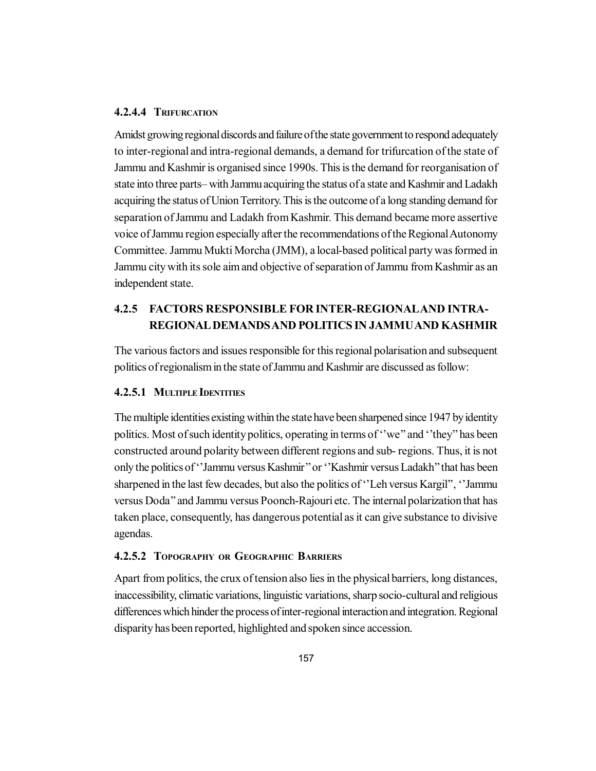#### 4.2.4.4 Trifurcation

Amidst growing regional discords and failure of the state government to respond adequately to inter-regional and intra-regional demands, a demand for trifurcation of the state of Jammu and Kashmir is organised since 1990s. This is the demand for reorganisation of state into three parts– with Jammu acquiring the status of a state and Kashmir and Ladakh acquiring the status of Union Territory. This is the outcome of a long standing demand for separation of Jammu and Ladakh from Kashmir. This demand became more assertive voice of Jammu region especially after the recommendations of the Regional Autonomy Committee. Jammu Mukti Morcha (JMM), a local-based political party was formed in Jammu city with its sole aim and objective of separation of Jammu from Kashmir as an independent state.

### 4.2.5 FACTORS RESPONSIBLE FOR INTER-REGIONAL AND INTRA-REGIONAL DEMANDS AND POLITICS IN JAMMU AND KASHMIR

The various factors and issues responsible for this regional polarisation and subsequent politics of regionalism in the state of Jammu and Kashmir are discussed as follow:

#### 4.2.5.1 Multiple Identities

The multiple identities existing within the state have been sharpened since 1947 by identity politics. Most of such identity politics, operating in terms of ''we" and ''they" has been constructed around polarity between different regions and sub- regions. Thus, it is not only the politics of ''Jammu versus Kashmir" or ''Kashmir versus Ladakh" that has been sharpened in the last few decades, but also the politics of ''Leh versus Kargil", ''Jammu versus Doda" and Jammu versus Poonch-Rajouri etc. The internal polarization that has taken place, consequently, has dangerous potential as it can give substance to divisive agendas.

#### 4.2.5.2 Topography or Geographic Barriers

Apart from politics, the crux of tension also lies in the physical barriers, long distances, inaccessibility, climatic variations, linguistic variations, sharp socio-cultural and religious differences which hinder the process of inter-regional interaction and integration. Regional disparity has been reported, highlighted and spoken since accession.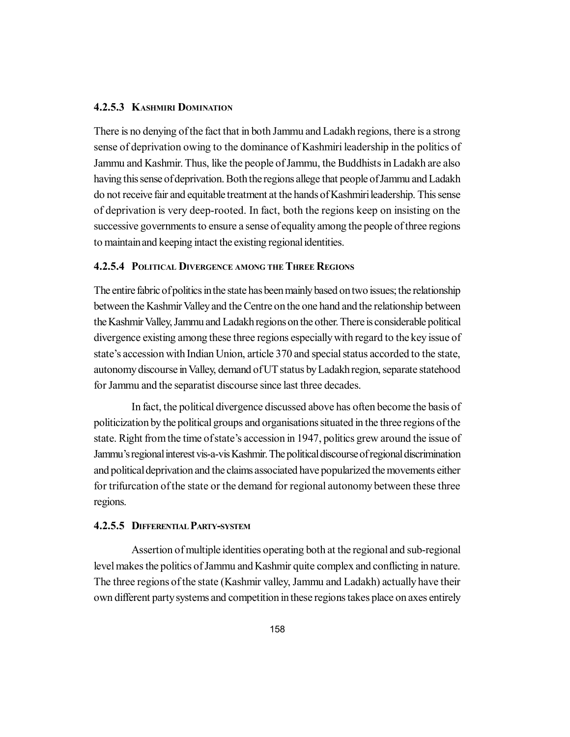#### 4.2.5.3 Kashmiri Domination

There is no denying of the fact that in both Jammu and Ladakh regions, there is a strong sense of deprivation owing to the dominance of Kashmiri leadership in the politics of Jammu and Kashmir. Thus, like the people of Jammu, the Buddhists in Ladakh are also having this sense of deprivation. Both the regions allege that people of Jammu and Ladakh do not receive fair and equitable treatment at the hands of Kashmiri leadership. This sense of deprivation is very deep-rooted. In fact, both the regions keep on insisting on the successive governments to ensure a sense of equality among the people of three regions to maintain and keeping intact the existing regional identities.

#### 4.2.5.4 Political Divergence among the Three Regions

The entire fabric of politics in the state has been mainly based on two issues; the relationship between the Kashmir Valley and the Centre on the one hand and the relationship between the Kashmir Valley, Jammu and Ladakh regions on the other. There is considerable political divergence existing among these three regions especially with regard to the key issue of state's accession with Indian Union, article 370 and special status accorded to the state, autonomy discourse in Valley, demand of UT status by Ladakh region, separate statehood for Jammu and the separatist discourse since last three decades.

In fact, the political divergence discussed above has often become the basis of politicization by the political groups and organisations situated in the three regions of the state. Right from the time of state's accession in 1947, politics grew around the issue of Jammu's regional interest vis-a-vis Kashmir. The political discourse of regional discrimination and political deprivation and the claims associated have popularized the movements either for trifurcation of the state or the demand for regional autonomy between these three regions.

#### 4.2.5.5 Differential Party-system

Assertion of multiple identities operating both at the regional and sub-regional level makes the politics of Jammu and Kashmir quite complex and conflicting in nature. The three regions of the state (Kashmir valley, Jammu and Ladakh) actually have their own different party systems and competition in these regions takes place on axes entirely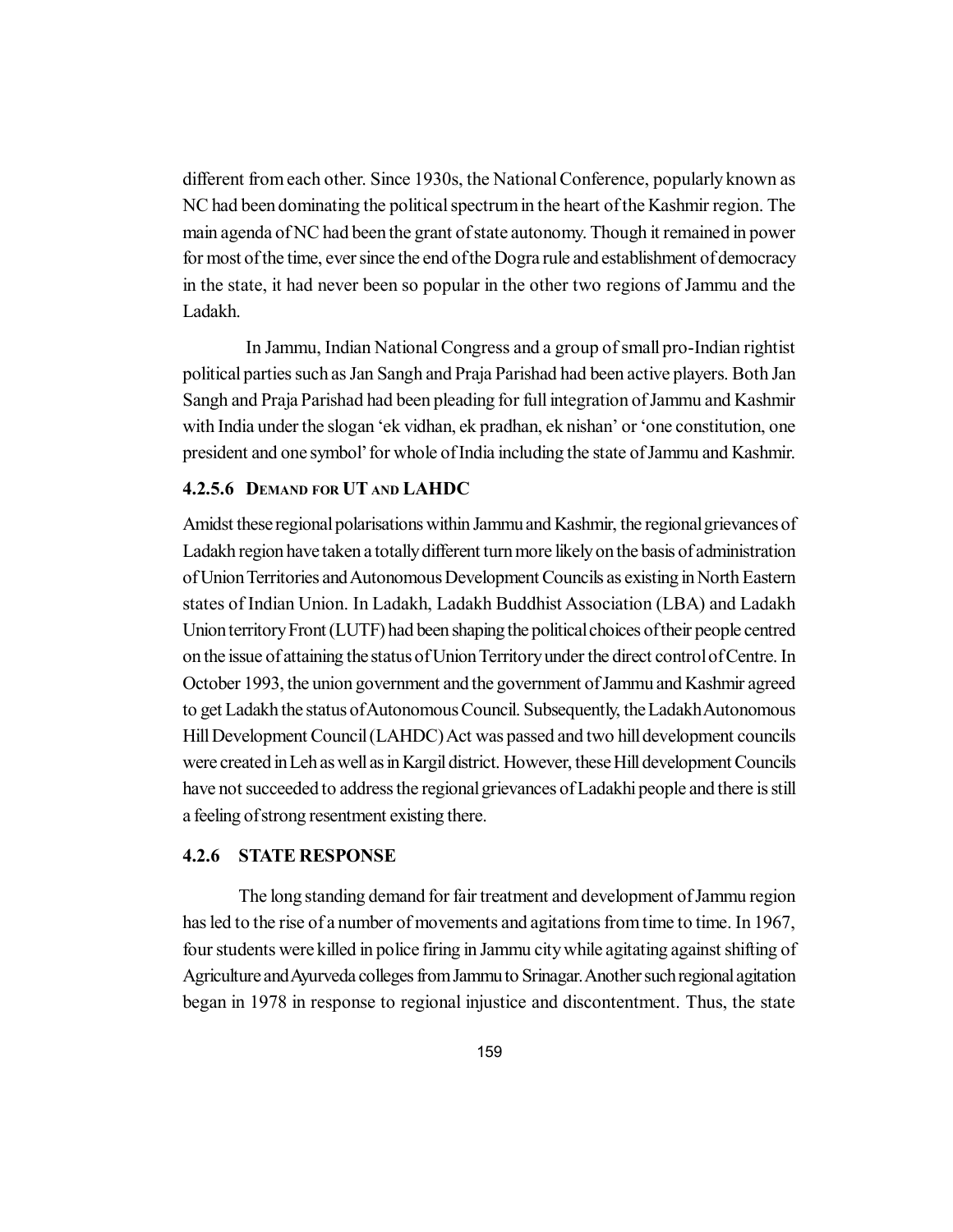different from each other. Since 1930s, the National Conference, popularly known as NC had been dominating the political spectrum in the heart of the Kashmir region. The main agenda of NC had been the grant of state autonomy. Though it remained in power for most of the time, ever since the end of the Dogra rule and establishment of democracy in the state, it had never been so popular in the other two regions of Jammu and the Ladakh.

In Jammu, Indian National Congress and a group of small pro-Indian rightist political parties such as Jan Sangh and Praja Parishad had been active players. Both Jan Sangh and Praja Parishad had been pleading for full integration of Jammu and Kashmir with India under the slogan 'ek vidhan, ek pradhan, ek nishan' or 'one constitution, one president and one symbol' for whole of India including the state of Jammu and Kashmir.

#### 4.2.5.6 DEMAND FOR UT AND LAHDC

Amidst these regional polarisations within Jammu and Kashmir, the regional grievances of Ladakh region have taken a totally different turn more likely on the basis of administration of Union Territories and Autonomous Development Councils as existing in North Eastern states of Indian Union. In Ladakh, Ladakh Buddhist Association (LBA) and Ladakh Union territory Front (LUTF) had been shaping the political choices of their people centred on the issue of attaining the status of Union Territory under the direct control of Centre. In October 1993, the union government and the government of Jammu and Kashmir agreed to get Ladakh the status of Autonomous Council. Subsequently, the Ladakh Autonomous Hill Development Council (LAHDC) Act was passed and two hill development councils were created in Leh as well as in Kargil district. However, these Hill development Councils have not succeeded to address the regional grievances of Ladakhi people and there is still a feeling of strong resentment existing there.

### 4.2.6 STATE RESPONSE

The long standing demand for fair treatment and development of Jammu region has led to the rise of a number of movements and agitations from time to time. In 1967, four students were killed in police firing in Jammu city while agitating against shifting of Agriculture and Ayurveda colleges from Jammu to Srinagar. Another such regional agitation began in 1978 in response to regional injustice and discontentment. Thus, the state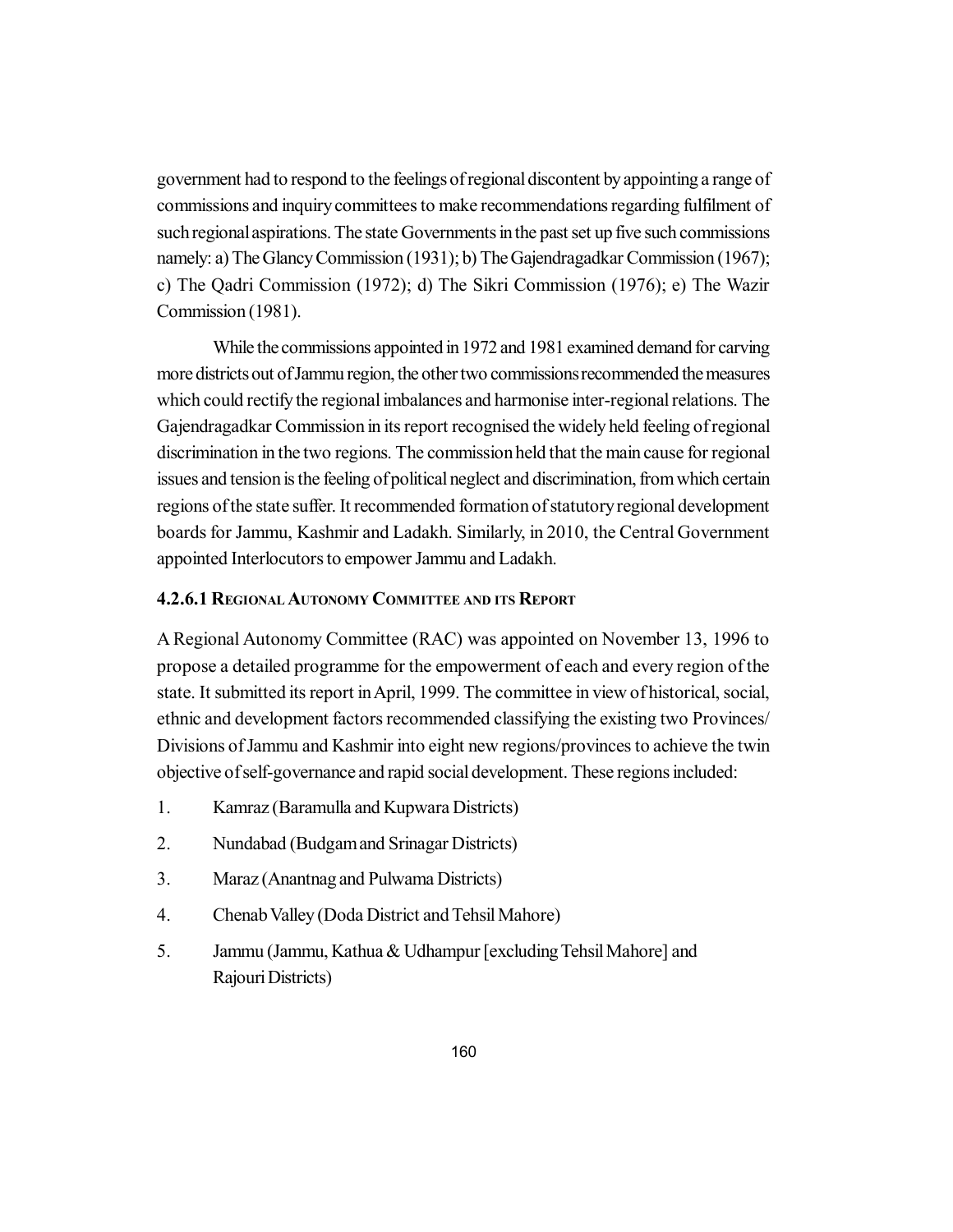government had to respond to the feelings of regional discontent by appointing a range of commissions and inquiry committees to make recommendations regarding fulfilment of such regional aspirations. The state Governments in the past set up five such commissions namely: a) The Glancy Commission (1931); b) The Gajendragadkar Commission (1967); c) The Qadri Commission (1972); d) The Sikri Commission (1976); e) The Wazir Commission (1981).

While the commissions appointed in 1972 and 1981 examined demand for carving more districts out of Jammu region, the other two commissions recommended the measures which could rectify the regional imbalances and harmonise inter-regional relations. The Gajendragadkar Commission in its report recognised the widely held feeling of regional discrimination in the two regions. The commission held that the main cause for regional issues and tension is the feeling of political neglect and discrimination, from which certain regions of the state suffer. It recommended formation of statutory regional development boards for Jammu, Kashmir and Ladakh. Similarly, in 2010, the Central Government appointed Interlocutors to empower Jammu and Ladakh.

#### 4.2.6.1 Regional Autonomy Committee and its Report

A Regional Autonomy Committee (RAC) was appointed on November 13, 1996 to propose a detailed programme for the empowerment of each and every region of the state. It submitted its report in April, 1999. The committee in view of historical, social, ethnic and development factors recommended classifying the existing two Provinces/ Divisions of Jammu and Kashmir into eight new regions/provinces to achieve the twin objective of self-governance and rapid social development. These regions included:

1. Kamraz (Baramulla and Kupwara Districts)
2. Nundabad (Budgam and Srinagar Districts)
3. Maraz (Anantnag and Pulwama Districts)
4. Chenab Valley (Doda District and Tehsil Mahore)
5. Jammu (Jammu, Kathua & Udhampur [excluding Tehsil Mahore] and Rajouri Districts)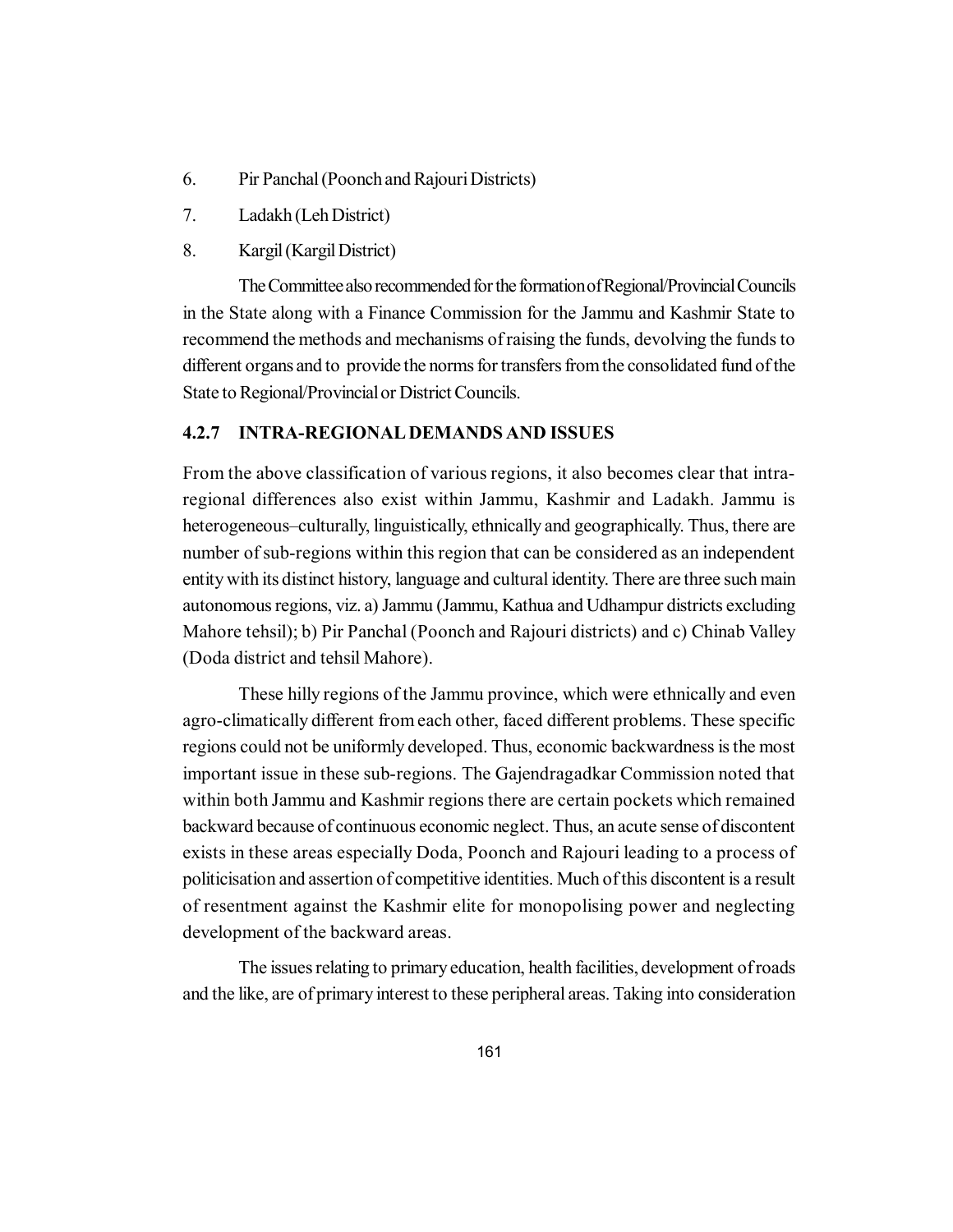6. Pir Panchal (Poonch and Rajouri Districts)
7. Ladakh (Leh District)
8. Kargil (Kargil District)

The Committee also recommended for the formation of Regional/Provincial Councils in the State along with a Finance Commission for the Jammu and Kashmir State to recommend the methods and mechanisms of raising the funds, devolving the funds to different organs and to provide the norms for transfers from the consolidated fund of the State to Regional/Provincial or District Councils.

### 4.2.7 INTRA-REGIONAL DEMANDS AND ISSUES

From the above classification of various regions, it also becomes clear that intra-regional differences also exist within Jammu, Kashmir and Ladakh. Jammu is heterogeneous–culturally, linguistically, ethnically and geographically. Thus, there are number of sub-regions within this region that can be considered as an independent entity with its distinct history, language and cultural identity. There are three such main autonomous regions, viz. a) Jammu (Jammu, Kathua and Udhampur districts excluding Mahore tehsil); b) Pir Panchal (Poonch and Rajouri districts) and c) Chinab Valley (Doda district and tehsil Mahore).

These hilly regions of the Jammu province, which were ethnically and even agro-climatically different from each other, faced different problems. These specific regions could not be uniformly developed. Thus, economic backwardness is the most important issue in these sub-regions. The Gajendragadkar Commission noted that within both Jammu and Kashmir regions there are certain pockets which remained backward because of continuous economic neglect. Thus, an acute sense of discontent exists in these areas especially Doda, Poonch and Rajouri leading to a process of politicisation and assertion of competitive identities. Much of this discontent is a result of resentment against the Kashmir elite for monopolising power and neglecting development of the backward areas.

The issues relating to primary education, health facilities, development of roads and the like, are of primary interest to these peripheral areas. Taking into consideration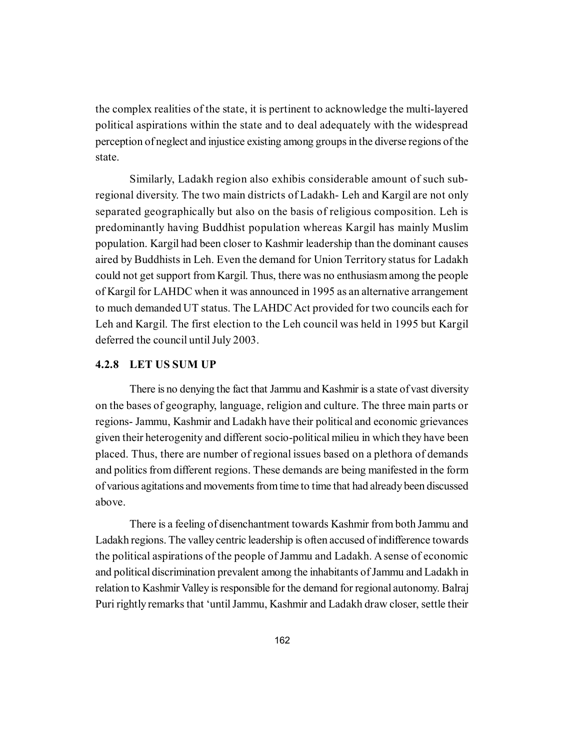the complex realities of the state, it is pertinent to acknowledge the multi-layered political aspirations within the state and to deal adequately with the widespread perception of neglect and injustice existing among groups in the diverse regions of the state.

Similarly, Ladakh region also exhibis considerable amount of such sub-regional diversity. The two main districts of Ladakh- Leh and Kargil are not only separated geographically but also on the basis of religious composition. Leh is predominantly having Buddhist population whereas Kargil has mainly Muslim population. Kargil had been closer to Kashmir leadership than the dominant causes aired by Buddhists in Leh. Even the demand for Union Territory status for Ladakh could not get support from Kargil. Thus, there was no enthusiasm among the people of Kargil for LAHDC when it was announced in 1995 as an alternative arrangement to much demanded UT status. The LAHDC Act provided for two councils each for Leh and Kargil. The first election to the Leh council was held in 1995 but Kargil deferred the council until July 2003.

### 4.2.8 LET US SUM UP

There is no denying the fact that Jammu and Kashmir is a state of vast diversity on the bases of geography, language, religion and culture. The three main parts or regions- Jammu, Kashmir and Ladakh have their political and economic grievances given their heterogenity and different socio-political milieu in which they have been placed. Thus, there are number of regional issues based on a plethora of demands and politics from different regions. These demands are being manifested in the form of various agitations and movements from time to time that had already been discussed above.

There is a feeling of disenchantment towards Kashmir from both Jammu and Ladakh regions. The valley centric leadership is often accused of indifference towards the political aspirations of the people of Jammu and Ladakh. A sense of economic and political discrimination prevalent among the inhabitants of Jammu and Ladakh in relation to Kashmir Valley is responsible for the demand for regional autonomy. Balraj Puri rightly remarks that 'until Jammu, Kashmir and Ladakh draw closer, settle their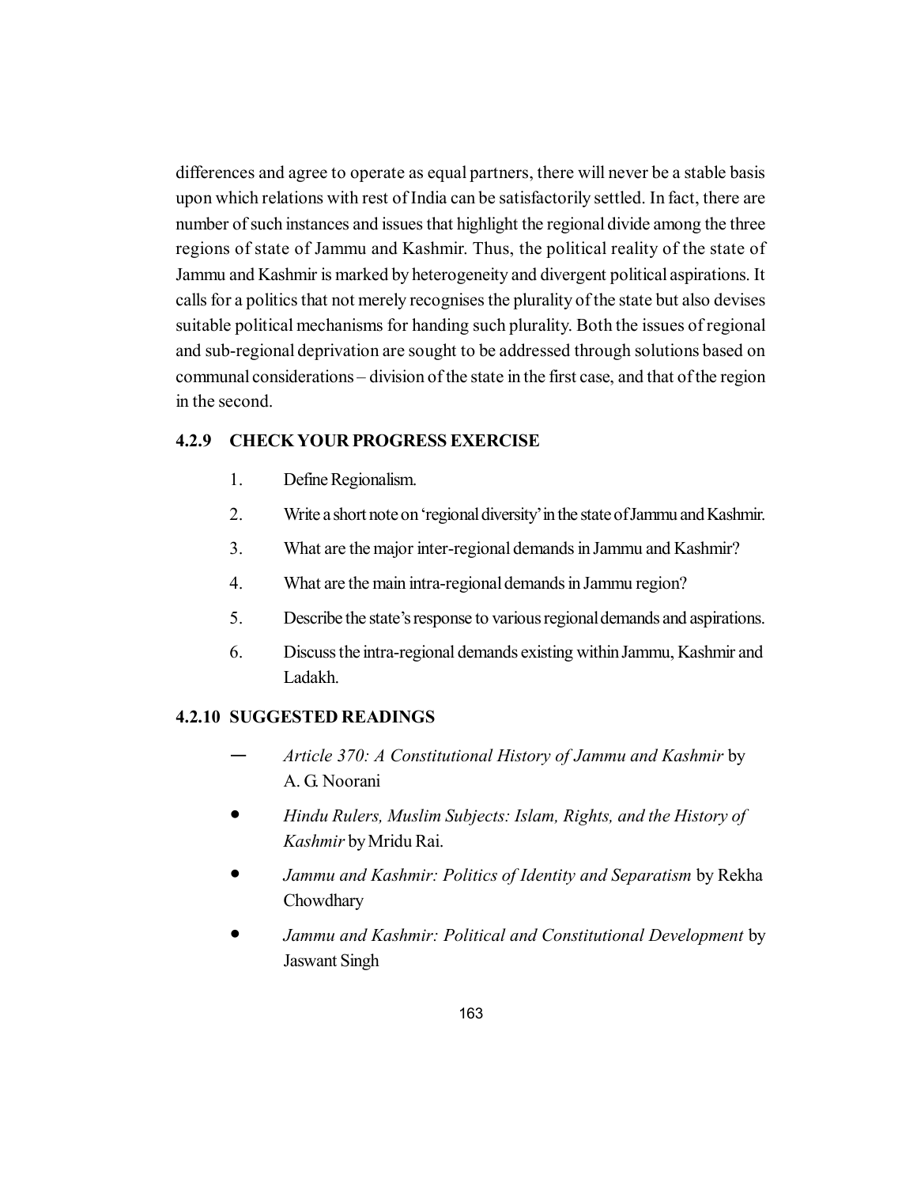differences and agree to operate as equal partners, there will never be a stable basis upon which relations with rest of India can be satisfactorily settled. In fact, there are number of such instances and issues that highlight the regional divide among the three regions of state of Jammu and Kashmir. Thus, the political reality of the state of Jammu and Kashmir is marked by heterogeneity and divergent political aspirations. It calls for a politics that not merely recognises the plurality of the state but also devises suitable political mechanisms for handing such plurality. Both the issues of regional and sub-regional deprivation are sought to be addressed through solutions based on communal considerations – division of the state in the first case, and that of the region in the second.

### 4.2.9 CHECK YOUR PROGRESS EXERCISE

1. Define Regionalism.
2. Write a short note on 'regional diversity' in the state of Jammu and Kashmir.
3. What are the major inter-regional demands in Jammu and Kashmir?
4. What are the main intra-regional demands in Jammu region?
5. Describe the state's response to various regional demands and aspirations.
6. Discuss the intra-regional demands existing within Jammu, Kashmir and Ladakh.

### 4.2.10 SUGGESTED READINGS

- *Article 370: A Constitutional History of Jammu and Kashmir* by A. G. Noorani
- *Hindu Rulers, Muslim Subjects: Islam, Rights, and the History of Kashmir* by Mridu Rai.
- *Jammu and Kashmir: Politics of Identity and Separatism* by Rekha Chowdhary
- *Jammu and Kashmir: Political and Constitutional Development* by Jaswant Singh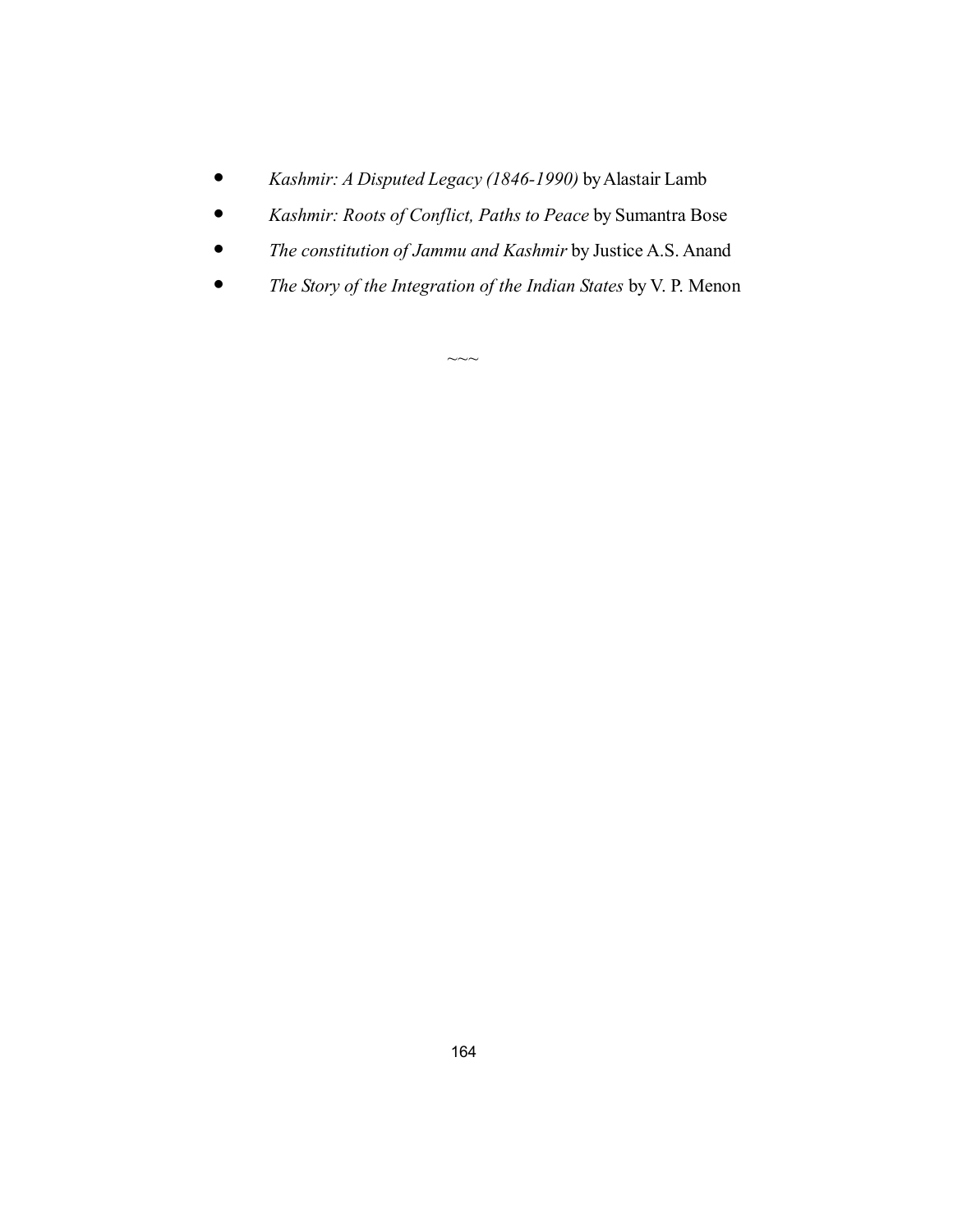- *Kashmir: A Disputed Legacy (1846-1990)* by Alastair Lamb
- *Kashmir: Roots of Conflict, Paths to Peace* by Sumantra Bose
- *The constitution of Jammu and Kashmir* by Justice A.S. Anand
- *The Story of the Integration of the Indian States* by V. P. Menon

~~~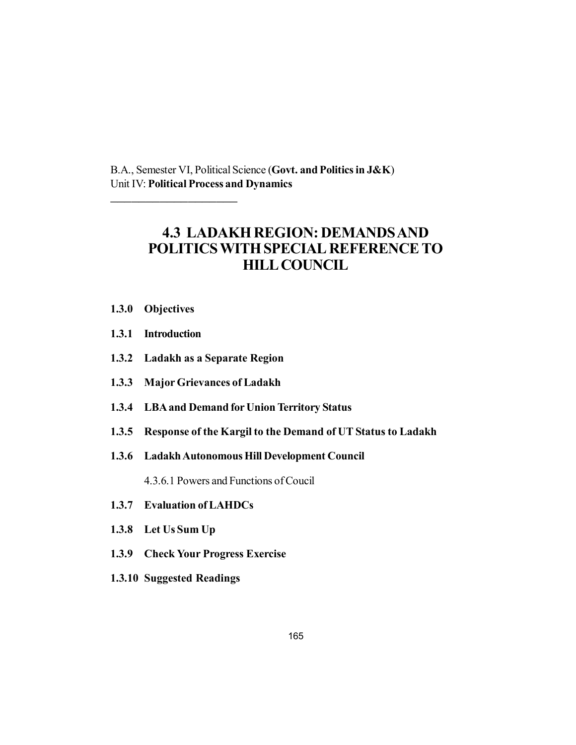B.A., Semester VI, Political Science (**Govt. and Politics in J&K**)
Unit IV: **Political Process and Dynamics**

---

# 4.3 LADAKH REGION: DEMANDS AND POLITICS WITH SPECIAL REFERENCE TO HILL COUNCIL

**1.3.0 Objectives**

**1.3.1 Introduction**

**1.3.2 Ladakh as a Separate Region**

**1.3.3 Major Grievances of Ladakh**

**1.3.4 LBA and Demand for Union Territory Status**

**1.3.5 Response of the Kargil to the Demand of UT Status to Ladakh**

**1.3.6 Ladakh Autonomous Hill Development Council**

4.3.6.1 Powers and Functions of Coucil

**1.3.7 Evaluation of LAHDCs**

**1.3.8 Let Us Sum Up**

**1.3.9 Check Your Progress Exercise**

**1.3.10 Suggested Readings**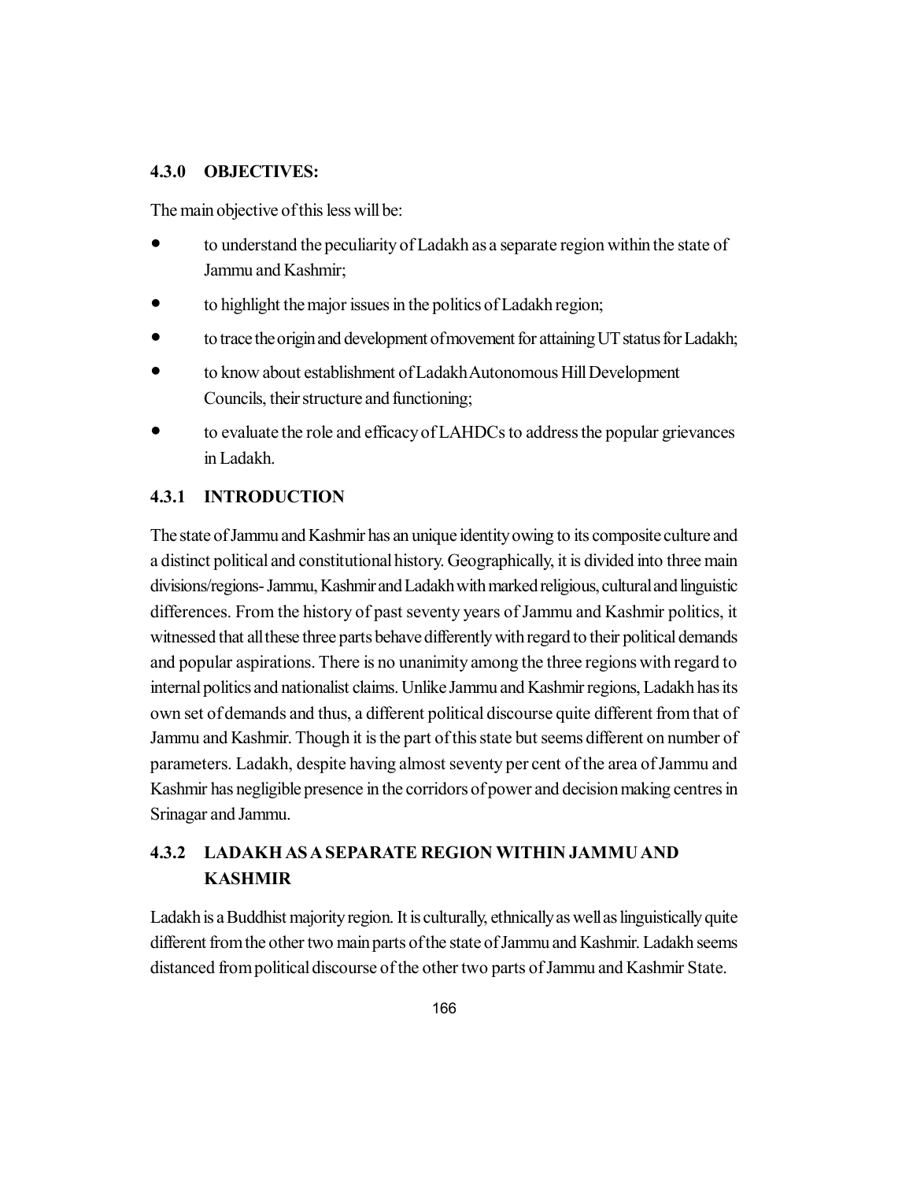### 4.3.0 OBJECTIVES:

The main objective of this less will be:

- to understand the peculiarity of Ladakh as a separate region within the state of Jammu and Kashmir;
- to highlight the major issues in the politics of Ladakh region;
- to trace the origin and development of movement for attaining UT status for Ladakh;
- to know about establishment of Ladakh Autonomous Hill Development Councils, their structure and functioning;
- to evaluate the role and efficacy of LAHDCs to address the popular grievances in Ladakh.

### 4.3.1 INTRODUCTION

The state of Jammu and Kashmir has an unique identity owing to its composite culture and a distinct political and constitutional history. Geographically, it is divided into three main divisions/regions- Jammu, Kashmir and Ladakh with marked religious, cultural and linguistic differences. From the history of past seventy years of Jammu and Kashmir politics, it witnessed that all these three parts behave differently with regard to their political demands and popular aspirations. There is no unanimity among the three regions with regard to internal politics and nationalist claims. Unlike Jammu and Kashmir regions, Ladakh has its own set of demands and thus, a different political discourse quite different from that of Jammu and Kashmir. Though it is the part of this state but seems different on number of parameters. Ladakh, despite having almost seventy per cent of the area of Jammu and Kashmir has negligible presence in the corridors of power and decision making centres in Srinagar and Jammu.

### 4.3.2 LADAKH AS A SEPARATE REGION WITHIN JAMMU AND KASHMIR

Ladakh is a Buddhist majority region. It is culturally, ethnically as well as linguistically quite different from the other two main parts of the state of Jammu and Kashmir. Ladakh seems distanced from political discourse of the other two parts of Jammu and Kashmir State.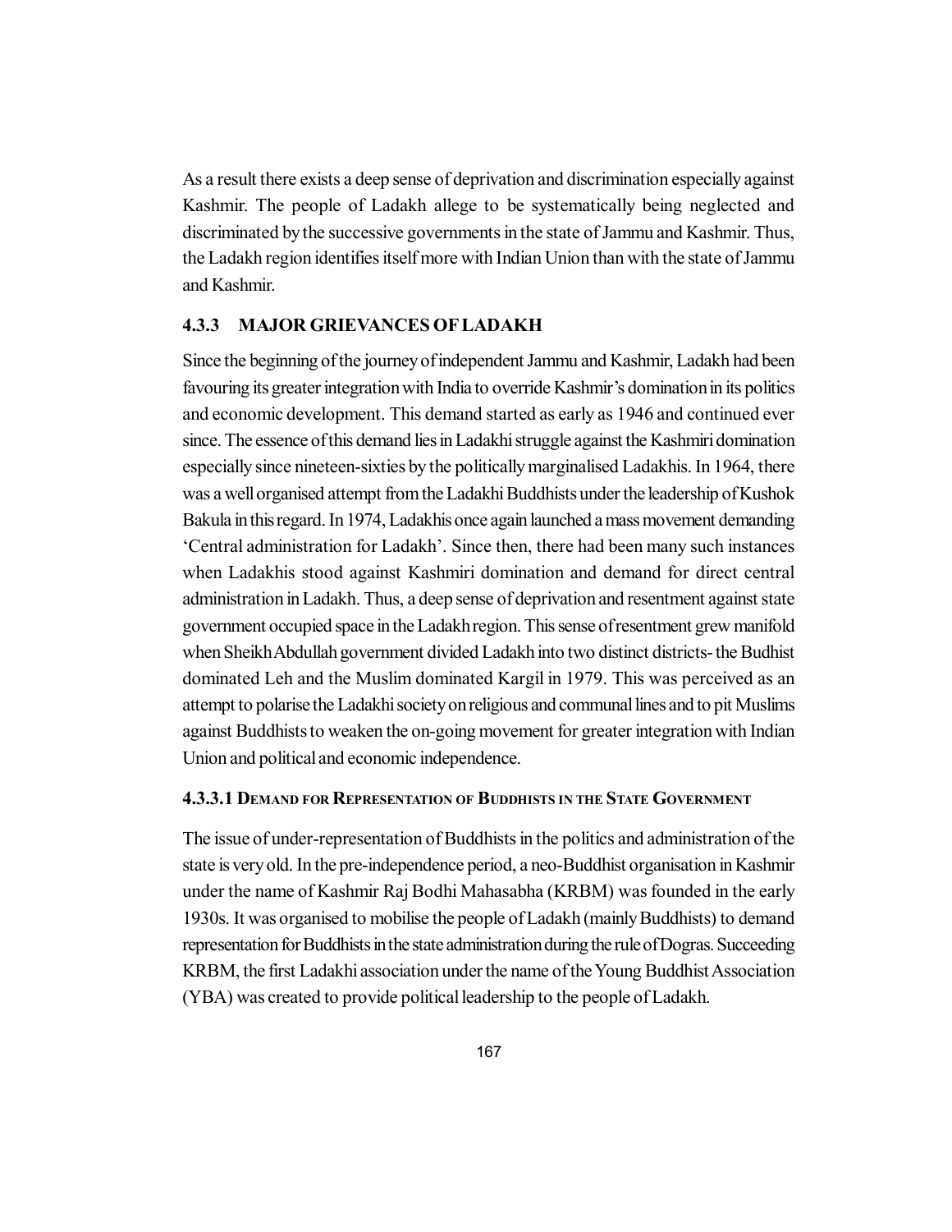As a result there exists a deep sense of deprivation and discrimination especially against Kashmir. The people of Ladakh allege to be systematically being neglected and discriminated by the successive governments in the state of Jammu and Kashmir. Thus, the Ladakh region identifies itself more with Indian Union than with the state of Jammu and Kashmir.

### 4.3.3 MAJOR GRIEVANCES OF LADAKH

Since the beginning of the journey of independent Jammu and Kashmir, Ladakh had been favouring its greater integration with India to override Kashmir's domination in its politics and economic development. This demand started as early as 1946 and continued ever since. The essence of this demand lies in Ladakhi struggle against the Kashmiri domination especially since nineteen-sixties by the politically marginalised Ladakhis. In 1964, there was a well organised attempt from the Ladakhi Buddhists under the leadership of Kushok Bakula in this regard. In 1974, Ladakhis once again launched a mass movement demanding 'Central administration for Ladakh'. Since then, there had been many such instances when Ladakhis stood against Kashmiri domination and demand for direct central administration in Ladakh. Thus, a deep sense of deprivation and resentment against state government occupied space in the Ladakh region. This sense of resentment grew manifold when Sheikh Abdullah government divided Ladakh into two distinct districts- the Budhist dominated Leh and the Muslim dominated Kargil in 1979. This was perceived as an attempt to polarise the Ladakhi society on religious and communal lines and to pit Muslims against Buddhists to weaken the on-going movement for greater integration with Indian Union and political and economic independence.

#### 4.3.3.1 DEMAND FOR REPRESENTATION OF BUDDHISTS IN THE STATE GOVERNMENT

The issue of under-representation of Buddhists in the politics and administration of the state is very old. In the pre-independence period, a neo-Buddhist organisation in Kashmir under the name of Kashmir Raj Bodhi Mahasabha (KRBM) was founded in the early 1930s. It was organised to mobilise the people of Ladakh (mainly Buddhists) to demand representation for Buddhists in the state administration during the rule of Dogras. Succeeding KRBM, the first Ladakhi association under the name of the Young Buddhist Association (YBA) was created to provide political leadership to the people of Ladakh.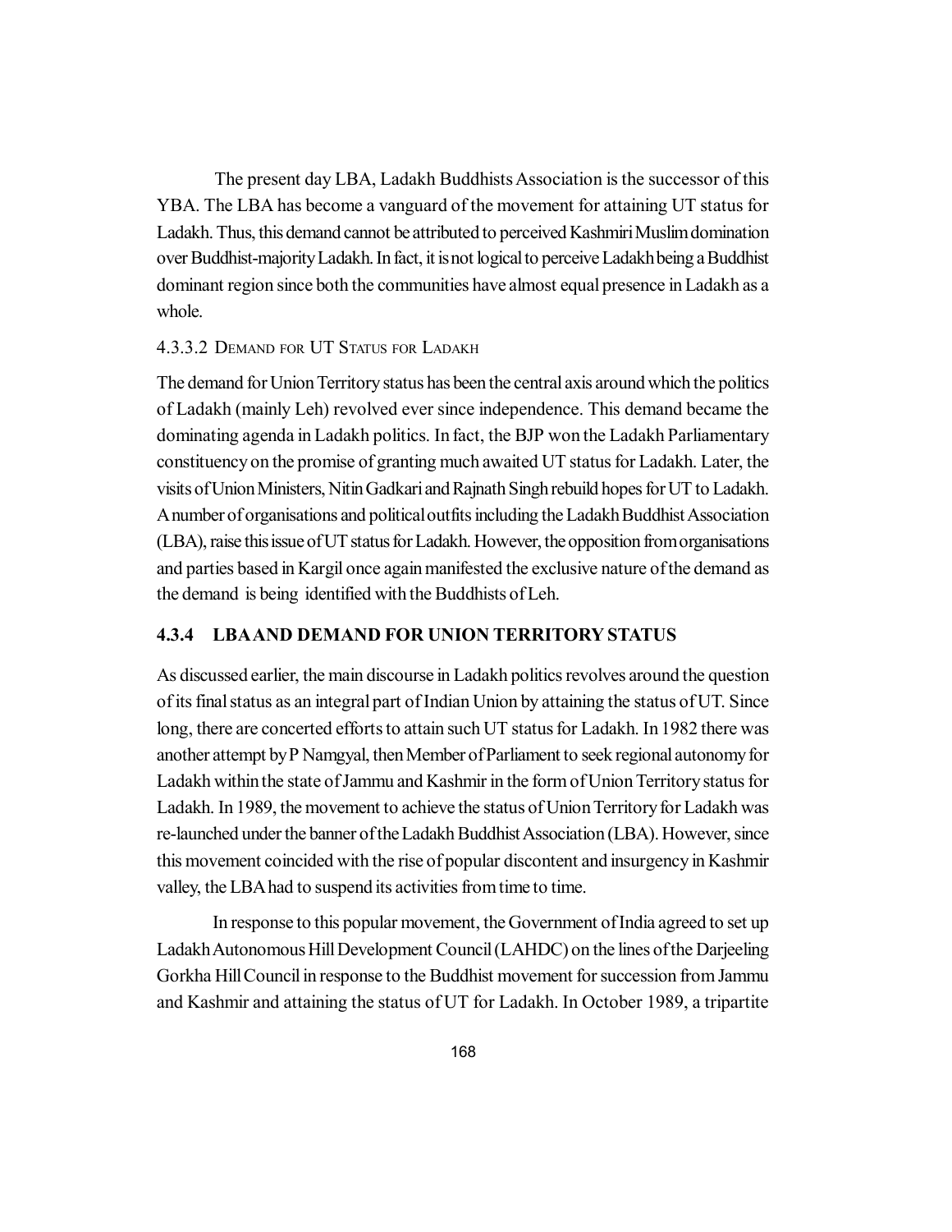The present day LBA, Ladakh Buddhists Association is the successor of this YBA. The LBA has become a vanguard of the movement for attaining UT status for Ladakh. Thus, this demand cannot be attributed to perceived Kashmiri Muslim domination over Buddhist-majority Ladakh. In fact, it is not logical to perceive Ladakh being a Buddhist dominant region since both the communities have almost equal presence in Ladakh as a whole.

#### 4.3.3.2 Demand for UT Status for Ladakh

The demand for Union Territory status has been the central axis around which the politics of Ladakh (mainly Leh) revolved ever since independence. This demand became the dominating agenda in Ladakh politics. In fact, the BJP won the Ladakh Parliamentary constituency on the promise of granting much awaited UT status for Ladakh. Later, the visits of Union Ministers, Nitin Gadkari and Rajnath Singh rebuild hopes for UT to Ladakh. A number of organisations and political outfits including the Ladakh Buddhist Association (LBA), raise this issue of UT status for Ladakh. However, the opposition from organisations and parties based in Kargil once again manifested the exclusive nature of the demand as the demand is being identified with the Buddhists of Leh.

### 4.3.4 LBA AND DEMAND FOR UNION TERRITORY STATUS

As discussed earlier, the main discourse in Ladakh politics revolves around the question of its final status as an integral part of Indian Union by attaining the status of UT. Since long, there are concerted efforts to attain such UT status for Ladakh. In 1982 there was another attempt by P Namgyal, then Member of Parliament to seek regional autonomy for Ladakh within the state of Jammu and Kashmir in the form of Union Territory status for Ladakh. In 1989, the movement to achieve the status of Union Territory for Ladakh was re-launched under the banner of the Ladakh Buddhist Association (LBA). However, since this movement coincided with the rise of popular discontent and insurgency in Kashmir valley, the LBA had to suspend its activities from time to time.

In response to this popular movement, the Government of India agreed to set up Ladakh Autonomous Hill Development Council (LAHDC) on the lines of the Darjeeling Gorkha Hill Council in response to the Buddhist movement for succession from Jammu and Kashmir and attaining the status of UT for Ladakh. In October 1989, a tripartite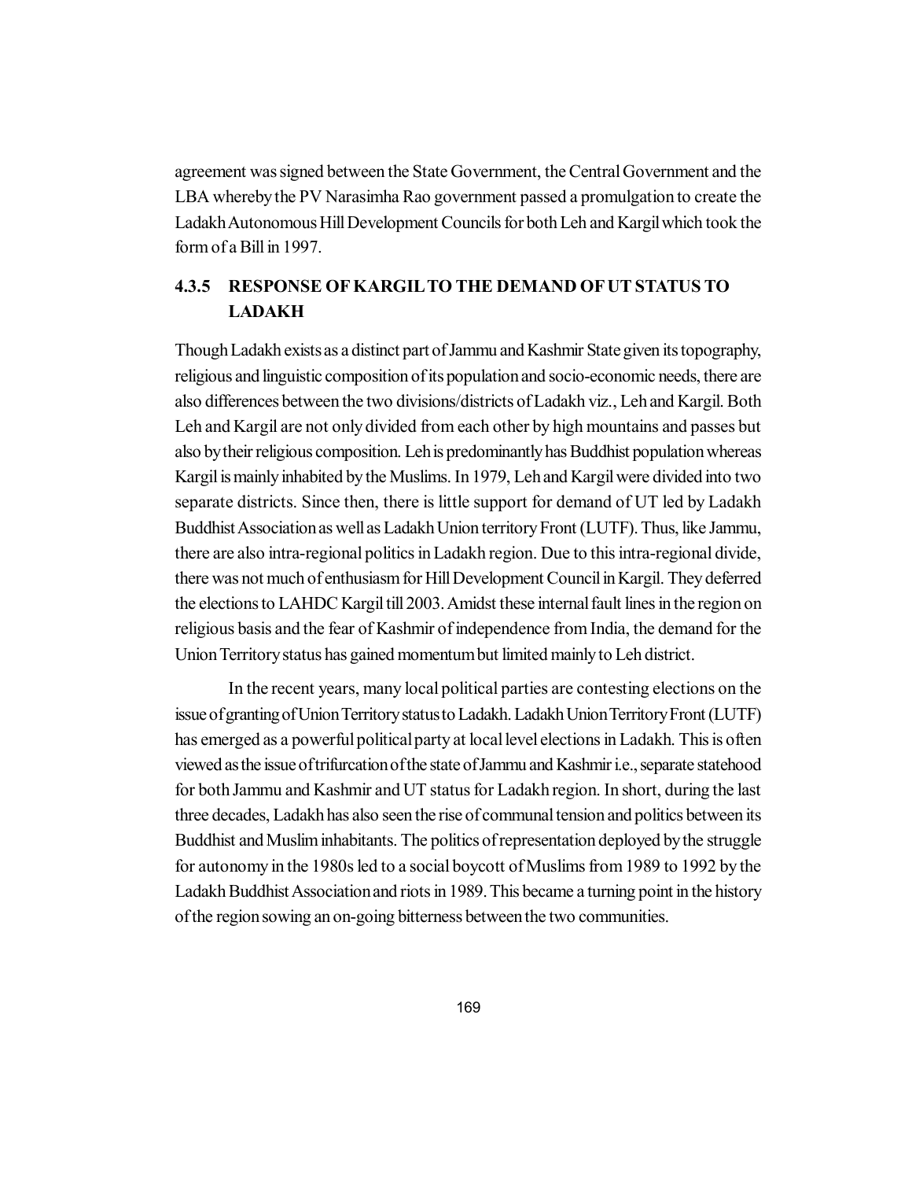agreement was signed between the State Government, the Central Government and the LBA whereby the PV Narasimha Rao government passed a promulgation to create the Ladakh Autonomous Hill Development Councils for both Leh and Kargil which took the form of a Bill in 1997.

### 4.3.5 RESPONSE OF KARGIL TO THE DEMAND OF UT STATUS TO LADAKH

Though Ladakh exists as a distinct part of Jammu and Kashmir State given its topography, religious and linguistic composition of its population and socio-economic needs, there are also differences between the two divisions/districts of Ladakh viz., Leh and Kargil. Both Leh and Kargil are not only divided from each other by high mountains and passes but also by their religious composition. Leh is predominantly has Buddhist population whereas Kargil is mainly inhabited by the Muslims. In 1979, Leh and Kargil were divided into two separate districts. Since then, there is little support for demand of UT led by Ladakh Buddhist Association as well as Ladakh Union territory Front (LUTF). Thus, like Jammu, there are also intra-regional politics in Ladakh region. Due to this intra-regional divide, there was not much of enthusiasm for Hill Development Council in Kargil. They deferred the elections to LAHDC Kargil till 2003. Amidst these internal fault lines in the region on religious basis and the fear of Kashmir of independence from India, the demand for the Union Territory status has gained momentum but limited mainly to Leh district.

In the recent years, many local political parties are contesting elections on the issue of granting of Union Territory status to Ladakh. Ladakh Union Territory Front (LUTF) has emerged as a powerful political party at local level elections in Ladakh. This is often viewed as the issue of trifurcation of the state of Jammu and Kashmir i.e., separate statehood for both Jammu and Kashmir and UT status for Ladakh region. In short, during the last three decades, Ladakh has also seen the rise of communal tension and politics between its Buddhist and Muslim inhabitants. The politics of representation deployed by the struggle for autonomy in the 1980s led to a social boycott of Muslims from 1989 to 1992 by the Ladakh Buddhist Association and riots in 1989. This became a turning point in the history of the region sowing an on-going bitterness between the two communities.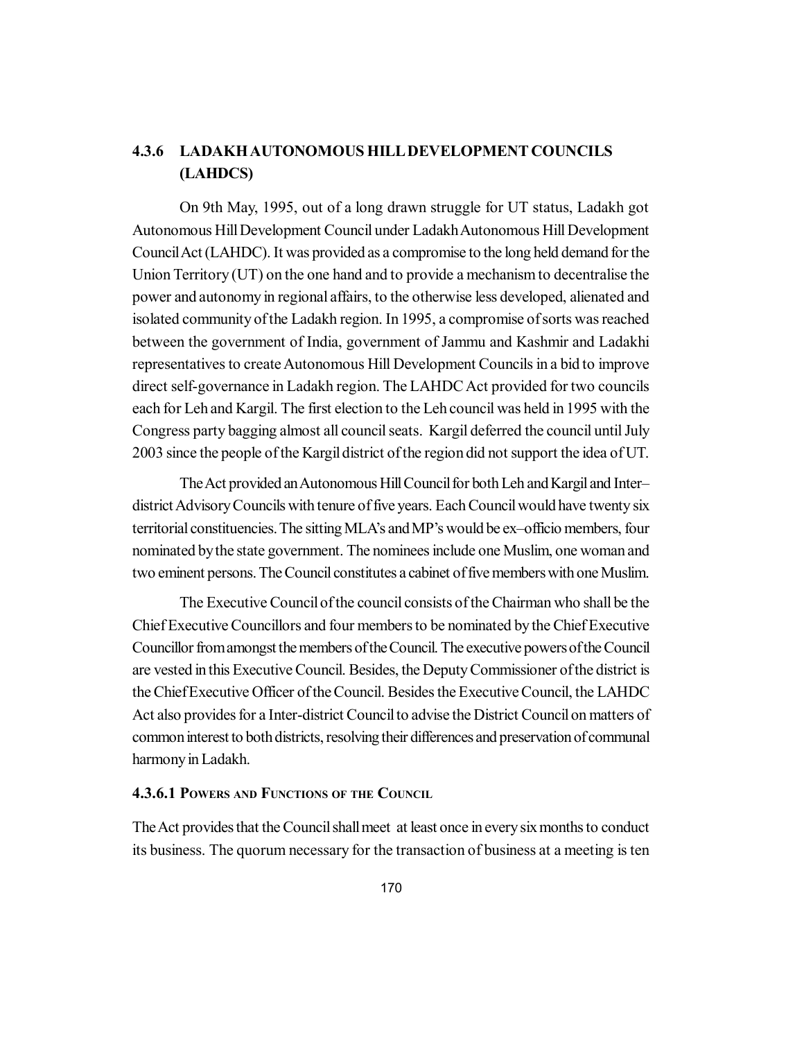## 4.3.6 LADAKH AUTONOMOUS HILL DEVELOPMENT COUNCILS (LAHDCS)

On 9th May, 1995, out of a long drawn struggle for UT status, Ladakh got Autonomous Hill Development Council under Ladakh Autonomous Hill Development Council Act (LAHDC). It was provided as a compromise to the long held demand for the Union Territory (UT) on the one hand and to provide a mechanism to decentralise the power and autonomy in regional affairs, to the otherwise less developed, alienated and isolated community of the Ladakh region. In 1995, a compromise of sorts was reached between the government of India, government of Jammu and Kashmir and Ladakhi representatives to create Autonomous Hill Development Councils in a bid to improve direct self-governance in Ladakh region. The LAHDC Act provided for two councils each for Leh and Kargil. The first election to the Leh council was held in 1995 with the Congress party bagging almost all council seats. Kargil deferred the council until July 2003 since the people of the Kargil district of the region did not support the idea of UT.

The Act provided an Autonomous Hill Council for both Leh and Kargil and Inter–district Advisory Councils with tenure of five years. Each Council would have twenty six territorial constituencies. The sitting MLA's and MP's would be ex–officio members, four nominated by the state government. The nominees include one Muslim, one woman and two eminent persons. The Council constitutes a cabinet of five members with one Muslim.

The Executive Council of the council consists of the Chairman who shall be the Chief Executive Councillors and four members to be nominated by the Chief Executive Councillor from amongst the members of the Council. The executive powers of the Council are vested in this Executive Council. Besides, the Deputy Commissioner of the district is the Chief Executive Officer of the Council. Besides the Executive Council, the LAHDC Act also provides for a Inter-district Council to advise the District Council on matters of common interest to both districts, resolving their differences and preservation of communal harmony in Ladakh.

#### 4.3.6.1 Powers and Functions of the Council

The Act provides that the Council shall meet at least once in every six months to conduct its business. The quorum necessary for the transaction of business at a meeting is ten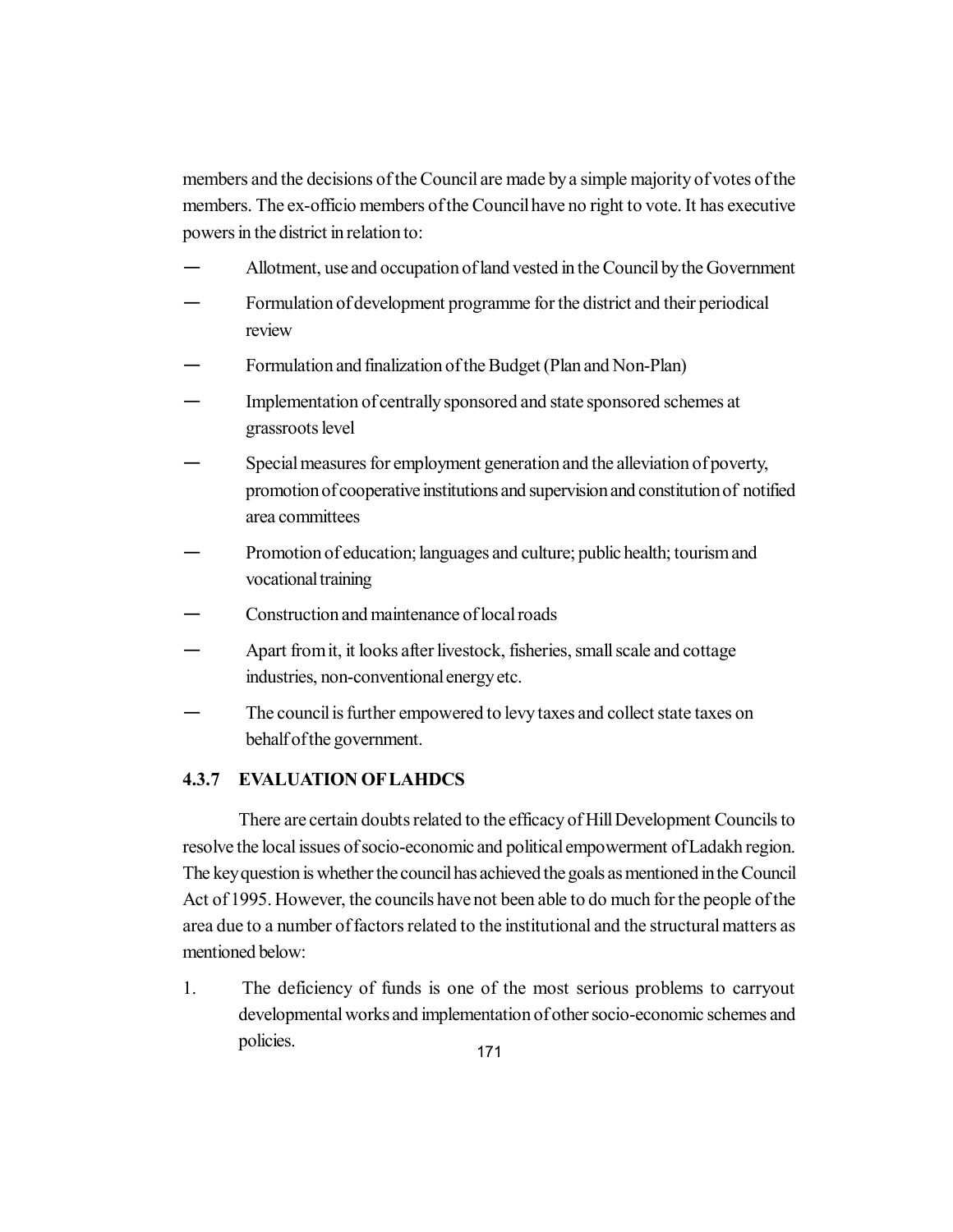members and the decisions of the Council are made by a simple majority of votes of the members. The ex-officio members of the Council have no right to vote. It has executive powers in the district in relation to:

- Allotment, use and occupation of land vested in the Council by the Government
- Formulation of development programme for the district and their periodical review
- Formulation and finalization of the Budget (Plan and Non-Plan)
- Implementation of centrally sponsored and state sponsored schemes at grassroots level
- Special measures for employment generation and the alleviation of poverty, promotion of cooperative institutions and supervision and constitution of notified area committees
- Promotion of education; languages and culture; public health; tourism and vocational training
- Construction and maintenance of local roads
- Apart from it, it looks after livestock, fisheries, small scale and cottage industries, non-conventional energy etc.
- The council is further empowered to levy taxes and collect state taxes on behalf of the government.

### 4.3.7 EVALUATION OF LAHDCS

There are certain doubts related to the efficacy of Hill Development Councils to resolve the local issues of socio-economic and political empowerment of Ladakh region. The key question is whether the council has achieved the goals as mentioned in the Council Act of 1995. However, the councils have not been able to do much for the people of the area due to a number of factors related to the institutional and the structural matters as mentioned below:

1. The deficiency of funds is one of the most serious problems to carryout developmental works and implementation of other socio-economic schemes and policies.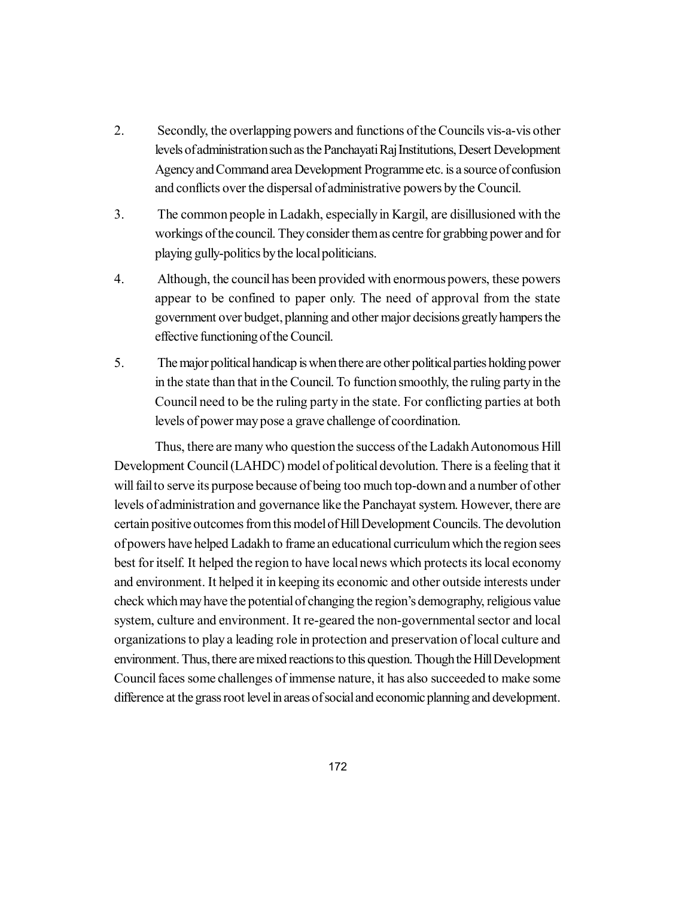2. Secondly, the overlapping powers and functions of the Councils vis-a-vis other levels of administration such as the Panchayati Raj Institutions, Desert Development Agency and Command area Development Programme etc. is a source of confusion and conflicts over the dispersal of administrative powers by the Council.

3. The common people in Ladakh, especially in Kargil, are disillusioned with the workings of the council. They consider them as centre for grabbing power and for playing gully-politics by the local politicians.

4. Although, the council has been provided with enormous powers, these powers appear to be confined to paper only. The need of approval from the state government over budget, planning and other major decisions greatly hampers the effective functioning of the Council.

5. The major political handicap is when there are other political parties holding power in the state than that in the Council. To function smoothly, the ruling party in the Council need to be the ruling party in the state. For conflicting parties at both levels of power may pose a grave challenge of coordination.

Thus, there are many who question the success of the Ladakh Autonomous Hill Development Council (LAHDC) model of political devolution. There is a feeling that it will fail to serve its purpose because of being too much top-down and a number of other levels of administration and governance like the Panchayat system. However, there are certain positive outcomes from this model of Hill Development Councils. The devolution of powers have helped Ladakh to frame an educational curriculum which the region sees best for itself. It helped the region to have local news which protects its local economy and environment. It helped it in keeping its economic and other outside interests under check which may have the potential of changing the region's demography, religious value system, culture and environment. It re-geared the non-governmental sector and local organizations to play a leading role in protection and preservation of local culture and environment. Thus, there are mixed reactions to this question. Though the Hill Development Council faces some challenges of immense nature, it has also succeeded to make some difference at the grass root level in areas of social and economic planning and development.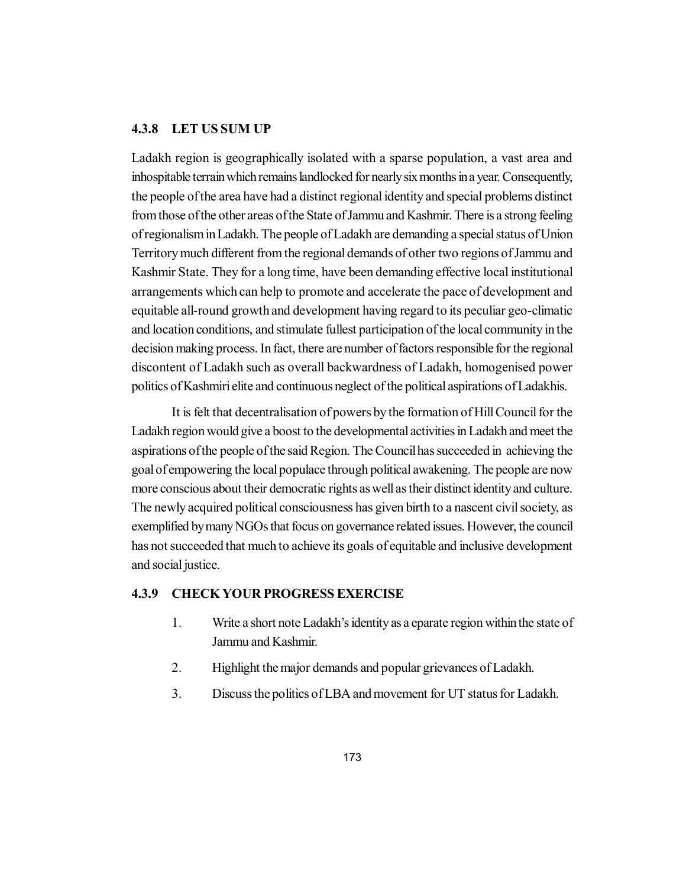### 4.3.8 LET US SUM UP

Ladakh region is geographically isolated with a sparse population, a vast area and inhospitable terrain which remains landlocked for nearly six months in a year. Consequently, the people of the area have had a distinct regional identity and special problems distinct from those of the other areas of the State of Jammu and Kashmir. There is a strong feeling of regionalism in Ladakh. The people of Ladakh are demanding a special status of Union Territory much different from the regional demands of other two regions of Jammu and Kashmir State. They for a long time, have been demanding effective local institutional arrangements which can help to promote and accelerate the pace of development and equitable all-round growth and development having regard to its peculiar geo-climatic and location conditions, and stimulate fullest participation of the local community in the decision making process. In fact, there are number of factors responsible for the regional discontent of Ladakh such as overall backwardness of Ladakh, homogenised power politics of Kashmiri elite and continuous neglect of the political aspirations of Ladakhis.

It is felt that decentralisation of powers by the formation of Hill Council for the Ladakh region would give a boost to the developmental activities in Ladakh and meet the aspirations of the people of the said Region. The Council has succeeded in achieving the goal of empowering the local populace through political awakening. The people are now more conscious about their democratic rights as well as their distinct identity and culture. The newly acquired political consciousness has given birth to a nascent civil society, as exemplified by many NGOs that focus on governance related issues. However, the council has not succeeded that much to achieve its goals of equitable and inclusive development and social justice.

### 4.3.9 CHECK YOUR PROGRESS EXERCISE

1. Write a short note Ladakh's identity as a eparate region within the state of Jammu and Kashmir.
2. Highlight the major demands and popular grievances of Ladakh.
3. Discuss the politics of LBA and movement for UT status for Ladakh.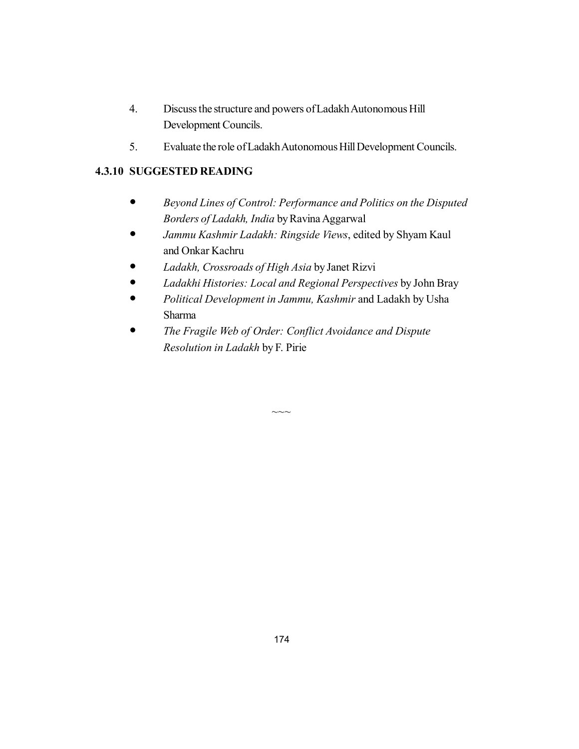4. Discuss the structure and powers of Ladakh Autonomous Hill Development Councils.

5. Evaluate the role of Ladakh Autonomous Hill Development Councils.

### 4.3.10 SUGGESTED READING

- *Beyond Lines of Control: Performance and Politics on the Disputed Borders of Ladakh, India* by Ravina Aggarwal
- *Jammu Kashmir Ladakh: Ringside Views*, edited by Shyam Kaul and Onkar Kachru
- *Ladakh, Crossroads of High Asia* by Janet Rizvi
- *Ladakhi Histories: Local and Regional Perspectives* by John Bray
- *Political Development in Jammu, Kashmir* and Ladakh by Usha Sharma
- *The Fragile Web of Order: Conflict Avoidance and Dispute Resolution in Ladakh* by F. Pirie

~~~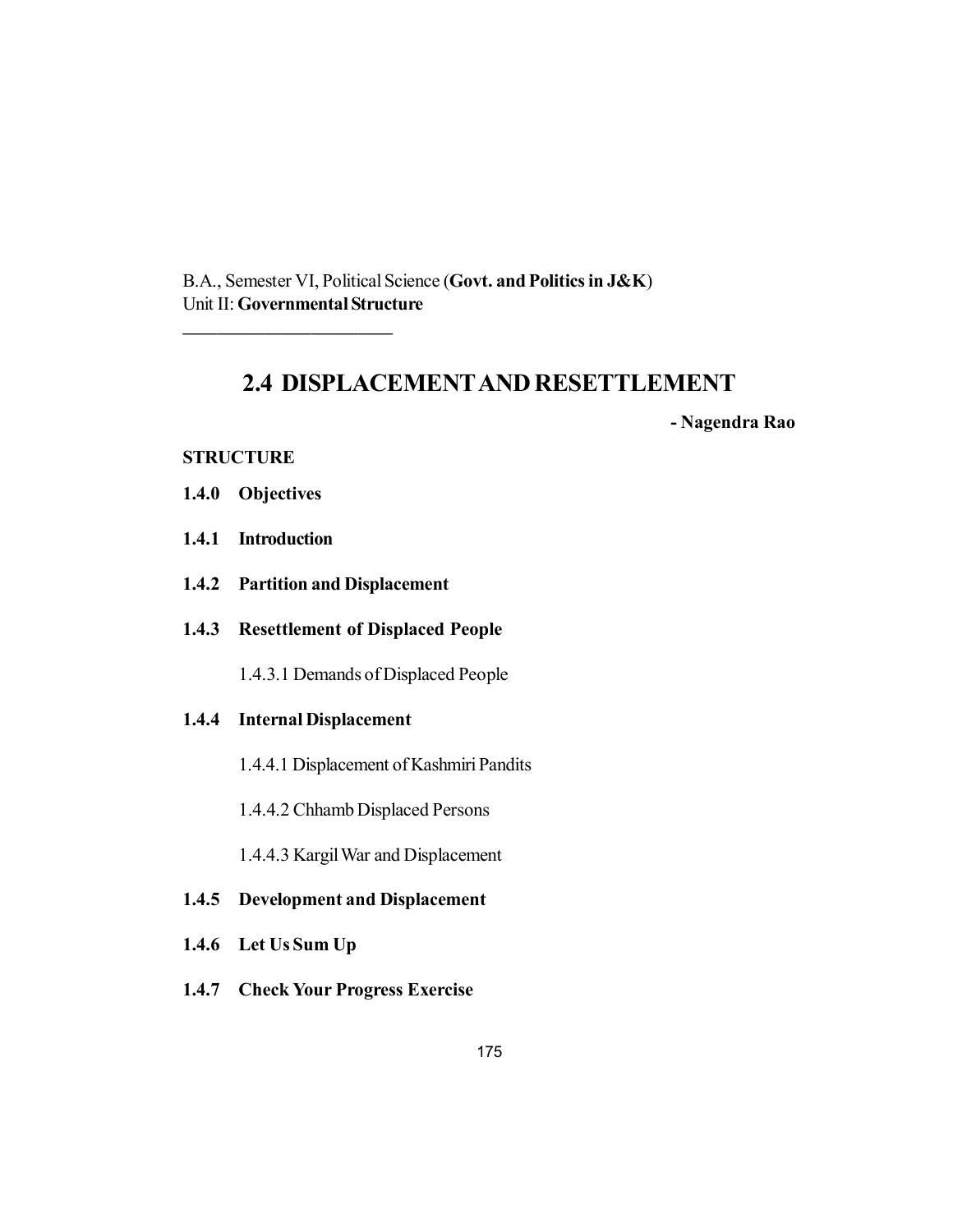B.A., Semester VI, Political Science (**Govt. and Politics in J&K**)
Unit II: **Governmental Structure**

---

# 2.4 DISPLACEMENT AND RESETTLEMENT

**- Nagendra Rao**

**STRUCTURE**

**1.4.0 Objectives**

**1.4.1 Introduction**

**1.4.2 Partition and Displacement**

**1.4.3 Resettlement of Displaced People**

1.4.3.1 Demands of Displaced People

**1.4.4 Internal Displacement**

1.4.4.1 Displacement of Kashmiri Pandits

1.4.4.2 Chhamb Displaced Persons

1.4.4.3 Kargil War and Displacement

**1.4.5 Development and Displacement**

**1.4.6 Let Us Sum Up**

**1.4.7 Check Your Progress Exercise**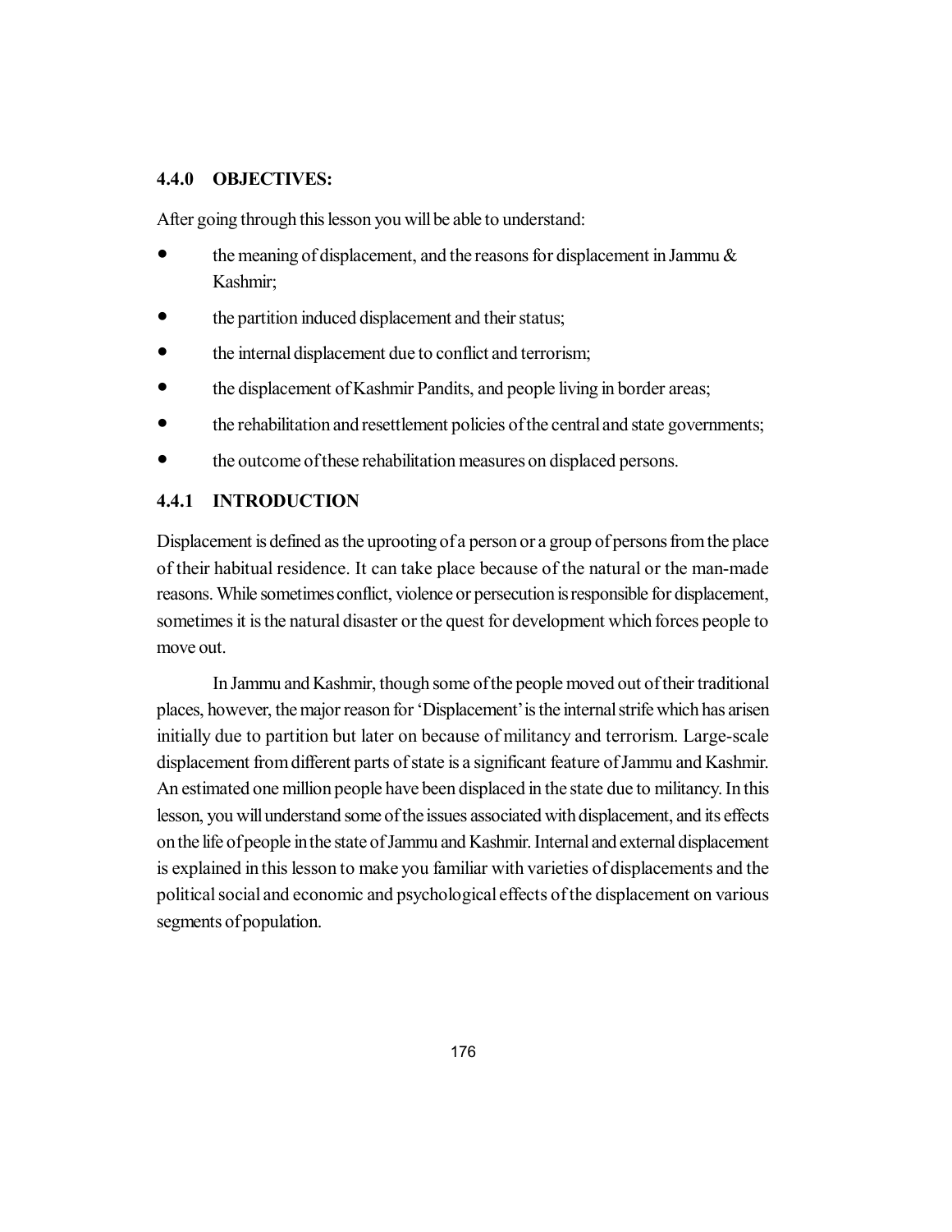## 4.4.0 OBJECTIVES:

After going through this lesson you will be able to understand:

- the meaning of displacement, and the reasons for displacement in Jammu & Kashmir;
- the partition induced displacement and their status;
- the internal displacement due to conflict and terrorism;
- the displacement of Kashmir Pandits, and people living in border areas;
- the rehabilitation and resettlement policies of the central and state governments;
- the outcome of these rehabilitation measures on displaced persons.

## 4.4.1 INTRODUCTION

Displacement is defined as the uprooting of a person or a group of persons from the place of their habitual residence. It can take place because of the natural or the man-made reasons. While sometimes conflict, violence or persecution is responsible for displacement, sometimes it is the natural disaster or the quest for development which forces people to move out.

In Jammu and Kashmir, though some of the people moved out of their traditional places, however, the major reason for 'Displacement' is the internal strife which has arisen initially due to partition but later on because of militancy and terrorism. Large-scale displacement from different parts of state is a significant feature of Jammu and Kashmir. An estimated one million people have been displaced in the state due to militancy. In this lesson, you will understand some of the issues associated with displacement, and its effects on the life of people in the state of Jammu and Kashmir. Internal and external displacement is explained in this lesson to make you familiar with varieties of displacements and the political social and economic and psychological effects of the displacement on various segments of population.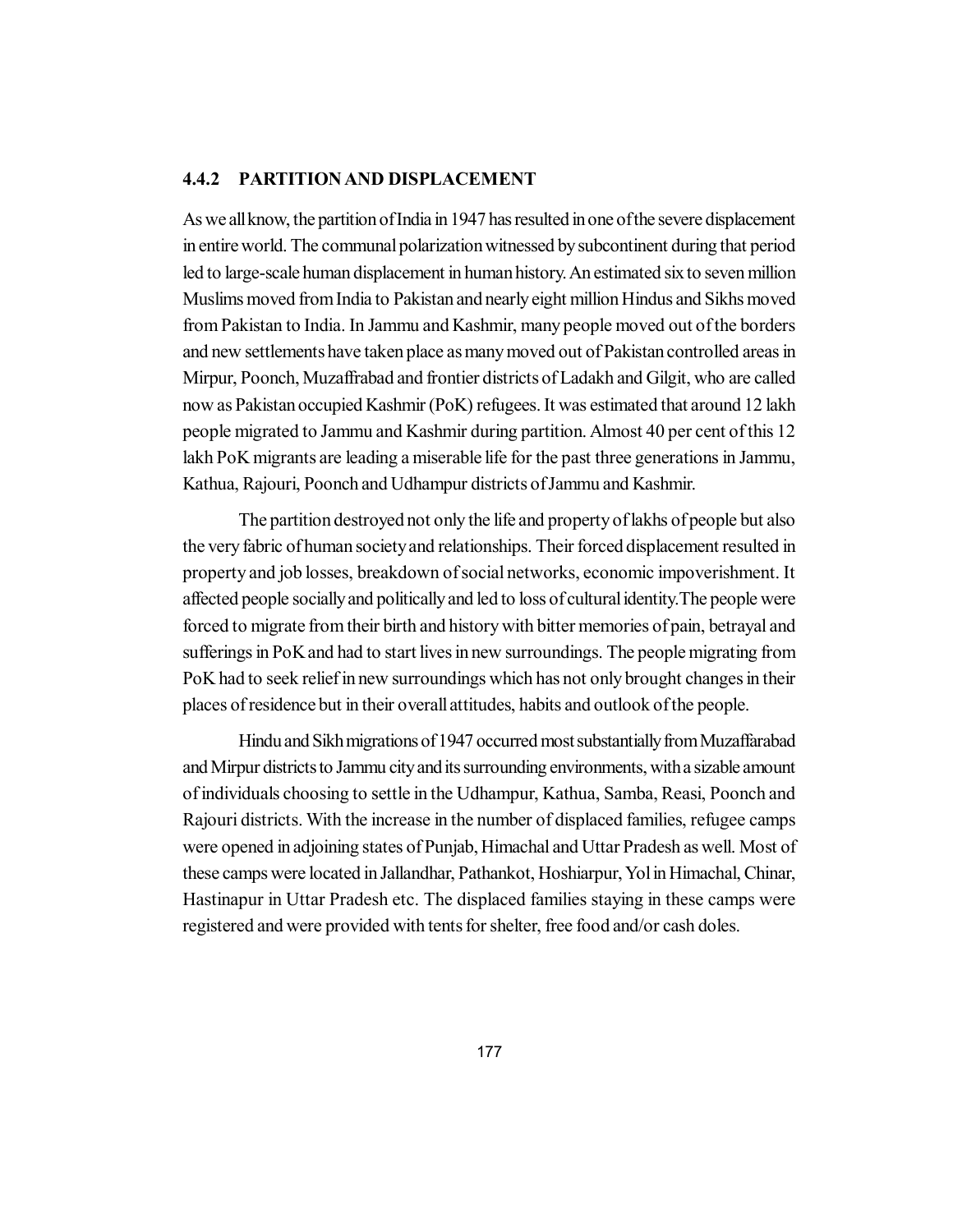### 4.4.2 PARTITION AND DISPLACEMENT

As we all know, the partition of India in 1947 has resulted in one of the severe displacement in entire world. The communal polarization witnessed by subcontinent during that period led to large-scale human displacement in human history. An estimated six to seven million Muslims moved from India to Pakistan and nearly eight million Hindus and Sikhs moved from Pakistan to India. In Jammu and Kashmir, many people moved out of the borders and new settlements have taken place as many moved out of Pakistan controlled areas in Mirpur, Poonch, Muzaffrabad and frontier districts of Ladakh and Gilgit, who are called now as Pakistan occupied Kashmir (PoK) refugees. It was estimated that around 12 lakh people migrated to Jammu and Kashmir during partition. Almost 40 per cent of this 12 lakh PoK migrants are leading a miserable life for the past three generations in Jammu, Kathua, Rajouri, Poonch and Udhampur districts of Jammu and Kashmir.

The partition destroyed not only the life and property of lakhs of people but also the very fabric of human society and relationships. Their forced displacement resulted in property and job losses, breakdown of social networks, economic impoverishment. It affected people socially and politically and led to loss of cultural identity.The people were forced to migrate from their birth and history with bitter memories of pain, betrayal and sufferings in PoK and had to start lives in new surroundings. The people migrating from PoK had to seek relief in new surroundings which has not only brought changes in their places of residence but in their overall attitudes, habits and outlook of the people.

Hindu and Sikh migrations of 1947 occurred most substantially from Muzaffarabad and Mirpur districts to Jammu city and its surrounding environments, with a sizable amount of individuals choosing to settle in the Udhampur, Kathua, Samba, Reasi, Poonch and Rajouri districts. With the increase in the number of displaced families, refugee camps were opened in adjoining states of Punjab, Himachal and Uttar Pradesh as well. Most of these camps were located in Jallandhar, Pathankot, Hoshiarpur, Yol in Himachal, Chinar, Hastinapur in Uttar Pradesh etc. The displaced families staying in these camps were registered and were provided with tents for shelter, free food and/or cash doles.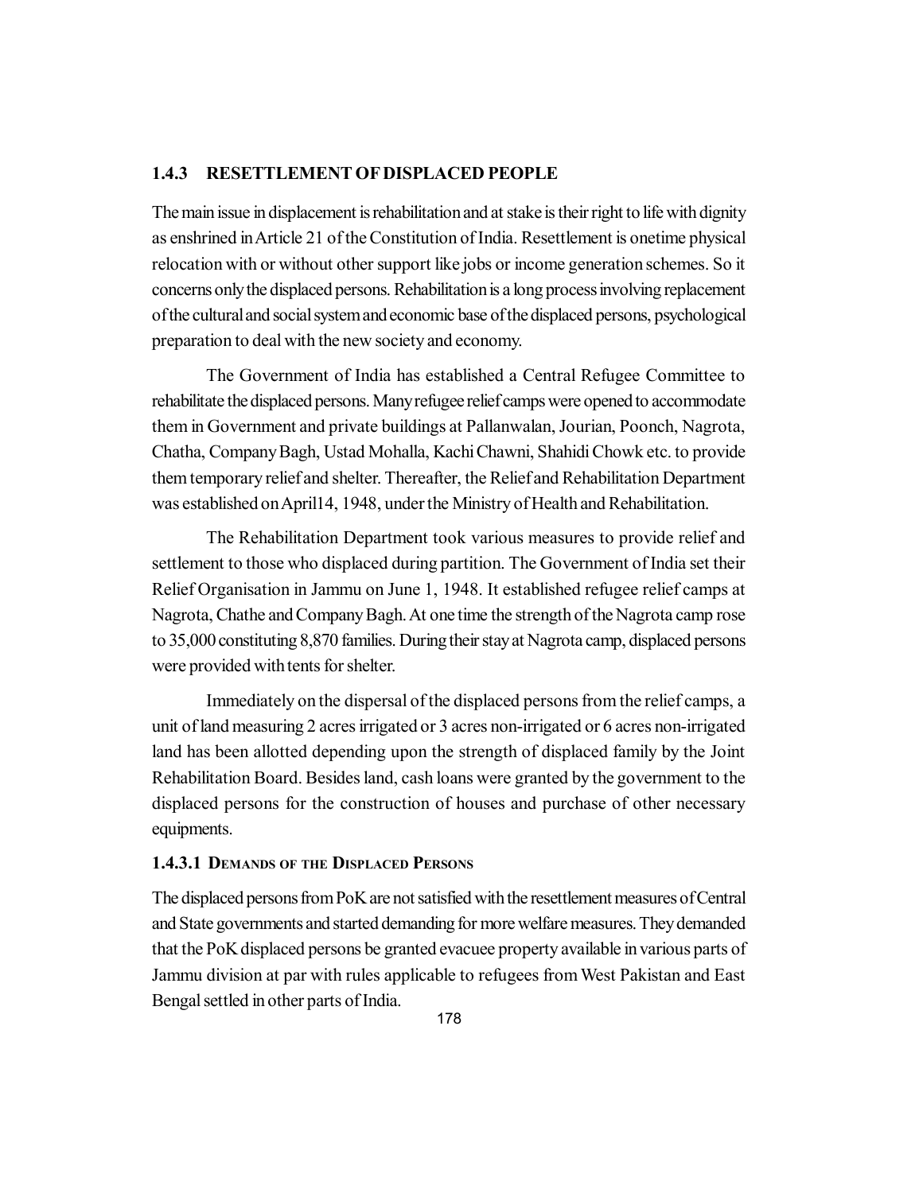### 1.4.3 RESETTLEMENT OF DISPLACED PEOPLE

The main issue in displacement is rehabilitation and at stake is their right to life with dignity as enshrined in Article 21 of the Constitution of India. Resettlement is onetime physical relocation with or without other support like jobs or income generation schemes. So it concerns only the displaced persons. Rehabilitation is a long process involving replacement of the cultural and social system and economic base of the displaced persons, psychological preparation to deal with the new society and economy.

The Government of India has established a Central Refugee Committee to rehabilitate the displaced persons. Many refugee relief camps were opened to accommodate them in Government and private buildings at Pallanwalan, Jourian, Poonch, Nagrota, Chatha, Company Bagh, Ustad Mohalla, Kachi Chawni, Shahidi Chowk etc. to provide them temporary relief and shelter. Thereafter, the Relief and Rehabilitation Department was established on April14, 1948, under the Ministry of Health and Rehabilitation.

The Rehabilitation Department took various measures to provide relief and settlement to those who displaced during partition. The Government of India set their Relief Organisation in Jammu on June 1, 1948. It established refugee relief camps at Nagrota, Chathe and Company Bagh. At one time the strength of the Nagrota camp rose to 35,000 constituting 8,870 families. During their stay at Nagrota camp, displaced persons were provided with tents for shelter.

Immediately on the dispersal of the displaced persons from the relief camps, a unit of land measuring 2 acres irrigated or 3 acres non-irrigated or 6 acres non-irrigated land has been allotted depending upon the strength of displaced family by the Joint Rehabilitation Board. Besides land, cash loans were granted by the government to the displaced persons for the construction of houses and purchase of other necessary equipments.

#### 1.4.3.1 DEMANDS OF THE DISPLACED PERSONS

The displaced persons from PoK are not satisfied with the resettlement measures of Central and State governments and started demanding for more welfare measures. They demanded that the PoK displaced persons be granted evacuee property available in various parts of Jammu division at par with rules applicable to refugees from West Pakistan and East Bengal settled in other parts of India.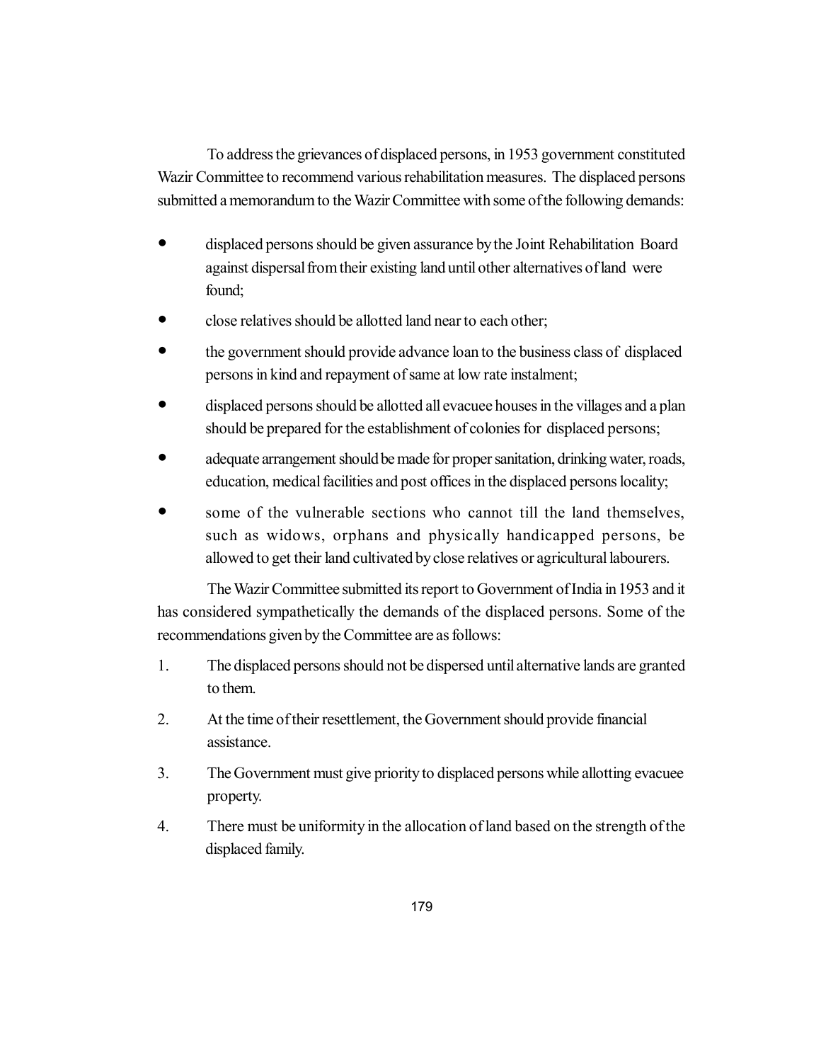To address the grievances of displaced persons, in 1953 government constituted Wazir Committee to recommend various rehabilitation measures. The displaced persons submitted a memorandum to the Wazir Committee with some of the following demands:

- displaced persons should be given assurance by the Joint Rehabilitation Board against dispersal from their existing land until other alternatives of land were found;
- close relatives should be allotted land near to each other;
- the government should provide advance loan to the business class of displaced persons in kind and repayment of same at low rate instalment;
- displaced persons should be allotted all evacuee houses in the villages and a plan should be prepared for the establishment of colonies for displaced persons;
- adequate arrangement should be made for proper sanitation, drinking water, roads, education, medical facilities and post offices in the displaced persons locality;
- some of the vulnerable sections who cannot till the land themselves, such as widows, orphans and physically handicapped persons, be allowed to get their land cultivated by close relatives or agricultural labourers.

The Wazir Committee submitted its report to Government of India in 1953 and it has considered sympathetically the demands of the displaced persons. Some of the recommendations given by the Committee are as follows:

1. The displaced persons should not be dispersed until alternative lands are granted to them.
2. At the time of their resettlement, the Government should provide financial assistance.
3. The Government must give priority to displaced persons while allotting evacuee property.
4. There must be uniformity in the allocation of land based on the strength of the displaced family.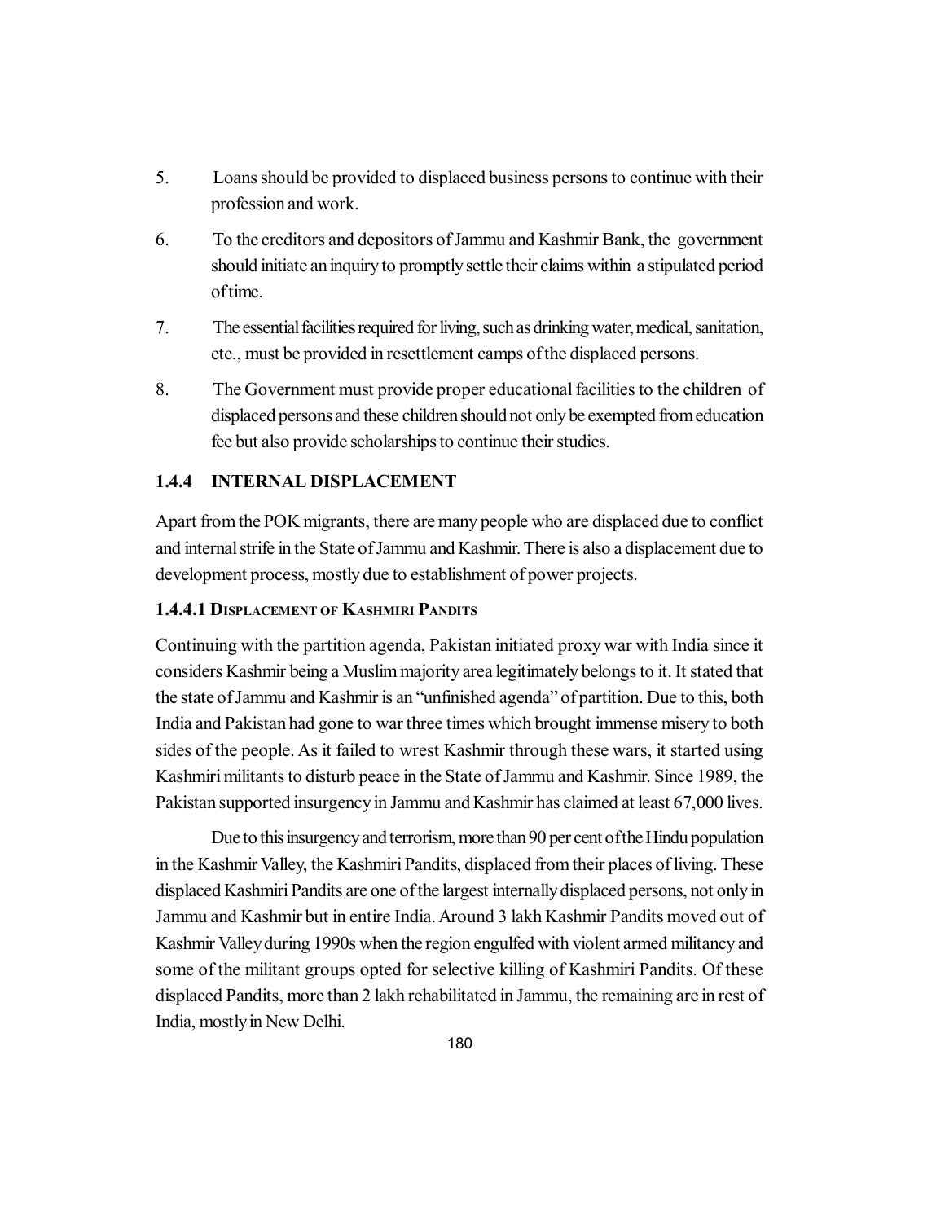5. Loans should be provided to displaced business persons to continue with their profession and work.

6. To the creditors and depositors of Jammu and Kashmir Bank, the government should initiate an inquiry to promptly settle their claims within a stipulated period of time.

7. The essential facilities required for living, such as drinking water, medical, sanitation, etc., must be provided in resettlement camps of the displaced persons.

8. The Government must provide proper educational facilities to the children of displaced persons and these children should not only be exempted from education fee but also provide scholarships to continue their studies.

### 1.4.4 INTERNAL DISPLACEMENT

Apart from the POK migrants, there are many people who are displaced due to conflict and internal strife in the State of Jammu and Kashmir. There is also a displacement due to development process, mostly due to establishment of power projects.

#### 1.4.4.1 DISPLACEMENT OF KASHMIRI PANDITS

Continuing with the partition agenda, Pakistan initiated proxy war with India since it considers Kashmir being a Muslim majority area legitimately belongs to it. It stated that the state of Jammu and Kashmir is an "unfinished agenda" of partition. Due to this, both India and Pakistan had gone to war three times which brought immense misery to both sides of the people. As it failed to wrest Kashmir through these wars, it started using Kashmiri militants to disturb peace in the State of Jammu and Kashmir. Since 1989, the Pakistan supported insurgency in Jammu and Kashmir has claimed at least 67,000 lives.

Due to this insurgency and terrorism, more than 90 per cent of the Hindu population in the Kashmir Valley, the Kashmiri Pandits, displaced from their places of living. These displaced Kashmiri Pandits are one of the largest internally displaced persons, not only in Jammu and Kashmir but in entire India. Around 3 lakh Kashmir Pandits moved out of Kashmir Valley during 1990s when the region engulfed with violent armed militancy and some of the militant groups opted for selective killing of Kashmiri Pandits. Of these displaced Pandits, more than 2 lakh rehabilitated in Jammu, the remaining are in rest of India, mostly in New Delhi.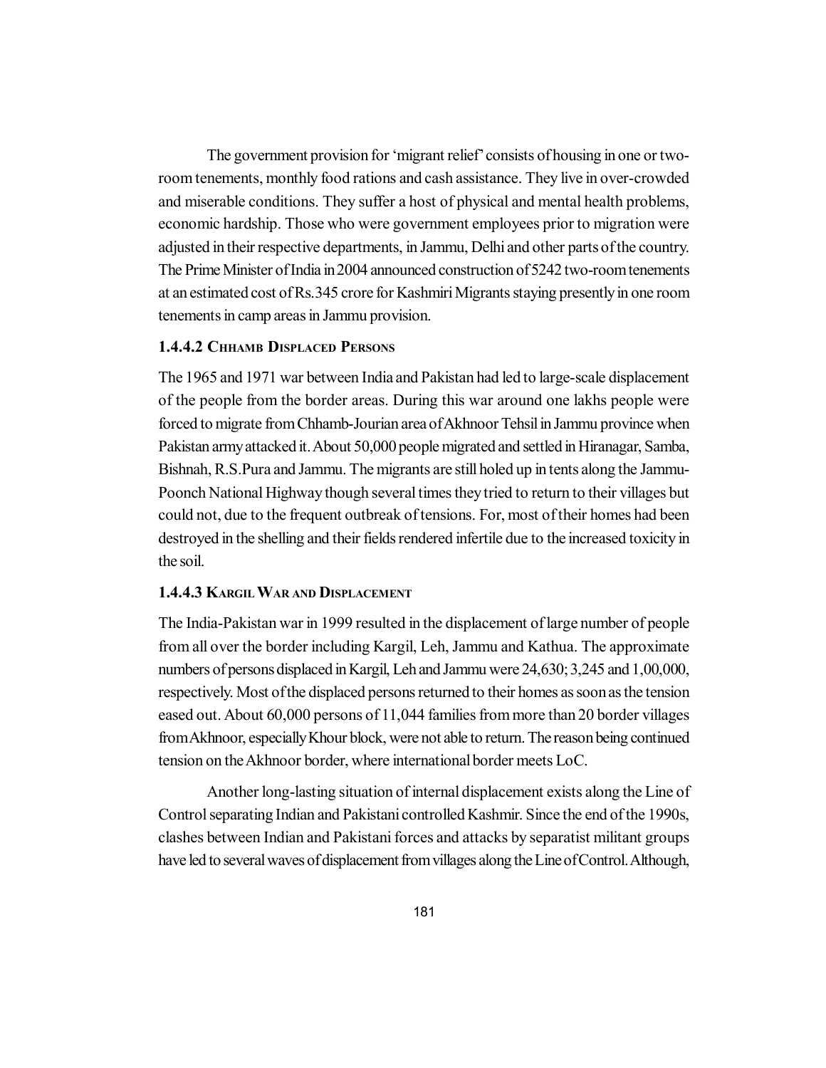The government provision for 'migrant relief' consists of housing in one or two-room tenements, monthly food rations and cash assistance. They live in over-crowded and miserable conditions. They suffer a host of physical and mental health problems, economic hardship. Those who were government employees prior to migration were adjusted in their respective departments, in Jammu, Delhi and other parts of the country. The Prime Minister of India in 2004 announced construction of 5242 two-room tenements at an estimated cost of Rs.345 crore for Kashmiri Migrants staying presently in one room tenements in camp areas in Jammu provision.

#### 1.4.4.2 Chhamb Displaced Persons

The 1965 and 1971 war between India and Pakistan had led to large-scale displacement of the people from the border areas. During this war around one lakhs people were forced to migrate from Chhamb-Jourian area of Akhnoor Tehsil in Jammu province when Pakistan army attacked it. About 50,000 people migrated and settled in Hiranagar, Samba, Bishnah, R.S.Pura and Jammu. The migrants are still holed up in tents along the Jammu-Poonch National Highway though several times they tried to return to their villages but could not, due to the frequent outbreak of tensions. For, most of their homes had been destroyed in the shelling and their fields rendered infertile due to the increased toxicity in the soil.

#### 1.4.4.3 Kargil War and Displacement

The India-Pakistan war in 1999 resulted in the displacement of large number of people from all over the border including Kargil, Leh, Jammu and Kathua. The approximate numbers of persons displaced in Kargil, Leh and Jammu were 24,630; 3,245 and 1,00,000, respectively. Most of the displaced persons returned to their homes as soon as the tension eased out. About 60,000 persons of 11,044 families from more than 20 border villages from Akhnoor, especially Khour block, were not able to return. The reason being continued tension on the Akhnoor border, where international border meets LoC.

Another long-lasting situation of internal displacement exists along the Line of Control separating Indian and Pakistani controlled Kashmir. Since the end of the 1990s, clashes between Indian and Pakistani forces and attacks by separatist militant groups have led to several waves of displacement from villages along the Line of Control. Although,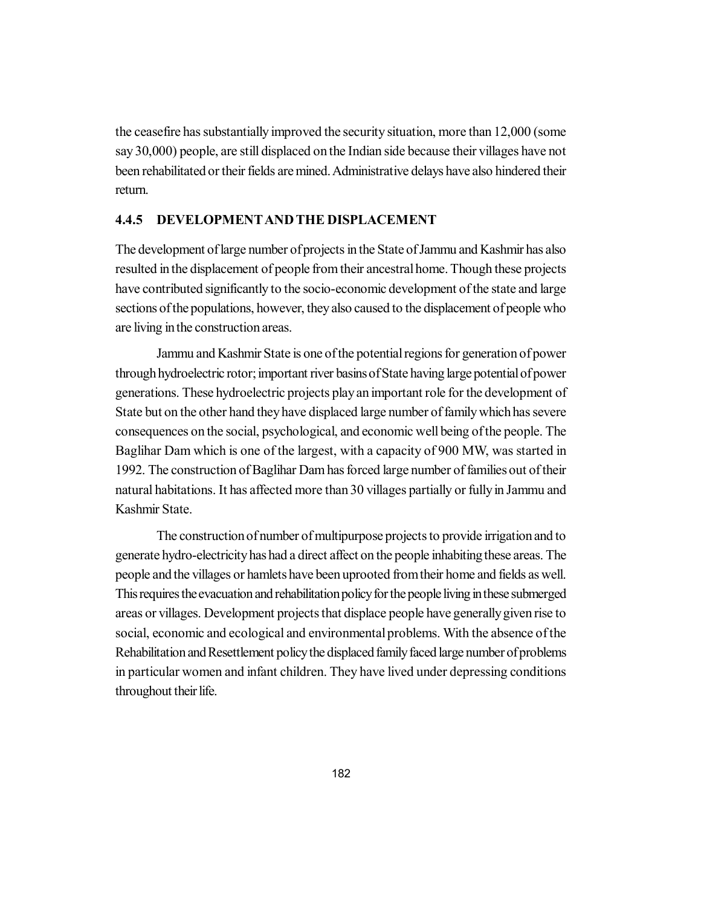the ceasefire has substantially improved the security situation, more than 12,000 (some say 30,000) people, are still displaced on the Indian side because their villages have not been rehabilitated or their fields are mined. Administrative delays have also hindered their return.

### 4.4.5 DEVELOPMENT AND THE DISPLACEMENT

The development of large number of projects in the State of Jammu and Kashmir has also resulted in the displacement of people from their ancestral home. Though these projects have contributed significantly to the socio-economic development of the state and large sections of the populations, however, they also caused to the displacement of people who are living in the construction areas.

Jammu and Kashmir State is one of the potential regions for generation of power through hydroelectric rotor; important river basins of State having large potential of power generations. These hydroelectric projects play an important role for the development of State but on the other hand they have displaced large number of family which has severe consequences on the social, psychological, and economic well being of the people. The Baglihar Dam which is one of the largest, with a capacity of 900 MW, was started in 1992. The construction of Baglihar Dam has forced large number of families out of their natural habitations. It has affected more than 30 villages partially or fully in Jammu and Kashmir State.

The construction of number of multipurpose projects to provide irrigation and to generate hydro-electricity has had a direct affect on the people inhabiting these areas. The people and the villages or hamlets have been uprooted from their home and fields as well. This requires the evacuation and rehabilitation policy for the people living in these submerged areas or villages. Development projects that displace people have generally given rise to social, economic and ecological and environmental problems. With the absence of the Rehabilitation and Resettlement policy the displaced family faced large number of problems in particular women and infant children. They have lived under depressing conditions throughout their life.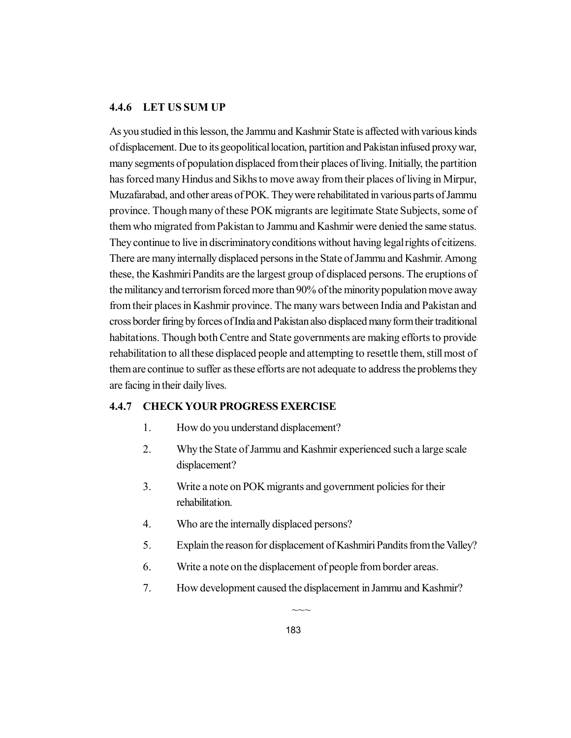### 4.4.6 LET US SUM UP

As you studied in this lesson, the Jammu and Kashmir State is affected with various kinds of displacement. Due to its geopolitical location, partition and Pakistan infused proxy war, many segments of population displaced from their places of living. Initially, the partition has forced many Hindus and Sikhs to move away from their places of living in Mirpur, Muzafarabad, and other areas of POK. They were rehabilitated in various parts of Jammu province. Though many of these POK migrants are legitimate State Subjects, some of them who migrated from Pakistan to Jammu and Kashmir were denied the same status. They continue to live in discriminatory conditions without having legal rights of citizens. There are many internally displaced persons in the State of Jammu and Kashmir. Among these, the Kashmiri Pandits are the largest group of displaced persons. The eruptions of the militancy and terrorism forced more than 90% of the minority population move away from their places in Kashmir province. The many wars between India and Pakistan and cross border firing by forces of India and Pakistan also displaced many form their traditional habitations. Though both Centre and State governments are making efforts to provide rehabilitation to all these displaced people and attempting to resettle them, still most of them are continue to suffer as these efforts are not adequate to address the problems they are facing in their daily lives.

### 4.4.7 CHECK YOUR PROGRESS EXERCISE

1. How do you understand displacement?
2. Why the State of Jammu and Kashmir experienced such a large scale displacement?
3. Write a note on POK migrants and government policies for their rehabilitation.
4. Who are the internally displaced persons?
5. Explain the reason for displacement of Kashmiri Pandits from the Valley?
6. Write a note on the displacement of people from border areas.
7. How development caused the displacement in Jammu and Kashmir?

~~~